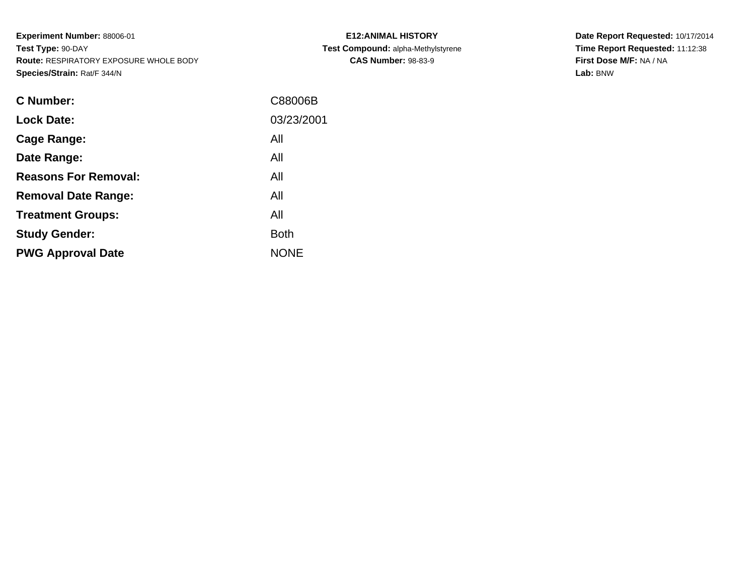**Experiment Number:** 88006-01
**Test Type:** 90-DAY
**Route:** RESPIRATORY EXPOSURE WHOLE BODY
**Species/Strain:** Rat/F 344/N

**E12:ANIMAL HISTORY**
**Test Compound:** alpha-Methylstyrene
**CAS Number:** 98-83-9

**Date Report Requested:** 10/17/2014
**Time Report Requested:** 11:12:38
**First Dose M/F:** NA / NA
**Lab:** BNW

| | |
|---|---|
| **C Number:** | C88006B |
| **Lock Date:** | 03/23/2001 |
| **Cage Range:** | All |
| **Date Range:** | All |
| **Reasons For Removal:** | All |
| **Removal Date Range:** | All |
| **Treatment Groups:** | All |
| **Study Gender:** | Both |
| **PWG Approval Date** | NONE |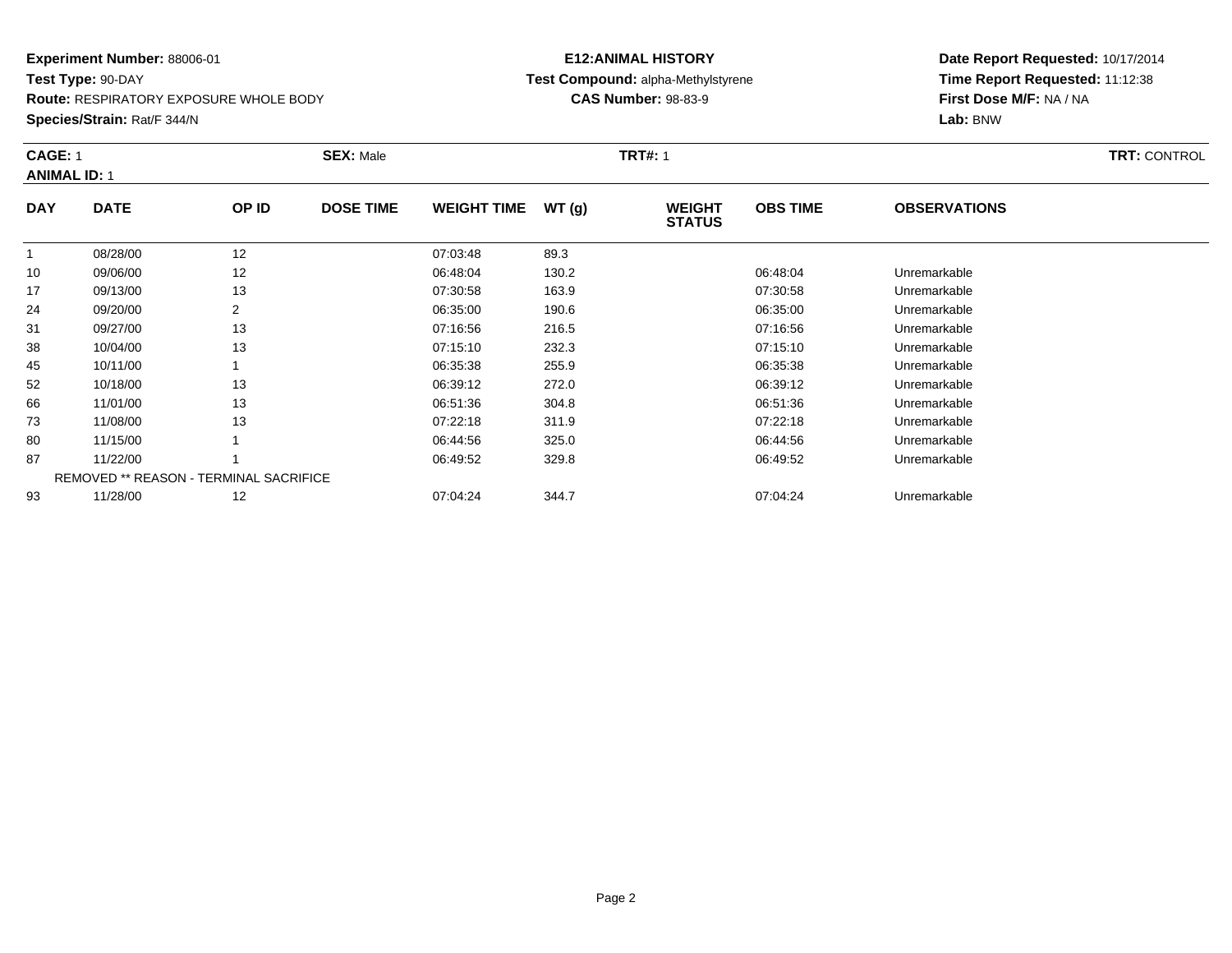**Experiment Number:** 88006-01
**Test Type:** 90-DAY
**Route:** RESPIRATORY EXPOSURE WHOLE BODY
**Species/Strain:** Rat/F 344/N

**E12:ANIMAL HISTORY**
**Test Compound:** alpha-Methylstyrene
**CAS Number:** 98-83-9

**Date Report Requested:** 10/17/2014
**Time Report Requested:** 11:12:38
**First Dose M/F:** NA / NA
**Lab:** BNW

**CAGE:** 1 **SEX:** Male **TRT#:** 1 **TRT:** CONTROL
**ANIMAL ID:** 1

| DAY | DATE | OP ID | DOSE TIME | WEIGHT TIME | WT (g) | WEIGHT STATUS | OBS TIME | OBSERVATIONS |
|---|---|---|---|---|---|---|---|---|
| 1 | 08/28/00 | 12 | | 07:03:48 | 89.3 | | | |
| 10 | 09/06/00 | 12 | | 06:48:04 | 130.2 | | 06:48:04 | Unremarkable |
| 17 | 09/13/00 | 13 | | 07:30:58 | 163.9 | | 07:30:58 | Unremarkable |
| 24 | 09/20/00 | 2 | | 06:35:00 | 190.6 | | 06:35:00 | Unremarkable |
| 31 | 09/27/00 | 13 | | 07:16:56 | 216.5 | | 07:16:56 | Unremarkable |
| 38 | 10/04/00 | 13 | | 07:15:10 | 232.3 | | 07:15:10 | Unremarkable |
| 45 | 10/11/00 | 1 | | 06:35:38 | 255.9 | | 06:35:38 | Unremarkable |
| 52 | 10/18/00 | 13 | | 06:39:12 | 272.0 | | 06:39:12 | Unremarkable |
| 66 | 11/01/00 | 13 | | 06:51:36 | 304.8 | | 06:51:36 | Unremarkable |
| 73 | 11/08/00 | 13 | | 07:22:18 | 311.9 | | 07:22:18 | Unremarkable |
| 80 | 11/15/00 | 1 | | 06:44:56 | 325.0 | | 06:44:56 | Unremarkable |
| 87 | 11/22/00 | 1 | | 06:49:52 | 329.8 | | 06:49:52 | Unremarkable |
| | REMOVED ** REASON - TERMINAL SACRIFICE | | | | | | | |
| 93 | 11/28/00 | 12 | | 07:04:24 | 344.7 | | 07:04:24 | Unremarkable |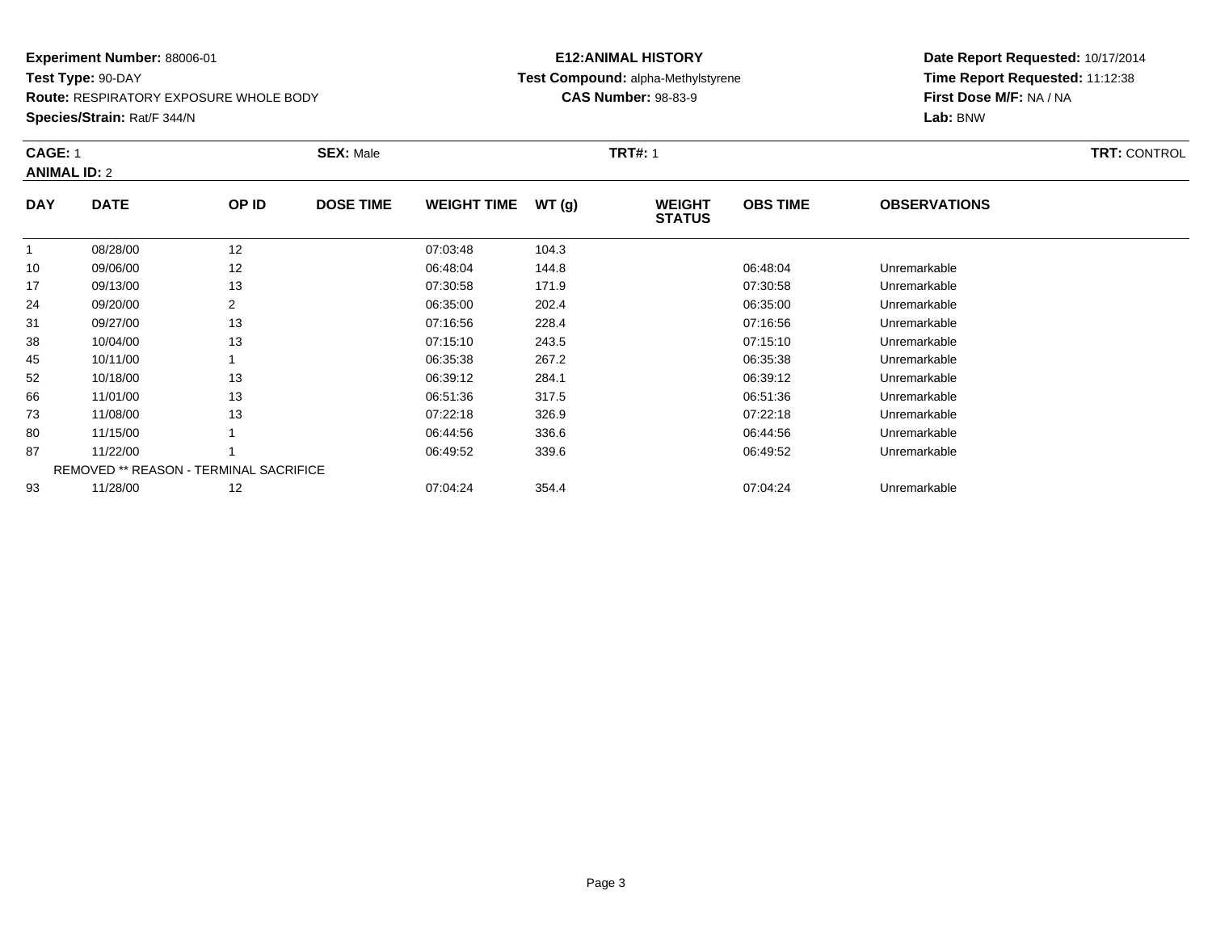**Experiment Number:** 88006-01
**Test Type:** 90-DAY
**Route:** RESPIRATORY EXPOSURE WHOLE BODY
**Species/Strain:** Rat/F 344/N

**E12:ANIMAL HISTORY**
**Test Compound:** alpha-Methylstyrene
**CAS Number:** 98-83-9

**Date Report Requested:** 10/17/2014
**Time Report Requested:** 11:12:38
**First Dose M/F:** NA / NA
**Lab:** BNW

**CAGE:** 1 **SEX:** Male **TRT#:** 1 **TRT:** CONTROL
**ANIMAL ID:** 2

| DAY | DATE | OP ID | DOSE TIME | WEIGHT TIME | WT (g) | WEIGHT STATUS | OBS TIME | OBSERVATIONS |
|---|---|---|---|---|---|---|---|---|
| 1 | 08/28/00 | 12 | | 07:03:48 | 104.3 | | | |
| 10 | 09/06/00 | 12 | | 06:48:04 | 144.8 | | 06:48:04 | Unremarkable |
| 17 | 09/13/00 | 13 | | 07:30:58 | 171.9 | | 07:30:58 | Unremarkable |
| 24 | 09/20/00 | 2 | | 06:35:00 | 202.4 | | 06:35:00 | Unremarkable |
| 31 | 09/27/00 | 13 | | 07:16:56 | 228.4 | | 07:16:56 | Unremarkable |
| 38 | 10/04/00 | 13 | | 07:15:10 | 243.5 | | 07:15:10 | Unremarkable |
| 45 | 10/11/00 | 1 | | 06:35:38 | 267.2 | | 06:35:38 | Unremarkable |
| 52 | 10/18/00 | 13 | | 06:39:12 | 284.1 | | 06:39:12 | Unremarkable |
| 66 | 11/01/00 | 13 | | 06:51:36 | 317.5 | | 06:51:36 | Unremarkable |
| 73 | 11/08/00 | 13 | | 07:22:18 | 326.9 | | 07:22:18 | Unremarkable |
| 80 | 11/15/00 | 1 | | 06:44:56 | 336.6 | | 06:44:56 | Unremarkable |
| 87 | 11/22/00 | 1 | | 06:49:52 | 339.6 | | 06:49:52 | Unremarkable |
| | REMOVED ** REASON - TERMINAL SACRIFICE | | | | | | | |
| 93 | 11/28/00 | 12 | | 07:04:24 | 354.4 | | 07:04:24 | Unremarkable |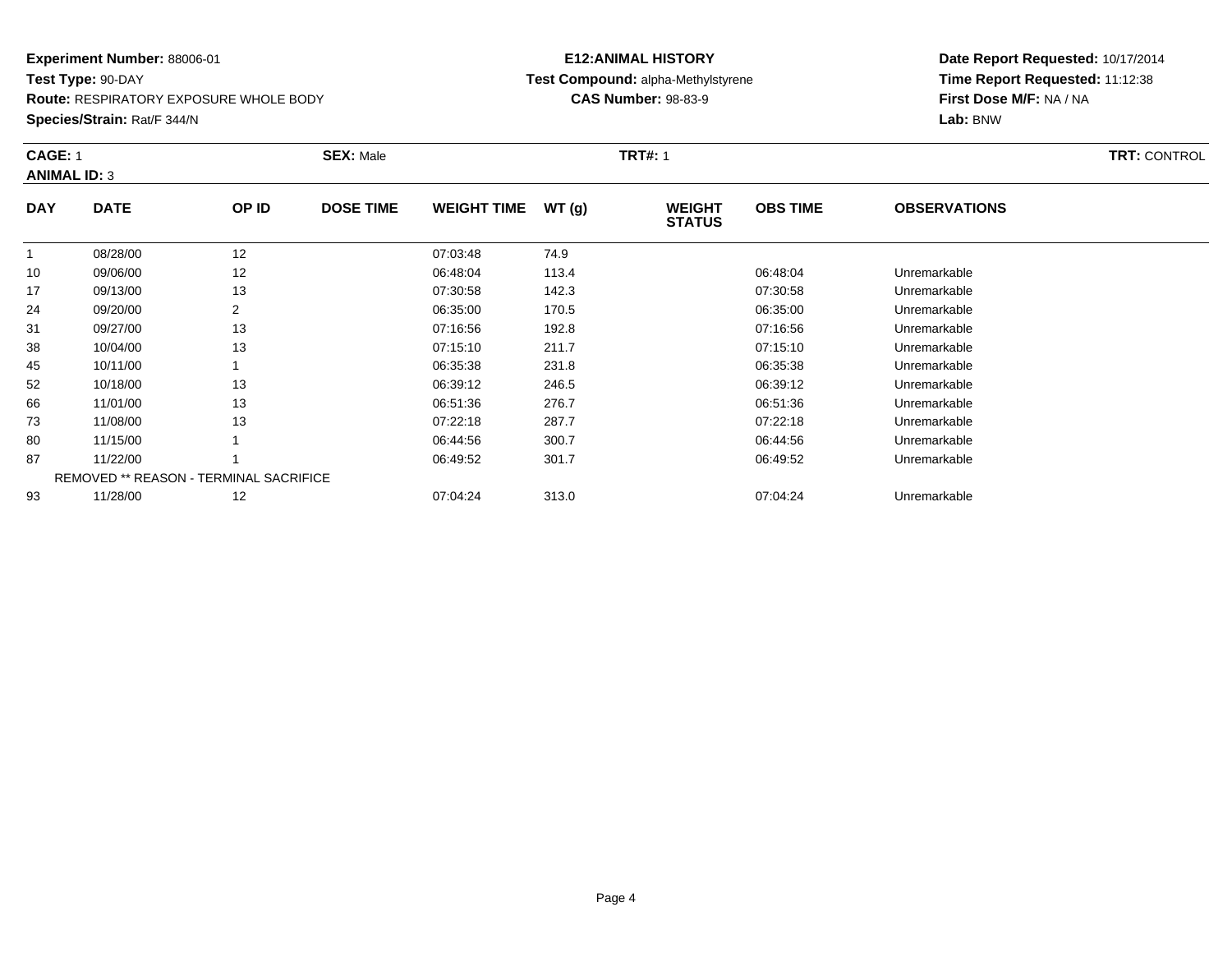**Experiment Number:** 88006-01
**Test Type:** 90-DAY
**Route:** RESPIRATORY EXPOSURE WHOLE BODY
**Species/Strain:** Rat/F 344/N

**E12:ANIMAL HISTORY**
**Test Compound:** alpha-Methylstyrene
**CAS Number:** 98-83-9

**Date Report Requested:** 10/17/2014
**Time Report Requested:** 11:12:38
**First Dose M/F:** NA / NA
**Lab:** BNW

**CAGE:** 1 **SEX:** Male **TRT#:** 1 **TRT:** CONTROL
**ANIMAL ID:** 3

| DAY | DATE | OP ID | DOSE TIME | WEIGHT TIME | WT (g) | WEIGHT STATUS | OBS TIME | OBSERVATIONS |
|---|---|---|---|---|---|---|---|---|
| 1 | 08/28/00 | 12 | | 07:03:48 | 74.9 | | | |
| 10 | 09/06/00 | 12 | | 06:48:04 | 113.4 | | 06:48:04 | Unremarkable |
| 17 | 09/13/00 | 13 | | 07:30:58 | 142.3 | | 07:30:58 | Unremarkable |
| 24 | 09/20/00 | 2 | | 06:35:00 | 170.5 | | 06:35:00 | Unremarkable |
| 31 | 09/27/00 | 13 | | 07:16:56 | 192.8 | | 07:16:56 | Unremarkable |
| 38 | 10/04/00 | 13 | | 07:15:10 | 211.7 | | 07:15:10 | Unremarkable |
| 45 | 10/11/00 | 1 | | 06:35:38 | 231.8 | | 06:35:38 | Unremarkable |
| 52 | 10/18/00 | 13 | | 06:39:12 | 246.5 | | 06:39:12 | Unremarkable |
| 66 | 11/01/00 | 13 | | 06:51:36 | 276.7 | | 06:51:36 | Unremarkable |
| 73 | 11/08/00 | 13 | | 07:22:18 | 287.7 | | 07:22:18 | Unremarkable |
| 80 | 11/15/00 | 1 | | 06:44:56 | 300.7 | | 06:44:56 | Unremarkable |
| 87 | 11/22/00 | 1 | | 06:49:52 | 301.7 | | 06:49:52 | Unremarkable |
| | REMOVED ** REASON - TERMINAL SACRIFICE | | | | | | | |
| 93 | 11/28/00 | 12 | | 07:04:24 | 313.0 | | 07:04:24 | Unremarkable |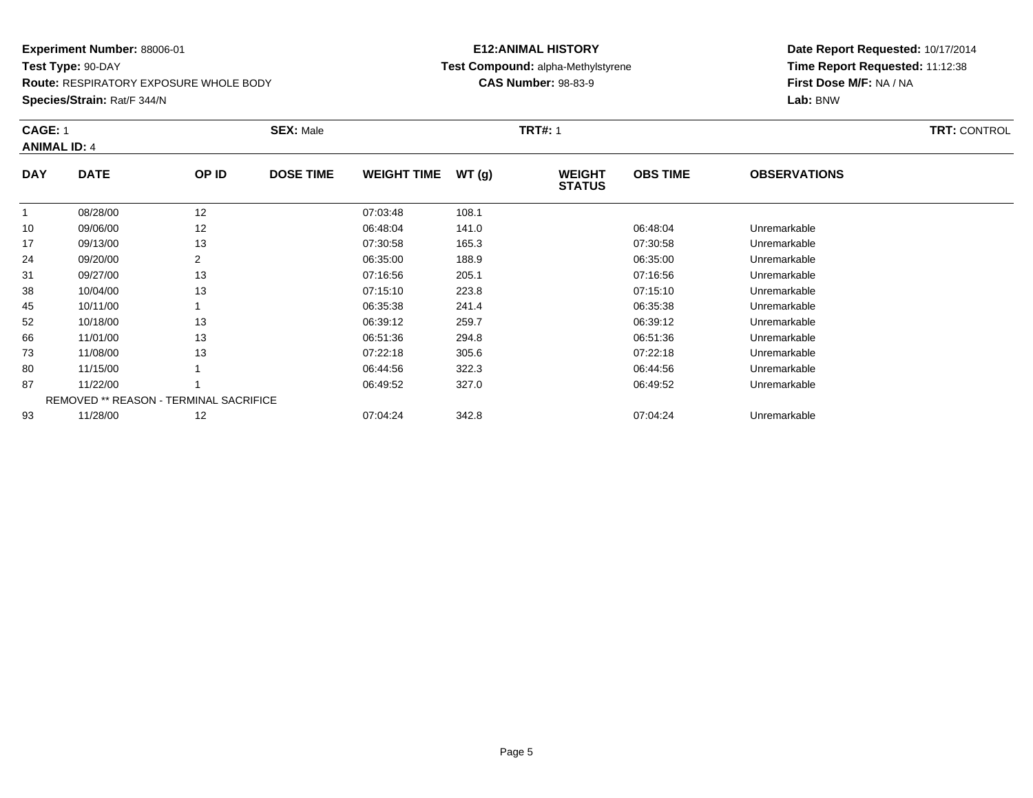**Experiment Number:** 88006-01
**Test Type:** 90-DAY
**Route:** RESPIRATORY EXPOSURE WHOLE BODY
**Species/Strain:** Rat/F 344/N

**E12:ANIMAL HISTORY**
**Test Compound:** alpha-Methylstyrene
**CAS Number:** 98-83-9

**Date Report Requested:** 10/17/2014
**Time Report Requested:** 11:12:38
**First Dose M/F:** NA / NA
**Lab:** BNW

**CAGE:** 1 **SEX:** Male **TRT#:** 1 **TRT:** CONTROL
**ANIMAL ID:** 4

| DAY | DATE | OP ID | DOSE TIME | WEIGHT TIME | WT (g) | WEIGHT STATUS | OBS TIME | OBSERVATIONS |
|---|---|---|---|---|---|---|---|---|
| 1 | 08/28/00 | 12 | | 07:03:48 | 108.1 | | | |
| 10 | 09/06/00 | 12 | | 06:48:04 | 141.0 | | 06:48:04 | Unremarkable |
| 17 | 09/13/00 | 13 | | 07:30:58 | 165.3 | | 07:30:58 | Unremarkable |
| 24 | 09/20/00 | 2 | | 06:35:00 | 188.9 | | 06:35:00 | Unremarkable |
| 31 | 09/27/00 | 13 | | 07:16:56 | 205.1 | | 07:16:56 | Unremarkable |
| 38 | 10/04/00 | 13 | | 07:15:10 | 223.8 | | 07:15:10 | Unremarkable |
| 45 | 10/11/00 | 1 | | 06:35:38 | 241.4 | | 06:35:38 | Unremarkable |
| 52 | 10/18/00 | 13 | | 06:39:12 | 259.7 | | 06:39:12 | Unremarkable |
| 66 | 11/01/00 | 13 | | 06:51:36 | 294.8 | | 06:51:36 | Unremarkable |
| 73 | 11/08/00 | 13 | | 07:22:18 | 305.6 | | 07:22:18 | Unremarkable |
| 80 | 11/15/00 | 1 | | 06:44:56 | 322.3 | | 06:44:56 | Unremarkable |
| 87 | 11/22/00 | 1 | | 06:49:52 | 327.0 | | 06:49:52 | Unremarkable |
| | REMOVED ** REASON - TERMINAL SACRIFICE | | | | | | | |
| 93 | 11/28/00 | 12 | | 07:04:24 | 342.8 | | 07:04:24 | Unremarkable |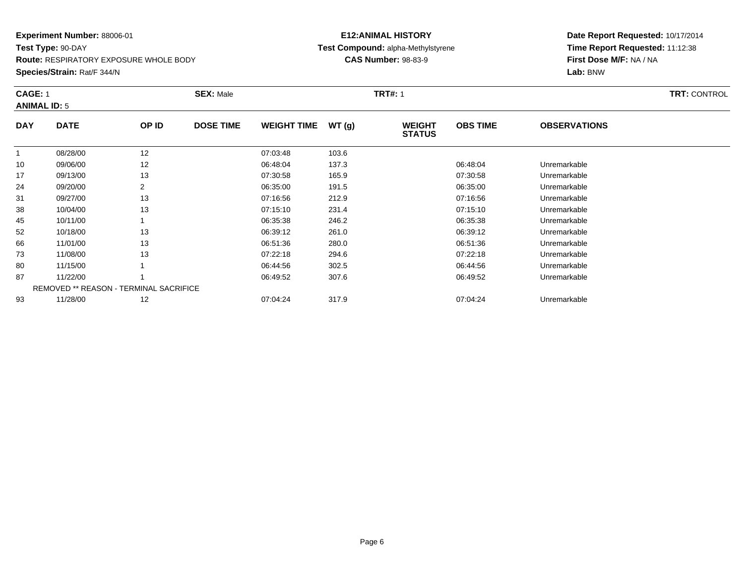**Experiment Number:** 88006-01
**Test Type:** 90-DAY
**Route:** RESPIRATORY EXPOSURE WHOLE BODY
**Species/Strain:** Rat/F 344/N

**E12:ANIMAL HISTORY**
**Test Compound:** alpha-Methylstyrene
**CAS Number:** 98-83-9

**Date Report Requested:** 10/17/2014
**Time Report Requested:** 11:12:38
**First Dose M/F:** NA / NA
**Lab:** BNW

**CAGE:** 1 **SEX:** Male **TRT#:** 1 **TRT:** CONTROL
**ANIMAL ID:** 5

| DAY | DATE | OP ID | DOSE TIME | WEIGHT TIME | WT (g) | WEIGHT STATUS | OBS TIME | OBSERVATIONS |
|---|---|---|---|---|---|---|---|---|
| 1 | 08/28/00 | 12 | | 07:03:48 | 103.6 | | | |
| 10 | 09/06/00 | 12 | | 06:48:04 | 137.3 | | 06:48:04 | Unremarkable |
| 17 | 09/13/00 | 13 | | 07:30:58 | 165.9 | | 07:30:58 | Unremarkable |
| 24 | 09/20/00 | 2 | | 06:35:00 | 191.5 | | 06:35:00 | Unremarkable |
| 31 | 09/27/00 | 13 | | 07:16:56 | 212.9 | | 07:16:56 | Unremarkable |
| 38 | 10/04/00 | 13 | | 07:15:10 | 231.4 | | 07:15:10 | Unremarkable |
| 45 | 10/11/00 | 1 | | 06:35:38 | 246.2 | | 06:35:38 | Unremarkable |
| 52 | 10/18/00 | 13 | | 06:39:12 | 261.0 | | 06:39:12 | Unremarkable |
| 66 | 11/01/00 | 13 | | 06:51:36 | 280.0 | | 06:51:36 | Unremarkable |
| 73 | 11/08/00 | 13 | | 07:22:18 | 294.6 | | 07:22:18 | Unremarkable |
| 80 | 11/15/00 | 1 | | 06:44:56 | 302.5 | | 06:44:56 | Unremarkable |
| 87 | 11/22/00 | 1 | | 06:49:52 | 307.6 | | 06:49:52 | Unremarkable |
| | REMOVED ** REASON - TERMINAL SACRIFICE | | | | | | | |
| 93 | 11/28/00 | 12 | | 07:04:24 | 317.9 | | 07:04:24 | Unremarkable |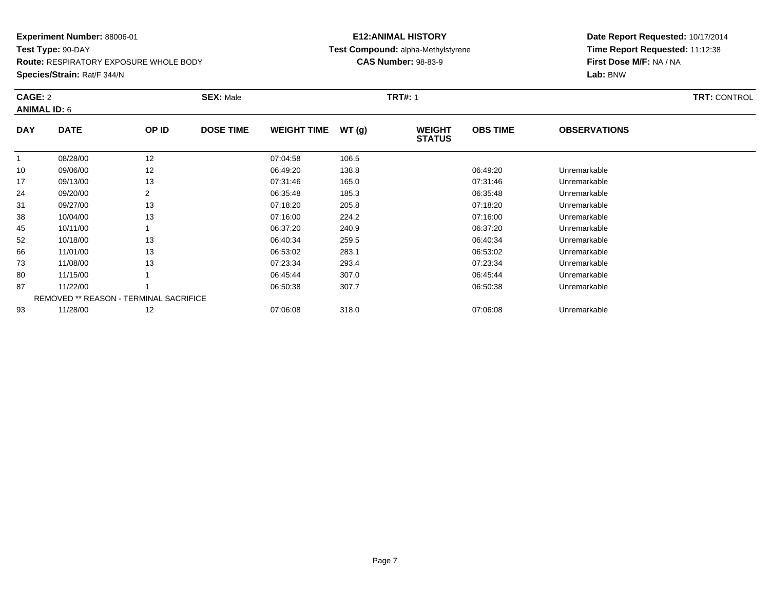**Experiment Number:** 88006-01
**Test Type:** 90-DAY
**Route:** RESPIRATORY EXPOSURE WHOLE BODY
**Species/Strain:** Rat/F 344/N

**E12:ANIMAL HISTORY**
**Test Compound:** alpha-Methylstyrene
**CAS Number:** 98-83-9

**Date Report Requested:** 10/17/2014
**Time Report Requested:** 11:12:38
**First Dose M/F:** NA / NA
**Lab:** BNW

**CAGE:** 2 **SEX:** Male **TRT#:** 1 **TRT:** CONTROL
**ANIMAL ID:** 6

| DAY | DATE | OP ID | DOSE TIME | WEIGHT TIME | WT (g) | WEIGHT STATUS | OBS TIME | OBSERVATIONS |
|---|---|---|---|---|---|---|---|---|
| 1 | 08/28/00 | 12 | | 07:04:58 | 106.5 | | | |
| 10 | 09/06/00 | 12 | | 06:49:20 | 138.8 | | 06:49:20 | Unremarkable |
| 17 | 09/13/00 | 13 | | 07:31:46 | 165.0 | | 07:31:46 | Unremarkable |
| 24 | 09/20/00 | 2 | | 06:35:48 | 185.3 | | 06:35:48 | Unremarkable |
| 31 | 09/27/00 | 13 | | 07:18:20 | 205.8 | | 07:18:20 | Unremarkable |
| 38 | 10/04/00 | 13 | | 07:16:00 | 224.2 | | 07:16:00 | Unremarkable |
| 45 | 10/11/00 | 1 | | 06:37:20 | 240.9 | | 06:37:20 | Unremarkable |
| 52 | 10/18/00 | 13 | | 06:40:34 | 259.5 | | 06:40:34 | Unremarkable |
| 66 | 11/01/00 | 13 | | 06:53:02 | 283.1 | | 06:53:02 | Unremarkable |
| 73 | 11/08/00 | 13 | | 07:23:34 | 293.4 | | 07:23:34 | Unremarkable |
| 80 | 11/15/00 | 1 | | 06:45:44 | 307.0 | | 06:45:44 | Unremarkable |
| 87 | 11/22/00 | 1 | | 06:50:38 | 307.7 | | 06:50:38 | Unremarkable |
| | REMOVED ** REASON - TERMINAL SACRIFICE | | | | | | | |
| 93 | 11/28/00 | 12 | | 07:06:08 | 318.0 | | 07:06:08 | Unremarkable |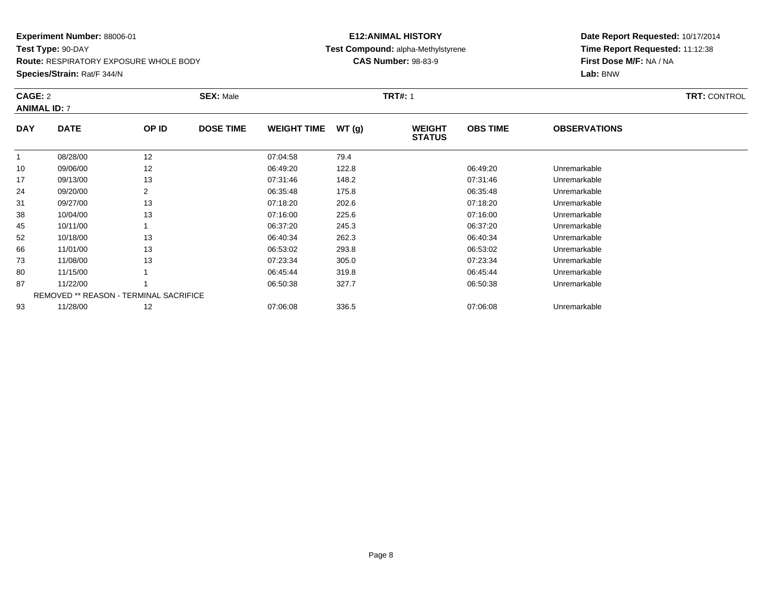**Experiment Number:** 88006-01
**Test Type:** 90-DAY
**Route:** RESPIRATORY EXPOSURE WHOLE BODY
**Species/Strain:** Rat/F 344/N

**E12:ANIMAL HISTORY**
**Test Compound:** alpha-Methylstyrene
**CAS Number:** 98-83-9

**Date Report Requested:** 10/17/2014
**Time Report Requested:** 11:12:38
**First Dose M/F:** NA / NA
**Lab:** BNW

**CAGE:** 2 **SEX:** Male **TRT#:** 1 **TRT:** CONTROL
**ANIMAL ID:** 7

| DAY | DATE | OP ID | DOSE TIME | WEIGHT TIME | WT (g) | WEIGHT STATUS | OBS TIME | OBSERVATIONS |
|---|---|---|---|---|---|---|---|---|
| 1 | 08/28/00 | 12 | | 07:04:58 | 79.4 | | | |
| 10 | 09/06/00 | 12 | | 06:49:20 | 122.8 | | 06:49:20 | Unremarkable |
| 17 | 09/13/00 | 13 | | 07:31:46 | 148.2 | | 07:31:46 | Unremarkable |
| 24 | 09/20/00 | 2 | | 06:35:48 | 175.8 | | 06:35:48 | Unremarkable |
| 31 | 09/27/00 | 13 | | 07:18:20 | 202.6 | | 07:18:20 | Unremarkable |
| 38 | 10/04/00 | 13 | | 07:16:00 | 225.6 | | 07:16:00 | Unremarkable |
| 45 | 10/11/00 | 1 | | 06:37:20 | 245.3 | | 06:37:20 | Unremarkable |
| 52 | 10/18/00 | 13 | | 06:40:34 | 262.3 | | 06:40:34 | Unremarkable |
| 66 | 11/01/00 | 13 | | 06:53:02 | 293.8 | | 06:53:02 | Unremarkable |
| 73 | 11/08/00 | 13 | | 07:23:34 | 305.0 | | 07:23:34 | Unremarkable |
| 80 | 11/15/00 | 1 | | 06:45:44 | 319.8 | | 06:45:44 | Unremarkable |
| 87 | 11/22/00 | 1 | | 06:50:38 | 327.7 | | 06:50:38 | Unremarkable |
| | REMOVED ** REASON - TERMINAL SACRIFICE | | | | | | | |
| 93 | 11/28/00 | 12 | | 07:06:08 | 336.5 | | 07:06:08 | Unremarkable |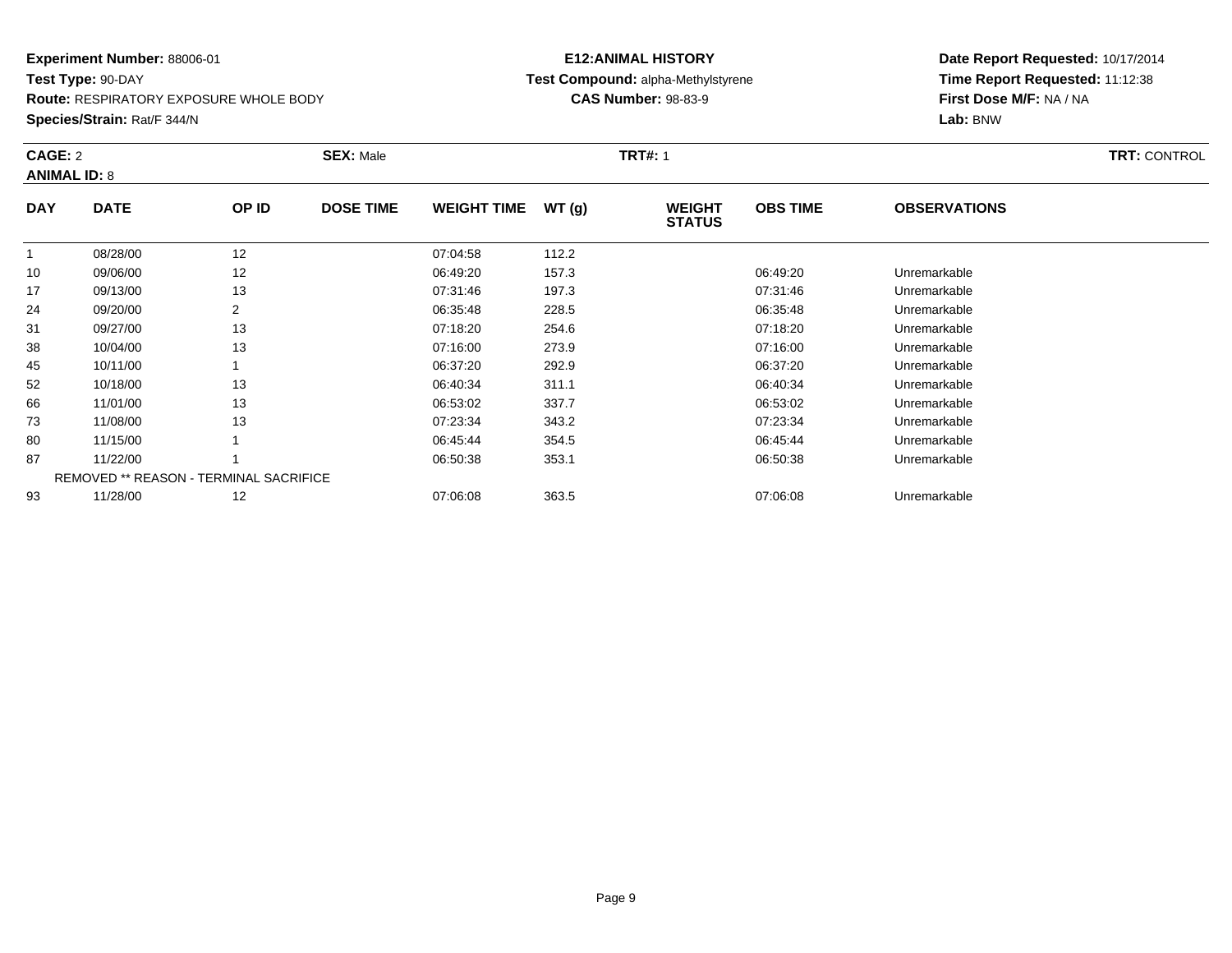**Experiment Number:** 88006-01
**Test Type:** 90-DAY
**Route:** RESPIRATORY EXPOSURE WHOLE BODY
**Species/Strain:** Rat/F 344/N

**E12:ANIMAL HISTORY**
**Test Compound:** alpha-Methylstyrene
**CAS Number:** 98-83-9

**Date Report Requested:** 10/17/2014
**Time Report Requested:** 11:12:38
**First Dose M/F:** NA / NA
**Lab:** BNW

**CAGE:** 2 **SEX:** Male **TRT#:** 1 **TRT:** CONTROL
**ANIMAL ID:** 8

| DAY | DATE | OP ID | DOSE TIME | WEIGHT TIME | WT (g) | WEIGHT STATUS | OBS TIME | OBSERVATIONS |
|---|---|---|---|---|---|---|---|---|
| 1 | 08/28/00 | 12 | | 07:04:58 | 112.2 | | | |
| 10 | 09/06/00 | 12 | | 06:49:20 | 157.3 | | 06:49:20 | Unremarkable |
| 17 | 09/13/00 | 13 | | 07:31:46 | 197.3 | | 07:31:46 | Unremarkable |
| 24 | 09/20/00 | 2 | | 06:35:48 | 228.5 | | 06:35:48 | Unremarkable |
| 31 | 09/27/00 | 13 | | 07:18:20 | 254.6 | | 07:18:20 | Unremarkable |
| 38 | 10/04/00 | 13 | | 07:16:00 | 273.9 | | 07:16:00 | Unremarkable |
| 45 | 10/11/00 | 1 | | 06:37:20 | 292.9 | | 06:37:20 | Unremarkable |
| 52 | 10/18/00 | 13 | | 06:40:34 | 311.1 | | 06:40:34 | Unremarkable |
| 66 | 11/01/00 | 13 | | 06:53:02 | 337.7 | | 06:53:02 | Unremarkable |
| 73 | 11/08/00 | 13 | | 07:23:34 | 343.2 | | 07:23:34 | Unremarkable |
| 80 | 11/15/00 | 1 | | 06:45:44 | 354.5 | | 06:45:44 | Unremarkable |
| 87 | 11/22/00 | 1 | | 06:50:38 | 353.1 | | 06:50:38 | Unremarkable |
| | REMOVED ** REASON - TERMINAL SACRIFICE | | | | | | | |
| 93 | 11/28/00 | 12 | | 07:06:08 | 363.5 | | 07:06:08 | Unremarkable |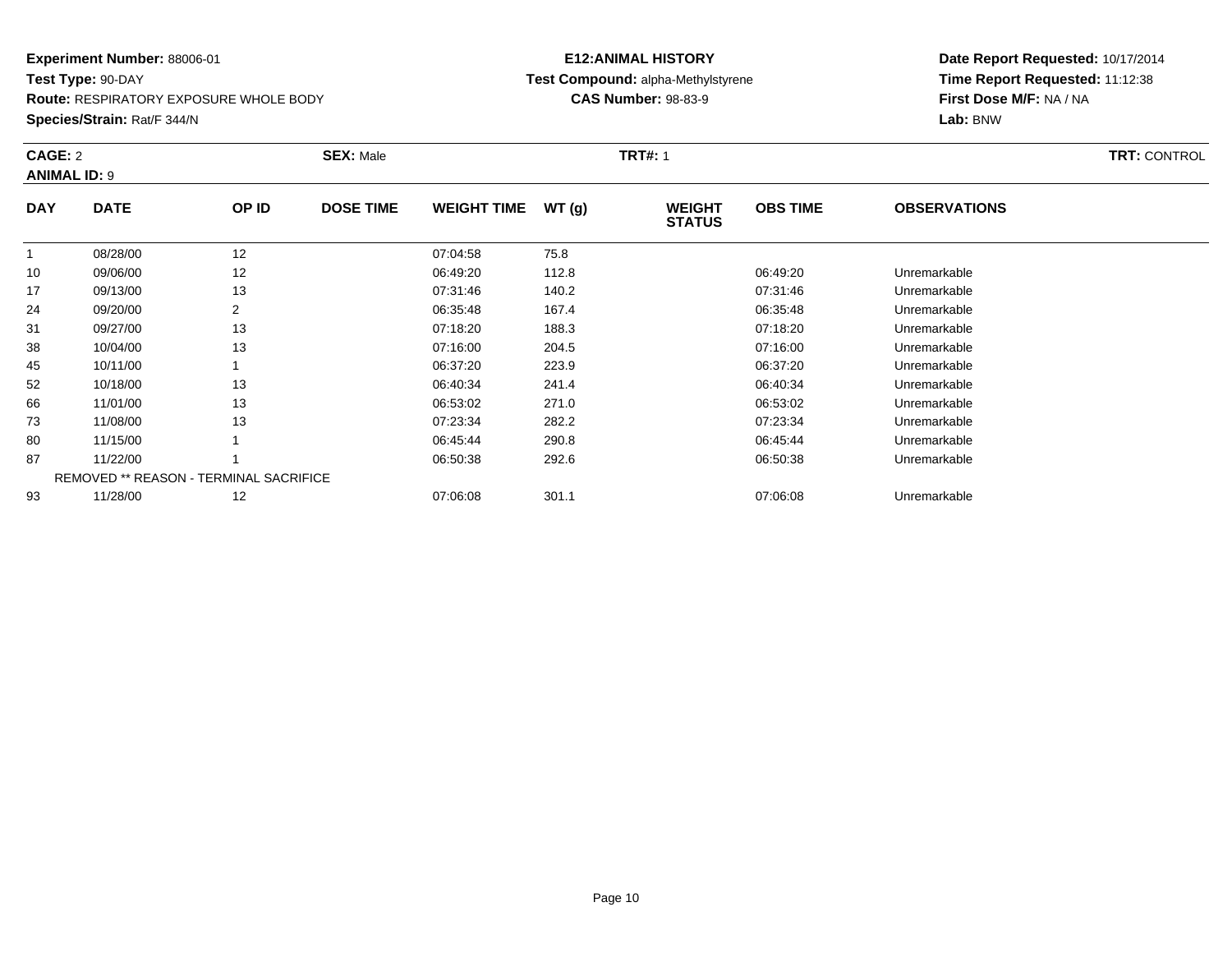**Experiment Number:** 88006-01
**Test Type:** 90-DAY
**Route:** RESPIRATORY EXPOSURE WHOLE BODY
**Species/Strain:** Rat/F 344/N

**E12:ANIMAL HISTORY**
**Test Compound:** alpha-Methylstyrene
**CAS Number:** 98-83-9

**Date Report Requested:** 10/17/2014
**Time Report Requested:** 11:12:38
**First Dose M/F:** NA / NA
**Lab:** BNW

**CAGE:** 2 **SEX:** Male **TRT#:** 1 **TRT:** CONTROL
**ANIMAL ID:** 9

| DAY | DATE | OP ID | DOSE TIME | WEIGHT TIME | WT (g) | WEIGHT STATUS | OBS TIME | OBSERVATIONS |
|---|---|---|---|---|---|---|---|---|
| 1 | 08/28/00 | 12 | | 07:04:58 | 75.8 | | | |
| 10 | 09/06/00 | 12 | | 06:49:20 | 112.8 | | 06:49:20 | Unremarkable |
| 17 | 09/13/00 | 13 | | 07:31:46 | 140.2 | | 07:31:46 | Unremarkable |
| 24 | 09/20/00 | 2 | | 06:35:48 | 167.4 | | 06:35:48 | Unremarkable |
| 31 | 09/27/00 | 13 | | 07:18:20 | 188.3 | | 07:18:20 | Unremarkable |
| 38 | 10/04/00 | 13 | | 07:16:00 | 204.5 | | 07:16:00 | Unremarkable |
| 45 | 10/11/00 | 1 | | 06:37:20 | 223.9 | | 06:37:20 | Unremarkable |
| 52 | 10/18/00 | 13 | | 06:40:34 | 241.4 | | 06:40:34 | Unremarkable |
| 66 | 11/01/00 | 13 | | 06:53:02 | 271.0 | | 06:53:02 | Unremarkable |
| 73 | 11/08/00 | 13 | | 07:23:34 | 282.2 | | 07:23:34 | Unremarkable |
| 80 | 11/15/00 | 1 | | 06:45:44 | 290.8 | | 06:45:44 | Unremarkable |
| 87 | 11/22/00 | 1 | | 06:50:38 | 292.6 | | 06:50:38 | Unremarkable |
| | REMOVED ** REASON - TERMINAL SACRIFICE | | | | | | | |
| 93 | 11/28/00 | 12 | | 07:06:08 | 301.1 | | 07:06:08 | Unremarkable |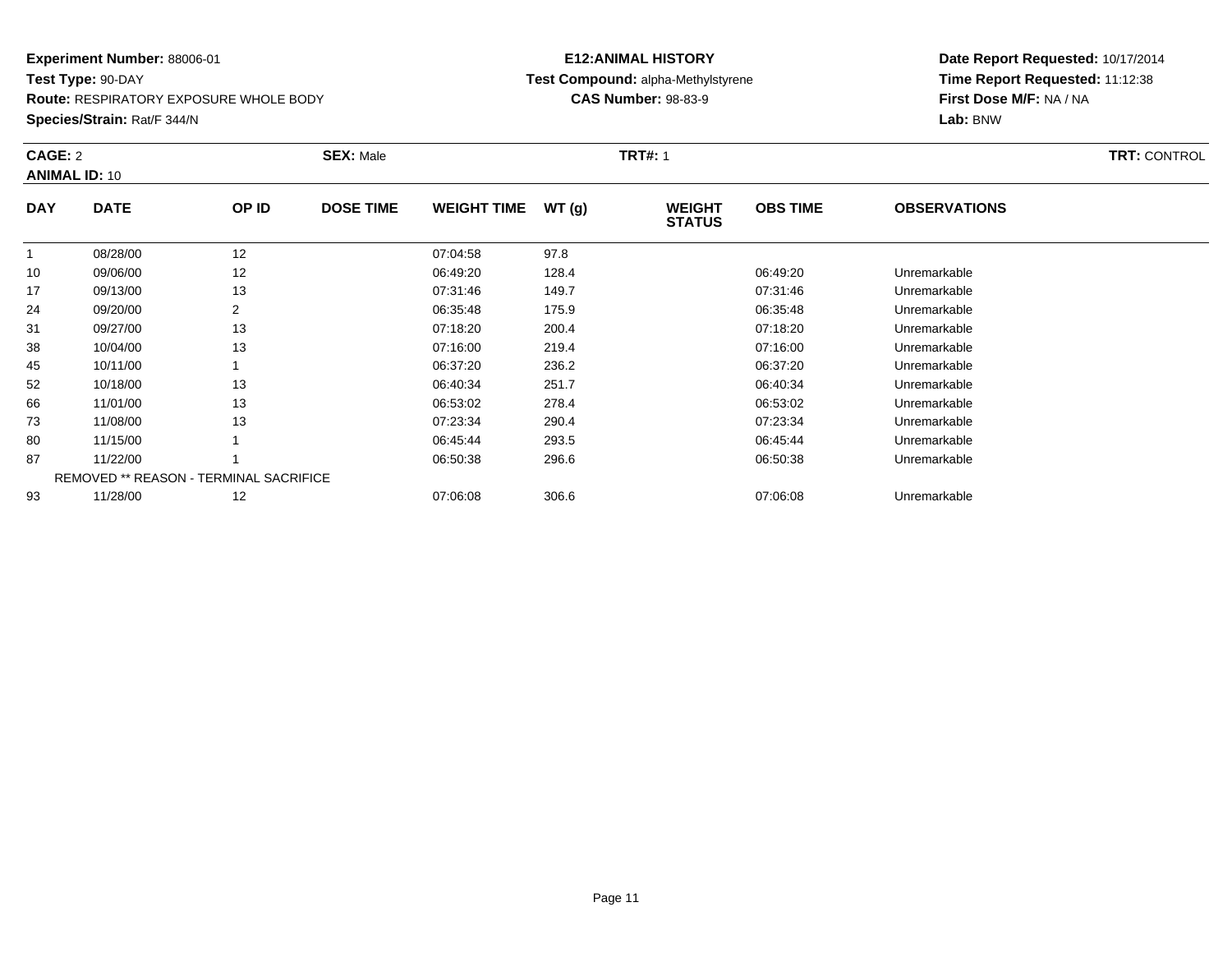**Experiment Number:** 88006-01
**Test Type:** 90-DAY
**Route:** RESPIRATORY EXPOSURE WHOLE BODY
**Species/Strain:** Rat/F 344/N

**E12:ANIMAL HISTORY**
**Test Compound:** alpha-Methylstyrene
**CAS Number:** 98-83-9

**Date Report Requested:** 10/17/2014
**Time Report Requested:** 11:12:38
**First Dose M/F:** NA / NA
**Lab:** BNW

**CAGE:** 2 **SEX:** Male **TRT#:** 1 **TRT:** CONTROL
**ANIMAL ID:** 10

| DAY | DATE | OP ID | DOSE TIME | WEIGHT TIME | WT (g) | WEIGHT STATUS | OBS TIME | OBSERVATIONS |
|---|---|---|---|---|---|---|---|---|
| 1 | 08/28/00 | 12 | | 07:04:58 | 97.8 | | | |
| 10 | 09/06/00 | 12 | | 06:49:20 | 128.4 | | 06:49:20 | Unremarkable |
| 17 | 09/13/00 | 13 | | 07:31:46 | 149.7 | | 07:31:46 | Unremarkable |
| 24 | 09/20/00 | 2 | | 06:35:48 | 175.9 | | 06:35:48 | Unremarkable |
| 31 | 09/27/00 | 13 | | 07:18:20 | 200.4 | | 07:18:20 | Unremarkable |
| 38 | 10/04/00 | 13 | | 07:16:00 | 219.4 | | 07:16:00 | Unremarkable |
| 45 | 10/11/00 | 1 | | 06:37:20 | 236.2 | | 06:37:20 | Unremarkable |
| 52 | 10/18/00 | 13 | | 06:40:34 | 251.7 | | 06:40:34 | Unremarkable |
| 66 | 11/01/00 | 13 | | 06:53:02 | 278.4 | | 06:53:02 | Unremarkable |
| 73 | 11/08/00 | 13 | | 07:23:34 | 290.4 | | 07:23:34 | Unremarkable |
| 80 | 11/15/00 | 1 | | 06:45:44 | 293.5 | | 06:45:44 | Unremarkable |
| 87 | 11/22/00 | 1 | | 06:50:38 | 296.6 | | 06:50:38 | Unremarkable |
| | REMOVED ** REASON - TERMINAL SACRIFICE | | | | | | | |
| 93 | 11/28/00 | 12 | | 07:06:08 | 306.6 | | 07:06:08 | Unremarkable |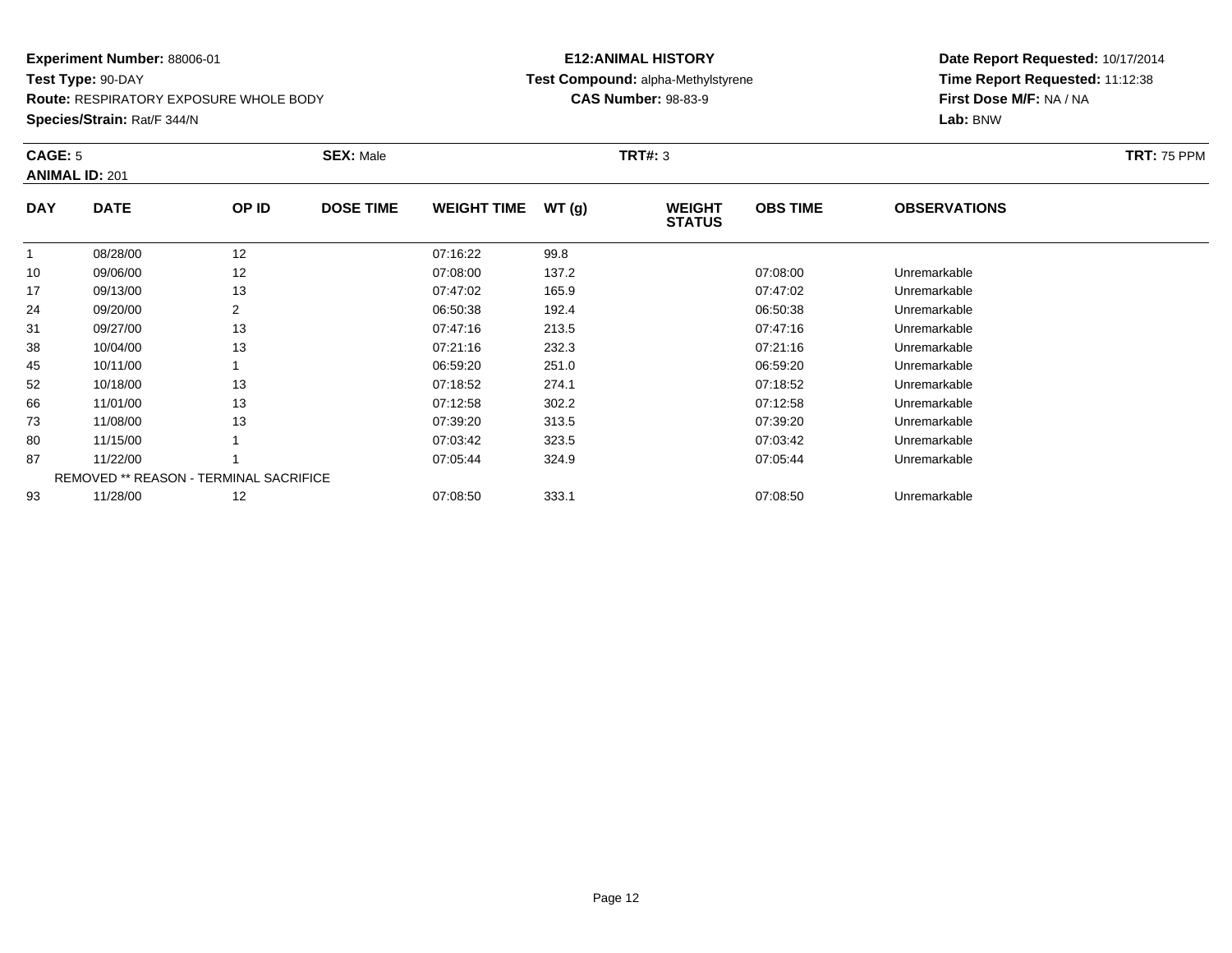**Experiment Number:** 88006-01
**Test Type:** 90-DAY
**Route:** RESPIRATORY EXPOSURE WHOLE BODY
**Species/Strain:** Rat/F 344/N

**E12:ANIMAL HISTORY**
**Test Compound:** alpha-Methylstyrene
**CAS Number:** 98-83-9

**Date Report Requested:** 10/17/2014
**Time Report Requested:** 11:12:38
**First Dose M/F:** NA / NA
**Lab:** BNW

**CAGE:** 5 **SEX:** Male **TRT#:** 3 **TRT:** 75 PPM
**ANIMAL ID:** 201

| DAY | DATE | OP ID | DOSE TIME | WEIGHT TIME | WT (g) | WEIGHT STATUS | OBS TIME | OBSERVATIONS |
|---|---|---|---|---|---|---|---|---|
| 1 | 08/28/00 | 12 | | 07:16:22 | 99.8 | | | |
| 10 | 09/06/00 | 12 | | 07:08:00 | 137.2 | | 07:08:00 | Unremarkable |
| 17 | 09/13/00 | 13 | | 07:47:02 | 165.9 | | 07:47:02 | Unremarkable |
| 24 | 09/20/00 | 2 | | 06:50:38 | 192.4 | | 06:50:38 | Unremarkable |
| 31 | 09/27/00 | 13 | | 07:47:16 | 213.5 | | 07:47:16 | Unremarkable |
| 38 | 10/04/00 | 13 | | 07:21:16 | 232.3 | | 07:21:16 | Unremarkable |
| 45 | 10/11/00 | 1 | | 06:59:20 | 251.0 | | 06:59:20 | Unremarkable |
| 52 | 10/18/00 | 13 | | 07:18:52 | 274.1 | | 07:18:52 | Unremarkable |
| 66 | 11/01/00 | 13 | | 07:12:58 | 302.2 | | 07:12:58 | Unremarkable |
| 73 | 11/08/00 | 13 | | 07:39:20 | 313.5 | | 07:39:20 | Unremarkable |
| 80 | 11/15/00 | 1 | | 07:03:42 | 323.5 | | 07:03:42 | Unremarkable |
| 87 | 11/22/00 | 1 | | 07:05:44 | 324.9 | | 07:05:44 | Unremarkable |
| | REMOVED ** REASON - TERMINAL SACRIFICE | | | | | | | |
| 93 | 11/28/00 | 12 | | 07:08:50 | 333.1 | | 07:08:50 | Unremarkable |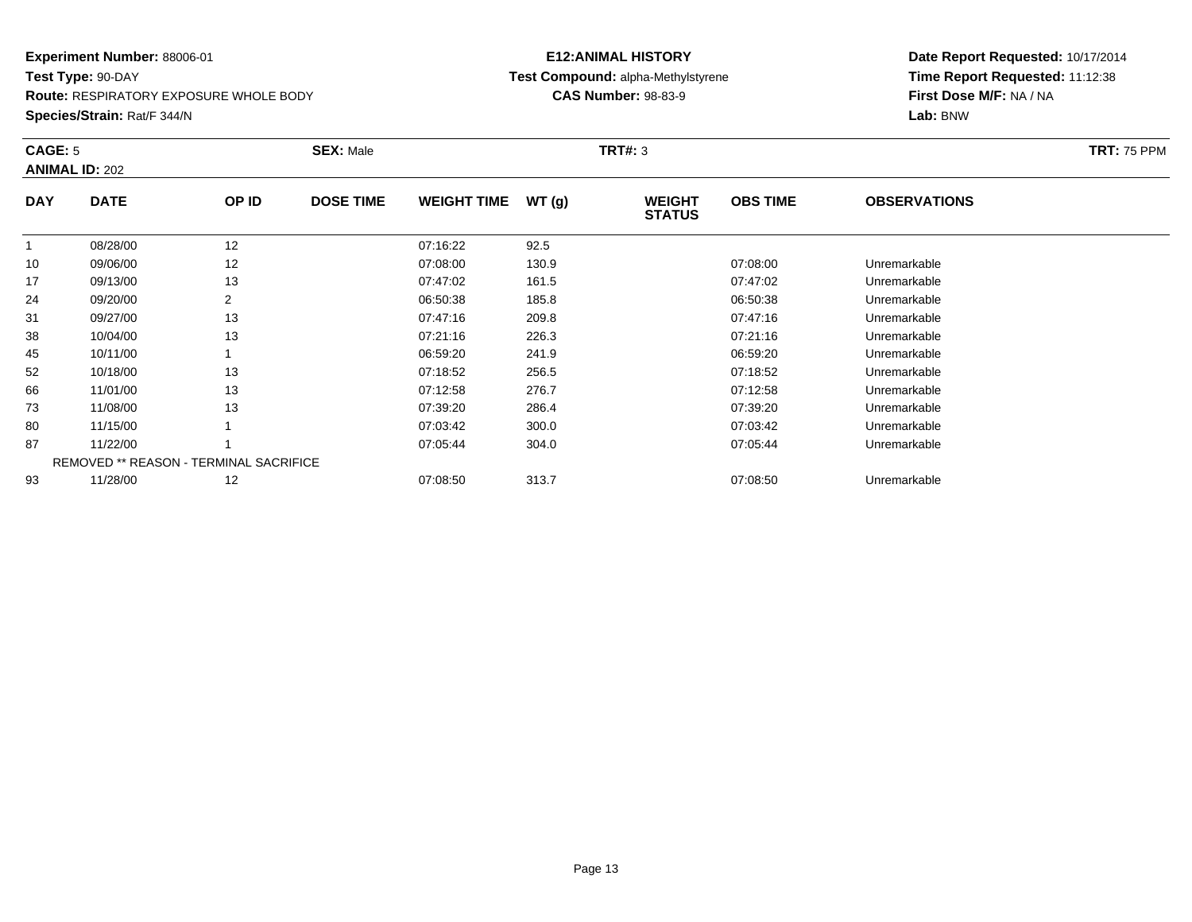**Experiment Number:** 88006-01
**Test Type:** 90-DAY
**Route:** RESPIRATORY EXPOSURE WHOLE BODY
**Species/Strain:** Rat/F 344/N

**E12:ANIMAL HISTORY**
**Test Compound:** alpha-Methylstyrene
**CAS Number:** 98-83-9

**Date Report Requested:** 10/17/2014
**Time Report Requested:** 11:12:38
**First Dose M/F:** NA / NA
**Lab:** BNW

**CAGE:** 5 **SEX:** Male **TRT#:** 3 **TRT:** 75 PPM
**ANIMAL ID:** 202

| DAY | DATE | OP ID | DOSE TIME | WEIGHT TIME | WT (g) | WEIGHT STATUS | OBS TIME | OBSERVATIONS |
|---|---|---|---|---|---|---|---|---|
| 1 | 08/28/00 | 12 | | 07:16:22 | 92.5 | | | |
| 10 | 09/06/00 | 12 | | 07:08:00 | 130.9 | | 07:08:00 | Unremarkable |
| 17 | 09/13/00 | 13 | | 07:47:02 | 161.5 | | 07:47:02 | Unremarkable |
| 24 | 09/20/00 | 2 | | 06:50:38 | 185.8 | | 06:50:38 | Unremarkable |
| 31 | 09/27/00 | 13 | | 07:47:16 | 209.8 | | 07:47:16 | Unremarkable |
| 38 | 10/04/00 | 13 | | 07:21:16 | 226.3 | | 07:21:16 | Unremarkable |
| 45 | 10/11/00 | 1 | | 06:59:20 | 241.9 | | 06:59:20 | Unremarkable |
| 52 | 10/18/00 | 13 | | 07:18:52 | 256.5 | | 07:18:52 | Unremarkable |
| 66 | 11/01/00 | 13 | | 07:12:58 | 276.7 | | 07:12:58 | Unremarkable |
| 73 | 11/08/00 | 13 | | 07:39:20 | 286.4 | | 07:39:20 | Unremarkable |
| 80 | 11/15/00 | 1 | | 07:03:42 | 300.0 | | 07:03:42 | Unremarkable |
| 87 | 11/22/00 | 1 | | 07:05:44 | 304.0 | | 07:05:44 | Unremarkable |
| | REMOVED ** REASON - TERMINAL SACRIFICE | | | | | | | |
| 93 | 11/28/00 | 12 | | 07:08:50 | 313.7 | | 07:08:50 | Unremarkable |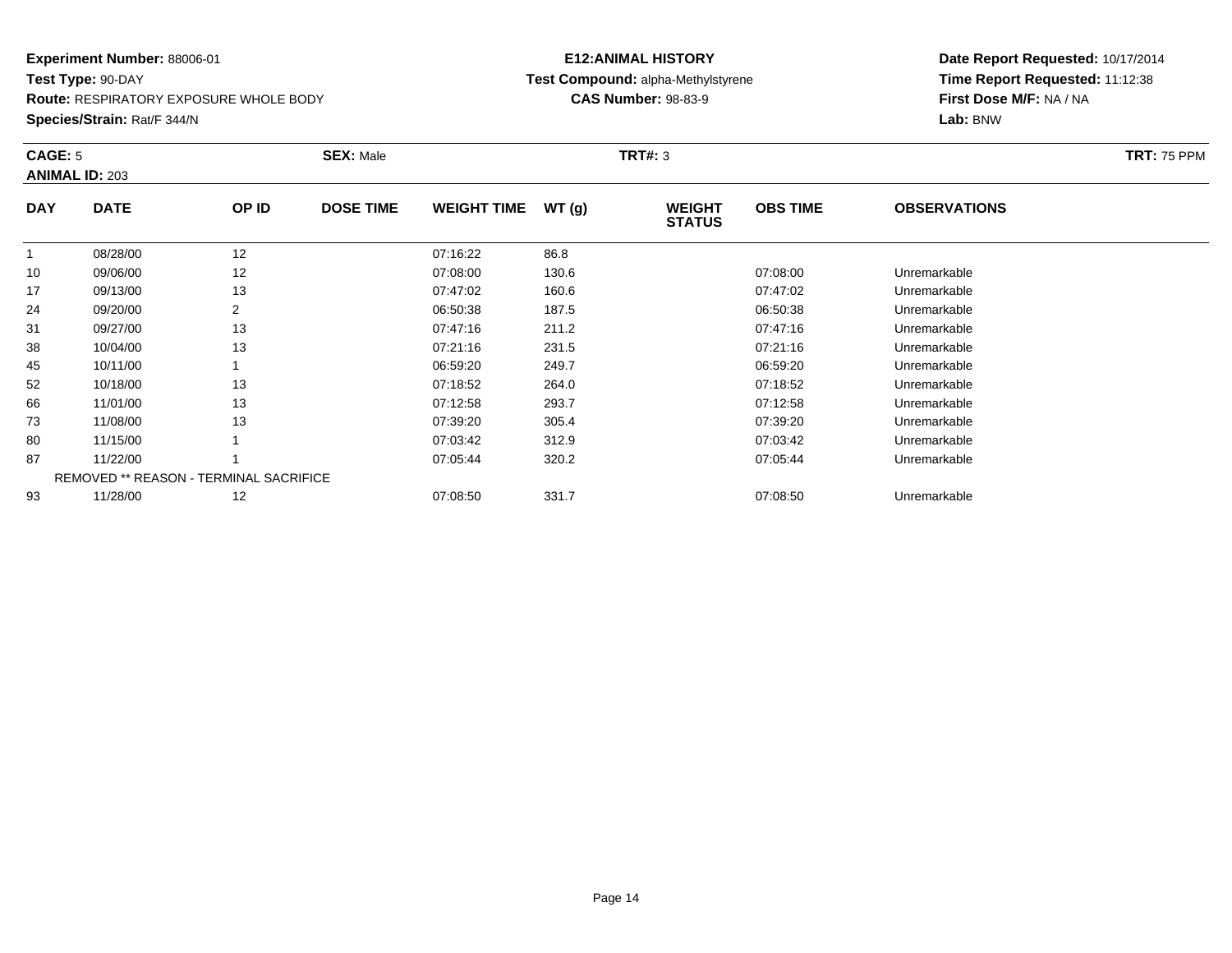**Experiment Number:** 88006-01
**Test Type:** 90-DAY
**Route:** RESPIRATORY EXPOSURE WHOLE BODY
**Species/Strain:** Rat/F 344/N

**E12:ANIMAL HISTORY**
**Test Compound:** alpha-Methylstyrene
**CAS Number:** 98-83-9

**Date Report Requested:** 10/17/2014
**Time Report Requested:** 11:12:38
**First Dose M/F:** NA / NA
**Lab:** BNW

**CAGE:** 5 **SEX:** Male **TRT#:** 3 **TRT:** 75 PPM
**ANIMAL ID:** 203

| DAY | DATE | OP ID | DOSE TIME | WEIGHT TIME | WT (g) | WEIGHT STATUS | OBS TIME | OBSERVATIONS |
|---|---|---|---|---|---|---|---|---|
| 1 | 08/28/00 | 12 | | 07:16:22 | 86.8 | | | |
| 10 | 09/06/00 | 12 | | 07:08:00 | 130.6 | | 07:08:00 | Unremarkable |
| 17 | 09/13/00 | 13 | | 07:47:02 | 160.6 | | 07:47:02 | Unremarkable |
| 24 | 09/20/00 | 2 | | 06:50:38 | 187.5 | | 06:50:38 | Unremarkable |
| 31 | 09/27/00 | 13 | | 07:47:16 | 211.2 | | 07:47:16 | Unremarkable |
| 38 | 10/04/00 | 13 | | 07:21:16 | 231.5 | | 07:21:16 | Unremarkable |
| 45 | 10/11/00 | 1 | | 06:59:20 | 249.7 | | 06:59:20 | Unremarkable |
| 52 | 10/18/00 | 13 | | 07:18:52 | 264.0 | | 07:18:52 | Unremarkable |
| 66 | 11/01/00 | 13 | | 07:12:58 | 293.7 | | 07:12:58 | Unremarkable |
| 73 | 11/08/00 | 13 | | 07:39:20 | 305.4 | | 07:39:20 | Unremarkable |
| 80 | 11/15/00 | 1 | | 07:03:42 | 312.9 | | 07:03:42 | Unremarkable |
| 87 | 11/22/00 | 1 | | 07:05:44 | 320.2 | | 07:05:44 | Unremarkable |
| | REMOVED ** REASON - TERMINAL SACRIFICE | | | | | | | |
| 93 | 11/28/00 | 12 | | 07:08:50 | 331.7 | | 07:08:50 | Unremarkable |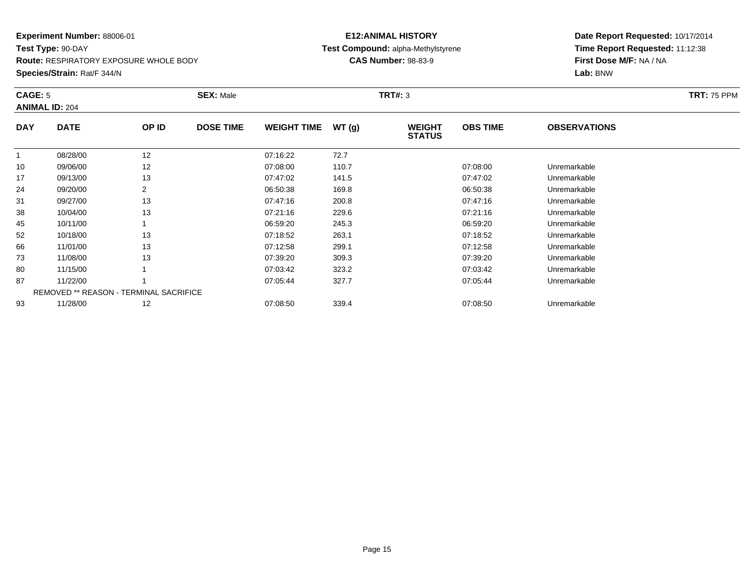**Experiment Number:** 88006-01
**Test Type:** 90-DAY
**Route:** RESPIRATORY EXPOSURE WHOLE BODY
**Species/Strain:** Rat/F 344/N

**E12:ANIMAL HISTORY**
**Test Compound:** alpha-Methylstyrene
**CAS Number:** 98-83-9

**Date Report Requested:** 10/17/2014
**Time Report Requested:** 11:12:38
**First Dose M/F:** NA / NA
**Lab:** BNW

**CAGE:** 5 **SEX:** Male **TRT#:** 3 **TRT:** 75 PPM
**ANIMAL ID:** 204

| DAY | DATE | OP ID | DOSE TIME | WEIGHT TIME | WT (g) | WEIGHT STATUS | OBS TIME | OBSERVATIONS |
|---|---|---|---|---|---|---|---|---|
| 1 | 08/28/00 | 12 | | 07:16:22 | 72.7 | | | |
| 10 | 09/06/00 | 12 | | 07:08:00 | 110.7 | | 07:08:00 | Unremarkable |
| 17 | 09/13/00 | 13 | | 07:47:02 | 141.5 | | 07:47:02 | Unremarkable |
| 24 | 09/20/00 | 2 | | 06:50:38 | 169.8 | | 06:50:38 | Unremarkable |
| 31 | 09/27/00 | 13 | | 07:47:16 | 200.8 | | 07:47:16 | Unremarkable |
| 38 | 10/04/00 | 13 | | 07:21:16 | 229.6 | | 07:21:16 | Unremarkable |
| 45 | 10/11/00 | 1 | | 06:59:20 | 245.3 | | 06:59:20 | Unremarkable |
| 52 | 10/18/00 | 13 | | 07:18:52 | 263.1 | | 07:18:52 | Unremarkable |
| 66 | 11/01/00 | 13 | | 07:12:58 | 299.1 | | 07:12:58 | Unremarkable |
| 73 | 11/08/00 | 13 | | 07:39:20 | 309.3 | | 07:39:20 | Unremarkable |
| 80 | 11/15/00 | 1 | | 07:03:42 | 323.2 | | 07:03:42 | Unremarkable |
| 87 | 11/22/00 | 1 | | 07:05:44 | 327.7 | | 07:05:44 | Unremarkable |
| | REMOVED ** REASON - TERMINAL SACRIFICE | | | | | | | |
| 93 | 11/28/00 | 12 | | 07:08:50 | 339.4 | | 07:08:50 | Unremarkable |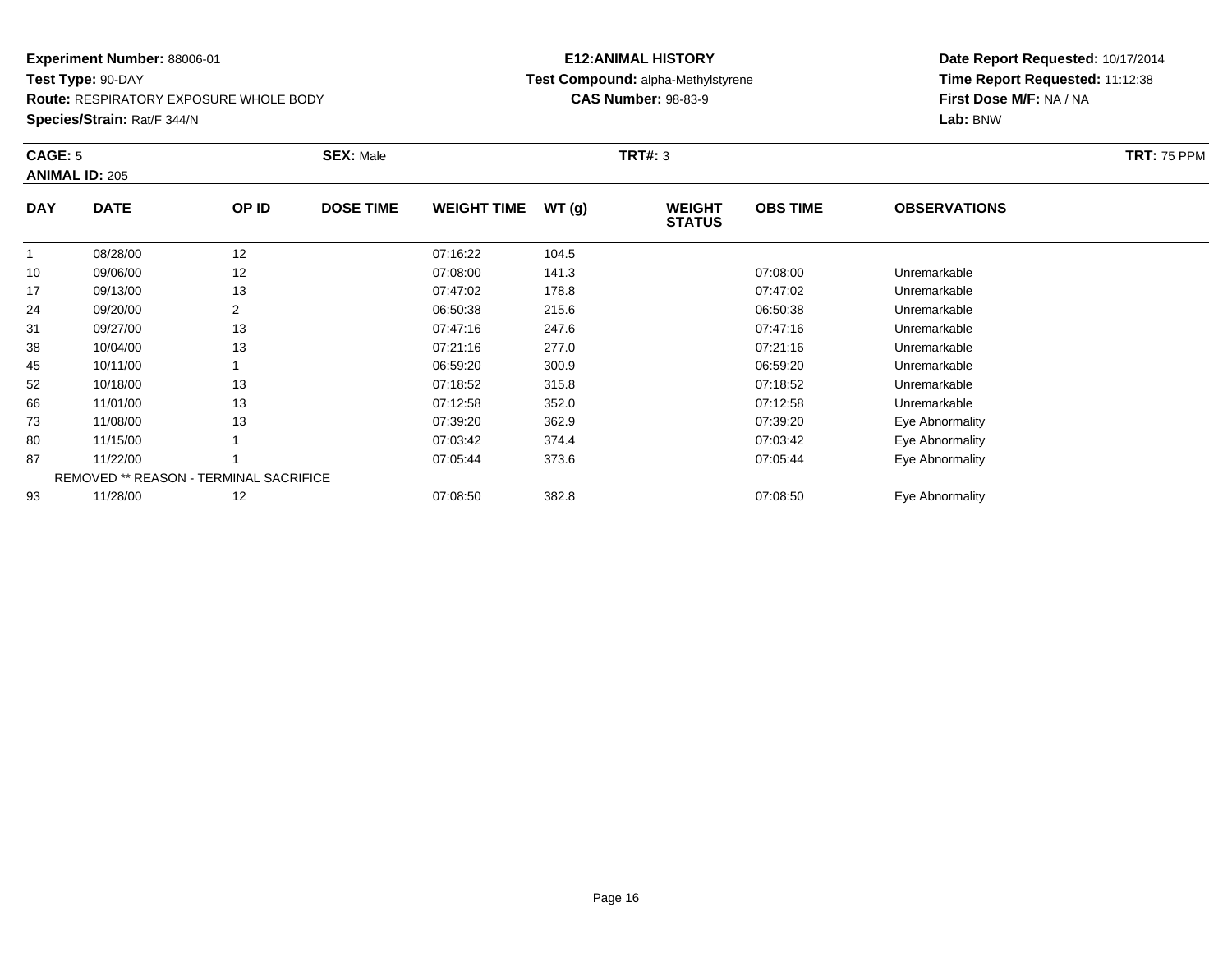**Experiment Number:** 88006-01
**Test Type:** 90-DAY
**Route:** RESPIRATORY EXPOSURE WHOLE BODY
**Species/Strain:** Rat/F 344/N

**E12:ANIMAL HISTORY**
**Test Compound:** alpha-Methylstyrene
**CAS Number:** 98-83-9

**Date Report Requested:** 10/17/2014
**Time Report Requested:** 11:12:38
**First Dose M/F:** NA / NA
**Lab:** BNW

**CAGE:** 5 **SEX:** Male **TRT#:** 3 **TRT:** 75 PPM
**ANIMAL ID:** 205

| DAY | DATE | OP ID | DOSE TIME | WEIGHT TIME | WT (g) | WEIGHT STATUS | OBS TIME | OBSERVATIONS |
|---|---|---|---|---|---|---|---|---|
| 1 | 08/28/00 | 12 | | 07:16:22 | 104.5 | | | |
| 10 | 09/06/00 | 12 | | 07:08:00 | 141.3 | | 07:08:00 | Unremarkable |
| 17 | 09/13/00 | 13 | | 07:47:02 | 178.8 | | 07:47:02 | Unremarkable |
| 24 | 09/20/00 | 2 | | 06:50:38 | 215.6 | | 06:50:38 | Unremarkable |
| 31 | 09/27/00 | 13 | | 07:47:16 | 247.6 | | 07:47:16 | Unremarkable |
| 38 | 10/04/00 | 13 | | 07:21:16 | 277.0 | | 07:21:16 | Unremarkable |
| 45 | 10/11/00 | 1 | | 06:59:20 | 300.9 | | 06:59:20 | Unremarkable |
| 52 | 10/18/00 | 13 | | 07:18:52 | 315.8 | | 07:18:52 | Unremarkable |
| 66 | 11/01/00 | 13 | | 07:12:58 | 352.0 | | 07:12:58 | Unremarkable |
| 73 | 11/08/00 | 13 | | 07:39:20 | 362.9 | | 07:39:20 | Eye Abnormality |
| 80 | 11/15/00 | 1 | | 07:03:42 | 374.4 | | 07:03:42 | Eye Abnormality |
| 87 | 11/22/00 | 1 | | 07:05:44 | 373.6 | | 07:05:44 | Eye Abnormality |
| | REMOVED ** REASON - TERMINAL SACRIFICE | | | | | | | |
| 93 | 11/28/00 | 12 | | 07:08:50 | 382.8 | | 07:08:50 | Eye Abnormality |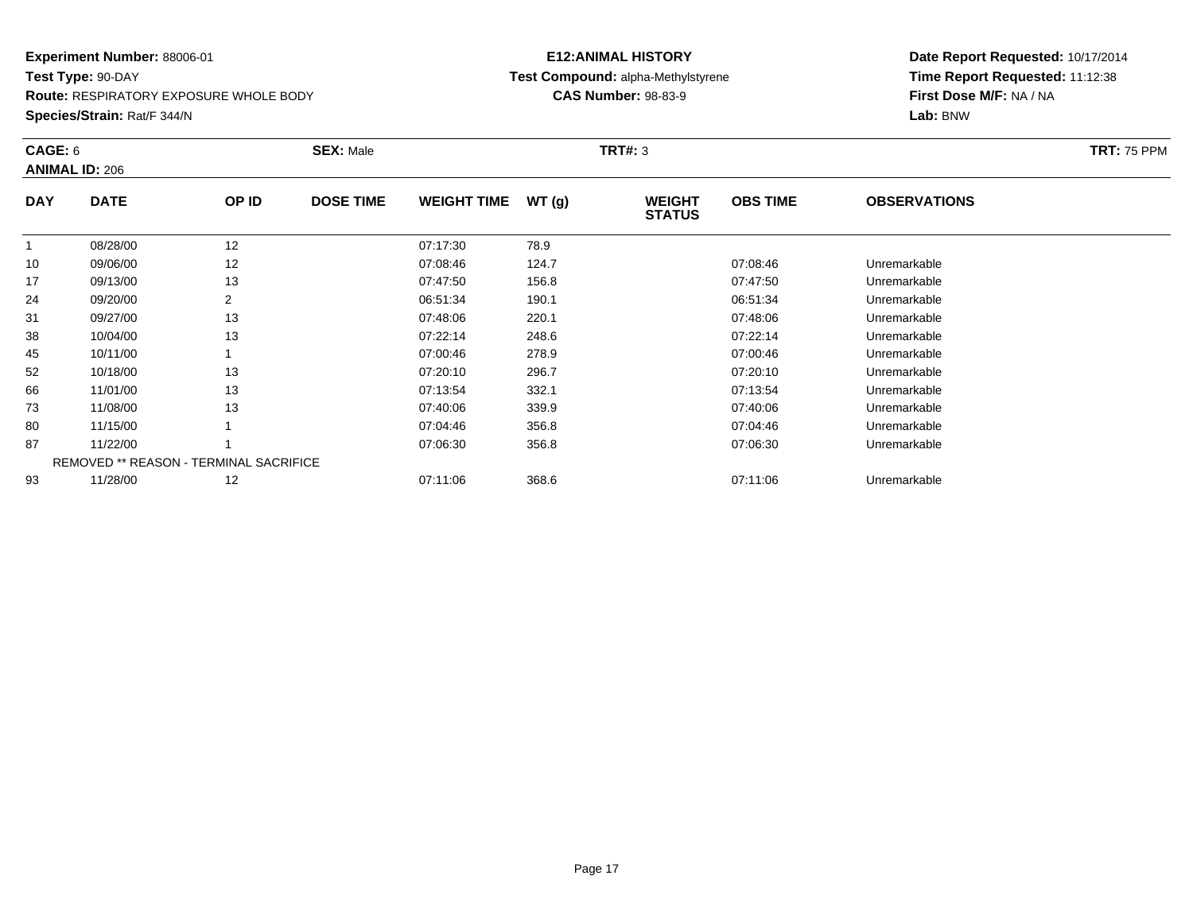**Experiment Number:** 88006-01
**Test Type:** 90-DAY
**Route:** RESPIRATORY EXPOSURE WHOLE BODY
**Species/Strain:** Rat/F 344/N

**E12:ANIMAL HISTORY**
**Test Compound:** alpha-Methylstyrene
**CAS Number:** 98-83-9

**Date Report Requested:** 10/17/2014
**Time Report Requested:** 11:12:38
**First Dose M/F:** NA / NA
**Lab:** BNW

**CAGE:** 6 **SEX:** Male **TRT#:** 3 **TRT:** 75 PPM
**ANIMAL ID:** 206

| DAY | DATE | OP ID | DOSE TIME | WEIGHT TIME | WT (g) | WEIGHT STATUS | OBS TIME | OBSERVATIONS |
|---|---|---|---|---|---|---|---|---|
| 1 | 08/28/00 | 12 | | 07:17:30 | 78.9 | | | |
| 10 | 09/06/00 | 12 | | 07:08:46 | 124.7 | | 07:08:46 | Unremarkable |
| 17 | 09/13/00 | 13 | | 07:47:50 | 156.8 | | 07:47:50 | Unremarkable |
| 24 | 09/20/00 | 2 | | 06:51:34 | 190.1 | | 06:51:34 | Unremarkable |
| 31 | 09/27/00 | 13 | | 07:48:06 | 220.1 | | 07:48:06 | Unremarkable |
| 38 | 10/04/00 | 13 | | 07:22:14 | 248.6 | | 07:22:14 | Unremarkable |
| 45 | 10/11/00 | 1 | | 07:00:46 | 278.9 | | 07:00:46 | Unremarkable |
| 52 | 10/18/00 | 13 | | 07:20:10 | 296.7 | | 07:20:10 | Unremarkable |
| 66 | 11/01/00 | 13 | | 07:13:54 | 332.1 | | 07:13:54 | Unremarkable |
| 73 | 11/08/00 | 13 | | 07:40:06 | 339.9 | | 07:40:06 | Unremarkable |
| 80 | 11/15/00 | 1 | | 07:04:46 | 356.8 | | 07:04:46 | Unremarkable |
| 87 | 11/22/00 | 1 | | 07:06:30 | 356.8 | | 07:06:30 | Unremarkable |
| | REMOVED ** REASON - TERMINAL SACRIFICE | | | | | | | |
| 93 | 11/28/00 | 12 | | 07:11:06 | 368.6 | | 07:11:06 | Unremarkable |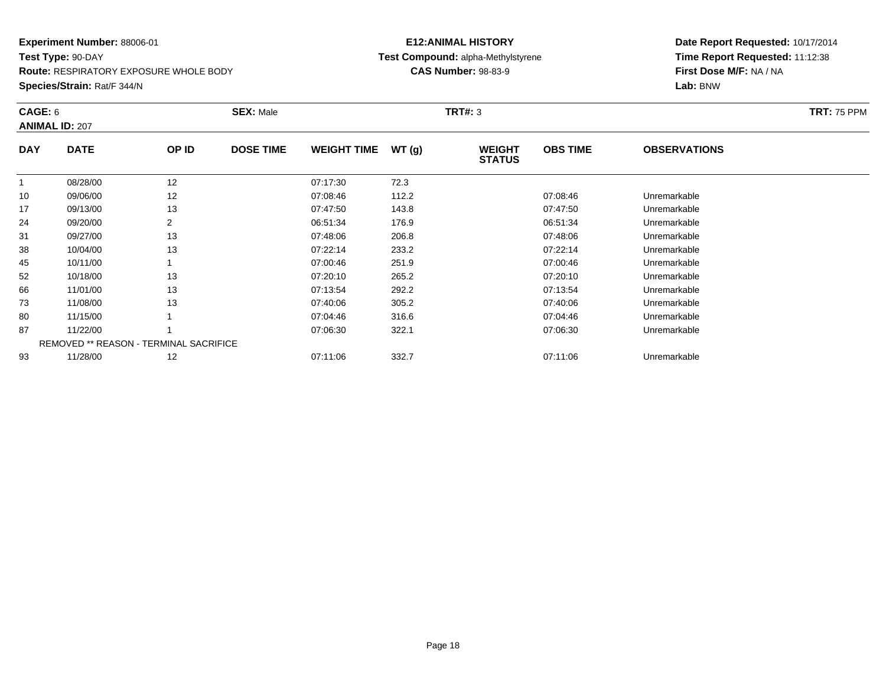**Experiment Number:** 88006-01
**Test Type:** 90-DAY
**Route:** RESPIRATORY EXPOSURE WHOLE BODY
**Species/Strain:** Rat/F 344/N

**E12:ANIMAL HISTORY**
**Test Compound:** alpha-Methylstyrene
**CAS Number:** 98-83-9

**Date Report Requested:** 10/17/2014
**Time Report Requested:** 11:12:38
**First Dose M/F:** NA / NA
**Lab:** BNW

**CAGE:** 6
**ANIMAL ID:** 207
**SEX:** Male
**TRT#:** 3
**TRT:** 75 PPM

| DAY | DATE | OP ID | DOSE TIME | WEIGHT TIME | WT (g) | WEIGHT STATUS | OBS TIME | OBSERVATIONS |
|---|---|---|---|---|---|---|---|---|
| 1 | 08/28/00 | 12 | | 07:17:30 | 72.3 | | | |
| 10 | 09/06/00 | 12 | | 07:08:46 | 112.2 | | 07:08:46 | Unremarkable |
| 17 | 09/13/00 | 13 | | 07:47:50 | 143.8 | | 07:47:50 | Unremarkable |
| 24 | 09/20/00 | 2 | | 06:51:34 | 176.9 | | 06:51:34 | Unremarkable |
| 31 | 09/27/00 | 13 | | 07:48:06 | 206.8 | | 07:48:06 | Unremarkable |
| 38 | 10/04/00 | 13 | | 07:22:14 | 233.2 | | 07:22:14 | Unremarkable |
| 45 | 10/11/00 | 1 | | 07:00:46 | 251.9 | | 07:00:46 | Unremarkable |
| 52 | 10/18/00 | 13 | | 07:20:10 | 265.2 | | 07:20:10 | Unremarkable |
| 66 | 11/01/00 | 13 | | 07:13:54 | 292.2 | | 07:13:54 | Unremarkable |
| 73 | 11/08/00 | 13 | | 07:40:06 | 305.2 | | 07:40:06 | Unremarkable |
| 80 | 11/15/00 | 1 | | 07:04:46 | 316.6 | | 07:04:46 | Unremarkable |
| 87 | 11/22/00 | 1 | | 07:06:30 | 322.1 | | 07:06:30 | Unremarkable |
| | REMOVED ** REASON - TERMINAL SACRIFICE | | | | | | | |
| 93 | 11/28/00 | 12 | | 07:11:06 | 332.7 | | 07:11:06 | Unremarkable |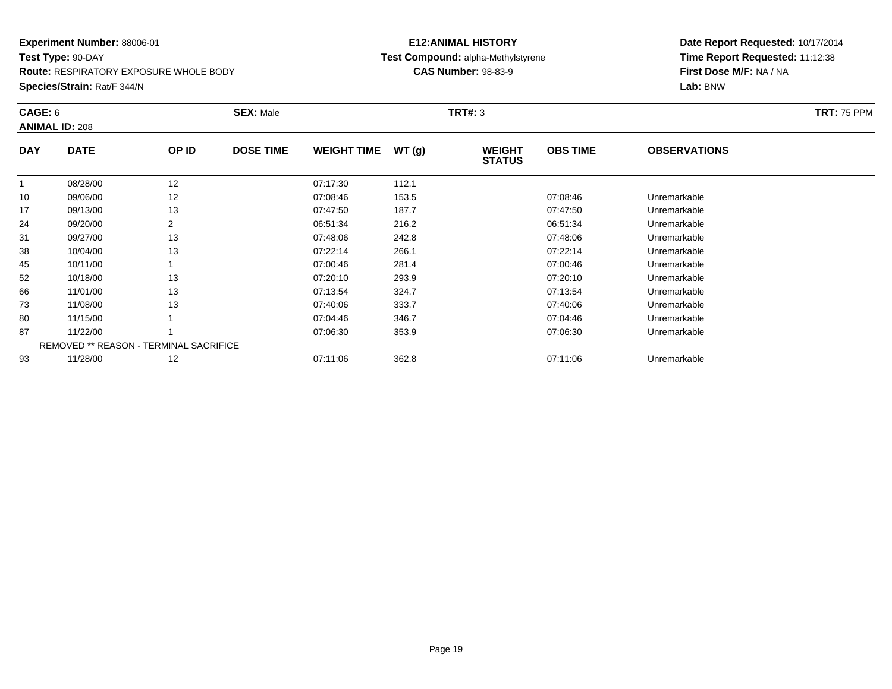**Experiment Number:** 88006-01
**Test Type:** 90-DAY
**Route:** RESPIRATORY EXPOSURE WHOLE BODY
**Species/Strain:** Rat/F 344/N

**E12:ANIMAL HISTORY**
**Test Compound:** alpha-Methylstyrene
**CAS Number:** 98-83-9

**Date Report Requested:** 10/17/2014
**Time Report Requested:** 11:12:38
**First Dose M/F:** NA / NA
**Lab:** BNW

**CAGE:** 6 **SEX:** Male **TRT#:** 3 **TRT:** 75 PPM
**ANIMAL ID:** 208

| DAY | DATE | OP ID | DOSE TIME | WEIGHT TIME | WT (g) | WEIGHT STATUS | OBS TIME | OBSERVATIONS |
|---|---|---|---|---|---|---|---|---|
| 1 | 08/28/00 | 12 | | 07:17:30 | 112.1 | | | |
| 10 | 09/06/00 | 12 | | 07:08:46 | 153.5 | | 07:08:46 | Unremarkable |
| 17 | 09/13/00 | 13 | | 07:47:50 | 187.7 | | 07:47:50 | Unremarkable |
| 24 | 09/20/00 | 2 | | 06:51:34 | 216.2 | | 06:51:34 | Unremarkable |
| 31 | 09/27/00 | 13 | | 07:48:06 | 242.8 | | 07:48:06 | Unremarkable |
| 38 | 10/04/00 | 13 | | 07:22:14 | 266.1 | | 07:22:14 | Unremarkable |
| 45 | 10/11/00 | 1 | | 07:00:46 | 281.4 | | 07:00:46 | Unremarkable |
| 52 | 10/18/00 | 13 | | 07:20:10 | 293.9 | | 07:20:10 | Unremarkable |
| 66 | 11/01/00 | 13 | | 07:13:54 | 324.7 | | 07:13:54 | Unremarkable |
| 73 | 11/08/00 | 13 | | 07:40:06 | 333.7 | | 07:40:06 | Unremarkable |
| 80 | 11/15/00 | 1 | | 07:04:46 | 346.7 | | 07:04:46 | Unremarkable |
| 87 | 11/22/00 | 1 | | 07:06:30 | 353.9 | | 07:06:30 | Unremarkable |
| | REMOVED ** REASON - TERMINAL SACRIFICE | | | | | | | |
| 93 | 11/28/00 | 12 | | 07:11:06 | 362.8 | | 07:11:06 | Unremarkable |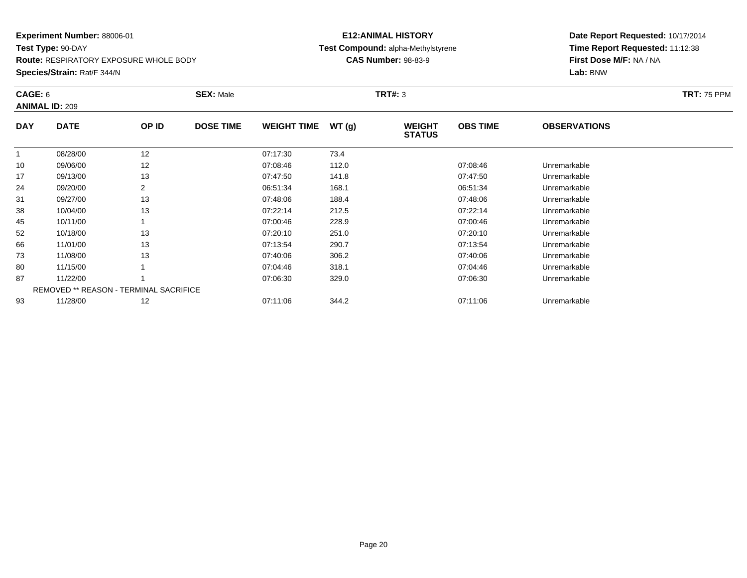**Experiment Number:** 88006-01
**Test Type:** 90-DAY
**Route:** RESPIRATORY EXPOSURE WHOLE BODY
**Species/Strain:** Rat/F 344/N

**E12:ANIMAL HISTORY**
**Test Compound:** alpha-Methylstyrene
**CAS Number:** 98-83-9

**Date Report Requested:** 10/17/2014
**Time Report Requested:** 11:12:38
**First Dose M/F:** NA / NA
**Lab:** BNW

**CAGE:** 6 **SEX:** Male **TRT#:** 3 **TRT:** 75 PPM
**ANIMAL ID:** 209

| DAY | DATE | OP ID | DOSE TIME | WEIGHT TIME | WT (g) | WEIGHT STATUS | OBS TIME | OBSERVATIONS |
|---|---|---|---|---|---|---|---|---|
| 1 | 08/28/00 | 12 | | 07:17:30 | 73.4 | | | |
| 10 | 09/06/00 | 12 | | 07:08:46 | 112.0 | | 07:08:46 | Unremarkable |
| 17 | 09/13/00 | 13 | | 07:47:50 | 141.8 | | 07:47:50 | Unremarkable |
| 24 | 09/20/00 | 2 | | 06:51:34 | 168.1 | | 06:51:34 | Unremarkable |
| 31 | 09/27/00 | 13 | | 07:48:06 | 188.4 | | 07:48:06 | Unremarkable |
| 38 | 10/04/00 | 13 | | 07:22:14 | 212.5 | | 07:22:14 | Unremarkable |
| 45 | 10/11/00 | 1 | | 07:00:46 | 228.9 | | 07:00:46 | Unremarkable |
| 52 | 10/18/00 | 13 | | 07:20:10 | 251.0 | | 07:20:10 | Unremarkable |
| 66 | 11/01/00 | 13 | | 07:13:54 | 290.7 | | 07:13:54 | Unremarkable |
| 73 | 11/08/00 | 13 | | 07:40:06 | 306.2 | | 07:40:06 | Unremarkable |
| 80 | 11/15/00 | 1 | | 07:04:46 | 318.1 | | 07:04:46 | Unremarkable |
| 87 | 11/22/00 | 1 | | 07:06:30 | 329.0 | | 07:06:30 | Unremarkable |
| | REMOVED ** REASON - TERMINAL SACRIFICE | | | | | | | |
| 93 | 11/28/00 | 12 | | 07:11:06 | 344.2 | | 07:11:06 | Unremarkable |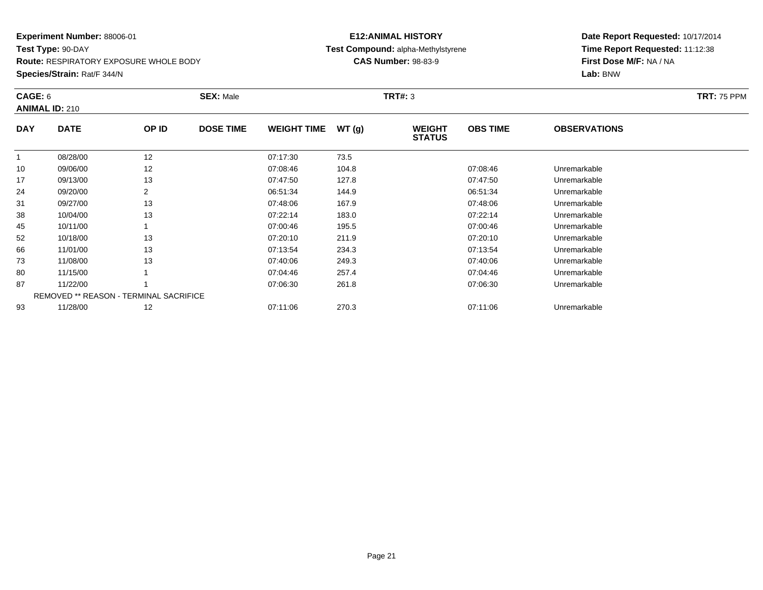**Experiment Number:** 88006-01
**Test Type:** 90-DAY
**Route:** RESPIRATORY EXPOSURE WHOLE BODY
**Species/Strain:** Rat/F 344/N

**E12:ANIMAL HISTORY**
**Test Compound:** alpha-Methylstyrene
**CAS Number:** 98-83-9

**Date Report Requested:** 10/17/2014
**Time Report Requested:** 11:12:38
**First Dose M/F:** NA / NA
**Lab:** BNW

**CAGE:** 6 **SEX:** Male **TRT#:** 3 **TRT:** 75 PPM
**ANIMAL ID:** 210

| DAY | DATE | OP ID | DOSE TIME | WEIGHT TIME | WT (g) | WEIGHT STATUS | OBS TIME | OBSERVATIONS |
|---|---|---|---|---|---|---|---|---|
| 1 | 08/28/00 | 12 | | 07:17:30 | 73.5 | | | |
| 10 | 09/06/00 | 12 | | 07:08:46 | 104.8 | | 07:08:46 | Unremarkable |
| 17 | 09/13/00 | 13 | | 07:47:50 | 127.8 | | 07:47:50 | Unremarkable |
| 24 | 09/20/00 | 2 | | 06:51:34 | 144.9 | | 06:51:34 | Unremarkable |
| 31 | 09/27/00 | 13 | | 07:48:06 | 167.9 | | 07:48:06 | Unremarkable |
| 38 | 10/04/00 | 13 | | 07:22:14 | 183.0 | | 07:22:14 | Unremarkable |
| 45 | 10/11/00 | 1 | | 07:00:46 | 195.5 | | 07:00:46 | Unremarkable |
| 52 | 10/18/00 | 13 | | 07:20:10 | 211.9 | | 07:20:10 | Unremarkable |
| 66 | 11/01/00 | 13 | | 07:13:54 | 234.3 | | 07:13:54 | Unremarkable |
| 73 | 11/08/00 | 13 | | 07:40:06 | 249.3 | | 07:40:06 | Unremarkable |
| 80 | 11/15/00 | 1 | | 07:04:46 | 257.4 | | 07:04:46 | Unremarkable |
| 87 | 11/22/00 | 1 | | 07:06:30 | 261.8 | | 07:06:30 | Unremarkable |
| | REMOVED ** REASON - TERMINAL SACRIFICE | | | | | | | |
| 93 | 11/28/00 | 12 | | 07:11:06 | 270.3 | | 07:11:06 | Unremarkable |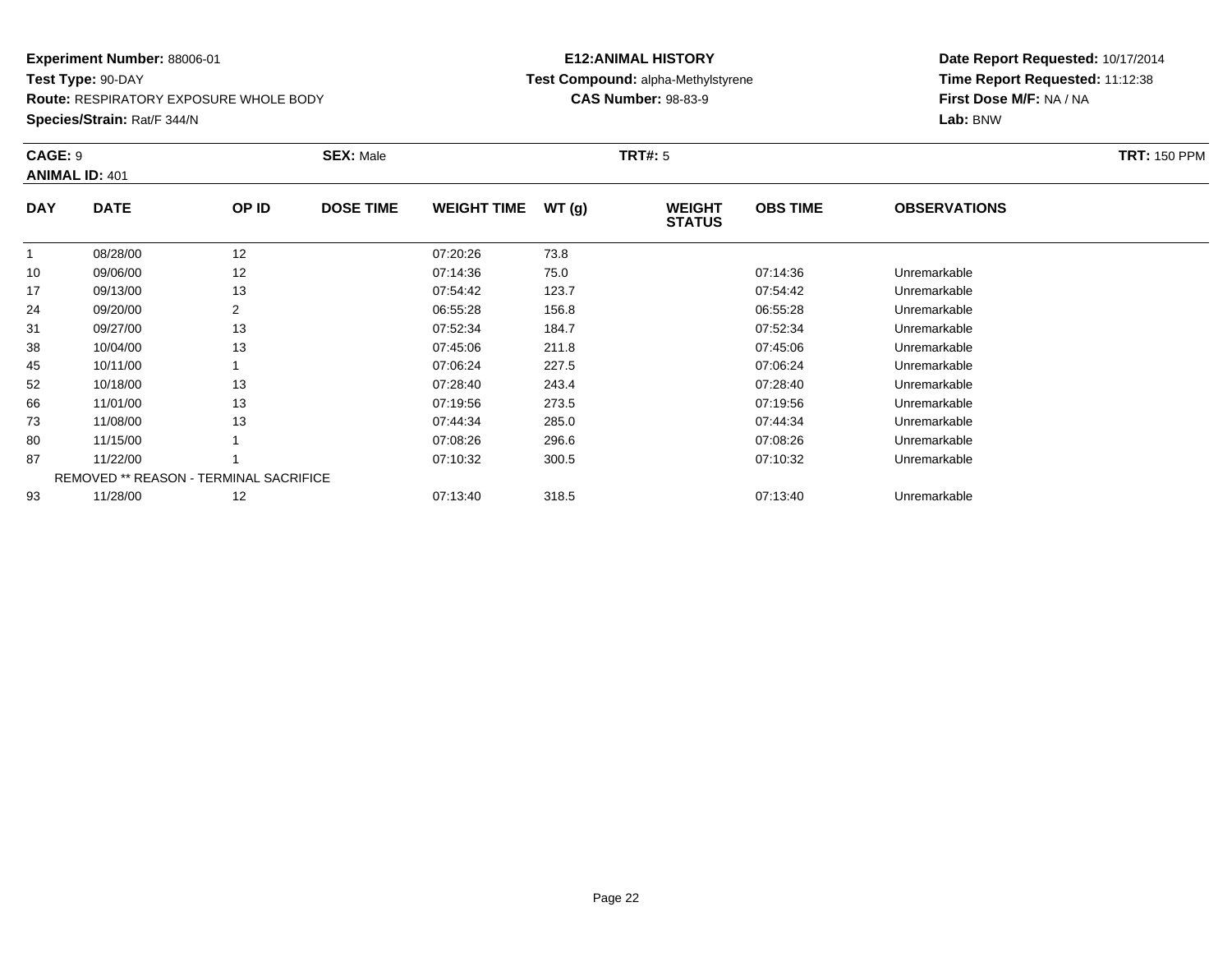**Experiment Number:** 88006-01
**Test Type:** 90-DAY
**Route:** RESPIRATORY EXPOSURE WHOLE BODY
**Species/Strain:** Rat/F 344/N

**E12:ANIMAL HISTORY**
**Test Compound:** alpha-Methylstyrene
**CAS Number:** 98-83-9

**Date Report Requested:** 10/17/2014
**Time Report Requested:** 11:12:38
**First Dose M/F:** NA / NA
**Lab:** BNW

**CAGE:** 9 **SEX:** Male **TRT#:** 5 **TRT:** 150 PPM
**ANIMAL ID:** 401

| DAY | DATE | OP ID | DOSE TIME | WEIGHT TIME | WT (g) | WEIGHT STATUS | OBS TIME | OBSERVATIONS |
|---|---|---|---|---|---|---|---|---|
| 1 | 08/28/00 | 12 | | 07:20:26 | 73.8 | | | |
| 10 | 09/06/00 | 12 | | 07:14:36 | 75.0 | | 07:14:36 | Unremarkable |
| 17 | 09/13/00 | 13 | | 07:54:42 | 123.7 | | 07:54:42 | Unremarkable |
| 24 | 09/20/00 | 2 | | 06:55:28 | 156.8 | | 06:55:28 | Unremarkable |
| 31 | 09/27/00 | 13 | | 07:52:34 | 184.7 | | 07:52:34 | Unremarkable |
| 38 | 10/04/00 | 13 | | 07:45:06 | 211.8 | | 07:45:06 | Unremarkable |
| 45 | 10/11/00 | 1 | | 07:06:24 | 227.5 | | 07:06:24 | Unremarkable |
| 52 | 10/18/00 | 13 | | 07:28:40 | 243.4 | | 07:28:40 | Unremarkable |
| 66 | 11/01/00 | 13 | | 07:19:56 | 273.5 | | 07:19:56 | Unremarkable |
| 73 | 11/08/00 | 13 | | 07:44:34 | 285.0 | | 07:44:34 | Unremarkable |
| 80 | 11/15/00 | 1 | | 07:08:26 | 296.6 | | 07:08:26 | Unremarkable |
| 87 | 11/22/00 | 1 | | 07:10:32 | 300.5 | | 07:10:32 | Unremarkable |
| | REMOVED ** REASON - TERMINAL SACRIFICE | | | | | | | |
| 93 | 11/28/00 | 12 | | 07:13:40 | 318.5 | | 07:13:40 | Unremarkable |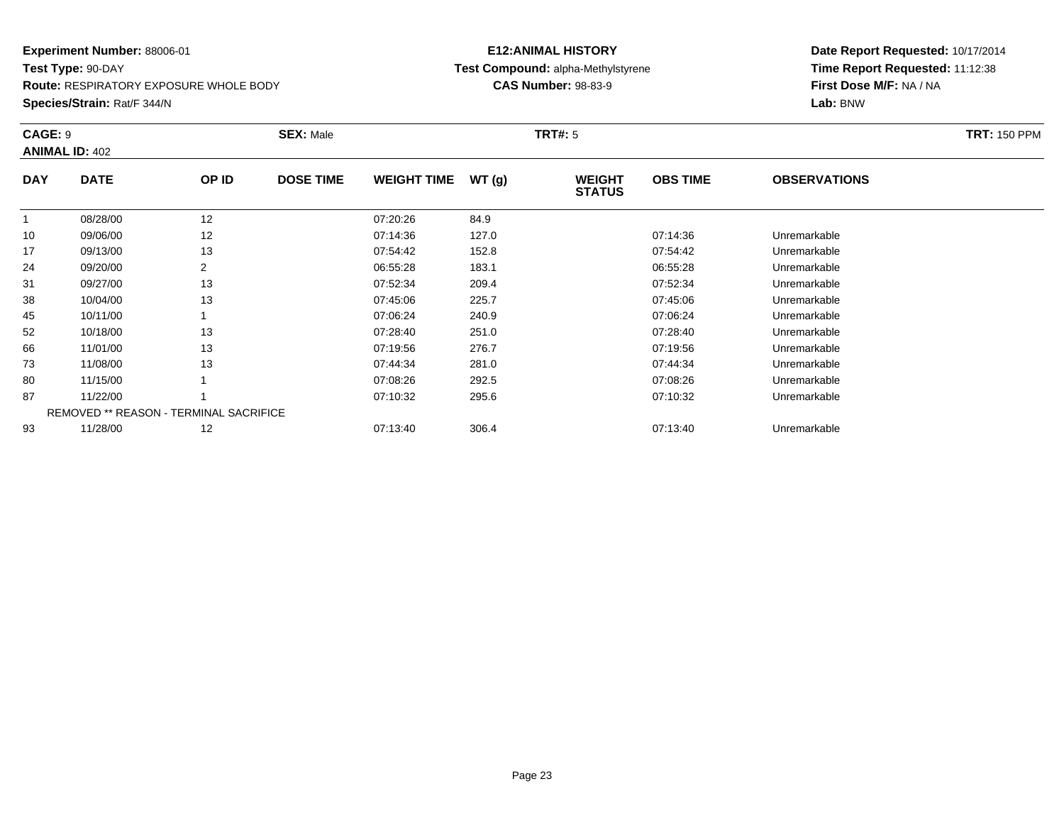**Experiment Number:** 88006-01
**Test Type:** 90-DAY
**Route:** RESPIRATORY EXPOSURE WHOLE BODY
**Species/Strain:** Rat/F 344/N

**E12:ANIMAL HISTORY**
**Test Compound:** alpha-Methylstyrene
**CAS Number:** 98-83-9

**Date Report Requested:** 10/17/2014
**Time Report Requested:** 11:12:38
**First Dose M/F:** NA / NA
**Lab:** BNW

**CAGE:** 9 **SEX:** Male **TRT#:** 5 **TRT:** 150 PPM
**ANIMAL ID:** 402

| DAY | DATE | OP ID | DOSE TIME | WEIGHT TIME | WT (g) | WEIGHT STATUS | OBS TIME | OBSERVATIONS |
|---|---|---|---|---|---|---|---|---|
| 1 | 08/28/00 | 12 | | 07:20:26 | 84.9 | | | |
| 10 | 09/06/00 | 12 | | 07:14:36 | 127.0 | | 07:14:36 | Unremarkable |
| 17 | 09/13/00 | 13 | | 07:54:42 | 152.8 | | 07:54:42 | Unremarkable |
| 24 | 09/20/00 | 2 | | 06:55:28 | 183.1 | | 06:55:28 | Unremarkable |
| 31 | 09/27/00 | 13 | | 07:52:34 | 209.4 | | 07:52:34 | Unremarkable |
| 38 | 10/04/00 | 13 | | 07:45:06 | 225.7 | | 07:45:06 | Unremarkable |
| 45 | 10/11/00 | 1 | | 07:06:24 | 240.9 | | 07:06:24 | Unremarkable |
| 52 | 10/18/00 | 13 | | 07:28:40 | 251.0 | | 07:28:40 | Unremarkable |
| 66 | 11/01/00 | 13 | | 07:19:56 | 276.7 | | 07:19:56 | Unremarkable |
| 73 | 11/08/00 | 13 | | 07:44:34 | 281.0 | | 07:44:34 | Unremarkable |
| 80 | 11/15/00 | 1 | | 07:08:26 | 292.5 | | 07:08:26 | Unremarkable |
| 87 | 11/22/00 | 1 | | 07:10:32 | 295.6 | | 07:10:32 | Unremarkable |
| | REMOVED ** REASON - TERMINAL SACRIFICE | | | | | | | |
| 93 | 11/28/00 | 12 | | 07:13:40 | 306.4 | | 07:13:40 | Unremarkable |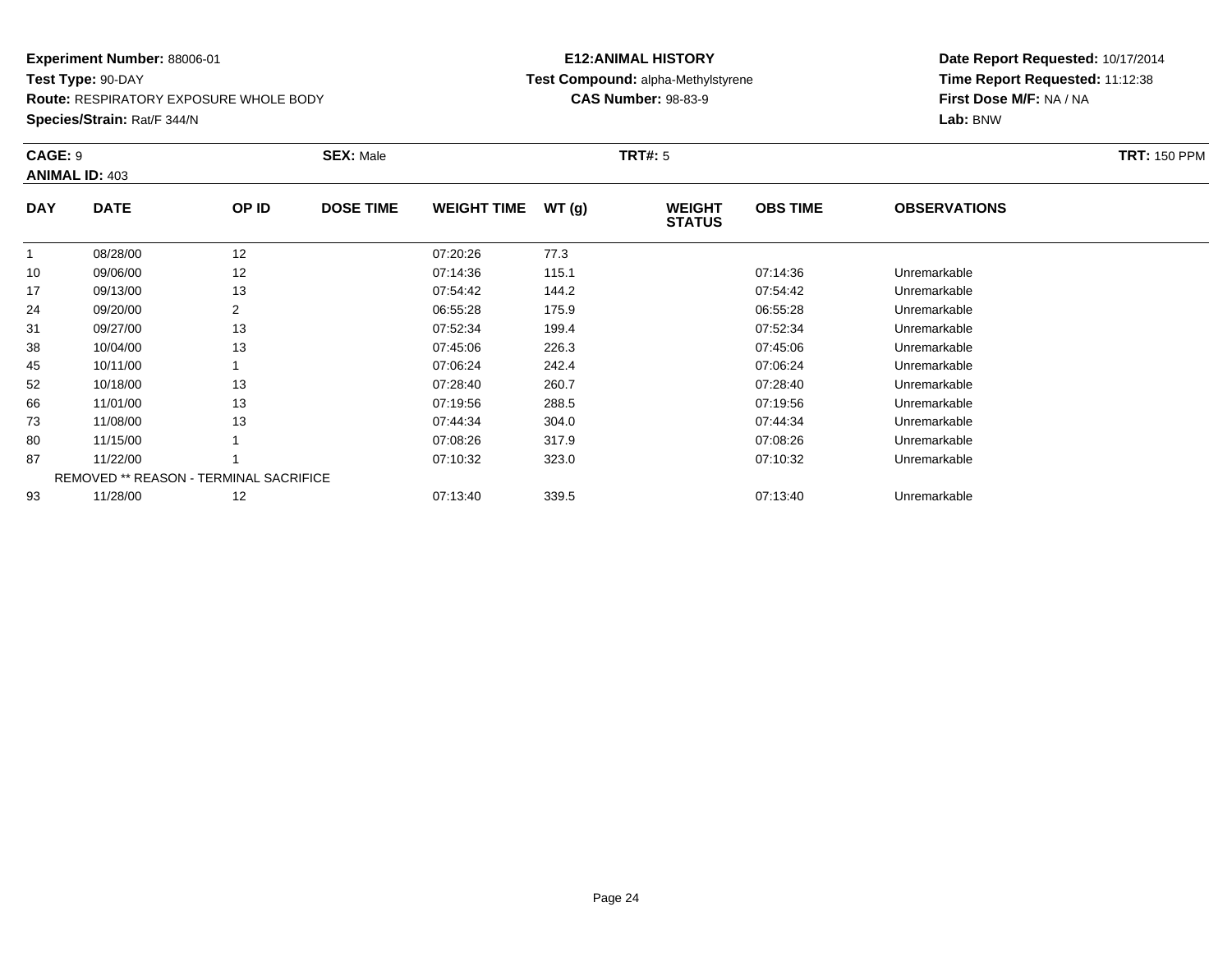**Experiment Number:** 88006-01
**Test Type:** 90-DAY
**Route:** RESPIRATORY EXPOSURE WHOLE BODY
**Species/Strain:** Rat/F 344/N

**E12:ANIMAL HISTORY**
**Test Compound:** alpha-Methylstyrene
**CAS Number:** 98-83-9

**Date Report Requested:** 10/17/2014
**Time Report Requested:** 11:12:38
**First Dose M/F:** NA / NA
**Lab:** BNW

**CAGE:** 9 **SEX:** Male **TRT#:** 5 **TRT:** 150 PPM
**ANIMAL ID:** 403

| DAY | DATE | OP ID | DOSE TIME | WEIGHT TIME | WT (g) | WEIGHT STATUS | OBS TIME | OBSERVATIONS |
|---|---|---|---|---|---|---|---|---|
| 1 | 08/28/00 | 12 | | 07:20:26 | 77.3 | | | |
| 10 | 09/06/00 | 12 | | 07:14:36 | 115.1 | | 07:14:36 | Unremarkable |
| 17 | 09/13/00 | 13 | | 07:54:42 | 144.2 | | 07:54:42 | Unremarkable |
| 24 | 09/20/00 | 2 | | 06:55:28 | 175.9 | | 06:55:28 | Unremarkable |
| 31 | 09/27/00 | 13 | | 07:52:34 | 199.4 | | 07:52:34 | Unremarkable |
| 38 | 10/04/00 | 13 | | 07:45:06 | 226.3 | | 07:45:06 | Unremarkable |
| 45 | 10/11/00 | 1 | | 07:06:24 | 242.4 | | 07:06:24 | Unremarkable |
| 52 | 10/18/00 | 13 | | 07:28:40 | 260.7 | | 07:28:40 | Unremarkable |
| 66 | 11/01/00 | 13 | | 07:19:56 | 288.5 | | 07:19:56 | Unremarkable |
| 73 | 11/08/00 | 13 | | 07:44:34 | 304.0 | | 07:44:34 | Unremarkable |
| 80 | 11/15/00 | 1 | | 07:08:26 | 317.9 | | 07:08:26 | Unremarkable |
| 87 | 11/22/00 | 1 | | 07:10:32 | 323.0 | | 07:10:32 | Unremarkable |
| | REMOVED ** REASON - TERMINAL SACRIFICE | | | | | | | |
| 93 | 11/28/00 | 12 | | 07:13:40 | 339.5 | | 07:13:40 | Unremarkable |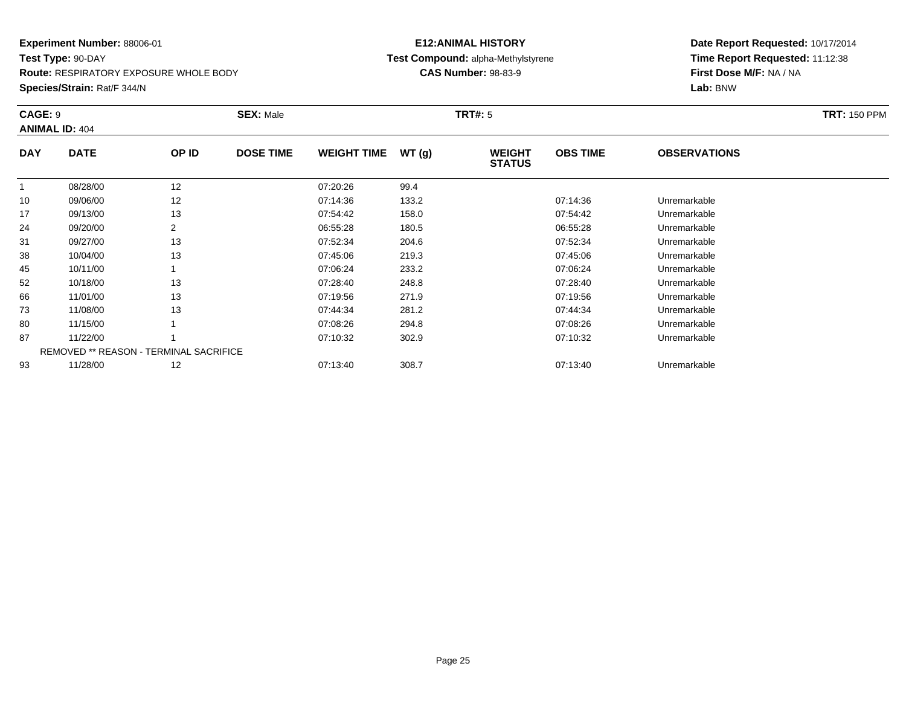**Experiment Number:** 88006-01
**Test Type:** 90-DAY
**Route:** RESPIRATORY EXPOSURE WHOLE BODY
**Species/Strain:** Rat/F 344/N

**E12:ANIMAL HISTORY**
**Test Compound:** alpha-Methylstyrene
**CAS Number:** 98-83-9

**Date Report Requested:** 10/17/2014
**Time Report Requested:** 11:12:38
**First Dose M/F:** NA / NA
**Lab:** BNW

**CAGE:** 9 **SEX:** Male **TRT#:** 5 **TRT:** 150 PPM
**ANIMAL ID:** 404

| DAY | DATE | OP ID | DOSE TIME | WEIGHT TIME | WT (g) | WEIGHT STATUS | OBS TIME | OBSERVATIONS |
|---|---|---|---|---|---|---|---|---|
| 1 | 08/28/00 | 12 | | 07:20:26 | 99.4 | | | |
| 10 | 09/06/00 | 12 | | 07:14:36 | 133.2 | | 07:14:36 | Unremarkable |
| 17 | 09/13/00 | 13 | | 07:54:42 | 158.0 | | 07:54:42 | Unremarkable |
| 24 | 09/20/00 | 2 | | 06:55:28 | 180.5 | | 06:55:28 | Unremarkable |
| 31 | 09/27/00 | 13 | | 07:52:34 | 204.6 | | 07:52:34 | Unremarkable |
| 38 | 10/04/00 | 13 | | 07:45:06 | 219.3 | | 07:45:06 | Unremarkable |
| 45 | 10/11/00 | 1 | | 07:06:24 | 233.2 | | 07:06:24 | Unremarkable |
| 52 | 10/18/00 | 13 | | 07:28:40 | 248.8 | | 07:28:40 | Unremarkable |
| 66 | 11/01/00 | 13 | | 07:19:56 | 271.9 | | 07:19:56 | Unremarkable |
| 73 | 11/08/00 | 13 | | 07:44:34 | 281.2 | | 07:44:34 | Unremarkable |
| 80 | 11/15/00 | 1 | | 07:08:26 | 294.8 | | 07:08:26 | Unremarkable |
| 87 | 11/22/00 | 1 | | 07:10:32 | 302.9 | | 07:10:32 | Unremarkable |
| | REMOVED ** REASON - TERMINAL SACRIFICE | | | | | | | |
| 93 | 11/28/00 | 12 | | 07:13:40 | 308.7 | | 07:13:40 | Unremarkable |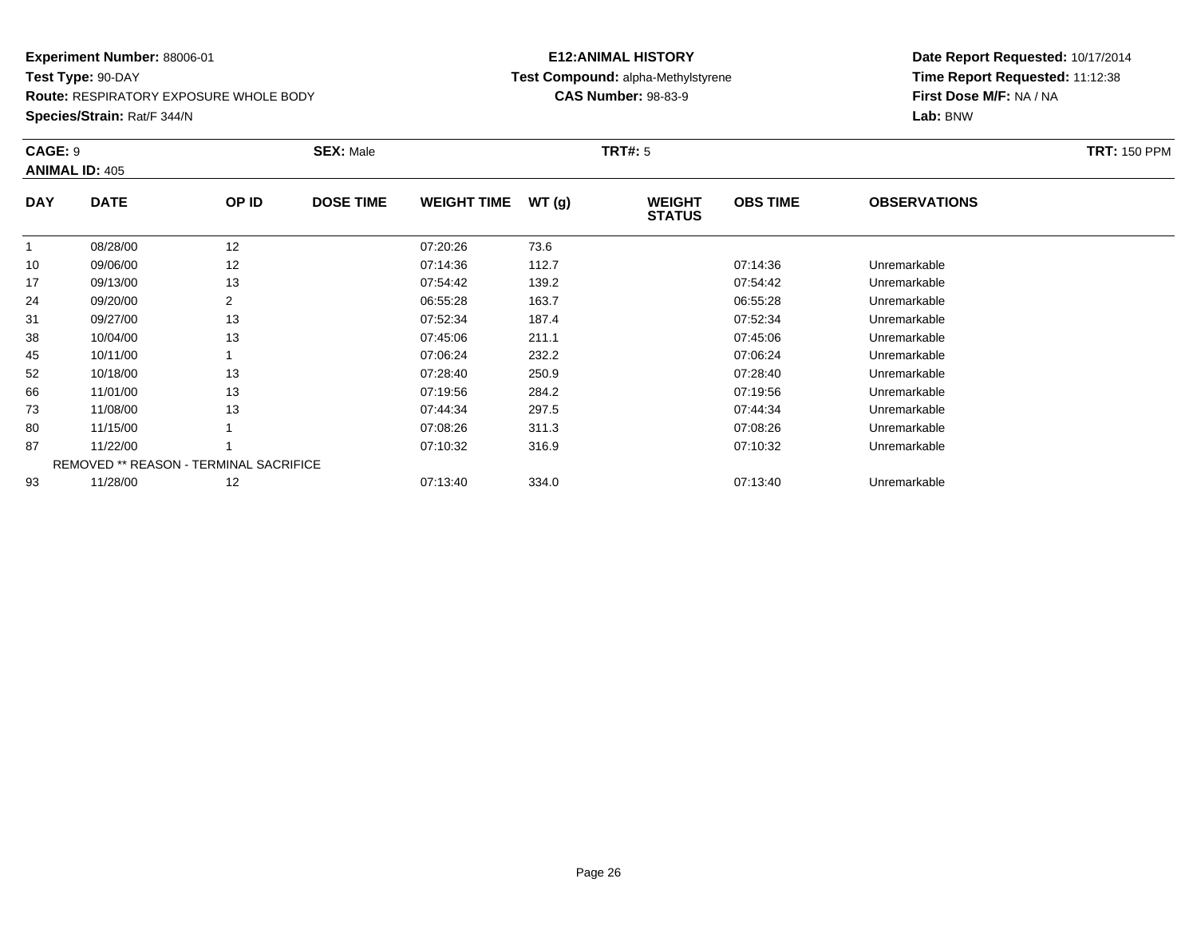**Experiment Number:** 88006-01
**Test Type:** 90-DAY
**Route:** RESPIRATORY EXPOSURE WHOLE BODY
**Species/Strain:** Rat/F 344/N

**E12:ANIMAL HISTORY**
**Test Compound:** alpha-Methylstyrene
**CAS Number:** 98-83-9

**Date Report Requested:** 10/17/2014
**Time Report Requested:** 11:12:38
**First Dose M/F:** NA / NA
**Lab:** BNW

**CAGE:** 9 **SEX:** Male **TRT#:** 5 **TRT:** 150 PPM
**ANIMAL ID:** 405

| DAY | DATE | OP ID | DOSE TIME | WEIGHT TIME | WT (g) | WEIGHT STATUS | OBS TIME | OBSERVATIONS |
|---|---|---|---|---|---|---|---|---|
| 1 | 08/28/00 | 12 | | 07:20:26 | 73.6 | | | |
| 10 | 09/06/00 | 12 | | 07:14:36 | 112.7 | | 07:14:36 | Unremarkable |
| 17 | 09/13/00 | 13 | | 07:54:42 | 139.2 | | 07:54:42 | Unremarkable |
| 24 | 09/20/00 | 2 | | 06:55:28 | 163.7 | | 06:55:28 | Unremarkable |
| 31 | 09/27/00 | 13 | | 07:52:34 | 187.4 | | 07:52:34 | Unremarkable |
| 38 | 10/04/00 | 13 | | 07:45:06 | 211.1 | | 07:45:06 | Unremarkable |
| 45 | 10/11/00 | 1 | | 07:06:24 | 232.2 | | 07:06:24 | Unremarkable |
| 52 | 10/18/00 | 13 | | 07:28:40 | 250.9 | | 07:28:40 | Unremarkable |
| 66 | 11/01/00 | 13 | | 07:19:56 | 284.2 | | 07:19:56 | Unremarkable |
| 73 | 11/08/00 | 13 | | 07:44:34 | 297.5 | | 07:44:34 | Unremarkable |
| 80 | 11/15/00 | 1 | | 07:08:26 | 311.3 | | 07:08:26 | Unremarkable |
| 87 | 11/22/00 | 1 | | 07:10:32 | 316.9 | | 07:10:32 | Unremarkable |
| | REMOVED ** REASON - TERMINAL SACRIFICE | | | | | | | |
| 93 | 11/28/00 | 12 | | 07:13:40 | 334.0 | | 07:13:40 | Unremarkable |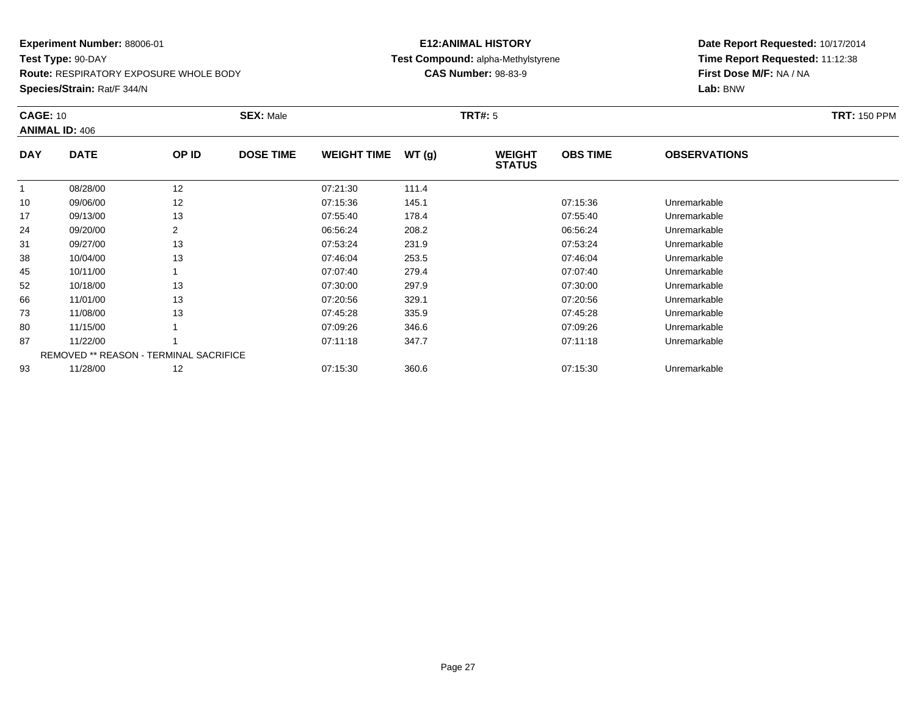**Experiment Number:** 88006-01
**Test Type:** 90-DAY
**Route:** RESPIRATORY EXPOSURE WHOLE BODY
**Species/Strain:** Rat/F 344/N

**E12:ANIMAL HISTORY**
**Test Compound:** alpha-Methylstyrene
**CAS Number:** 98-83-9

**Date Report Requested:** 10/17/2014
**Time Report Requested:** 11:12:38
**First Dose M/F:** NA / NA
**Lab:** BNW

**CAGE:** 10 **SEX:** Male **TRT#:** 5 **TRT:** 150 PPM
**ANIMAL ID:** 406

| DAY | DATE | OP ID | DOSE TIME | WEIGHT TIME | WT (g) | WEIGHT STATUS | OBS TIME | OBSERVATIONS |
|---|---|---|---|---|---|---|---|---|
| 1 | 08/28/00 | 12 | | 07:21:30 | 111.4 | | | |
| 10 | 09/06/00 | 12 | | 07:15:36 | 145.1 | | 07:15:36 | Unremarkable |
| 17 | 09/13/00 | 13 | | 07:55:40 | 178.4 | | 07:55:40 | Unremarkable |
| 24 | 09/20/00 | 2 | | 06:56:24 | 208.2 | | 06:56:24 | Unremarkable |
| 31 | 09/27/00 | 13 | | 07:53:24 | 231.9 | | 07:53:24 | Unremarkable |
| 38 | 10/04/00 | 13 | | 07:46:04 | 253.5 | | 07:46:04 | Unremarkable |
| 45 | 10/11/00 | 1 | | 07:07:40 | 279.4 | | 07:07:40 | Unremarkable |
| 52 | 10/18/00 | 13 | | 07:30:00 | 297.9 | | 07:30:00 | Unremarkable |
| 66 | 11/01/00 | 13 | | 07:20:56 | 329.1 | | 07:20:56 | Unremarkable |
| 73 | 11/08/00 | 13 | | 07:45:28 | 335.9 | | 07:45:28 | Unremarkable |
| 80 | 11/15/00 | 1 | | 07:09:26 | 346.6 | | 07:09:26 | Unremarkable |
| 87 | 11/22/00 | 1 | | 07:11:18 | 347.7 | | 07:11:18 | Unremarkable |
| | REMOVED ** REASON - TERMINAL SACRIFICE | | | | | | | |
| 93 | 11/28/00 | 12 | | 07:15:30 | 360.6 | | 07:15:30 | Unremarkable |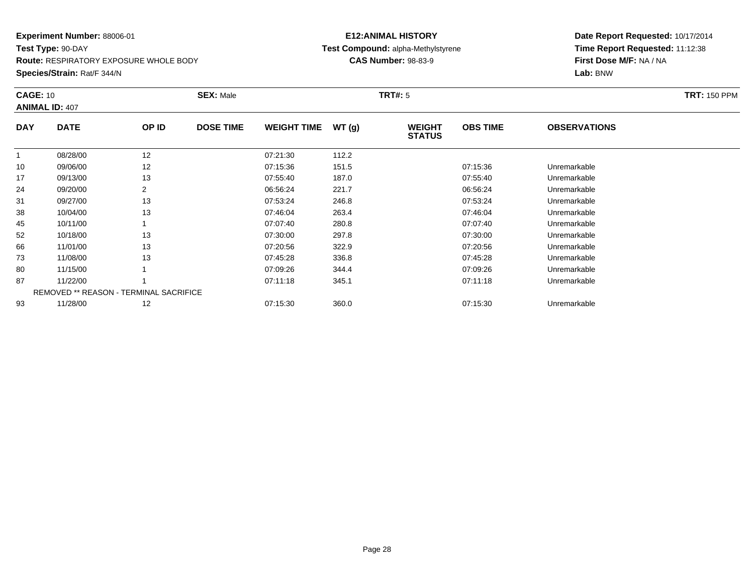**Experiment Number:** 88006-01
**Test Type:** 90-DAY
**Route:** RESPIRATORY EXPOSURE WHOLE BODY
**Species/Strain:** Rat/F 344/N

**E12:ANIMAL HISTORY**
**Test Compound:** alpha-Methylstyrene
**CAS Number:** 98-83-9

**Date Report Requested:** 10/17/2014
**Time Report Requested:** 11:12:38
**First Dose M/F:** NA / NA
**Lab:** BNW

**CAGE:** 10 **SEX:** Male **TRT#:** 5 **TRT:** 150 PPM
**ANIMAL ID:** 407

| DAY | DATE | OP ID | DOSE TIME | WEIGHT TIME | WT (g) | WEIGHT STATUS | OBS TIME | OBSERVATIONS |
|---|---|---|---|---|---|---|---|---|
| 1 | 08/28/00 | 12 | | 07:21:30 | 112.2 | | | |
| 10 | 09/06/00 | 12 | | 07:15:36 | 151.5 | | 07:15:36 | Unremarkable |
| 17 | 09/13/00 | 13 | | 07:55:40 | 187.0 | | 07:55:40 | Unremarkable |
| 24 | 09/20/00 | 2 | | 06:56:24 | 221.7 | | 06:56:24 | Unremarkable |
| 31 | 09/27/00 | 13 | | 07:53:24 | 246.8 | | 07:53:24 | Unremarkable |
| 38 | 10/04/00 | 13 | | 07:46:04 | 263.4 | | 07:46:04 | Unremarkable |
| 45 | 10/11/00 | 1 | | 07:07:40 | 280.8 | | 07:07:40 | Unremarkable |
| 52 | 10/18/00 | 13 | | 07:30:00 | 297.8 | | 07:30:00 | Unremarkable |
| 66 | 11/01/00 | 13 | | 07:20:56 | 322.9 | | 07:20:56 | Unremarkable |
| 73 | 11/08/00 | 13 | | 07:45:28 | 336.8 | | 07:45:28 | Unremarkable |
| 80 | 11/15/00 | 1 | | 07:09:26 | 344.4 | | 07:09:26 | Unremarkable |
| 87 | 11/22/00 | 1 | | 07:11:18 | 345.1 | | 07:11:18 | Unremarkable |
| REMOVED ** REASON - TERMINAL SACRIFICE | | | | | | | | |
| 93 | 11/28/00 | 12 | | 07:15:30 | 360.0 | | 07:15:30 | Unremarkable |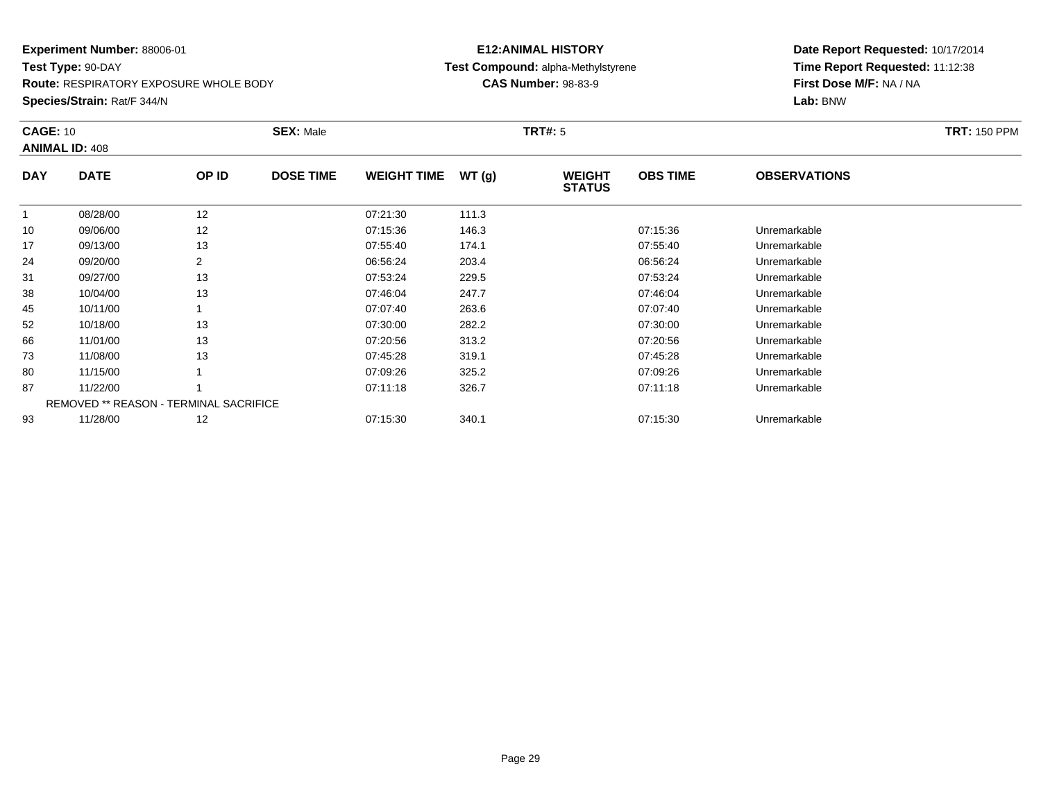**Experiment Number:** 88006-01
**Test Type:** 90-DAY
**Route:** RESPIRATORY EXPOSURE WHOLE BODY
**Species/Strain:** Rat/F 344/N

**E12:ANIMAL HISTORY**
**Test Compound:** alpha-Methylstyrene
**CAS Number:** 98-83-9

**Date Report Requested:** 10/17/2014
**Time Report Requested:** 11:12:38
**First Dose M/F:** NA / NA
**Lab:** BNW

**CAGE:** 10 **SEX:** Male **TRT#:** 5 **TRT:** 150 PPM
**ANIMAL ID:** 408

| DAY | DATE | OP ID | DOSE TIME | WEIGHT TIME | WT (g) | WEIGHT STATUS | OBS TIME | OBSERVATIONS |
|---|---|---|---|---|---|---|---|---|
| 1 | 08/28/00 | 12 | | 07:21:30 | 111.3 | | | |
| 10 | 09/06/00 | 12 | | 07:15:36 | 146.3 | | 07:15:36 | Unremarkable |
| 17 | 09/13/00 | 13 | | 07:55:40 | 174.1 | | 07:55:40 | Unremarkable |
| 24 | 09/20/00 | 2 | | 06:56:24 | 203.4 | | 06:56:24 | Unremarkable |
| 31 | 09/27/00 | 13 | | 07:53:24 | 229.5 | | 07:53:24 | Unremarkable |
| 38 | 10/04/00 | 13 | | 07:46:04 | 247.7 | | 07:46:04 | Unremarkable |
| 45 | 10/11/00 | 1 | | 07:07:40 | 263.6 | | 07:07:40 | Unremarkable |
| 52 | 10/18/00 | 13 | | 07:30:00 | 282.2 | | 07:30:00 | Unremarkable |
| 66 | 11/01/00 | 13 | | 07:20:56 | 313.2 | | 07:20:56 | Unremarkable |
| 73 | 11/08/00 | 13 | | 07:45:28 | 319.1 | | 07:45:28 | Unremarkable |
| 80 | 11/15/00 | 1 | | 07:09:26 | 325.2 | | 07:09:26 | Unremarkable |
| 87 | 11/22/00 | 1 | | 07:11:18 | 326.7 | | 07:11:18 | Unremarkable |
| | REMOVED ** REASON - TERMINAL SACRIFICE | | | | | | | |
| 93 | 11/28/00 | 12 | | 07:15:30 | 340.1 | | 07:15:30 | Unremarkable |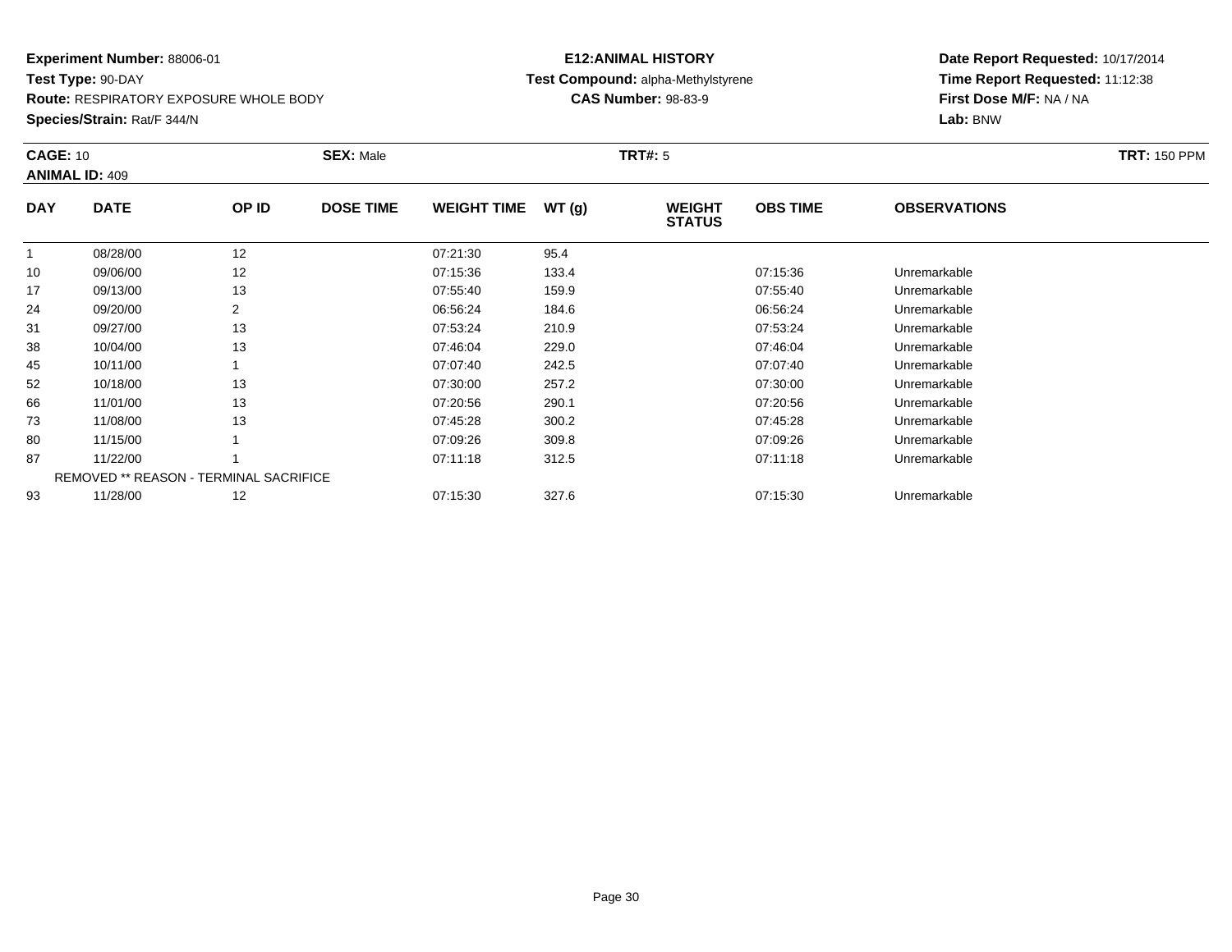**Experiment Number:** 88006-01
**Test Type:** 90-DAY
**Route:** RESPIRATORY EXPOSURE WHOLE BODY
**Species/Strain:** Rat/F 344/N

**E12:ANIMAL HISTORY**
**Test Compound:** alpha-Methylstyrene
**CAS Number:** 98-83-9

**Date Report Requested:** 10/17/2014
**Time Report Requested:** 11:12:38
**First Dose M/F:** NA / NA
**Lab:** BNW

**CAGE:** 10 **SEX:** Male **TRT#:** 5 **TRT:** 150 PPM
**ANIMAL ID:** 409

| DAY | DATE | OP ID | DOSE TIME | WEIGHT TIME | WT (g) | WEIGHT STATUS | OBS TIME | OBSERVATIONS |
|---|---|---|---|---|---|---|---|---|
| 1 | 08/28/00 | 12 | | 07:21:30 | 95.4 | | | |
| 10 | 09/06/00 | 12 | | 07:15:36 | 133.4 | | 07:15:36 | Unremarkable |
| 17 | 09/13/00 | 13 | | 07:55:40 | 159.9 | | 07:55:40 | Unremarkable |
| 24 | 09/20/00 | 2 | | 06:56:24 | 184.6 | | 06:56:24 | Unremarkable |
| 31 | 09/27/00 | 13 | | 07:53:24 | 210.9 | | 07:53:24 | Unremarkable |
| 38 | 10/04/00 | 13 | | 07:46:04 | 229.0 | | 07:46:04 | Unremarkable |
| 45 | 10/11/00 | 1 | | 07:07:40 | 242.5 | | 07:07:40 | Unremarkable |
| 52 | 10/18/00 | 13 | | 07:30:00 | 257.2 | | 07:30:00 | Unremarkable |
| 66 | 11/01/00 | 13 | | 07:20:56 | 290.1 | | 07:20:56 | Unremarkable |
| 73 | 11/08/00 | 13 | | 07:45:28 | 300.2 | | 07:45:28 | Unremarkable |
| 80 | 11/15/00 | 1 | | 07:09:26 | 309.8 | | 07:09:26 | Unremarkable |
| 87 | 11/22/00 | 1 | | 07:11:18 | 312.5 | | 07:11:18 | Unremarkable |
| | REMOVED ** REASON - TERMINAL SACRIFICE | | | | | | | |
| 93 | 11/28/00 | 12 | | 07:15:30 | 327.6 | | 07:15:30 | Unremarkable |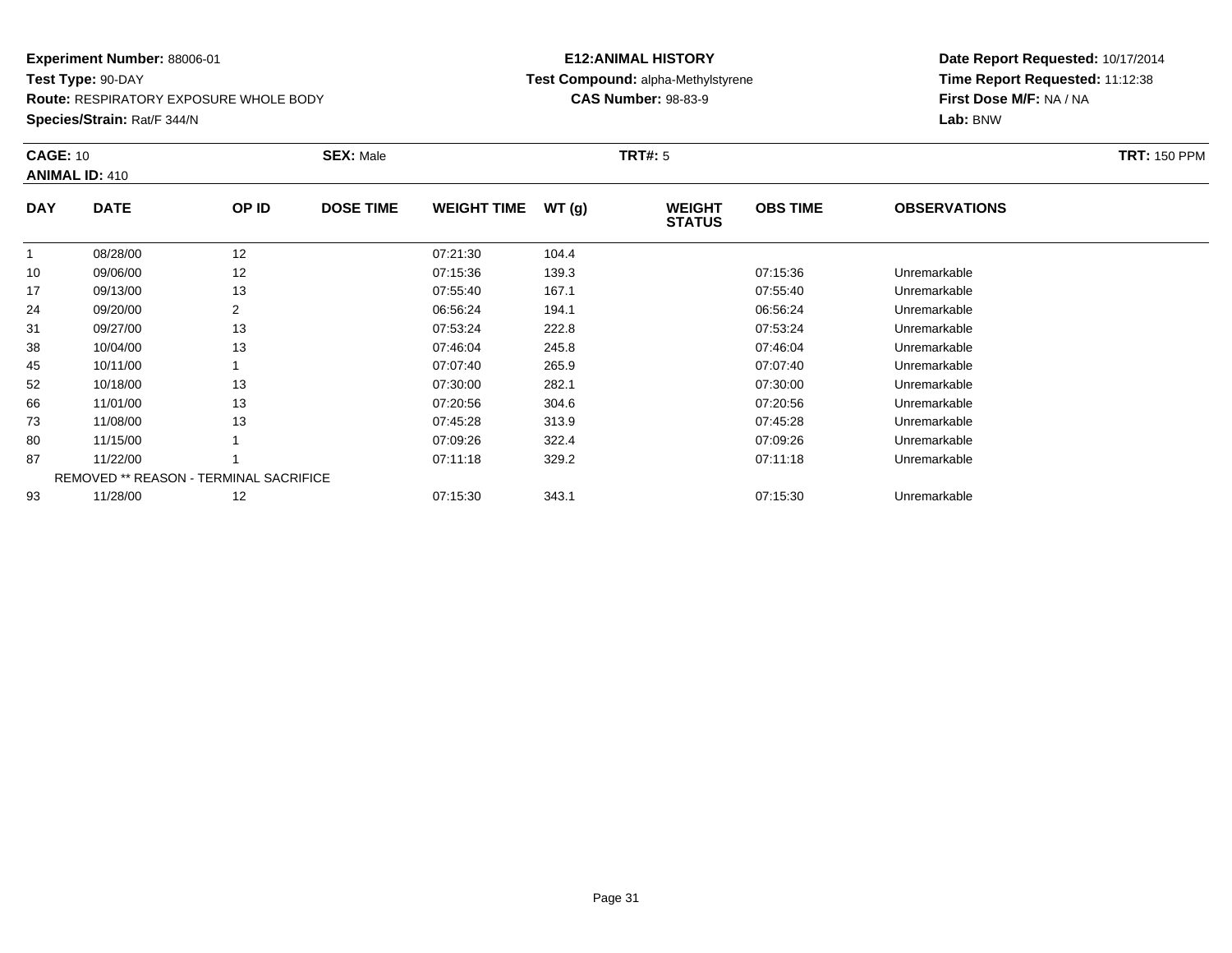**Experiment Number:** 88006-01
**Test Type:** 90-DAY
**Route:** RESPIRATORY EXPOSURE WHOLE BODY
**Species/Strain:** Rat/F 344/N

**E12:ANIMAL HISTORY**
**Test Compound:** alpha-Methylstyrene
**CAS Number:** 98-83-9

**Date Report Requested:** 10/17/2014
**Time Report Requested:** 11:12:38
**First Dose M/F:** NA / NA
**Lab:** BNW

**CAGE:** 10 **SEX:** Male **TRT#:** 5 **TRT:** 150 PPM
**ANIMAL ID:** 410

| DAY | DATE | OP ID | DOSE TIME | WEIGHT TIME | WT (g) | WEIGHT STATUS | OBS TIME | OBSERVATIONS |
|---|---|---|---|---|---|---|---|---|
| 1 | 08/28/00 | 12 | | 07:21:30 | 104.4 | | | |
| 10 | 09/06/00 | 12 | | 07:15:36 | 139.3 | | 07:15:36 | Unremarkable |
| 17 | 09/13/00 | 13 | | 07:55:40 | 167.1 | | 07:55:40 | Unremarkable |
| 24 | 09/20/00 | 2 | | 06:56:24 | 194.1 | | 06:56:24 | Unremarkable |
| 31 | 09/27/00 | 13 | | 07:53:24 | 222.8 | | 07:53:24 | Unremarkable |
| 38 | 10/04/00 | 13 | | 07:46:04 | 245.8 | | 07:46:04 | Unremarkable |
| 45 | 10/11/00 | 1 | | 07:07:40 | 265.9 | | 07:07:40 | Unremarkable |
| 52 | 10/18/00 | 13 | | 07:30:00 | 282.1 | | 07:30:00 | Unremarkable |
| 66 | 11/01/00 | 13 | | 07:20:56 | 304.6 | | 07:20:56 | Unremarkable |
| 73 | 11/08/00 | 13 | | 07:45:28 | 313.9 | | 07:45:28 | Unremarkable |
| 80 | 11/15/00 | 1 | | 07:09:26 | 322.4 | | 07:09:26 | Unremarkable |
| 87 | 11/22/00 | 1 | | 07:11:18 | 329.2 | | 07:11:18 | Unremarkable |
| | REMOVED ** REASON - TERMINAL SACRIFICE | | | | | | | |
| 93 | 11/28/00 | 12 | | 07:15:30 | 343.1 | | 07:15:30 | Unremarkable |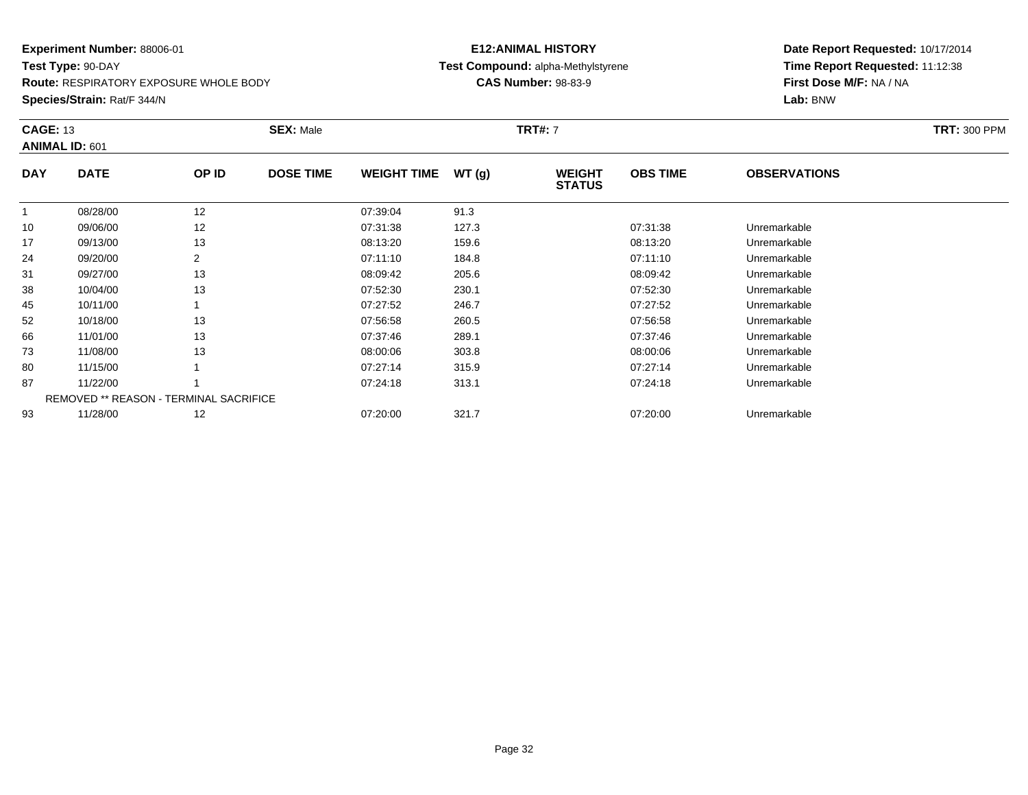**Experiment Number:** 88006-01
**Test Type:** 90-DAY
**Route:** RESPIRATORY EXPOSURE WHOLE BODY
**Species/Strain:** Rat/F 344/N

**E12:ANIMAL HISTORY**
**Test Compound:** alpha-Methylstyrene
**CAS Number:** 98-83-9

**Date Report Requested:** 10/17/2014
**Time Report Requested:** 11:12:38
**First Dose M/F:** NA / NA
**Lab:** BNW

**CAGE:** 13 **SEX:** Male **TRT#:** 7 **TRT:** 300 PPM
**ANIMAL ID:** 601

| DAY | DATE | OP ID | DOSE TIME | WEIGHT TIME | WT (g) | WEIGHT STATUS | OBS TIME | OBSERVATIONS |
|---|---|---|---|---|---|---|---|---|
| 1 | 08/28/00 | 12 | | 07:39:04 | 91.3 | | | |
| 10 | 09/06/00 | 12 | | 07:31:38 | 127.3 | | 07:31:38 | Unremarkable |
| 17 | 09/13/00 | 13 | | 08:13:20 | 159.6 | | 08:13:20 | Unremarkable |
| 24 | 09/20/00 | 2 | | 07:11:10 | 184.8 | | 07:11:10 | Unremarkable |
| 31 | 09/27/00 | 13 | | 08:09:42 | 205.6 | | 08:09:42 | Unremarkable |
| 38 | 10/04/00 | 13 | | 07:52:30 | 230.1 | | 07:52:30 | Unremarkable |
| 45 | 10/11/00 | 1 | | 07:27:52 | 246.7 | | 07:27:52 | Unremarkable |
| 52 | 10/18/00 | 13 | | 07:56:58 | 260.5 | | 07:56:58 | Unremarkable |
| 66 | 11/01/00 | 13 | | 07:37:46 | 289.1 | | 07:37:46 | Unremarkable |
| 73 | 11/08/00 | 13 | | 08:00:06 | 303.8 | | 08:00:06 | Unremarkable |
| 80 | 11/15/00 | 1 | | 07:27:14 | 315.9 | | 07:27:14 | Unremarkable |
| 87 | 11/22/00 | 1 | | 07:24:18 | 313.1 | | 07:24:18 | Unremarkable |
| | REMOVED ** REASON - TERMINAL SACRIFICE | | | | | | | |
| 93 | 11/28/00 | 12 | | 07:20:00 | 321.7 | | 07:20:00 | Unremarkable |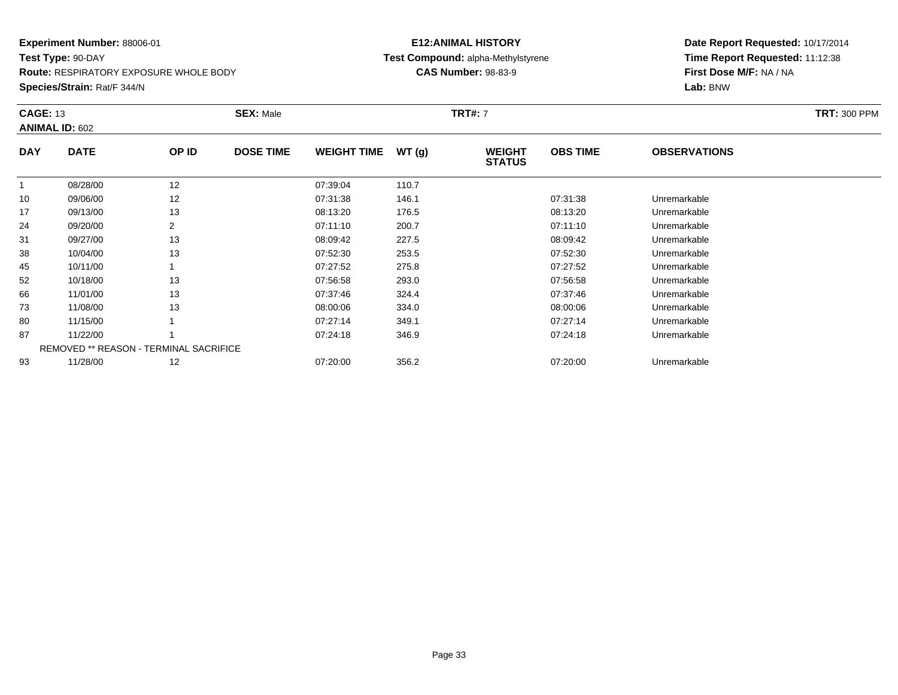**Experiment Number:** 88006-01
**Test Type:** 90-DAY
**Route:** RESPIRATORY EXPOSURE WHOLE BODY
**Species/Strain:** Rat/F 344/N

**E12:ANIMAL HISTORY**
**Test Compound:** alpha-Methylstyrene
**CAS Number:** 98-83-9

**Date Report Requested:** 10/17/2014
**Time Report Requested:** 11:12:38
**First Dose M/F:** NA / NA
**Lab:** BNW

**CAGE:** 13 **SEX:** Male **TRT#:** 7 **TRT:** 300 PPM
**ANIMAL ID:** 602

| DAY | DATE | OP ID | DOSE TIME | WEIGHT TIME | WT (g) | WEIGHT STATUS | OBS TIME | OBSERVATIONS |
|---|---|---|---|---|---|---|---|---|
| 1 | 08/28/00 | 12 | | 07:39:04 | 110.7 | | | |
| 10 | 09/06/00 | 12 | | 07:31:38 | 146.1 | | 07:31:38 | Unremarkable |
| 17 | 09/13/00 | 13 | | 08:13:20 | 176.5 | | 08:13:20 | Unremarkable |
| 24 | 09/20/00 | 2 | | 07:11:10 | 200.7 | | 07:11:10 | Unremarkable |
| 31 | 09/27/00 | 13 | | 08:09:42 | 227.5 | | 08:09:42 | Unremarkable |
| 38 | 10/04/00 | 13 | | 07:52:30 | 253.5 | | 07:52:30 | Unremarkable |
| 45 | 10/11/00 | 1 | | 07:27:52 | 275.8 | | 07:27:52 | Unremarkable |
| 52 | 10/18/00 | 13 | | 07:56:58 | 293.0 | | 07:56:58 | Unremarkable |
| 66 | 11/01/00 | 13 | | 07:37:46 | 324.4 | | 07:37:46 | Unremarkable |
| 73 | 11/08/00 | 13 | | 08:00:06 | 334.0 | | 08:00:06 | Unremarkable |
| 80 | 11/15/00 | 1 | | 07:27:14 | 349.1 | | 07:27:14 | Unremarkable |
| 87 | 11/22/00 | 1 | | 07:24:18 | 346.9 | | 07:24:18 | Unremarkable |
| | REMOVED ** REASON - TERMINAL SACRIFICE | | | | | | | |
| 93 | 11/28/00 | 12 | | 07:20:00 | 356.2 | | 07:20:00 | Unremarkable |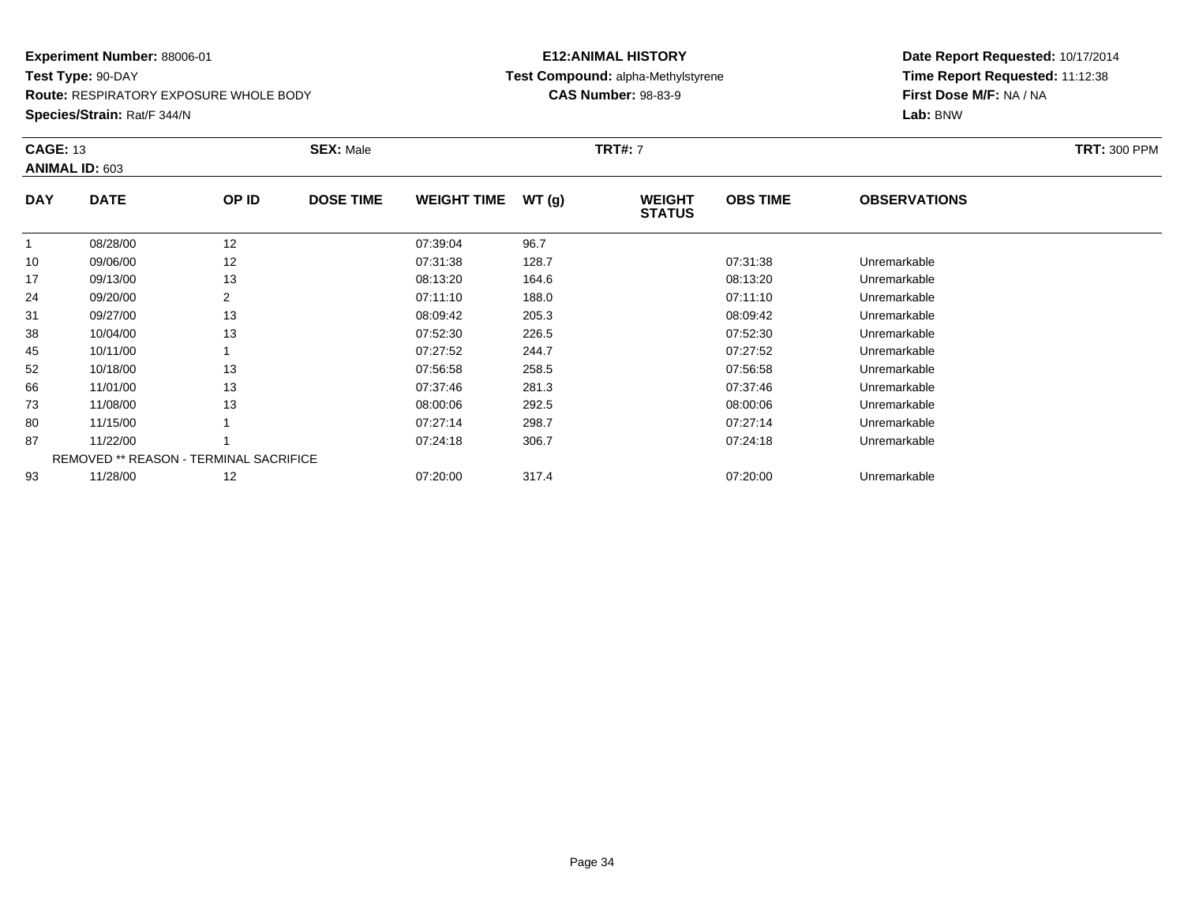**Experiment Number:** 88006-01
**Test Type:** 90-DAY
**Route:** RESPIRATORY EXPOSURE WHOLE BODY
**Species/Strain:** Rat/F 344/N

**E12:ANIMAL HISTORY**
**Test Compound:** alpha-Methylstyrene
**CAS Number:** 98-83-9

**Date Report Requested:** 10/17/2014
**Time Report Requested:** 11:12:38
**First Dose M/F:** NA / NA
**Lab:** BNW

**CAGE:** 13 **SEX:** Male **TRT#:** 7 **TRT:** 300 PPM
**ANIMAL ID:** 603

| DAY | DATE | OP ID | DOSE TIME | WEIGHT TIME | WT (g) | WEIGHT STATUS | OBS TIME | OBSERVATIONS |
|---|---|---|---|---|---|---|---|---|
| 1 | 08/28/00 | 12 | | 07:39:04 | 96.7 | | | |
| 10 | 09/06/00 | 12 | | 07:31:38 | 128.7 | | 07:31:38 | Unremarkable |
| 17 | 09/13/00 | 13 | | 08:13:20 | 164.6 | | 08:13:20 | Unremarkable |
| 24 | 09/20/00 | 2 | | 07:11:10 | 188.0 | | 07:11:10 | Unremarkable |
| 31 | 09/27/00 | 13 | | 08:09:42 | 205.3 | | 08:09:42 | Unremarkable |
| 38 | 10/04/00 | 13 | | 07:52:30 | 226.5 | | 07:52:30 | Unremarkable |
| 45 | 10/11/00 | 1 | | 07:27:52 | 244.7 | | 07:27:52 | Unremarkable |
| 52 | 10/18/00 | 13 | | 07:56:58 | 258.5 | | 07:56:58 | Unremarkable |
| 66 | 11/01/00 | 13 | | 07:37:46 | 281.3 | | 07:37:46 | Unremarkable |
| 73 | 11/08/00 | 13 | | 08:00:06 | 292.5 | | 08:00:06 | Unremarkable |
| 80 | 11/15/00 | 1 | | 07:27:14 | 298.7 | | 07:27:14 | Unremarkable |
| 87 | 11/22/00 | 1 | | 07:24:18 | 306.7 | | 07:24:18 | Unremarkable |
| | REMOVED ** REASON - TERMINAL SACRIFICE | | | | | | | |
| 93 | 11/28/00 | 12 | | 07:20:00 | 317.4 | | 07:20:00 | Unremarkable |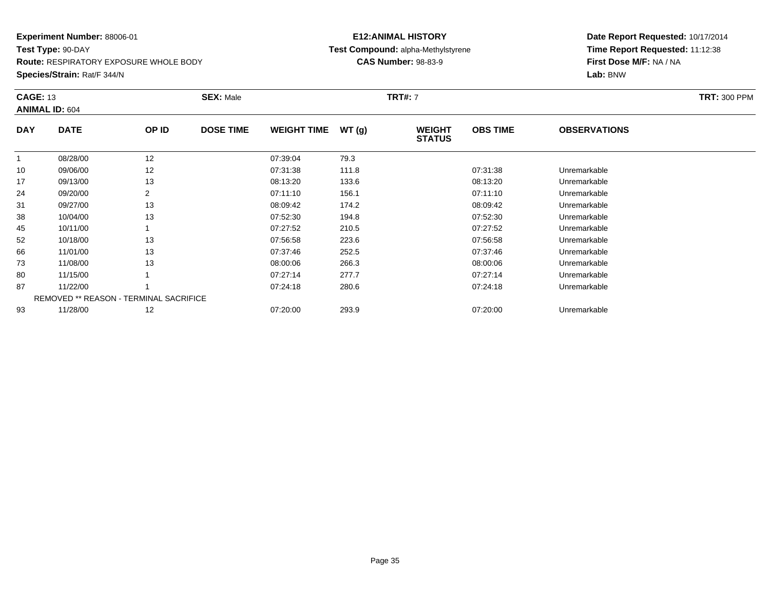**Experiment Number:** 88006-01
**Test Type:** 90-DAY
**Route:** RESPIRATORY EXPOSURE WHOLE BODY
**Species/Strain:** Rat/F 344/N

**E12:ANIMAL HISTORY**
**Test Compound:** alpha-Methylstyrene
**CAS Number:** 98-83-9

**Date Report Requested:** 10/17/2014
**Time Report Requested:** 11:12:38
**First Dose M/F:** NA / NA
**Lab:** BNW

**CAGE:** 13 **SEX:** Male **TRT#:** 7 **TRT:** 300 PPM
**ANIMAL ID:** 604

| DAY | DATE | OP ID | DOSE TIME | WEIGHT TIME | WT (g) | WEIGHT STATUS | OBS TIME | OBSERVATIONS |
|---|---|---|---|---|---|---|---|---|
| 1 | 08/28/00 | 12 | | 07:39:04 | 79.3 | | | |
| 10 | 09/06/00 | 12 | | 07:31:38 | 111.8 | | 07:31:38 | Unremarkable |
| 17 | 09/13/00 | 13 | | 08:13:20 | 133.6 | | 08:13:20 | Unremarkable |
| 24 | 09/20/00 | 2 | | 07:11:10 | 156.1 | | 07:11:10 | Unremarkable |
| 31 | 09/27/00 | 13 | | 08:09:42 | 174.2 | | 08:09:42 | Unremarkable |
| 38 | 10/04/00 | 13 | | 07:52:30 | 194.8 | | 07:52:30 | Unremarkable |
| 45 | 10/11/00 | 1 | | 07:27:52 | 210.5 | | 07:27:52 | Unremarkable |
| 52 | 10/18/00 | 13 | | 07:56:58 | 223.6 | | 07:56:58 | Unremarkable |
| 66 | 11/01/00 | 13 | | 07:37:46 | 252.5 | | 07:37:46 | Unremarkable |
| 73 | 11/08/00 | 13 | | 08:00:06 | 266.3 | | 08:00:06 | Unremarkable |
| 80 | 11/15/00 | 1 | | 07:27:14 | 277.7 | | 07:27:14 | Unremarkable |
| 87 | 11/22/00 | 1 | | 07:24:18 | 280.6 | | 07:24:18 | Unremarkable |
| | REMOVED ** REASON - TERMINAL SACRIFICE | | | | | | | |
| 93 | 11/28/00 | 12 | | 07:20:00 | 293.9 | | 07:20:00 | Unremarkable |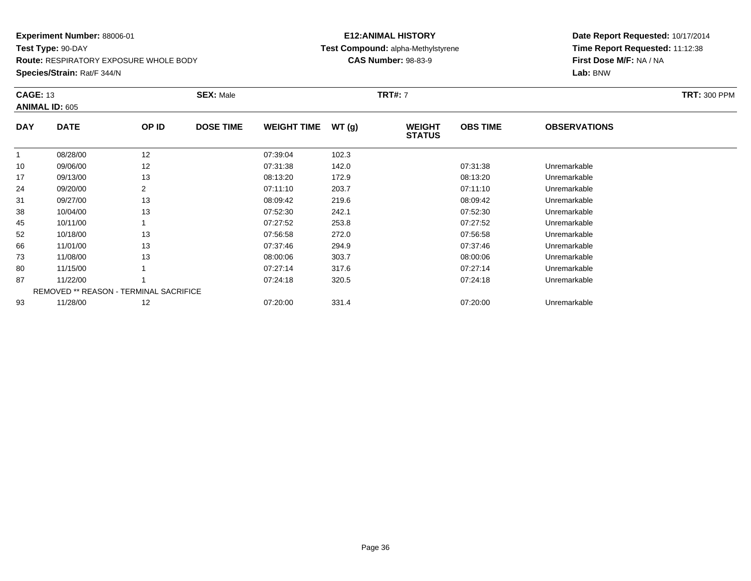**Experiment Number:** 88006-01
**Test Type:** 90-DAY
**Route:** RESPIRATORY EXPOSURE WHOLE BODY
**Species/Strain:** Rat/F 344/N

**E12:ANIMAL HISTORY**
**Test Compound:** alpha-Methylstyrene
**CAS Number:** 98-83-9

**Date Report Requested:** 10/17/2014
**Time Report Requested:** 11:12:38
**First Dose M/F:** NA / NA
**Lab:** BNW

**CAGE:** 13 **SEX:** Male **TRT#:** 7 **TRT:** 300 PPM
**ANIMAL ID:** 605

| DAY | DATE | OP ID | DOSE TIME | WEIGHT TIME | WT (g) | WEIGHT STATUS | OBS TIME | OBSERVATIONS |
|---|---|---|---|---|---|---|---|---|
| 1 | 08/28/00 | 12 | | 07:39:04 | 102.3 | | | |
| 10 | 09/06/00 | 12 | | 07:31:38 | 142.0 | | 07:31:38 | Unremarkable |
| 17 | 09/13/00 | 13 | | 08:13:20 | 172.9 | | 08:13:20 | Unremarkable |
| 24 | 09/20/00 | 2 | | 07:11:10 | 203.7 | | 07:11:10 | Unremarkable |
| 31 | 09/27/00 | 13 | | 08:09:42 | 219.6 | | 08:09:42 | Unremarkable |
| 38 | 10/04/00 | 13 | | 07:52:30 | 242.1 | | 07:52:30 | Unremarkable |
| 45 | 10/11/00 | 1 | | 07:27:52 | 253.8 | | 07:27:52 | Unremarkable |
| 52 | 10/18/00 | 13 | | 07:56:58 | 272.0 | | 07:56:58 | Unremarkable |
| 66 | 11/01/00 | 13 | | 07:37:46 | 294.9 | | 07:37:46 | Unremarkable |
| 73 | 11/08/00 | 13 | | 08:00:06 | 303.7 | | 08:00:06 | Unremarkable |
| 80 | 11/15/00 | 1 | | 07:27:14 | 317.6 | | 07:27:14 | Unremarkable |
| 87 | 11/22/00 | 1 | | 07:24:18 | 320.5 | | 07:24:18 | Unremarkable |
| | REMOVED ** REASON - TERMINAL SACRIFICE | | | | | | | |
| 93 | 11/28/00 | 12 | | 07:20:00 | 331.4 | | 07:20:00 | Unremarkable |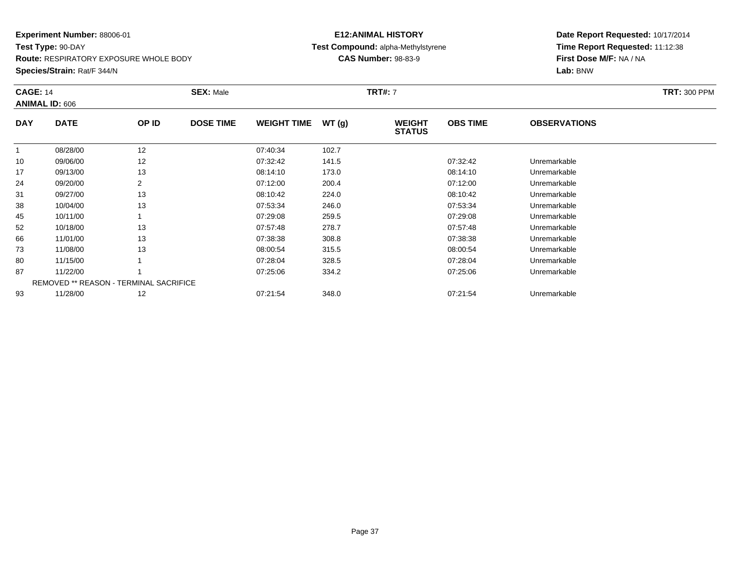**Experiment Number:** 88006-01
**Test Type:** 90-DAY
**Route:** RESPIRATORY EXPOSURE WHOLE BODY
**Species/Strain:** Rat/F 344/N

**E12:ANIMAL HISTORY**
**Test Compound:** alpha-Methylstyrene
**CAS Number:** 98-83-9

**Date Report Requested:** 10/17/2014
**Time Report Requested:** 11:12:38
**First Dose M/F:** NA / NA
**Lab:** BNW

**CAGE:** 14 **SEX:** Male **TRT#:** 7 **TRT:** 300 PPM
**ANIMAL ID:** 606

| DAY | DATE | OP ID | DOSE TIME | WEIGHT TIME | WT (g) | WEIGHT STATUS | OBS TIME | OBSERVATIONS |
|---|---|---|---|---|---|---|---|---|
| 1 | 08/28/00 | 12 | | 07:40:34 | 102.7 | | | |
| 10 | 09/06/00 | 12 | | 07:32:42 | 141.5 | | 07:32:42 | Unremarkable |
| 17 | 09/13/00 | 13 | | 08:14:10 | 173.0 | | 08:14:10 | Unremarkable |
| 24 | 09/20/00 | 2 | | 07:12:00 | 200.4 | | 07:12:00 | Unremarkable |
| 31 | 09/27/00 | 13 | | 08:10:42 | 224.0 | | 08:10:42 | Unremarkable |
| 38 | 10/04/00 | 13 | | 07:53:34 | 246.0 | | 07:53:34 | Unremarkable |
| 45 | 10/11/00 | 1 | | 07:29:08 | 259.5 | | 07:29:08 | Unremarkable |
| 52 | 10/18/00 | 13 | | 07:57:48 | 278.7 | | 07:57:48 | Unremarkable |
| 66 | 11/01/00 | 13 | | 07:38:38 | 308.8 | | 07:38:38 | Unremarkable |
| 73 | 11/08/00 | 13 | | 08:00:54 | 315.5 | | 08:00:54 | Unremarkable |
| 80 | 11/15/00 | 1 | | 07:28:04 | 328.5 | | 07:28:04 | Unremarkable |
| 87 | 11/22/00 | 1 | | 07:25:06 | 334.2 | | 07:25:06 | Unremarkable |
| | REMOVED ** REASON - TERMINAL SACRIFICE | | | | | | | |
| 93 | 11/28/00 | 12 | | 07:21:54 | 348.0 | | 07:21:54 | Unremarkable |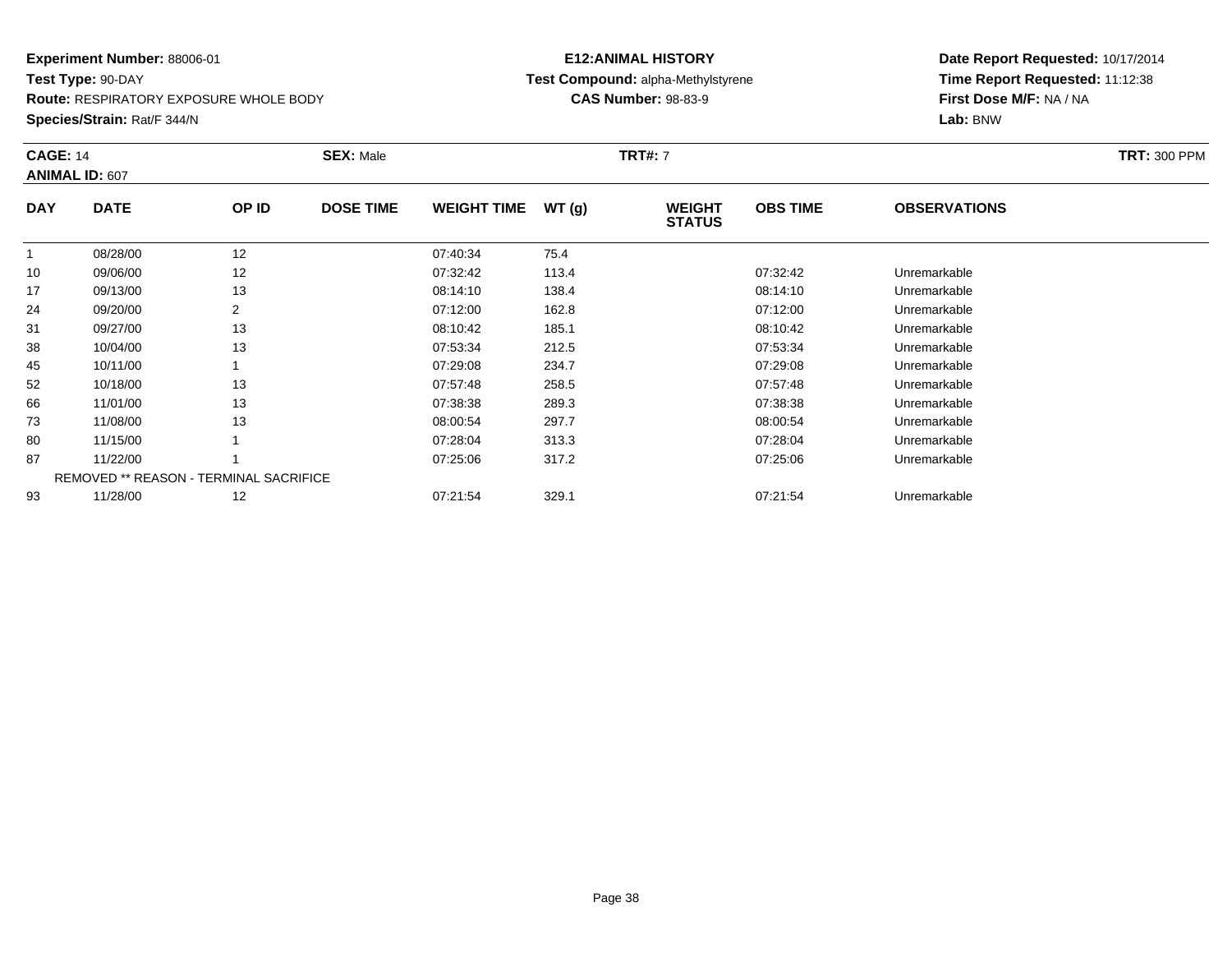**Experiment Number:** 88006-01
**Test Type:** 90-DAY
**Route:** RESPIRATORY EXPOSURE WHOLE BODY
**Species/Strain:** Rat/F 344/N

**E12:ANIMAL HISTORY**
**Test Compound:** alpha-Methylstyrene
**CAS Number:** 98-83-9

**Date Report Requested:** 10/17/2014
**Time Report Requested:** 11:12:38
**First Dose M/F:** NA / NA
**Lab:** BNW

**CAGE:** 14 **SEX:** Male **TRT#:** 7 **TRT:** 300 PPM
**ANIMAL ID:** 607

| DAY | DATE | OP ID | DOSE TIME | WEIGHT TIME | WT (g) | WEIGHT STATUS | OBS TIME | OBSERVATIONS |
|---|---|---|---|---|---|---|---|---|
| 1 | 08/28/00 | 12 | | 07:40:34 | 75.4 | | | |
| 10 | 09/06/00 | 12 | | 07:32:42 | 113.4 | | 07:32:42 | Unremarkable |
| 17 | 09/13/00 | 13 | | 08:14:10 | 138.4 | | 08:14:10 | Unremarkable |
| 24 | 09/20/00 | 2 | | 07:12:00 | 162.8 | | 07:12:00 | Unremarkable |
| 31 | 09/27/00 | 13 | | 08:10:42 | 185.1 | | 08:10:42 | Unremarkable |
| 38 | 10/04/00 | 13 | | 07:53:34 | 212.5 | | 07:53:34 | Unremarkable |
| 45 | 10/11/00 | 1 | | 07:29:08 | 234.7 | | 07:29:08 | Unremarkable |
| 52 | 10/18/00 | 13 | | 07:57:48 | 258.5 | | 07:57:48 | Unremarkable |
| 66 | 11/01/00 | 13 | | 07:38:38 | 289.3 | | 07:38:38 | Unremarkable |
| 73 | 11/08/00 | 13 | | 08:00:54 | 297.7 | | 08:00:54 | Unremarkable |
| 80 | 11/15/00 | 1 | | 07:28:04 | 313.3 | | 07:28:04 | Unremarkable |
| 87 | 11/22/00 | 1 | | 07:25:06 | 317.2 | | 07:25:06 | Unremarkable |
| | REMOVED ** REASON - TERMINAL SACRIFICE | | | | | | | |
| 93 | 11/28/00 | 12 | | 07:21:54 | 329.1 | | 07:21:54 | Unremarkable |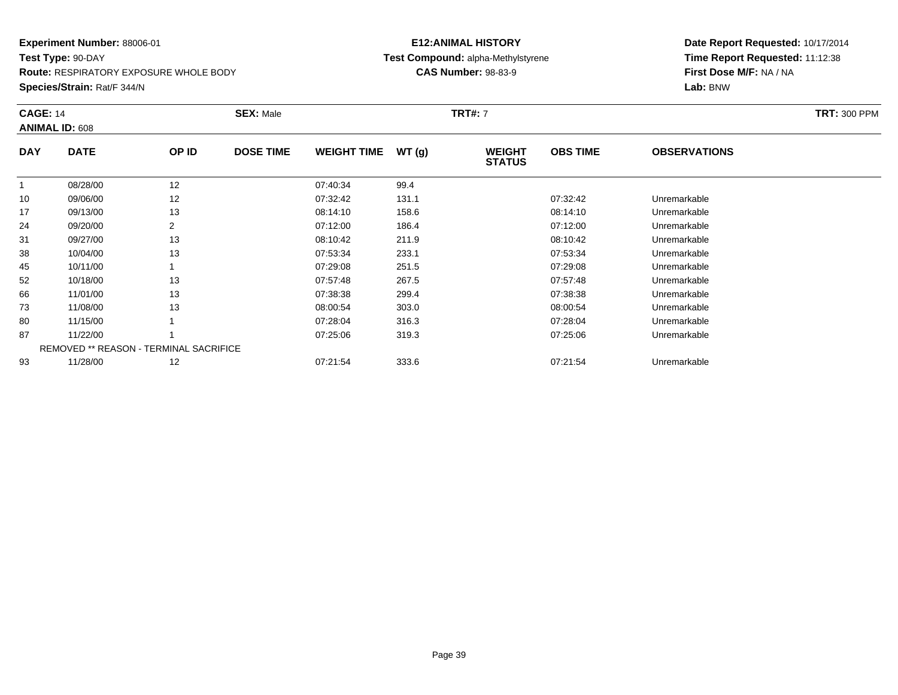**Experiment Number:** 88006-01
**Test Type:** 90-DAY
**Route:** RESPIRATORY EXPOSURE WHOLE BODY
**Species/Strain:** Rat/F 344/N

**E12:ANIMAL HISTORY**
**Test Compound:** alpha-Methylstyrene
**CAS Number:** 98-83-9

**Date Report Requested:** 10/17/2014
**Time Report Requested:** 11:12:38
**First Dose M/F:** NA / NA
**Lab:** BNW

**CAGE:** 14 **SEX:** Male **TRT#:** 7 **TRT:** 300 PPM
**ANIMAL ID:** 608

| DAY | DATE | OP ID | DOSE TIME | WEIGHT TIME | WT (g) | WEIGHT STATUS | OBS TIME | OBSERVATIONS |
|---|---|---|---|---|---|---|---|---|
| 1 | 08/28/00 | 12 | | 07:40:34 | 99.4 | | | |
| 10 | 09/06/00 | 12 | | 07:32:42 | 131.1 | | 07:32:42 | Unremarkable |
| 17 | 09/13/00 | 13 | | 08:14:10 | 158.6 | | 08:14:10 | Unremarkable |
| 24 | 09/20/00 | 2 | | 07:12:00 | 186.4 | | 07:12:00 | Unremarkable |
| 31 | 09/27/00 | 13 | | 08:10:42 | 211.9 | | 08:10:42 | Unremarkable |
| 38 | 10/04/00 | 13 | | 07:53:34 | 233.1 | | 07:53:34 | Unremarkable |
| 45 | 10/11/00 | 1 | | 07:29:08 | 251.5 | | 07:29:08 | Unremarkable |
| 52 | 10/18/00 | 13 | | 07:57:48 | 267.5 | | 07:57:48 | Unremarkable |
| 66 | 11/01/00 | 13 | | 07:38:38 | 299.4 | | 07:38:38 | Unremarkable |
| 73 | 11/08/00 | 13 | | 08:00:54 | 303.0 | | 08:00:54 | Unremarkable |
| 80 | 11/15/00 | 1 | | 07:28:04 | 316.3 | | 07:28:04 | Unremarkable |
| 87 | 11/22/00 | 1 | | 07:25:06 | 319.3 | | 07:25:06 | Unremarkable |
| | REMOVED ** REASON - TERMINAL SACRIFICE | | | | | | | |
| 93 | 11/28/00 | 12 | | 07:21:54 | 333.6 | | 07:21:54 | Unremarkable |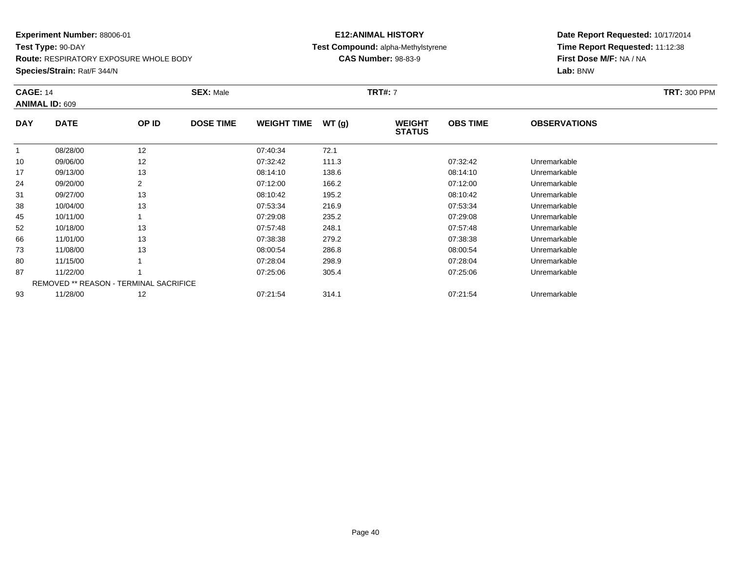**Experiment Number:** 88006-01
**Test Type:** 90-DAY
**Route:** RESPIRATORY EXPOSURE WHOLE BODY
**Species/Strain:** Rat/F 344/N

**E12:ANIMAL HISTORY**
**Test Compound:** alpha-Methylstyrene
**CAS Number:** 98-83-9

**Date Report Requested:** 10/17/2014
**Time Report Requested:** 11:12:38
**First Dose M/F:** NA / NA
**Lab:** BNW

**CAGE:** 14 **SEX:** Male **TRT#:** 7 **TRT:** 300 PPM
**ANIMAL ID:** 609

| DAY | DATE | OP ID | DOSE TIME | WEIGHT TIME | WT (g) | WEIGHT STATUS | OBS TIME | OBSERVATIONS |
|---|---|---|---|---|---|---|---|---|
| 1 | 08/28/00 | 12 | | 07:40:34 | 72.1 | | | |
| 10 | 09/06/00 | 12 | | 07:32:42 | 111.3 | | 07:32:42 | Unremarkable |
| 17 | 09/13/00 | 13 | | 08:14:10 | 138.6 | | 08:14:10 | Unremarkable |
| 24 | 09/20/00 | 2 | | 07:12:00 | 166.2 | | 07:12:00 | Unremarkable |
| 31 | 09/27/00 | 13 | | 08:10:42 | 195.2 | | 08:10:42 | Unremarkable |
| 38 | 10/04/00 | 13 | | 07:53:34 | 216.9 | | 07:53:34 | Unremarkable |
| 45 | 10/11/00 | 1 | | 07:29:08 | 235.2 | | 07:29:08 | Unremarkable |
| 52 | 10/18/00 | 13 | | 07:57:48 | 248.1 | | 07:57:48 | Unremarkable |
| 66 | 11/01/00 | 13 | | 07:38:38 | 279.2 | | 07:38:38 | Unremarkable |
| 73 | 11/08/00 | 13 | | 08:00:54 | 286.8 | | 08:00:54 | Unremarkable |
| 80 | 11/15/00 | 1 | | 07:28:04 | 298.9 | | 07:28:04 | Unremarkable |
| 87 | 11/22/00 | 1 | | 07:25:06 | 305.4 | | 07:25:06 | Unremarkable |
| | REMOVED ** REASON - TERMINAL SACRIFICE | | | | | | | |
| 93 | 11/28/00 | 12 | | 07:21:54 | 314.1 | | 07:21:54 | Unremarkable |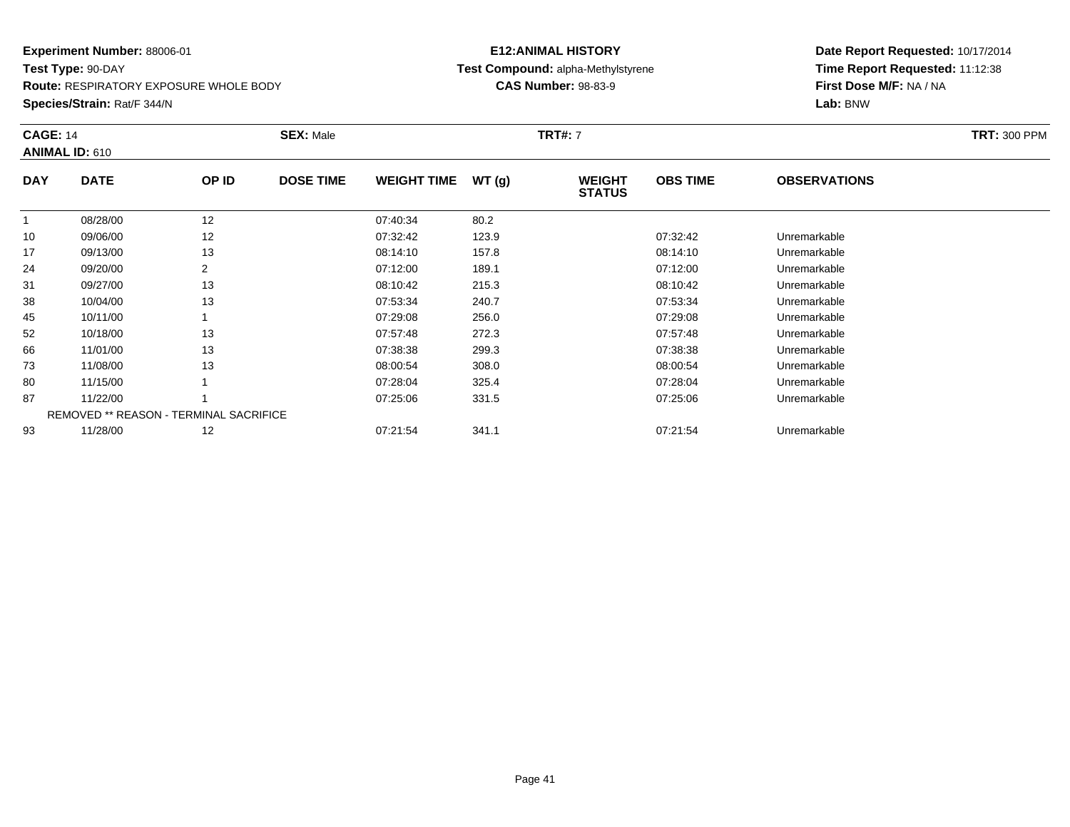**Experiment Number:** 88006-01
**Test Type:** 90-DAY
**Route:** RESPIRATORY EXPOSURE WHOLE BODY
**Species/Strain:** Rat/F 344/N

**E12:ANIMAL HISTORY**
**Test Compound:** alpha-Methylstyrene
**CAS Number:** 98-83-9

**Date Report Requested:** 10/17/2014
**Time Report Requested:** 11:12:38
**First Dose M/F:** NA / NA
**Lab:** BNW

**CAGE:** 14 **SEX:** Male **TRT#:** 7 **TRT:** 300 PPM
**ANIMAL ID:** 610

| DAY | DATE | OP ID | DOSE TIME | WEIGHT TIME | WT (g) | WEIGHT STATUS | OBS TIME | OBSERVATIONS |
|---|---|---|---|---|---|---|---|---|
| 1 | 08/28/00 | 12 | | 07:40:34 | 80.2 | | | |
| 10 | 09/06/00 | 12 | | 07:32:42 | 123.9 | | 07:32:42 | Unremarkable |
| 17 | 09/13/00 | 13 | | 08:14:10 | 157.8 | | 08:14:10 | Unremarkable |
| 24 | 09/20/00 | 2 | | 07:12:00 | 189.1 | | 07:12:00 | Unremarkable |
| 31 | 09/27/00 | 13 | | 08:10:42 | 215.3 | | 08:10:42 | Unremarkable |
| 38 | 10/04/00 | 13 | | 07:53:34 | 240.7 | | 07:53:34 | Unremarkable |
| 45 | 10/11/00 | 1 | | 07:29:08 | 256.0 | | 07:29:08 | Unremarkable |
| 52 | 10/18/00 | 13 | | 07:57:48 | 272.3 | | 07:57:48 | Unremarkable |
| 66 | 11/01/00 | 13 | | 07:38:38 | 299.3 | | 07:38:38 | Unremarkable |
| 73 | 11/08/00 | 13 | | 08:00:54 | 308.0 | | 08:00:54 | Unremarkable |
| 80 | 11/15/00 | 1 | | 07:28:04 | 325.4 | | 07:28:04 | Unremarkable |
| 87 | 11/22/00 | 1 | | 07:25:06 | 331.5 | | 07:25:06 | Unremarkable |
| | REMOVED ** REASON - TERMINAL SACRIFICE | | | | | | | |
| 93 | 11/28/00 | 12 | | 07:21:54 | 341.1 | | 07:21:54 | Unremarkable |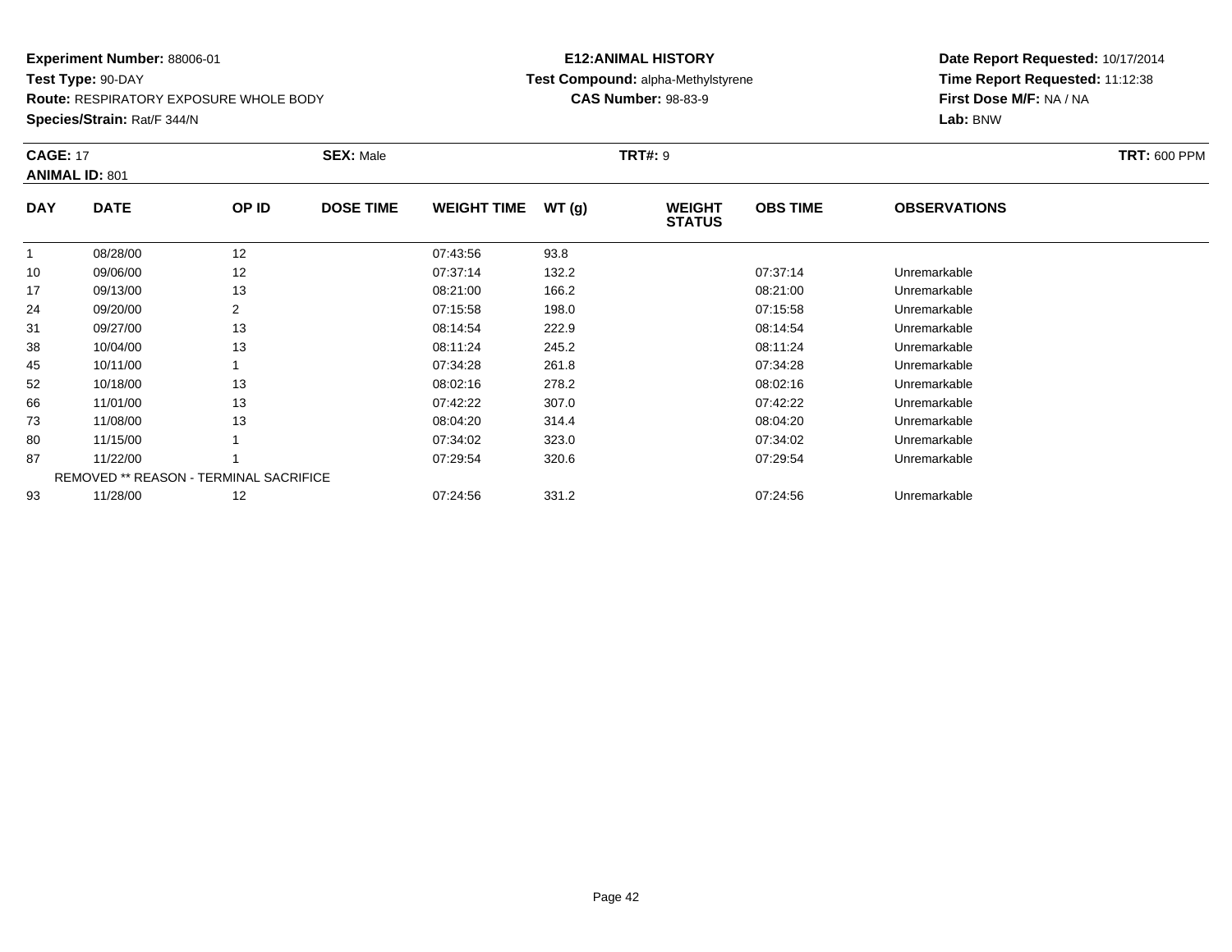**Experiment Number:** 88006-01
**Test Type:** 90-DAY
**Route:** RESPIRATORY EXPOSURE WHOLE BODY
**Species/Strain:** Rat/F 344/N

**E12:ANIMAL HISTORY**
**Test Compound:** alpha-Methylstyrene
**CAS Number:** 98-83-9

**Date Report Requested:** 10/17/2014
**Time Report Requested:** 11:12:38
**First Dose M/F:** NA / NA
**Lab:** BNW

**CAGE:** 17 **SEX:** Male **TRT#:** 9 **TRT:** 600 PPM
**ANIMAL ID:** 801

| DAY | DATE | OP ID | DOSE TIME | WEIGHT TIME | WT (g) | WEIGHT STATUS | OBS TIME | OBSERVATIONS |
|---|---|---|---|---|---|---|---|---|
| 1 | 08/28/00 | 12 | | 07:43:56 | 93.8 | | | |
| 10 | 09/06/00 | 12 | | 07:37:14 | 132.2 | | 07:37:14 | Unremarkable |
| 17 | 09/13/00 | 13 | | 08:21:00 | 166.2 | | 08:21:00 | Unremarkable |
| 24 | 09/20/00 | 2 | | 07:15:58 | 198.0 | | 07:15:58 | Unremarkable |
| 31 | 09/27/00 | 13 | | 08:14:54 | 222.9 | | 08:14:54 | Unremarkable |
| 38 | 10/04/00 | 13 | | 08:11:24 | 245.2 | | 08:11:24 | Unremarkable |
| 45 | 10/11/00 | 1 | | 07:34:28 | 261.8 | | 07:34:28 | Unremarkable |
| 52 | 10/18/00 | 13 | | 08:02:16 | 278.2 | | 08:02:16 | Unremarkable |
| 66 | 11/01/00 | 13 | | 07:42:22 | 307.0 | | 07:42:22 | Unremarkable |
| 73 | 11/08/00 | 13 | | 08:04:20 | 314.4 | | 08:04:20 | Unremarkable |
| 80 | 11/15/00 | 1 | | 07:34:02 | 323.0 | | 07:34:02 | Unremarkable |
| 87 | 11/22/00 | 1 | | 07:29:54 | 320.6 | | 07:29:54 | Unremarkable |
| | REMOVED ** REASON - TERMINAL SACRIFICE | | | | | | | |
| 93 | 11/28/00 | 12 | | 07:24:56 | 331.2 | | 07:24:56 | Unremarkable |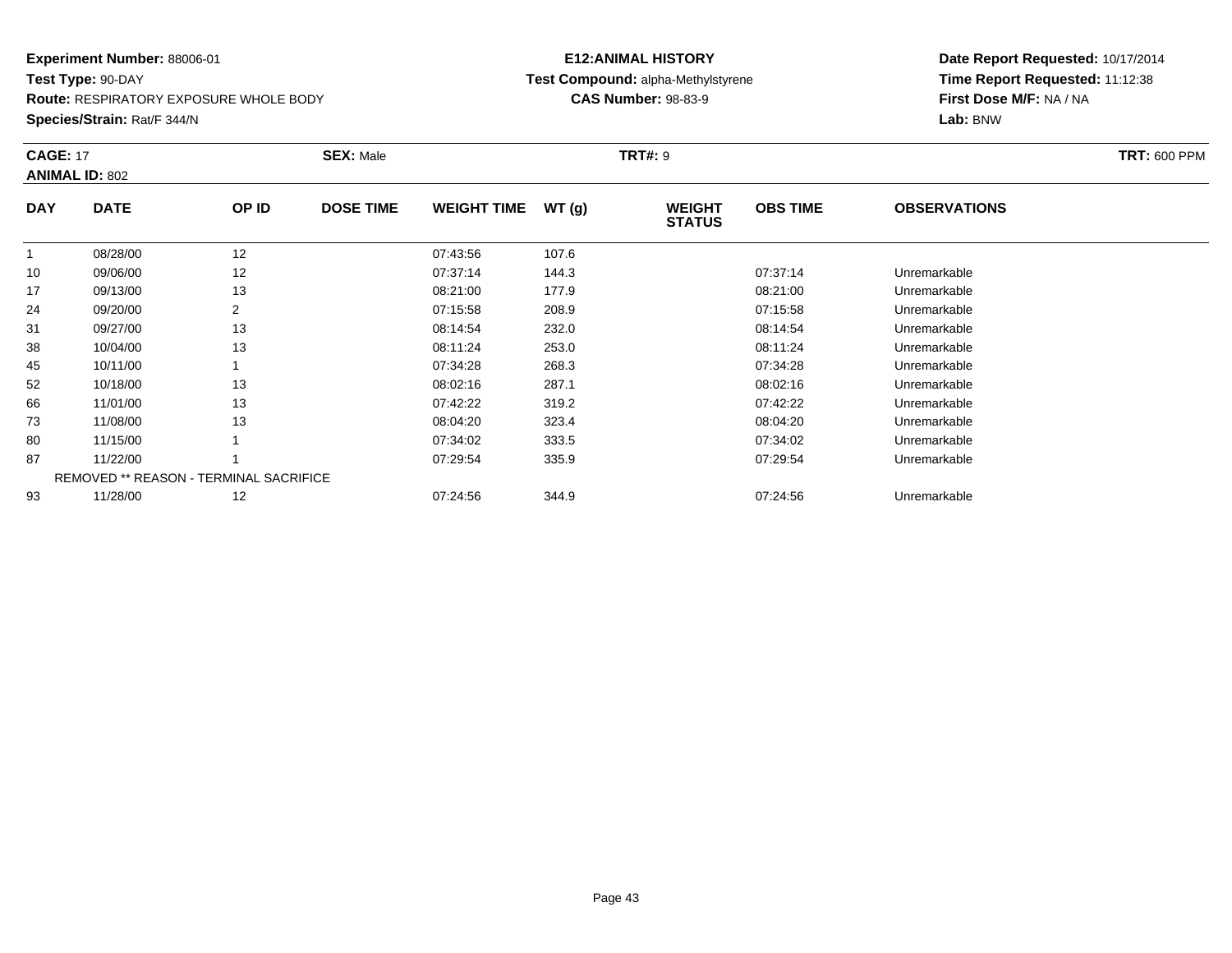**Experiment Number:** 88006-01
**Test Type:** 90-DAY
**Route:** RESPIRATORY EXPOSURE WHOLE BODY
**Species/Strain:** Rat/F 344/N

**E12:ANIMAL HISTORY**
**Test Compound:** alpha-Methylstyrene
**CAS Number:** 98-83-9

**Date Report Requested:** 10/17/2014
**Time Report Requested:** 11:12:38
**First Dose M/F:** NA / NA
**Lab:** BNW

**CAGE:** 17 **SEX:** Male **TRT#:** 9 **TRT:** 600 PPM
**ANIMAL ID:** 802

| DAY | DATE | OP ID | DOSE TIME | WEIGHT TIME | WT (g) | WEIGHT STATUS | OBS TIME | OBSERVATIONS |
|---|---|---|---|---|---|---|---|---|
| 1 | 08/28/00 | 12 | | 07:43:56 | 107.6 | | | |
| 10 | 09/06/00 | 12 | | 07:37:14 | 144.3 | | 07:37:14 | Unremarkable |
| 17 | 09/13/00 | 13 | | 08:21:00 | 177.9 | | 08:21:00 | Unremarkable |
| 24 | 09/20/00 | 2 | | 07:15:58 | 208.9 | | 07:15:58 | Unremarkable |
| 31 | 09/27/00 | 13 | | 08:14:54 | 232.0 | | 08:14:54 | Unremarkable |
| 38 | 10/04/00 | 13 | | 08:11:24 | 253.0 | | 08:11:24 | Unremarkable |
| 45 | 10/11/00 | 1 | | 07:34:28 | 268.3 | | 07:34:28 | Unremarkable |
| 52 | 10/18/00 | 13 | | 08:02:16 | 287.1 | | 08:02:16 | Unremarkable |
| 66 | 11/01/00 | 13 | | 07:42:22 | 319.2 | | 07:42:22 | Unremarkable |
| 73 | 11/08/00 | 13 | | 08:04:20 | 323.4 | | 08:04:20 | Unremarkable |
| 80 | 11/15/00 | 1 | | 07:34:02 | 333.5 | | 07:34:02 | Unremarkable |
| 87 | 11/22/00 | 1 | | 07:29:54 | 335.9 | | 07:29:54 | Unremarkable |
| | REMOVED ** REASON - TERMINAL SACRIFICE | | | | | | | |
| 93 | 11/28/00 | 12 | | 07:24:56 | 344.9 | | 07:24:56 | Unremarkable |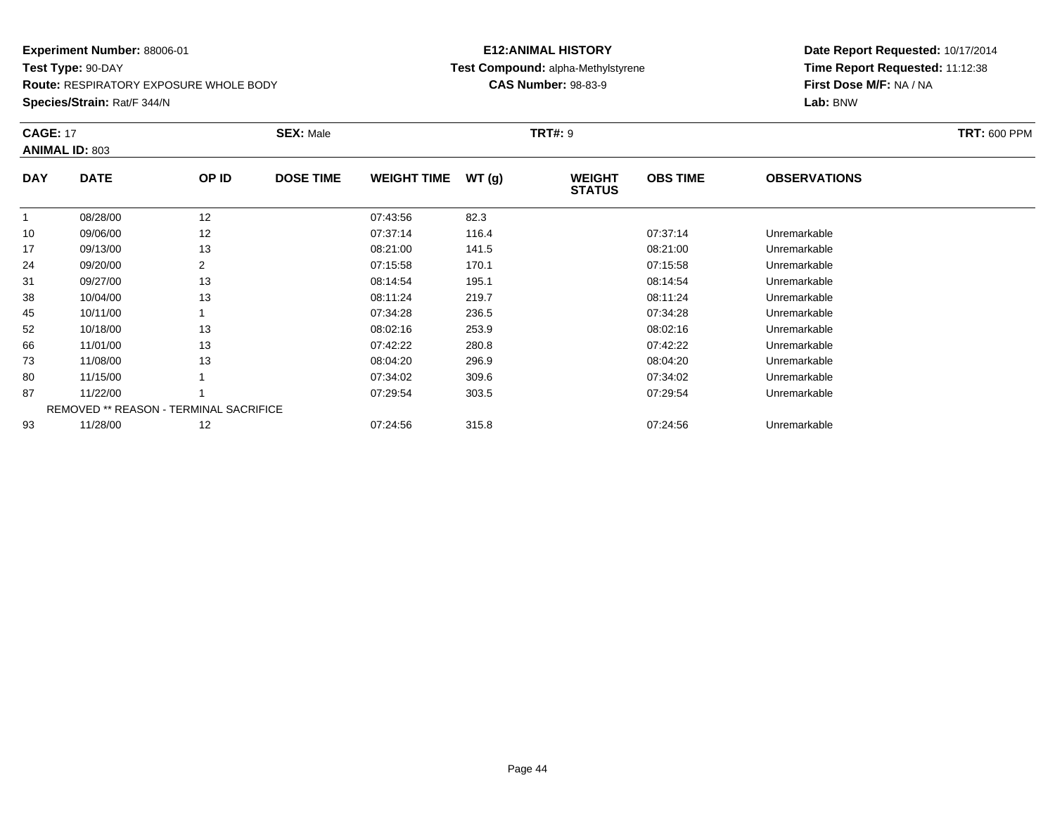**Experiment Number:** 88006-01
**Test Type:** 90-DAY
**Route:** RESPIRATORY EXPOSURE WHOLE BODY
**Species/Strain:** Rat/F 344/N

**E12:ANIMAL HISTORY**
**Test Compound:** alpha-Methylstyrene
**CAS Number:** 98-83-9

**Date Report Requested:** 10/17/2014
**Time Report Requested:** 11:12:38
**First Dose M/F:** NA / NA
**Lab:** BNW

**CAGE:** 17 **SEX:** Male **TRT#:** 9 **TRT:** 600 PPM
**ANIMAL ID:** 803

| DAY | DATE | OP ID | DOSE TIME | WEIGHT TIME | WT (g) | WEIGHT STATUS | OBS TIME | OBSERVATIONS |
|---|---|---|---|---|---|---|---|---|
| 1 | 08/28/00 | 12 | | 07:43:56 | 82.3 | | | |
| 10 | 09/06/00 | 12 | | 07:37:14 | 116.4 | | 07:37:14 | Unremarkable |
| 17 | 09/13/00 | 13 | | 08:21:00 | 141.5 | | 08:21:00 | Unremarkable |
| 24 | 09/20/00 | 2 | | 07:15:58 | 170.1 | | 07:15:58 | Unremarkable |
| 31 | 09/27/00 | 13 | | 08:14:54 | 195.1 | | 08:14:54 | Unremarkable |
| 38 | 10/04/00 | 13 | | 08:11:24 | 219.7 | | 08:11:24 | Unremarkable |
| 45 | 10/11/00 | 1 | | 07:34:28 | 236.5 | | 07:34:28 | Unremarkable |
| 52 | 10/18/00 | 13 | | 08:02:16 | 253.9 | | 08:02:16 | Unremarkable |
| 66 | 11/01/00 | 13 | | 07:42:22 | 280.8 | | 07:42:22 | Unremarkable |
| 73 | 11/08/00 | 13 | | 08:04:20 | 296.9 | | 08:04:20 | Unremarkable |
| 80 | 11/15/00 | 1 | | 07:34:02 | 309.6 | | 07:34:02 | Unremarkable |
| 87 | 11/22/00 | 1 | | 07:29:54 | 303.5 | | 07:29:54 | Unremarkable |
| | REMOVED ** REASON - TERMINAL SACRIFICE | | | | | | | |
| 93 | 11/28/00 | 12 | | 07:24:56 | 315.8 | | 07:24:56 | Unremarkable |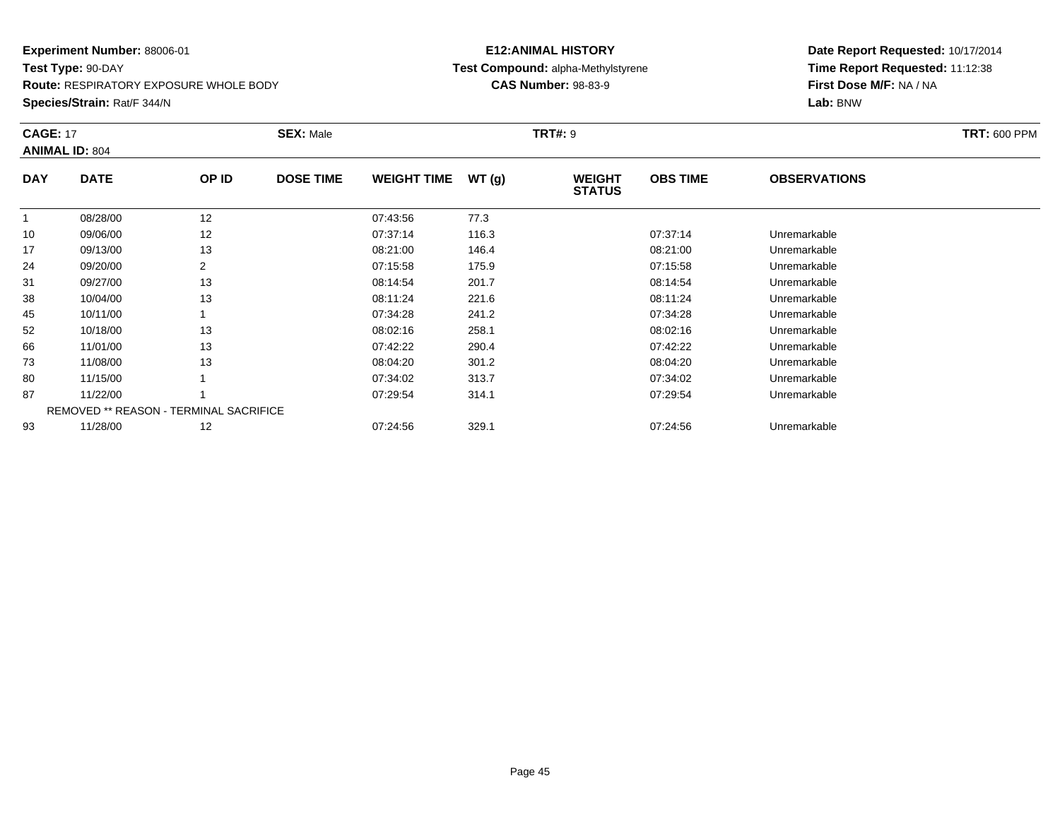**Experiment Number:** 88006-01
**Test Type:** 90-DAY
**Route:** RESPIRATORY EXPOSURE WHOLE BODY
**Species/Strain:** Rat/F 344/N

**E12:ANIMAL HISTORY**
**Test Compound:** alpha-Methylstyrene
**CAS Number:** 98-83-9

**Date Report Requested:** 10/17/2014
**Time Report Requested:** 11:12:38
**First Dose M/F:** NA / NA
**Lab:** BNW

**CAGE:** 17 **SEX:** Male **TRT#:** 9 **TRT:** 600 PPM
**ANIMAL ID:** 804

| DAY | DATE | OP ID | DOSE TIME | WEIGHT TIME | WT (g) | WEIGHT STATUS | OBS TIME | OBSERVATIONS |
|---|---|---|---|---|---|---|---|---|
| 1 | 08/28/00 | 12 | | 07:43:56 | 77.3 | | | |
| 10 | 09/06/00 | 12 | | 07:37:14 | 116.3 | | 07:37:14 | Unremarkable |
| 17 | 09/13/00 | 13 | | 08:21:00 | 146.4 | | 08:21:00 | Unremarkable |
| 24 | 09/20/00 | 2 | | 07:15:58 | 175.9 | | 07:15:58 | Unremarkable |
| 31 | 09/27/00 | 13 | | 08:14:54 | 201.7 | | 08:14:54 | Unremarkable |
| 38 | 10/04/00 | 13 | | 08:11:24 | 221.6 | | 08:11:24 | Unremarkable |
| 45 | 10/11/00 | 1 | | 07:34:28 | 241.2 | | 07:34:28 | Unremarkable |
| 52 | 10/18/00 | 13 | | 08:02:16 | 258.1 | | 08:02:16 | Unremarkable |
| 66 | 11/01/00 | 13 | | 07:42:22 | 290.4 | | 07:42:22 | Unremarkable |
| 73 | 11/08/00 | 13 | | 08:04:20 | 301.2 | | 08:04:20 | Unremarkable |
| 80 | 11/15/00 | 1 | | 07:34:02 | 313.7 | | 07:34:02 | Unremarkable |
| 87 | 11/22/00 | 1 | | 07:29:54 | 314.1 | | 07:29:54 | Unremarkable |
| | REMOVED ** REASON - TERMINAL SACRIFICE | | | | | | | |
| 93 | 11/28/00 | 12 | | 07:24:56 | 329.1 | | 07:24:56 | Unremarkable |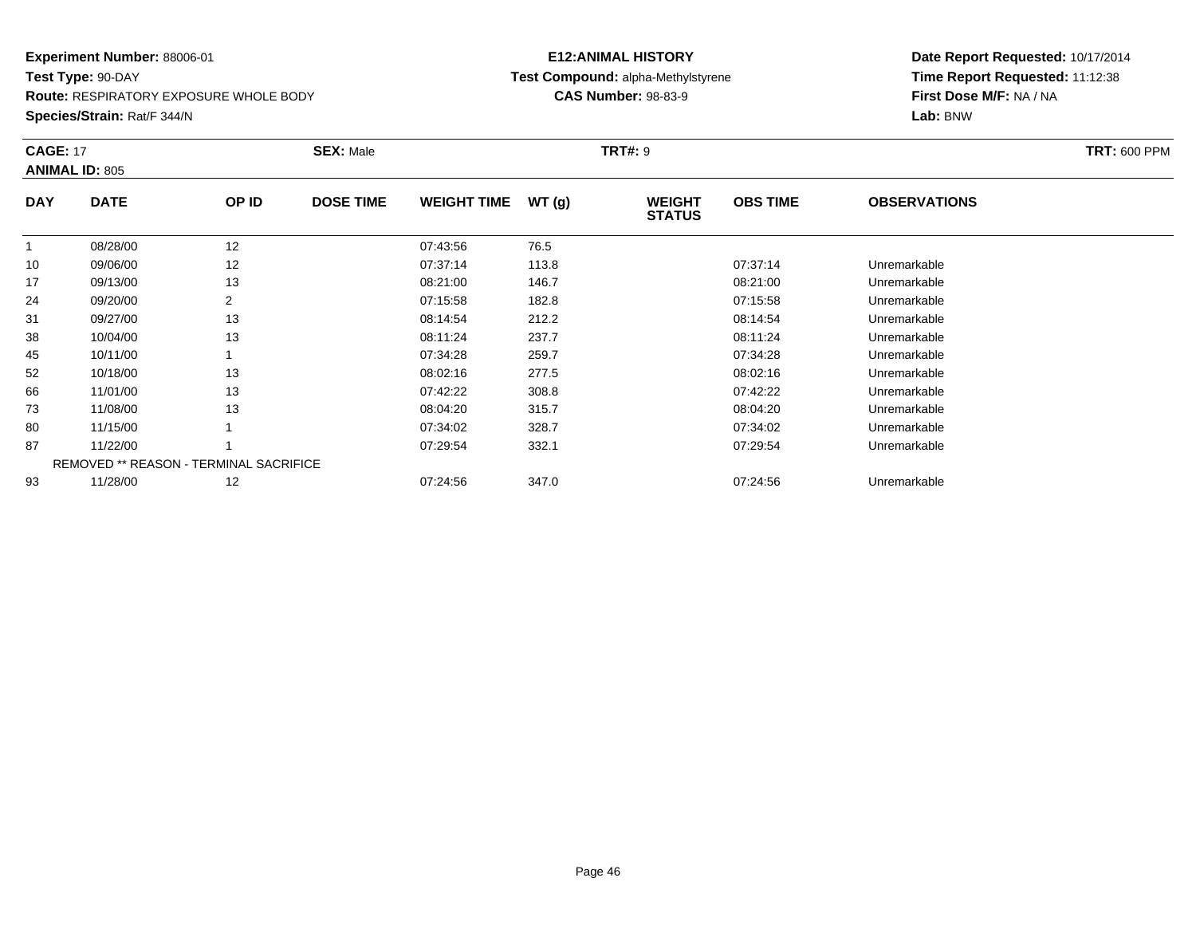**Experiment Number:** 88006-01
**Test Type:** 90-DAY
**Route:** RESPIRATORY EXPOSURE WHOLE BODY
**Species/Strain:** Rat/F 344/N

**E12:ANIMAL HISTORY**
**Test Compound:** alpha-Methylstyrene
**CAS Number:** 98-83-9

**Date Report Requested:** 10/17/2014
**Time Report Requested:** 11:12:38
**First Dose M/F:** NA / NA
**Lab:** BNW

**CAGE:** 17 **SEX:** Male **TRT#:** 9 **TRT:** 600 PPM
**ANIMAL ID:** 805

| DAY | DATE | OP ID | DOSE TIME | WEIGHT TIME | WT (g) | WEIGHT STATUS | OBS TIME | OBSERVATIONS |
|---|---|---|---|---|---|---|---|---|
| 1 | 08/28/00 | 12 | | 07:43:56 | 76.5 | | | |
| 10 | 09/06/00 | 12 | | 07:37:14 | 113.8 | | 07:37:14 | Unremarkable |
| 17 | 09/13/00 | 13 | | 08:21:00 | 146.7 | | 08:21:00 | Unremarkable |
| 24 | 09/20/00 | 2 | | 07:15:58 | 182.8 | | 07:15:58 | Unremarkable |
| 31 | 09/27/00 | 13 | | 08:14:54 | 212.2 | | 08:14:54 | Unremarkable |
| 38 | 10/04/00 | 13 | | 08:11:24 | 237.7 | | 08:11:24 | Unremarkable |
| 45 | 10/11/00 | 1 | | 07:34:28 | 259.7 | | 07:34:28 | Unremarkable |
| 52 | 10/18/00 | 13 | | 08:02:16 | 277.5 | | 08:02:16 | Unremarkable |
| 66 | 11/01/00 | 13 | | 07:42:22 | 308.8 | | 07:42:22 | Unremarkable |
| 73 | 11/08/00 | 13 | | 08:04:20 | 315.7 | | 08:04:20 | Unremarkable |
| 80 | 11/15/00 | 1 | | 07:34:02 | 328.7 | | 07:34:02 | Unremarkable |
| 87 | 11/22/00 | 1 | | 07:29:54 | 332.1 | | 07:29:54 | Unremarkable |
| | REMOVED ** REASON - TERMINAL SACRIFICE | | | | | | | |
| 93 | 11/28/00 | 12 | | 07:24:56 | 347.0 | | 07:24:56 | Unremarkable |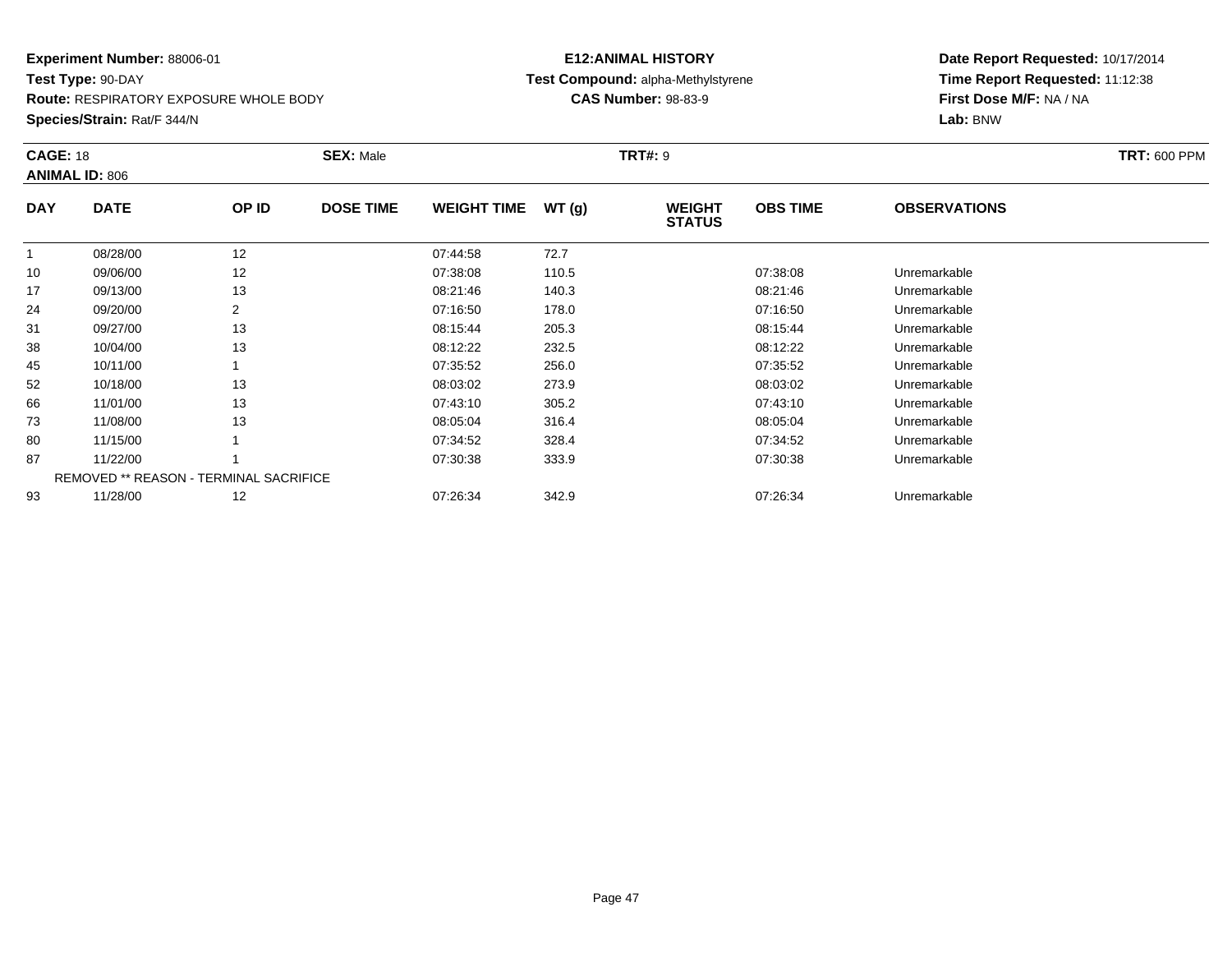**Experiment Number:** 88006-01
**Test Type:** 90-DAY
**Route:** RESPIRATORY EXPOSURE WHOLE BODY
**Species/Strain:** Rat/F 344/N

**E12:ANIMAL HISTORY**
**Test Compound:** alpha-Methylstyrene
**CAS Number:** 98-83-9

**Date Report Requested:** 10/17/2014
**Time Report Requested:** 11:12:38
**First Dose M/F:** NA / NA
**Lab:** BNW

**CAGE:** 18 **SEX:** Male **TRT#:** 9 **TRT:** 600 PPM
**ANIMAL ID:** 806

| DAY | DATE | OP ID | DOSE TIME | WEIGHT TIME | WT (g) | WEIGHT STATUS | OBS TIME | OBSERVATIONS |
|---|---|---|---|---|---|---|---|---|
| 1 | 08/28/00 | 12 | | 07:44:58 | 72.7 | | | |
| 10 | 09/06/00 | 12 | | 07:38:08 | 110.5 | | 07:38:08 | Unremarkable |
| 17 | 09/13/00 | 13 | | 08:21:46 | 140.3 | | 08:21:46 | Unremarkable |
| 24 | 09/20/00 | 2 | | 07:16:50 | 178.0 | | 07:16:50 | Unremarkable |
| 31 | 09/27/00 | 13 | | 08:15:44 | 205.3 | | 08:15:44 | Unremarkable |
| 38 | 10/04/00 | 13 | | 08:12:22 | 232.5 | | 08:12:22 | Unremarkable |
| 45 | 10/11/00 | 1 | | 07:35:52 | 256.0 | | 07:35:52 | Unremarkable |
| 52 | 10/18/00 | 13 | | 08:03:02 | 273.9 | | 08:03:02 | Unremarkable |
| 66 | 11/01/00 | 13 | | 07:43:10 | 305.2 | | 07:43:10 | Unremarkable |
| 73 | 11/08/00 | 13 | | 08:05:04 | 316.4 | | 08:05:04 | Unremarkable |
| 80 | 11/15/00 | 1 | | 07:34:52 | 328.4 | | 07:34:52 | Unremarkable |
| 87 | 11/22/00 | 1 | | 07:30:38 | 333.9 | | 07:30:38 | Unremarkable |
| REMOVED ** REASON - TERMINAL SACRIFICE | | | | | | | | |
| 93 | 11/28/00 | 12 | | 07:26:34 | 342.9 | | 07:26:34 | Unremarkable |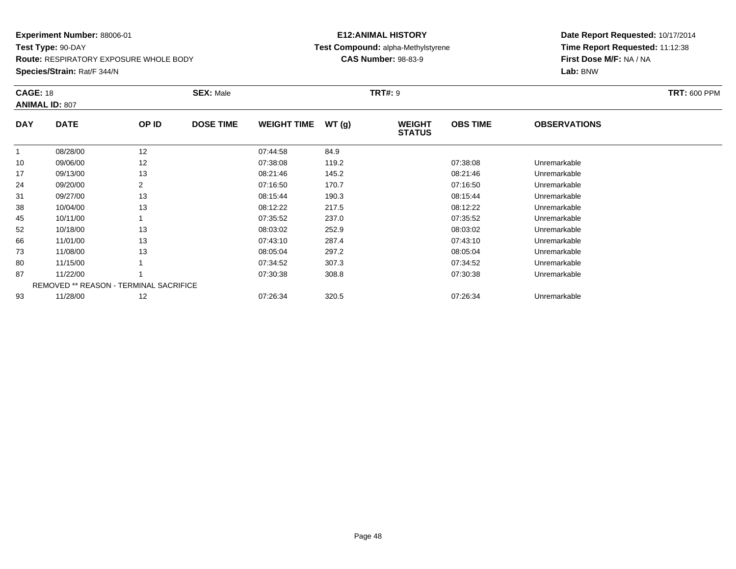**Experiment Number:** 88006-01
**Test Type:** 90-DAY
**Route:** RESPIRATORY EXPOSURE WHOLE BODY
**Species/Strain:** Rat/F 344/N

**E12:ANIMAL HISTORY**
**Test Compound:** alpha-Methylstyrene
**CAS Number:** 98-83-9

**Date Report Requested:** 10/17/2014
**Time Report Requested:** 11:12:38
**First Dose M/F:** NA / NA
**Lab:** BNW

**CAGE:** 18 | **SEX:** Male | **TRT#:** 9 | **TRT:** 600 PPM
**ANIMAL ID:** 807

| DAY | DATE | OP ID | DOSE TIME | WEIGHT TIME | WT (g) | WEIGHT STATUS | OBS TIME | OBSERVATIONS |
|---|---|---|---|---|---|---|---|---|
| 1 | 08/28/00 | 12 | | 07:44:58 | 84.9 | | | |
| 10 | 09/06/00 | 12 | | 07:38:08 | 119.2 | | 07:38:08 | Unremarkable |
| 17 | 09/13/00 | 13 | | 08:21:46 | 145.2 | | 08:21:46 | Unremarkable |
| 24 | 09/20/00 | 2 | | 07:16:50 | 170.7 | | 07:16:50 | Unremarkable |
| 31 | 09/27/00 | 13 | | 08:15:44 | 190.3 | | 08:15:44 | Unremarkable |
| 38 | 10/04/00 | 13 | | 08:12:22 | 217.5 | | 08:12:22 | Unremarkable |
| 45 | 10/11/00 | 1 | | 07:35:52 | 237.0 | | 07:35:52 | Unremarkable |
| 52 | 10/18/00 | 13 | | 08:03:02 | 252.9 | | 08:03:02 | Unremarkable |
| 66 | 11/01/00 | 13 | | 07:43:10 | 287.4 | | 07:43:10 | Unremarkable |
| 73 | 11/08/00 | 13 | | 08:05:04 | 297.2 | | 08:05:04 | Unremarkable |
| 80 | 11/15/00 | 1 | | 07:34:52 | 307.3 | | 07:34:52 | Unremarkable |
| 87 | 11/22/00 | 1 | | 07:30:38 | 308.8 | | 07:30:38 | Unremarkable |
| | REMOVED ** REASON - TERMINAL SACRIFICE | | | | | | | |
| 93 | 11/28/00 | 12 | | 07:26:34 | 320.5 | | 07:26:34 | Unremarkable |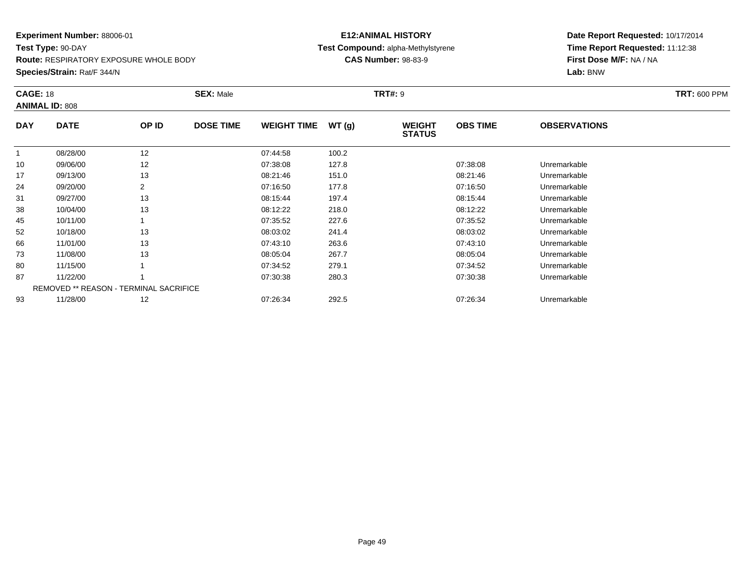**Experiment Number:** 88006-01
**Test Type:** 90-DAY
**Route:** RESPIRATORY EXPOSURE WHOLE BODY
**Species/Strain:** Rat/F 344/N

**E12:ANIMAL HISTORY**
**Test Compound:** alpha-Methylstyrene
**CAS Number:** 98-83-9

**Date Report Requested:** 10/17/2014
**Time Report Requested:** 11:12:38
**First Dose M/F:** NA / NA
**Lab:** BNW

**CAGE:** 18 **SEX:** Male **TRT#:** 9 **TRT:** 600 PPM
**ANIMAL ID:** 808

| DAY | DATE | OP ID | DOSE TIME | WEIGHT TIME | WT (g) | WEIGHT STATUS | OBS TIME | OBSERVATIONS |
|---|---|---|---|---|---|---|---|---|
| 1 | 08/28/00 | 12 | | 07:44:58 | 100.2 | | | |
| 10 | 09/06/00 | 12 | | 07:38:08 | 127.8 | | 07:38:08 | Unremarkable |
| 17 | 09/13/00 | 13 | | 08:21:46 | 151.0 | | 08:21:46 | Unremarkable |
| 24 | 09/20/00 | 2 | | 07:16:50 | 177.8 | | 07:16:50 | Unremarkable |
| 31 | 09/27/00 | 13 | | 08:15:44 | 197.4 | | 08:15:44 | Unremarkable |
| 38 | 10/04/00 | 13 | | 08:12:22 | 218.0 | | 08:12:22 | Unremarkable |
| 45 | 10/11/00 | 1 | | 07:35:52 | 227.6 | | 07:35:52 | Unremarkable |
| 52 | 10/18/00 | 13 | | 08:03:02 | 241.4 | | 08:03:02 | Unremarkable |
| 66 | 11/01/00 | 13 | | 07:43:10 | 263.6 | | 07:43:10 | Unremarkable |
| 73 | 11/08/00 | 13 | | 08:05:04 | 267.7 | | 08:05:04 | Unremarkable |
| 80 | 11/15/00 | 1 | | 07:34:52 | 279.1 | | 07:34:52 | Unremarkable |
| 87 | 11/22/00 | 1 | | 07:30:38 | 280.3 | | 07:30:38 | Unremarkable |
| | REMOVED ** REASON - TERMINAL SACRIFICE | | | | | | | |
| 93 | 11/28/00 | 12 | | 07:26:34 | 292.5 | | 07:26:34 | Unremarkable |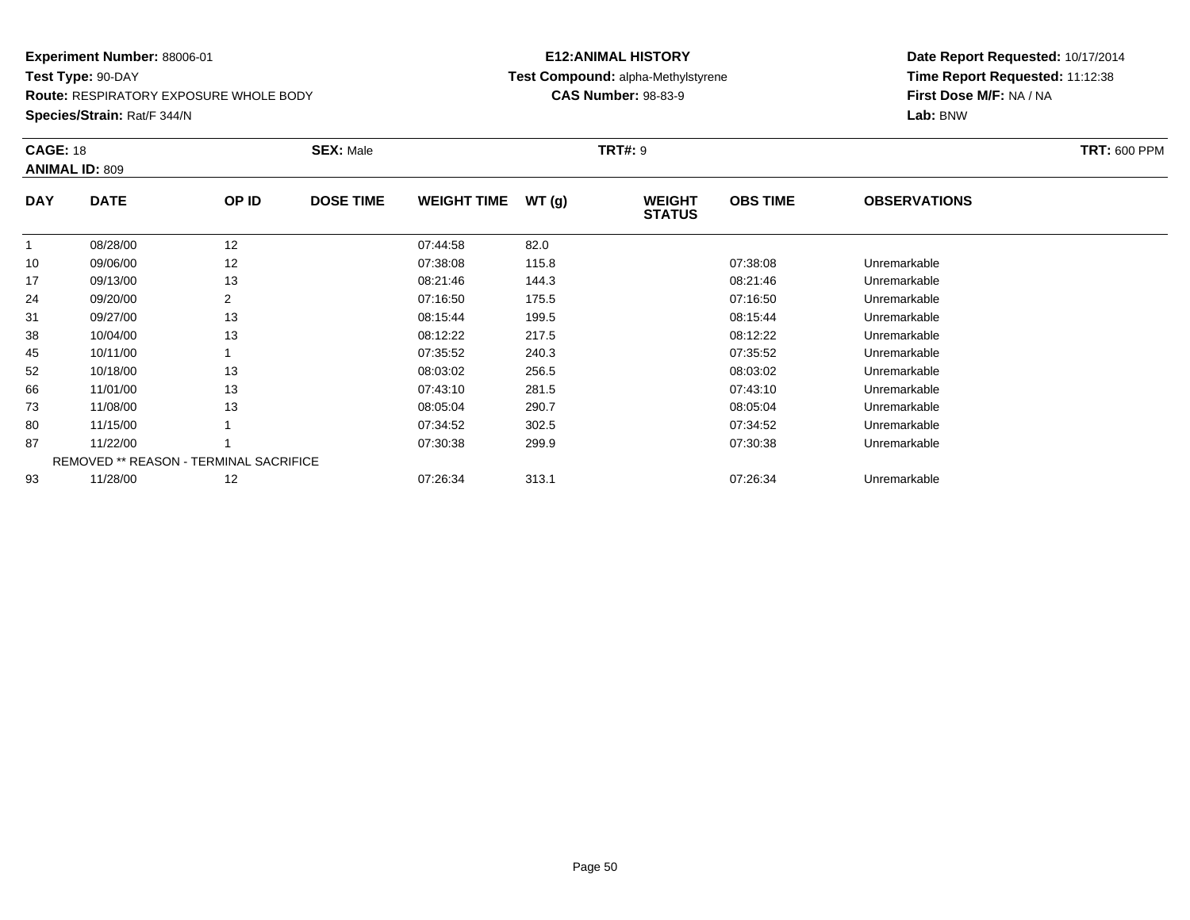**Experiment Number:** 88006-01
**Test Type:** 90-DAY
**Route:** RESPIRATORY EXPOSURE WHOLE BODY
**Species/Strain:** Rat/F 344/N

**E12:ANIMAL HISTORY**
**Test Compound:** alpha-Methylstyrene
**CAS Number:** 98-83-9

**Date Report Requested:** 10/17/2014
**Time Report Requested:** 11:12:38
**First Dose M/F:** NA / NA
**Lab:** BNW

**CAGE:** 18 **SEX:** Male **TRT#:** 9 **TRT:** 600 PPM
**ANIMAL ID:** 809

| DAY | DATE | OP ID | DOSE TIME | WEIGHT TIME | WT (g) | WEIGHT STATUS | OBS TIME | OBSERVATIONS |
|---|---|---|---|---|---|---|---|---|
| 1 | 08/28/00 | 12 | | 07:44:58 | 82.0 | | | |
| 10 | 09/06/00 | 12 | | 07:38:08 | 115.8 | | 07:38:08 | Unremarkable |
| 17 | 09/13/00 | 13 | | 08:21:46 | 144.3 | | 08:21:46 | Unremarkable |
| 24 | 09/20/00 | 2 | | 07:16:50 | 175.5 | | 07:16:50 | Unremarkable |
| 31 | 09/27/00 | 13 | | 08:15:44 | 199.5 | | 08:15:44 | Unremarkable |
| 38 | 10/04/00 | 13 | | 08:12:22 | 217.5 | | 08:12:22 | Unremarkable |
| 45 | 10/11/00 | 1 | | 07:35:52 | 240.3 | | 07:35:52 | Unremarkable |
| 52 | 10/18/00 | 13 | | 08:03:02 | 256.5 | | 08:03:02 | Unremarkable |
| 66 | 11/01/00 | 13 | | 07:43:10 | 281.5 | | 07:43:10 | Unremarkable |
| 73 | 11/08/00 | 13 | | 08:05:04 | 290.7 | | 08:05:04 | Unremarkable |
| 80 | 11/15/00 | 1 | | 07:34:52 | 302.5 | | 07:34:52 | Unremarkable |
| 87 | 11/22/00 | 1 | | 07:30:38 | 299.9 | | 07:30:38 | Unremarkable |
| | REMOVED ** REASON - TERMINAL SACRIFICE | | | | | | | |
| 93 | 11/28/00 | 12 | | 07:26:34 | 313.1 | | 07:26:34 | Unremarkable |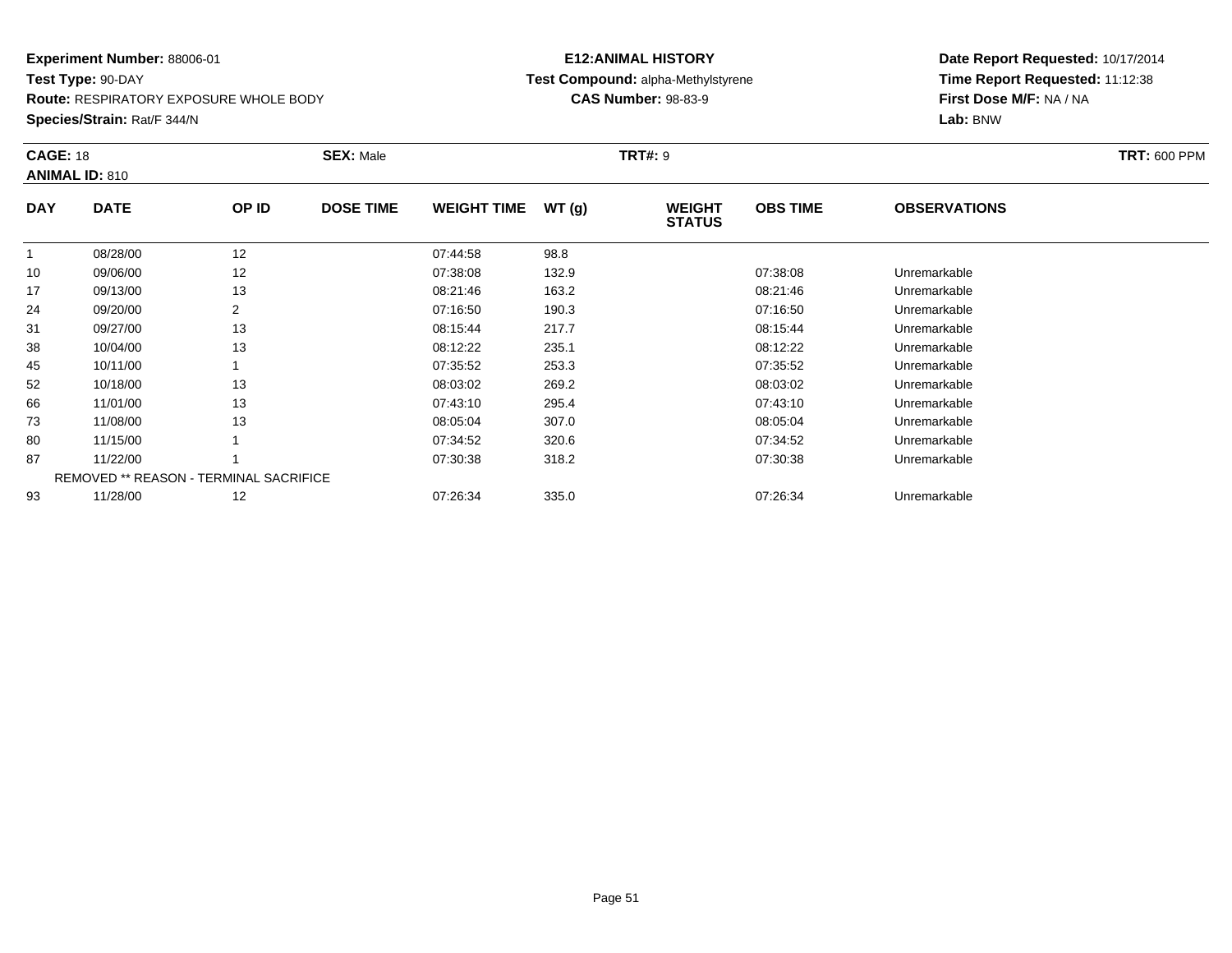**Experiment Number:** 88006-01
**Test Type:** 90-DAY
**Route:** RESPIRATORY EXPOSURE WHOLE BODY
**Species/Strain:** Rat/F 344/N

**E12:ANIMAL HISTORY**
**Test Compound:** alpha-Methylstyrene
**CAS Number:** 98-83-9

**Date Report Requested:** 10/17/2014
**Time Report Requested:** 11:12:38
**First Dose M/F:** NA / NA
**Lab:** BNW

**CAGE:** 18 **SEX:** Male **TRT#:** 9 **TRT:** 600 PPM
**ANIMAL ID:** 810

| DAY | DATE | OP ID | DOSE TIME | WEIGHT TIME | WT (g) | WEIGHT STATUS | OBS TIME | OBSERVATIONS |
|---|---|---|---|---|---|---|---|---|
| 1 | 08/28/00 | 12 | | 07:44:58 | 98.8 | | | |
| 10 | 09/06/00 | 12 | | 07:38:08 | 132.9 | | 07:38:08 | Unremarkable |
| 17 | 09/13/00 | 13 | | 08:21:46 | 163.2 | | 08:21:46 | Unremarkable |
| 24 | 09/20/00 | 2 | | 07:16:50 | 190.3 | | 07:16:50 | Unremarkable |
| 31 | 09/27/00 | 13 | | 08:15:44 | 217.7 | | 08:15:44 | Unremarkable |
| 38 | 10/04/00 | 13 | | 08:12:22 | 235.1 | | 08:12:22 | Unremarkable |
| 45 | 10/11/00 | 1 | | 07:35:52 | 253.3 | | 07:35:52 | Unremarkable |
| 52 | 10/18/00 | 13 | | 08:03:02 | 269.2 | | 08:03:02 | Unremarkable |
| 66 | 11/01/00 | 13 | | 07:43:10 | 295.4 | | 07:43:10 | Unremarkable |
| 73 | 11/08/00 | 13 | | 08:05:04 | 307.0 | | 08:05:04 | Unremarkable |
| 80 | 11/15/00 | 1 | | 07:34:52 | 320.6 | | 07:34:52 | Unremarkable |
| 87 | 11/22/00 | 1 | | 07:30:38 | 318.2 | | 07:30:38 | Unremarkable |
| | REMOVED ** REASON - TERMINAL SACRIFICE | | | | | | | |
| 93 | 11/28/00 | 12 | | 07:26:34 | 335.0 | | 07:26:34 | Unremarkable |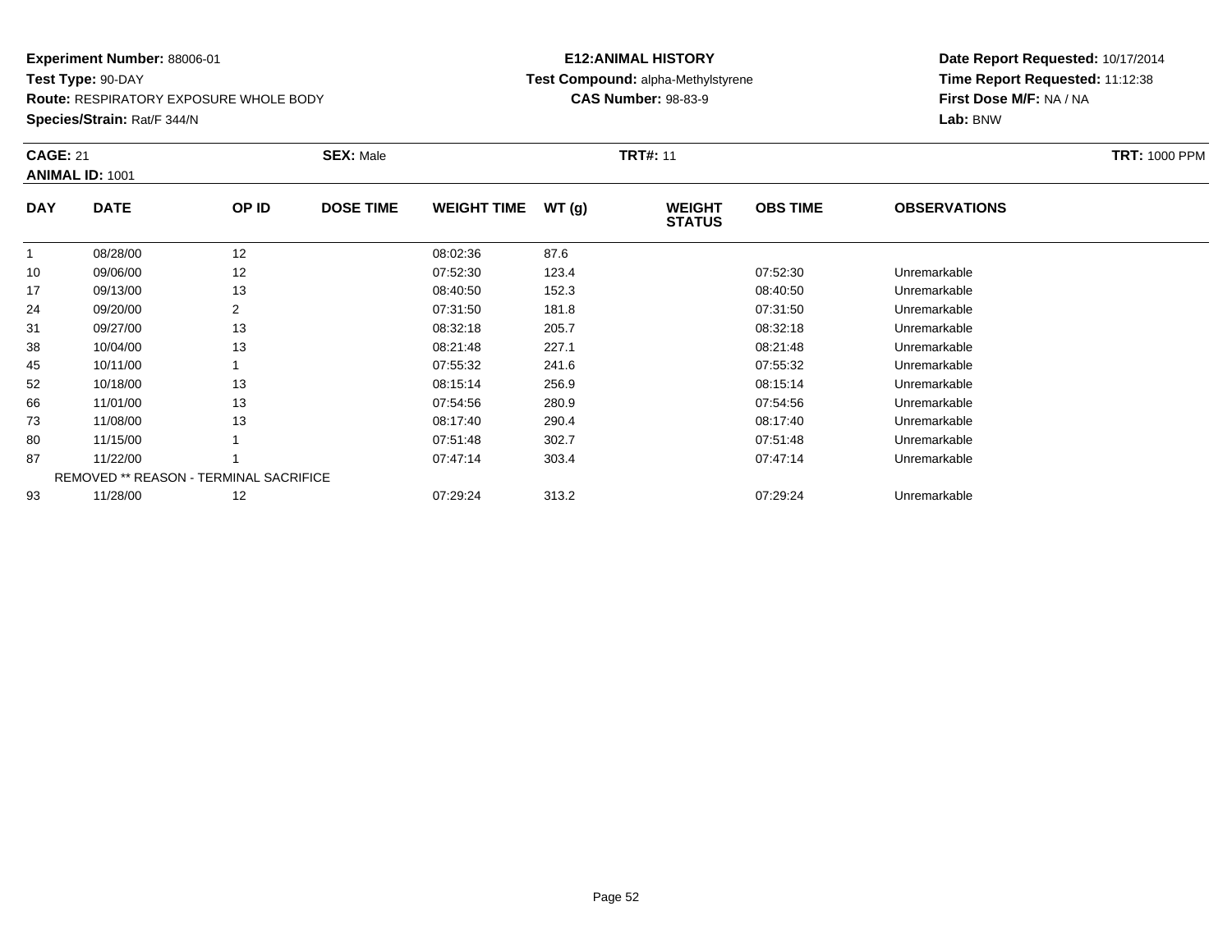**Experiment Number:** 88006-01
**Test Type:** 90-DAY
**Route:** RESPIRATORY EXPOSURE WHOLE BODY
**Species/Strain:** Rat/F 344/N

**E12:ANIMAL HISTORY**
**Test Compound:** alpha-Methylstyrene
**CAS Number:** 98-83-9

**Date Report Requested:** 10/17/2014
**Time Report Requested:** 11:12:38
**First Dose M/F:** NA / NA
**Lab:** BNW

**CAGE:** 21 **SEX:** Male **TRT#:** 11 **TRT:** 1000 PPM
**ANIMAL ID:** 1001

| DAY | DATE | OP ID | DOSE TIME | WEIGHT TIME | WT (g) | WEIGHT STATUS | OBS TIME | OBSERVATIONS |
|---|---|---|---|---|---|---|---|---|
| 1 | 08/28/00 | 12 | | 08:02:36 | 87.6 | | | |
| 10 | 09/06/00 | 12 | | 07:52:30 | 123.4 | | 07:52:30 | Unremarkable |
| 17 | 09/13/00 | 13 | | 08:40:50 | 152.3 | | 08:40:50 | Unremarkable |
| 24 | 09/20/00 | 2 | | 07:31:50 | 181.8 | | 07:31:50 | Unremarkable |
| 31 | 09/27/00 | 13 | | 08:32:18 | 205.7 | | 08:32:18 | Unremarkable |
| 38 | 10/04/00 | 13 | | 08:21:48 | 227.1 | | 08:21:48 | Unremarkable |
| 45 | 10/11/00 | 1 | | 07:55:32 | 241.6 | | 07:55:32 | Unremarkable |
| 52 | 10/18/00 | 13 | | 08:15:14 | 256.9 | | 08:15:14 | Unremarkable |
| 66 | 11/01/00 | 13 | | 07:54:56 | 280.9 | | 07:54:56 | Unremarkable |
| 73 | 11/08/00 | 13 | | 08:17:40 | 290.4 | | 08:17:40 | Unremarkable |
| 80 | 11/15/00 | 1 | | 07:51:48 | 302.7 | | 07:51:48 | Unremarkable |
| 87 | 11/22/00 | 1 | | 07:47:14 | 303.4 | | 07:47:14 | Unremarkable |
| | REMOVED ** REASON - TERMINAL SACRIFICE | | | | | | | |
| 93 | 11/28/00 | 12 | | 07:29:24 | 313.2 | | 07:29:24 | Unremarkable |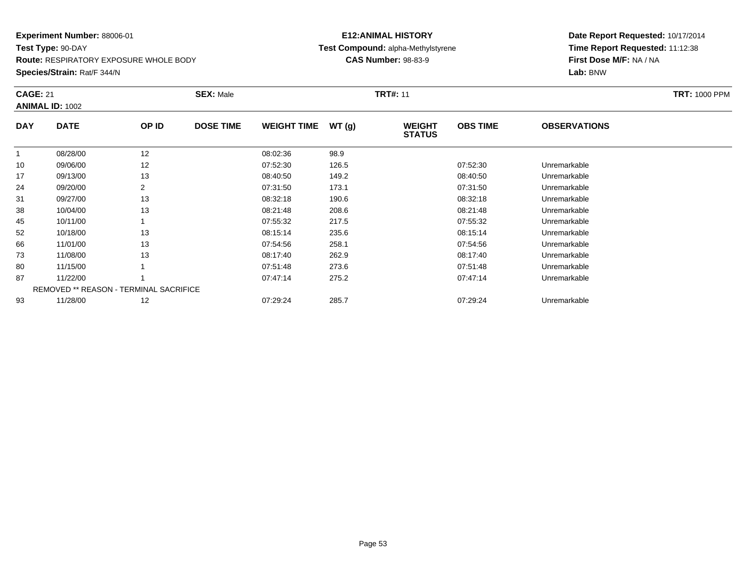**Experiment Number:** 88006-01
**Test Type:** 90-DAY
**Route:** RESPIRATORY EXPOSURE WHOLE BODY
**Species/Strain:** Rat/F 344/N

**E12:ANIMAL HISTORY**
**Test Compound:** alpha-Methylstyrene
**CAS Number:** 98-83-9

**Date Report Requested:** 10/17/2014
**Time Report Requested:** 11:12:38
**First Dose M/F:** NA / NA
**Lab:** BNW

**CAGE:** 21 **SEX:** Male **TRT#:** 11 **TRT:** 1000 PPM
**ANIMAL ID:** 1002

| DAY | DATE | OP ID | DOSE TIME | WEIGHT TIME | WT (g) | WEIGHT STATUS | OBS TIME | OBSERVATIONS |
|---|---|---|---|---|---|---|---|---|
| 1 | 08/28/00 | 12 | | 08:02:36 | 98.9 | | | |
| 10 | 09/06/00 | 12 | | 07:52:30 | 126.5 | | 07:52:30 | Unremarkable |
| 17 | 09/13/00 | 13 | | 08:40:50 | 149.2 | | 08:40:50 | Unremarkable |
| 24 | 09/20/00 | 2 | | 07:31:50 | 173.1 | | 07:31:50 | Unremarkable |
| 31 | 09/27/00 | 13 | | 08:32:18 | 190.6 | | 08:32:18 | Unremarkable |
| 38 | 10/04/00 | 13 | | 08:21:48 | 208.6 | | 08:21:48 | Unremarkable |
| 45 | 10/11/00 | 1 | | 07:55:32 | 217.5 | | 07:55:32 | Unremarkable |
| 52 | 10/18/00 | 13 | | 08:15:14 | 235.6 | | 08:15:14 | Unremarkable |
| 66 | 11/01/00 | 13 | | 07:54:56 | 258.1 | | 07:54:56 | Unremarkable |
| 73 | 11/08/00 | 13 | | 08:17:40 | 262.9 | | 08:17:40 | Unremarkable |
| 80 | 11/15/00 | 1 | | 07:51:48 | 273.6 | | 07:51:48 | Unremarkable |
| 87 | 11/22/00 | 1 | | 07:47:14 | 275.2 | | 07:47:14 | Unremarkable |
| | REMOVED ** REASON - TERMINAL SACRIFICE | | | | | | | |
| 93 | 11/28/00 | 12 | | 07:29:24 | 285.7 | | 07:29:24 | Unremarkable |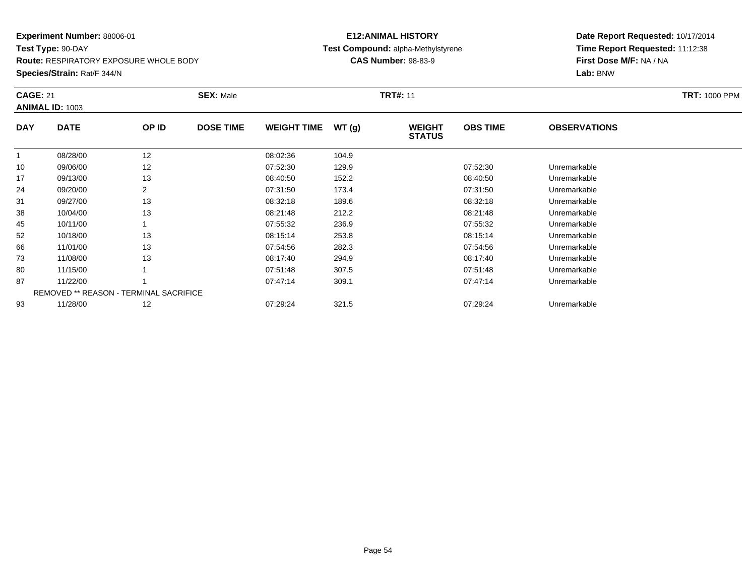**Experiment Number:** 88006-01
**Test Type:** 90-DAY
**Route:** RESPIRATORY EXPOSURE WHOLE BODY
**Species/Strain:** Rat/F 344/N

**E12:ANIMAL HISTORY**
**Test Compound:** alpha-Methylstyrene
**CAS Number:** 98-83-9

**Date Report Requested:** 10/17/2014
**Time Report Requested:** 11:12:38
**First Dose M/F:** NA / NA
**Lab:** BNW

**CAGE:** 21 **SEX:** Male **TRT#:** 11 **TRT:** 1000 PPM
**ANIMAL ID:** 1003

| DAY | DATE | OP ID | DOSE TIME | WEIGHT TIME | WT (g) | WEIGHT STATUS | OBS TIME | OBSERVATIONS |
|---|---|---|---|---|---|---|---|---|
| 1 | 08/28/00 | 12 | | 08:02:36 | 104.9 | | | |
| 10 | 09/06/00 | 12 | | 07:52:30 | 129.9 | | 07:52:30 | Unremarkable |
| 17 | 09/13/00 | 13 | | 08:40:50 | 152.2 | | 08:40:50 | Unremarkable |
| 24 | 09/20/00 | 2 | | 07:31:50 | 173.4 | | 07:31:50 | Unremarkable |
| 31 | 09/27/00 | 13 | | 08:32:18 | 189.6 | | 08:32:18 | Unremarkable |
| 38 | 10/04/00 | 13 | | 08:21:48 | 212.2 | | 08:21:48 | Unremarkable |
| 45 | 10/11/00 | 1 | | 07:55:32 | 236.9 | | 07:55:32 | Unremarkable |
| 52 | 10/18/00 | 13 | | 08:15:14 | 253.8 | | 08:15:14 | Unremarkable |
| 66 | 11/01/00 | 13 | | 07:54:56 | 282.3 | | 07:54:56 | Unremarkable |
| 73 | 11/08/00 | 13 | | 08:17:40 | 294.9 | | 08:17:40 | Unremarkable |
| 80 | 11/15/00 | 1 | | 07:51:48 | 307.5 | | 07:51:48 | Unremarkable |
| 87 | 11/22/00 | 1 | | 07:47:14 | 309.1 | | 07:47:14 | Unremarkable |
| | REMOVED ** REASON - TERMINAL SACRIFICE | | | | | | | |
| 93 | 11/28/00 | 12 | | 07:29:24 | 321.5 | | 07:29:24 | Unremarkable |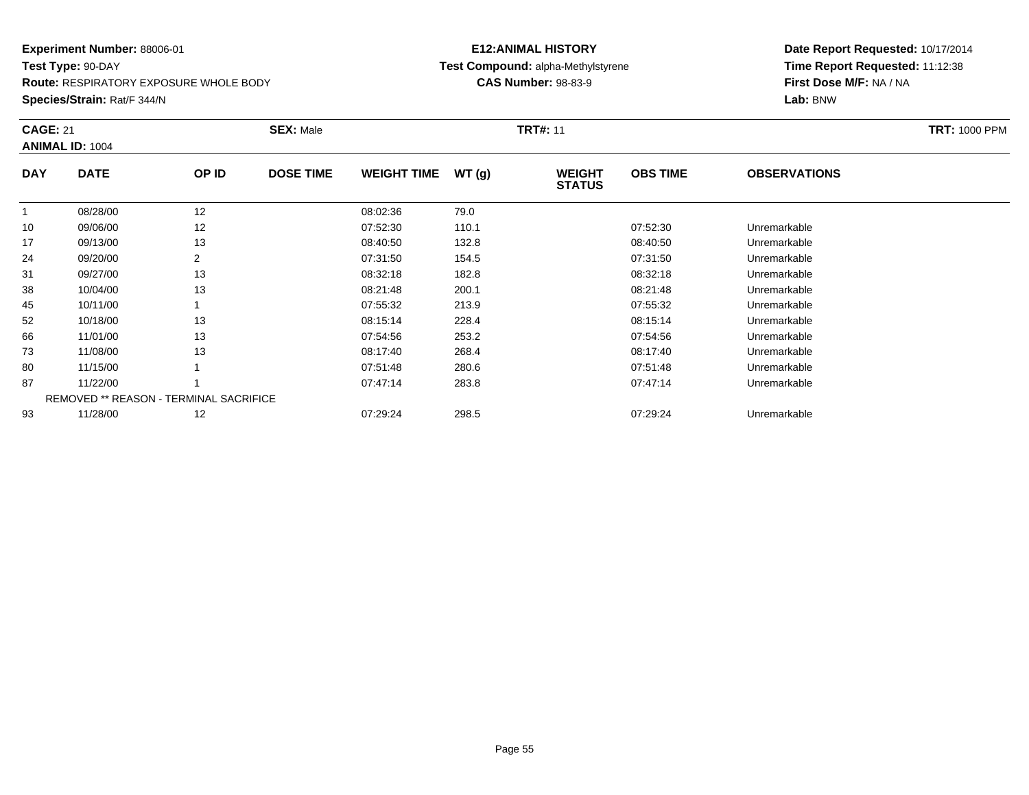**Experiment Number:** 88006-01
**Test Type:** 90-DAY
**Route:** RESPIRATORY EXPOSURE WHOLE BODY
**Species/Strain:** Rat/F 344/N

**E12:ANIMAL HISTORY**
**Test Compound:** alpha-Methylstyrene
**CAS Number:** 98-83-9

**Date Report Requested:** 10/17/2014
**Time Report Requested:** 11:12:38
**First Dose M/F:** NA / NA
**Lab:** BNW

**CAGE:** 21 **SEX:** Male **TRT#:** 11 **TRT:** 1000 PPM
**ANIMAL ID:** 1004

| DAY | DATE | OP ID | DOSE TIME | WEIGHT TIME | WT (g) | WEIGHT STATUS | OBS TIME | OBSERVATIONS |
|---|---|---|---|---|---|---|---|---|
| 1 | 08/28/00 | 12 | | 08:02:36 | 79.0 | | | |
| 10 | 09/06/00 | 12 | | 07:52:30 | 110.1 | | 07:52:30 | Unremarkable |
| 17 | 09/13/00 | 13 | | 08:40:50 | 132.8 | | 08:40:50 | Unremarkable |
| 24 | 09/20/00 | 2 | | 07:31:50 | 154.5 | | 07:31:50 | Unremarkable |
| 31 | 09/27/00 | 13 | | 08:32:18 | 182.8 | | 08:32:18 | Unremarkable |
| 38 | 10/04/00 | 13 | | 08:21:48 | 200.1 | | 08:21:48 | Unremarkable |
| 45 | 10/11/00 | 1 | | 07:55:32 | 213.9 | | 07:55:32 | Unremarkable |
| 52 | 10/18/00 | 13 | | 08:15:14 | 228.4 | | 08:15:14 | Unremarkable |
| 66 | 11/01/00 | 13 | | 07:54:56 | 253.2 | | 07:54:56 | Unremarkable |
| 73 | 11/08/00 | 13 | | 08:17:40 | 268.4 | | 08:17:40 | Unremarkable |
| 80 | 11/15/00 | 1 | | 07:51:48 | 280.6 | | 07:51:48 | Unremarkable |
| 87 | 11/22/00 | 1 | | 07:47:14 | 283.8 | | 07:47:14 | Unremarkable |
| | REMOVED ** REASON - TERMINAL SACRIFICE | | | | | | | |
| 93 | 11/28/00 | 12 | | 07:29:24 | 298.5 | | 07:29:24 | Unremarkable |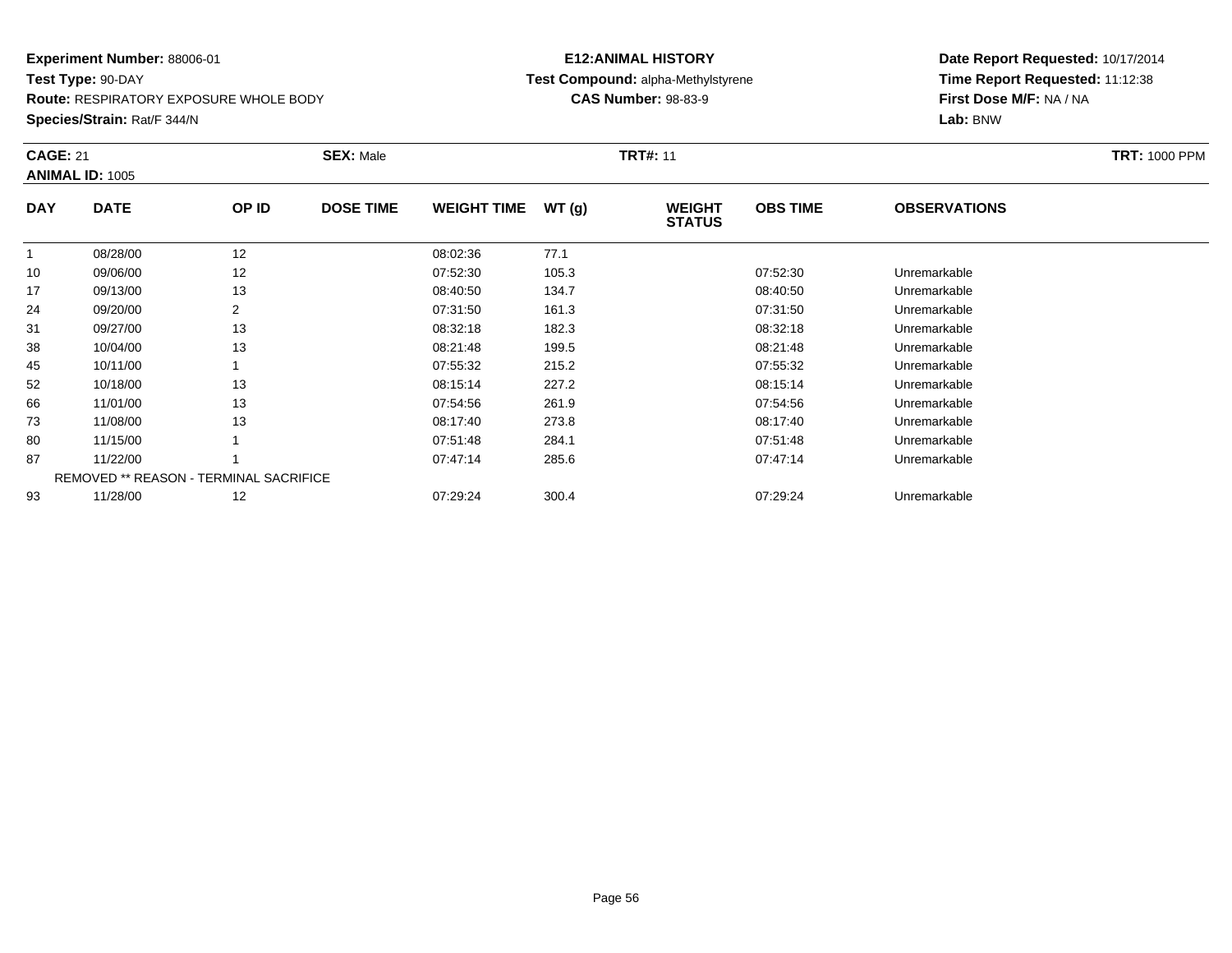**Experiment Number:** 88006-01
**Test Type:** 90-DAY
**Route:** RESPIRATORY EXPOSURE WHOLE BODY
**Species/Strain:** Rat/F 344/N

**E12:ANIMAL HISTORY**
**Test Compound:** alpha-Methylstyrene
**CAS Number:** 98-83-9

**Date Report Requested:** 10/17/2014
**Time Report Requested:** 11:12:38
**First Dose M/F:** NA / NA
**Lab:** BNW

**CAGE:** 21 **SEX:** Male **TRT#:** 11 **TRT:** 1000 PPM
**ANIMAL ID:** 1005

| DAY | DATE | OP ID | DOSE TIME | WEIGHT TIME | WT (g) | WEIGHT STATUS | OBS TIME | OBSERVATIONS |
|---|---|---|---|---|---|---|---|---|
| 1 | 08/28/00 | 12 | | 08:02:36 | 77.1 | | | |
| 10 | 09/06/00 | 12 | | 07:52:30 | 105.3 | | 07:52:30 | Unremarkable |
| 17 | 09/13/00 | 13 | | 08:40:50 | 134.7 | | 08:40:50 | Unremarkable |
| 24 | 09/20/00 | 2 | | 07:31:50 | 161.3 | | 07:31:50 | Unremarkable |
| 31 | 09/27/00 | 13 | | 08:32:18 | 182.3 | | 08:32:18 | Unremarkable |
| 38 | 10/04/00 | 13 | | 08:21:48 | 199.5 | | 08:21:48 | Unremarkable |
| 45 | 10/11/00 | 1 | | 07:55:32 | 215.2 | | 07:55:32 | Unremarkable |
| 52 | 10/18/00 | 13 | | 08:15:14 | 227.2 | | 08:15:14 | Unremarkable |
| 66 | 11/01/00 | 13 | | 07:54:56 | 261.9 | | 07:54:56 | Unremarkable |
| 73 | 11/08/00 | 13 | | 08:17:40 | 273.8 | | 08:17:40 | Unremarkable |
| 80 | 11/15/00 | 1 | | 07:51:48 | 284.1 | | 07:51:48 | Unremarkable |
| 87 | 11/22/00 | 1 | | 07:47:14 | 285.6 | | 07:47:14 | Unremarkable |
| | REMOVED ** REASON - TERMINAL SACRIFICE | | | | | | | |
| 93 | 11/28/00 | 12 | | 07:29:24 | 300.4 | | 07:29:24 | Unremarkable |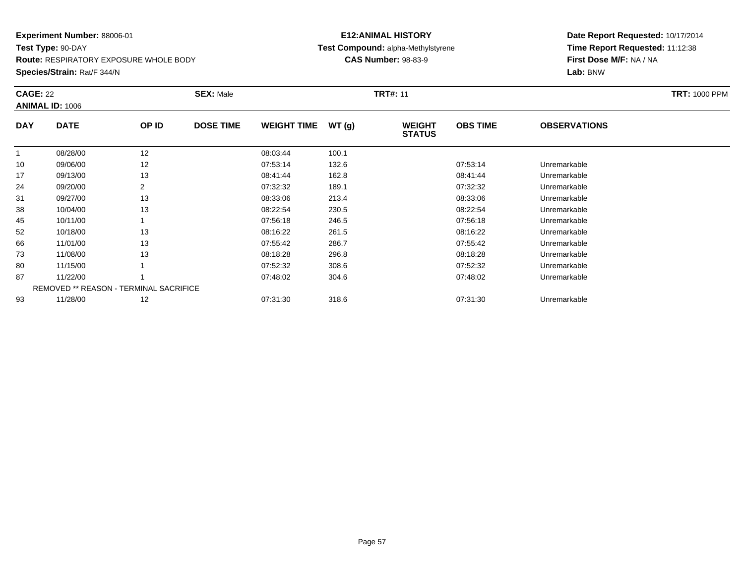**Experiment Number:** 88006-01
**Test Type:** 90-DAY
**Route:** RESPIRATORY EXPOSURE WHOLE BODY
**Species/Strain:** Rat/F 344/N

**E12:ANIMAL HISTORY**
**Test Compound:** alpha-Methylstyrene
**CAS Number:** 98-83-9

**Date Report Requested:** 10/17/2014
**Time Report Requested:** 11:12:38
**First Dose M/F:** NA / NA
**Lab:** BNW

**CAGE:** 22 **SEX:** Male **TRT#:** 11 **TRT:** 1000 PPM
**ANIMAL ID:** 1006

| DAY | DATE | OP ID | DOSE TIME | WEIGHT TIME | WT (g) | WEIGHT STATUS | OBS TIME | OBSERVATIONS |
|---|---|---|---|---|---|---|---|---|
| 1 | 08/28/00 | 12 | | 08:03:44 | 100.1 | | | |
| 10 | 09/06/00 | 12 | | 07:53:14 | 132.6 | | 07:53:14 | Unremarkable |
| 17 | 09/13/00 | 13 | | 08:41:44 | 162.8 | | 08:41:44 | Unremarkable |
| 24 | 09/20/00 | 2 | | 07:32:32 | 189.1 | | 07:32:32 | Unremarkable |
| 31 | 09/27/00 | 13 | | 08:33:06 | 213.4 | | 08:33:06 | Unremarkable |
| 38 | 10/04/00 | 13 | | 08:22:54 | 230.5 | | 08:22:54 | Unremarkable |
| 45 | 10/11/00 | 1 | | 07:56:18 | 246.5 | | 07:56:18 | Unremarkable |
| 52 | 10/18/00 | 13 | | 08:16:22 | 261.5 | | 08:16:22 | Unremarkable |
| 66 | 11/01/00 | 13 | | 07:55:42 | 286.7 | | 07:55:42 | Unremarkable |
| 73 | 11/08/00 | 13 | | 08:18:28 | 296.8 | | 08:18:28 | Unremarkable |
| 80 | 11/15/00 | 1 | | 07:52:32 | 308.6 | | 07:52:32 | Unremarkable |
| 87 | 11/22/00 | 1 | | 07:48:02 | 304.6 | | 07:48:02 | Unremarkable |
| REMOVED ** REASON - TERMINAL SACRIFICE | | | | | | | | |
| 93 | 11/28/00 | 12 | | 07:31:30 | 318.6 | | 07:31:30 | Unremarkable |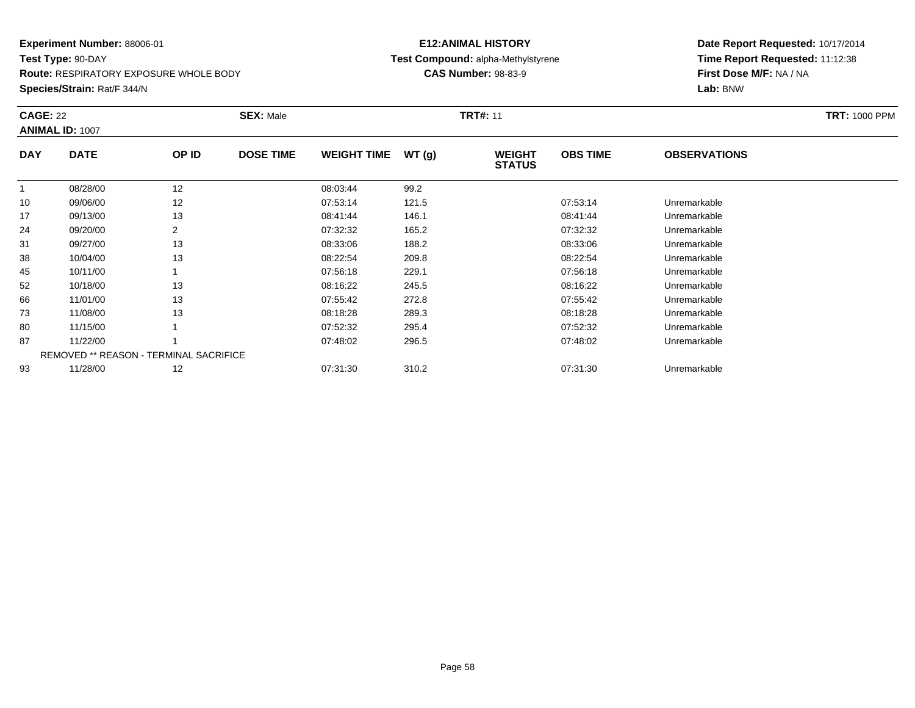**Experiment Number:** 88006-01
**Test Type:** 90-DAY
**Route:** RESPIRATORY EXPOSURE WHOLE BODY
**Species/Strain:** Rat/F 344/N

**E12:ANIMAL HISTORY**
**Test Compound:** alpha-Methylstyrene
**CAS Number:** 98-83-9

**Date Report Requested:** 10/17/2014
**Time Report Requested:** 11:12:38
**First Dose M/F:** NA / NA
**Lab:** BNW

**CAGE:** 22 **SEX:** Male **TRT#:** 11 **TRT:** 1000 PPM
**ANIMAL ID:** 1007

| DAY | DATE | OP ID | DOSE TIME | WEIGHT TIME | WT (g) | WEIGHT STATUS | OBS TIME | OBSERVATIONS |
|---|---|---|---|---|---|---|---|---|
| 1 | 08/28/00 | 12 | | 08:03:44 | 99.2 | | | |
| 10 | 09/06/00 | 12 | | 07:53:14 | 121.5 | | 07:53:14 | Unremarkable |
| 17 | 09/13/00 | 13 | | 08:41:44 | 146.1 | | 08:41:44 | Unremarkable |
| 24 | 09/20/00 | 2 | | 07:32:32 | 165.2 | | 07:32:32 | Unremarkable |
| 31 | 09/27/00 | 13 | | 08:33:06 | 188.2 | | 08:33:06 | Unremarkable |
| 38 | 10/04/00 | 13 | | 08:22:54 | 209.8 | | 08:22:54 | Unremarkable |
| 45 | 10/11/00 | 1 | | 07:56:18 | 229.1 | | 07:56:18 | Unremarkable |
| 52 | 10/18/00 | 13 | | 08:16:22 | 245.5 | | 08:16:22 | Unremarkable |
| 66 | 11/01/00 | 13 | | 07:55:42 | 272.8 | | 07:55:42 | Unremarkable |
| 73 | 11/08/00 | 13 | | 08:18:28 | 289.3 | | 08:18:28 | Unremarkable |
| 80 | 11/15/00 | 1 | | 07:52:32 | 295.4 | | 07:52:32 | Unremarkable |
| 87 | 11/22/00 | 1 | | 07:48:02 | 296.5 | | 07:48:02 | Unremarkable |
| | REMOVED ** REASON - TERMINAL SACRIFICE | | | | | | | |
| 93 | 11/28/00 | 12 | | 07:31:30 | 310.2 | | 07:31:30 | Unremarkable |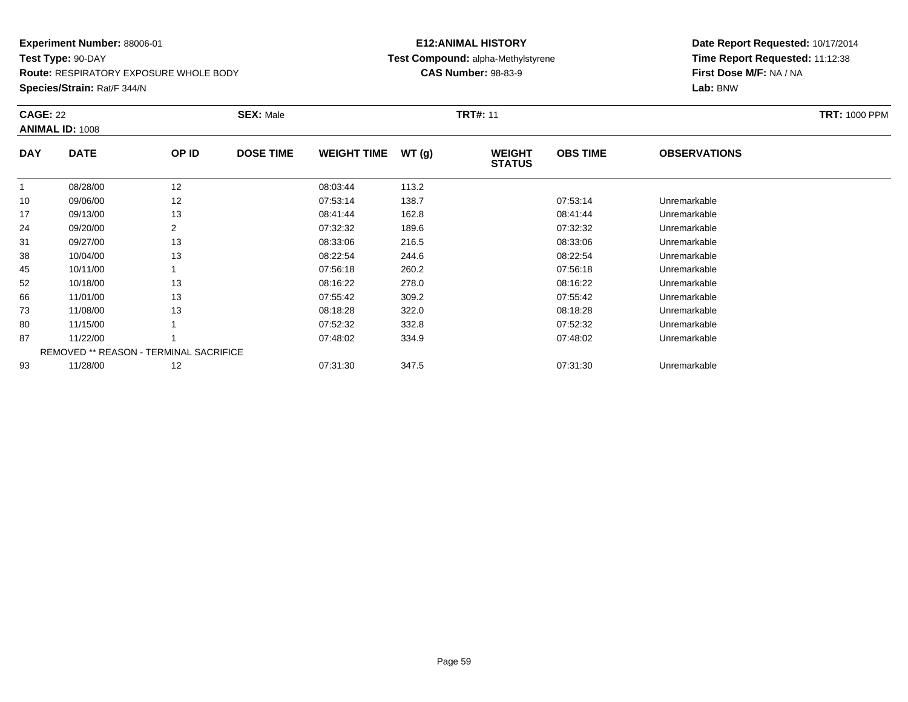**Experiment Number:** 88006-01
**Test Type:** 90-DAY
**Route:** RESPIRATORY EXPOSURE WHOLE BODY
**Species/Strain:** Rat/F 344/N

**E12:ANIMAL HISTORY**
**Test Compound:** alpha-Methylstyrene
**CAS Number:** 98-83-9

**Date Report Requested:** 10/17/2014
**Time Report Requested:** 11:12:38
**First Dose M/F:** NA / NA
**Lab:** BNW

**CAGE:** 22 **SEX:** Male **TRT#:** 11 **TRT:** 1000 PPM
**ANIMAL ID:** 1008

| DAY | DATE | OP ID | DOSE TIME | WEIGHT TIME | WT (g) | WEIGHT STATUS | OBS TIME | OBSERVATIONS |
|---|---|---|---|---|---|---|---|---|
| 1 | 08/28/00 | 12 | | 08:03:44 | 113.2 | | | |
| 10 | 09/06/00 | 12 | | 07:53:14 | 138.7 | | 07:53:14 | Unremarkable |
| 17 | 09/13/00 | 13 | | 08:41:44 | 162.8 | | 08:41:44 | Unremarkable |
| 24 | 09/20/00 | 2 | | 07:32:32 | 189.6 | | 07:32:32 | Unremarkable |
| 31 | 09/27/00 | 13 | | 08:33:06 | 216.5 | | 08:33:06 | Unremarkable |
| 38 | 10/04/00 | 13 | | 08:22:54 | 244.6 | | 08:22:54 | Unremarkable |
| 45 | 10/11/00 | 1 | | 07:56:18 | 260.2 | | 07:56:18 | Unremarkable |
| 52 | 10/18/00 | 13 | | 08:16:22 | 278.0 | | 08:16:22 | Unremarkable |
| 66 | 11/01/00 | 13 | | 07:55:42 | 309.2 | | 07:55:42 | Unremarkable |
| 73 | 11/08/00 | 13 | | 08:18:28 | 322.0 | | 08:18:28 | Unremarkable |
| 80 | 11/15/00 | 1 | | 07:52:32 | 332.8 | | 07:52:32 | Unremarkable |
| 87 | 11/22/00 | 1 | | 07:48:02 | 334.9 | | 07:48:02 | Unremarkable |
| | REMOVED ** REASON - TERMINAL SACRIFICE | | | | | | | |
| 93 | 11/28/00 | 12 | | 07:31:30 | 347.5 | | 07:31:30 | Unremarkable |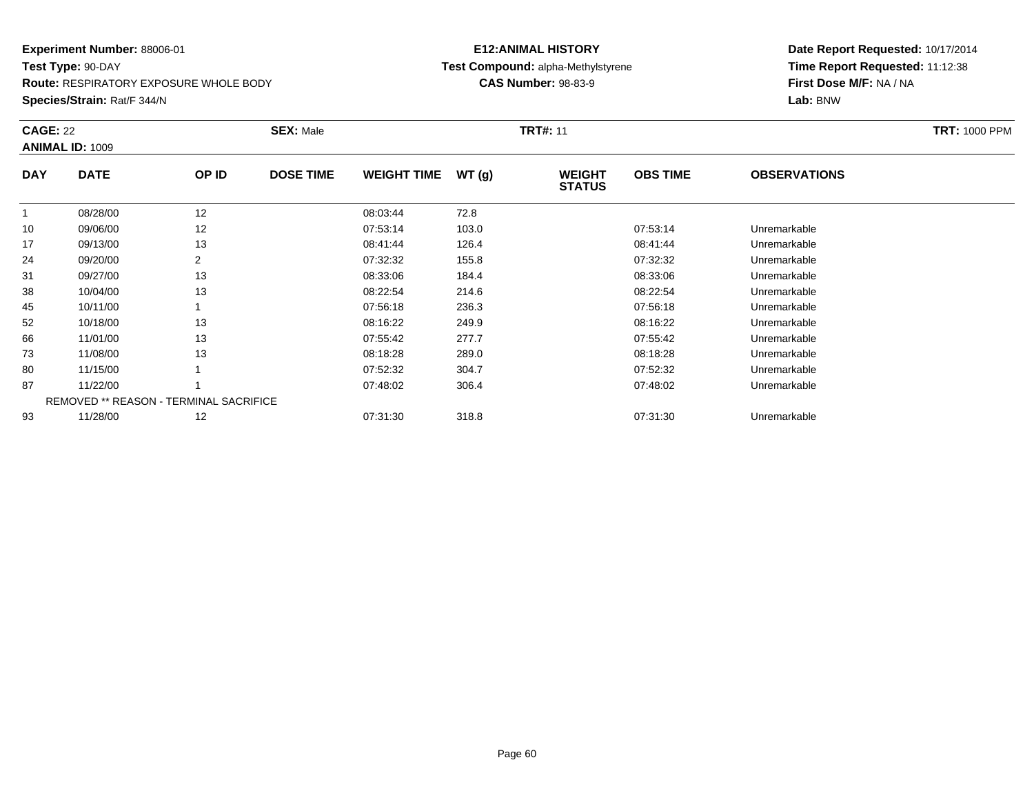**Experiment Number:** 88006-01
**Test Type:** 90-DAY
**Route:** RESPIRATORY EXPOSURE WHOLE BODY
**Species/Strain:** Rat/F 344/N

**E12:ANIMAL HISTORY**
**Test Compound:** alpha-Methylstyrene
**CAS Number:** 98-83-9

**Date Report Requested:** 10/17/2014
**Time Report Requested:** 11:12:38
**First Dose M/F:** NA / NA
**Lab:** BNW

**CAGE:** 22 **SEX:** Male **TRT#:** 11 **TRT:** 1000 PPM
**ANIMAL ID:** 1009

| DAY | DATE | OP ID | DOSE TIME | WEIGHT TIME | WT (g) | WEIGHT STATUS | OBS TIME | OBSERVATIONS |
|---|---|---|---|---|---|---|---|---|
| 1 | 08/28/00 | 12 | | 08:03:44 | 72.8 | | | |
| 10 | 09/06/00 | 12 | | 07:53:14 | 103.0 | | 07:53:14 | Unremarkable |
| 17 | 09/13/00 | 13 | | 08:41:44 | 126.4 | | 08:41:44 | Unremarkable |
| 24 | 09/20/00 | 2 | | 07:32:32 | 155.8 | | 07:32:32 | Unremarkable |
| 31 | 09/27/00 | 13 | | 08:33:06 | 184.4 | | 08:33:06 | Unremarkable |
| 38 | 10/04/00 | 13 | | 08:22:54 | 214.6 | | 08:22:54 | Unremarkable |
| 45 | 10/11/00 | 1 | | 07:56:18 | 236.3 | | 07:56:18 | Unremarkable |
| 52 | 10/18/00 | 13 | | 08:16:22 | 249.9 | | 08:16:22 | Unremarkable |
| 66 | 11/01/00 | 13 | | 07:55:42 | 277.7 | | 07:55:42 | Unremarkable |
| 73 | 11/08/00 | 13 | | 08:18:28 | 289.0 | | 08:18:28 | Unremarkable |
| 80 | 11/15/00 | 1 | | 07:52:32 | 304.7 | | 07:52:32 | Unremarkable |
| 87 | 11/22/00 | 1 | | 07:48:02 | 306.4 | | 07:48:02 | Unremarkable |
| | REMOVED ** REASON - TERMINAL SACRIFICE | | | | | | | |
| 93 | 11/28/00 | 12 | | 07:31:30 | 318.8 | | 07:31:30 | Unremarkable |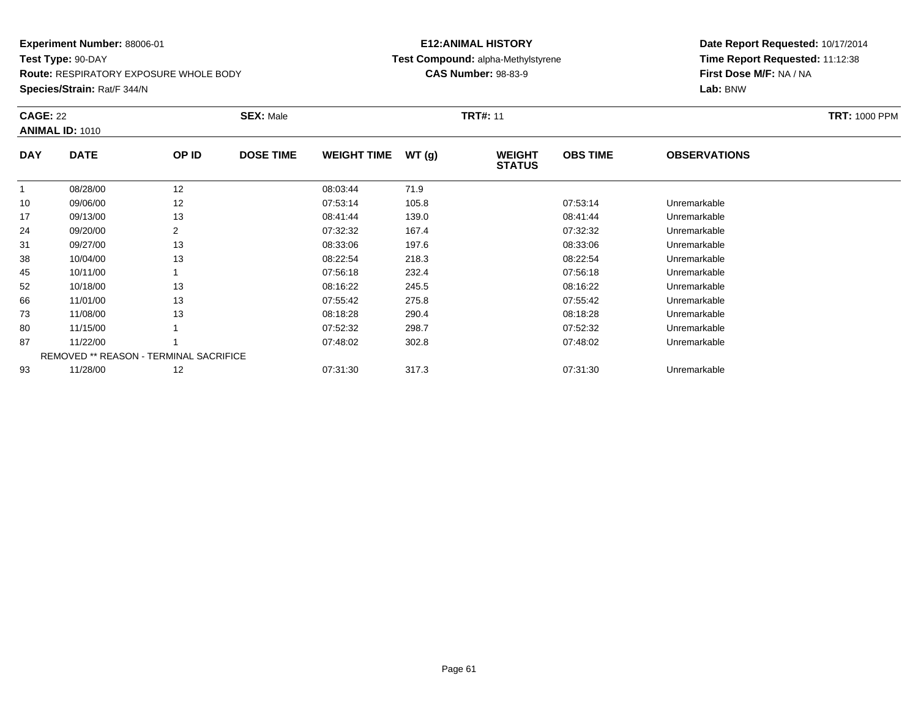**Experiment Number:** 88006-01
**Test Type:** 90-DAY
**Route:** RESPIRATORY EXPOSURE WHOLE BODY
**Species/Strain:** Rat/F 344/N

**E12:ANIMAL HISTORY**
**Test Compound:** alpha-Methylstyrene
**CAS Number:** 98-83-9

**Date Report Requested:** 10/17/2014
**Time Report Requested:** 11:12:38
**First Dose M/F:** NA / NA
**Lab:** BNW

**CAGE:** 22 **SEX:** Male **TRT#:** 11 **TRT:** 1000 PPM
**ANIMAL ID:** 1010

| DAY | DATE | OP ID | DOSE TIME | WEIGHT TIME | WT (g) | WEIGHT STATUS | OBS TIME | OBSERVATIONS |
|---|---|---|---|---|---|---|---|---|
| 1 | 08/28/00 | 12 | | 08:03:44 | 71.9 | | | |
| 10 | 09/06/00 | 12 | | 07:53:14 | 105.8 | | 07:53:14 | Unremarkable |
| 17 | 09/13/00 | 13 | | 08:41:44 | 139.0 | | 08:41:44 | Unremarkable |
| 24 | 09/20/00 | 2 | | 07:32:32 | 167.4 | | 07:32:32 | Unremarkable |
| 31 | 09/27/00 | 13 | | 08:33:06 | 197.6 | | 08:33:06 | Unremarkable |
| 38 | 10/04/00 | 13 | | 08:22:54 | 218.3 | | 08:22:54 | Unremarkable |
| 45 | 10/11/00 | 1 | | 07:56:18 | 232.4 | | 07:56:18 | Unremarkable |
| 52 | 10/18/00 | 13 | | 08:16:22 | 245.5 | | 08:16:22 | Unremarkable |
| 66 | 11/01/00 | 13 | | 07:55:42 | 275.8 | | 07:55:42 | Unremarkable |
| 73 | 11/08/00 | 13 | | 08:18:28 | 290.4 | | 08:18:28 | Unremarkable |
| 80 | 11/15/00 | 1 | | 07:52:32 | 298.7 | | 07:52:32 | Unremarkable |
| 87 | 11/22/00 | 1 | | 07:48:02 | 302.8 | | 07:48:02 | Unremarkable |
| | REMOVED ** REASON - TERMINAL SACRIFICE | | | | | | | |
| 93 | 11/28/00 | 12 | | 07:31:30 | 317.3 | | 07:31:30 | Unremarkable |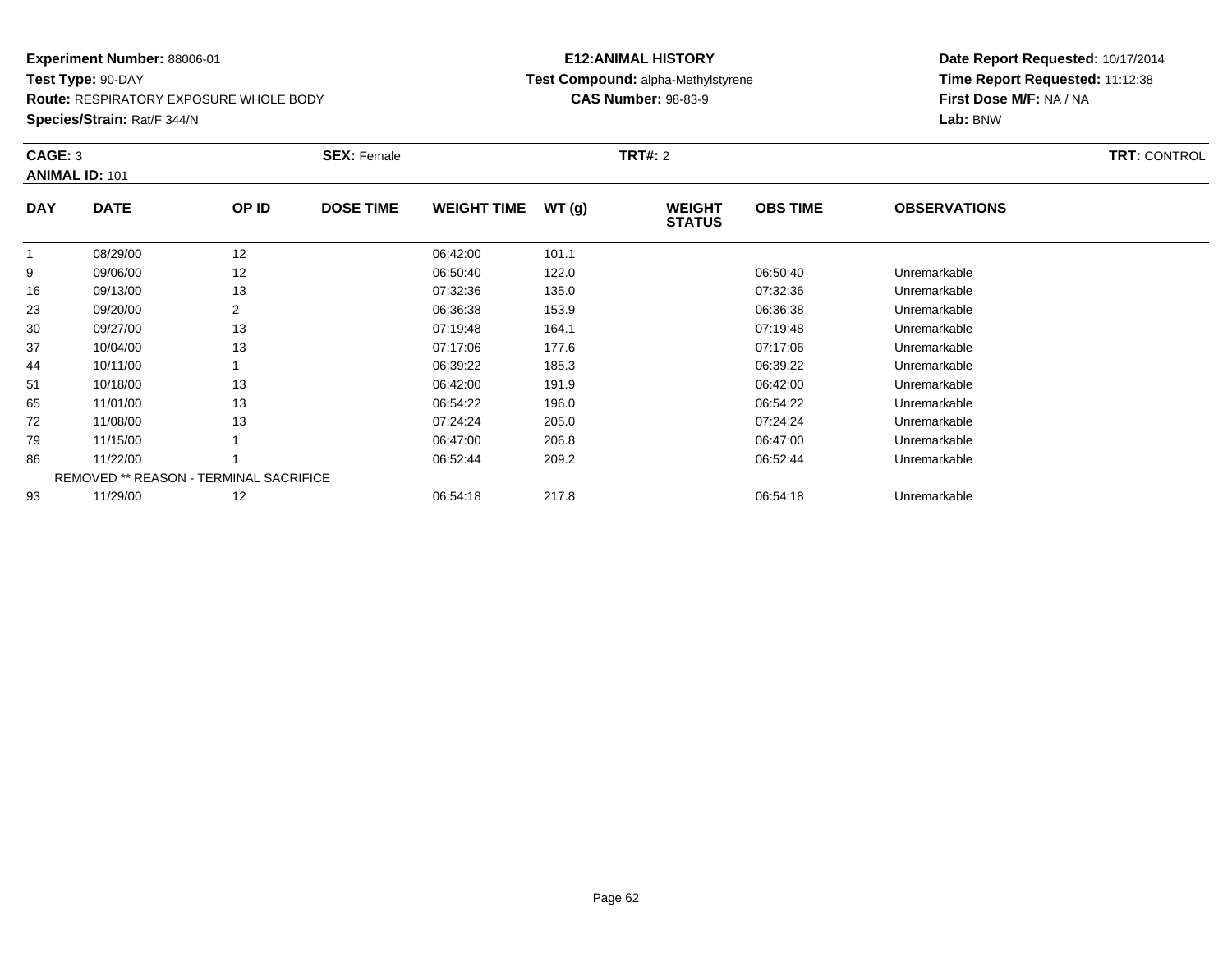**Experiment Number:** 88006-01
**Test Type:** 90-DAY
**Route:** RESPIRATORY EXPOSURE WHOLE BODY
**Species/Strain:** Rat/F 344/N

**E12:ANIMAL HISTORY**
**Test Compound:** alpha-Methylstyrene
**CAS Number:** 98-83-9

**Date Report Requested:** 10/17/2014
**Time Report Requested:** 11:12:38
**First Dose M/F:** NA / NA
**Lab:** BNW

**CAGE:** 3 **SEX:** Female **TRT#:** 2 **TRT:** CONTROL
**ANIMAL ID:** 101

| DAY | DATE | OP ID | DOSE TIME | WEIGHT TIME | WT (g) | WEIGHT STATUS | OBS TIME | OBSERVATIONS |
|---|---|---|---|---|---|---|---|---|
| 1 | 08/29/00 | 12 | | 06:42:00 | 101.1 | | | |
| 9 | 09/06/00 | 12 | | 06:50:40 | 122.0 | | 06:50:40 | Unremarkable |
| 16 | 09/13/00 | 13 | | 07:32:36 | 135.0 | | 07:32:36 | Unremarkable |
| 23 | 09/20/00 | 2 | | 06:36:38 | 153.9 | | 06:36:38 | Unremarkable |
| 30 | 09/27/00 | 13 | | 07:19:48 | 164.1 | | 07:19:48 | Unremarkable |
| 37 | 10/04/00 | 13 | | 07:17:06 | 177.6 | | 07:17:06 | Unremarkable |
| 44 | 10/11/00 | 1 | | 06:39:22 | 185.3 | | 06:39:22 | Unremarkable |
| 51 | 10/18/00 | 13 | | 06:42:00 | 191.9 | | 06:42:00 | Unremarkable |
| 65 | 11/01/00 | 13 | | 06:54:22 | 196.0 | | 06:54:22 | Unremarkable |
| 72 | 11/08/00 | 13 | | 07:24:24 | 205.0 | | 07:24:24 | Unremarkable |
| 79 | 11/15/00 | 1 | | 06:47:00 | 206.8 | | 06:47:00 | Unremarkable |
| 86 | 11/22/00 | 1 | | 06:52:44 | 209.2 | | 06:52:44 | Unremarkable |
| | REMOVED ** REASON - TERMINAL SACRIFICE | | | | | | | |
| 93 | 11/29/00 | 12 | | 06:54:18 | 217.8 | | 06:54:18 | Unremarkable |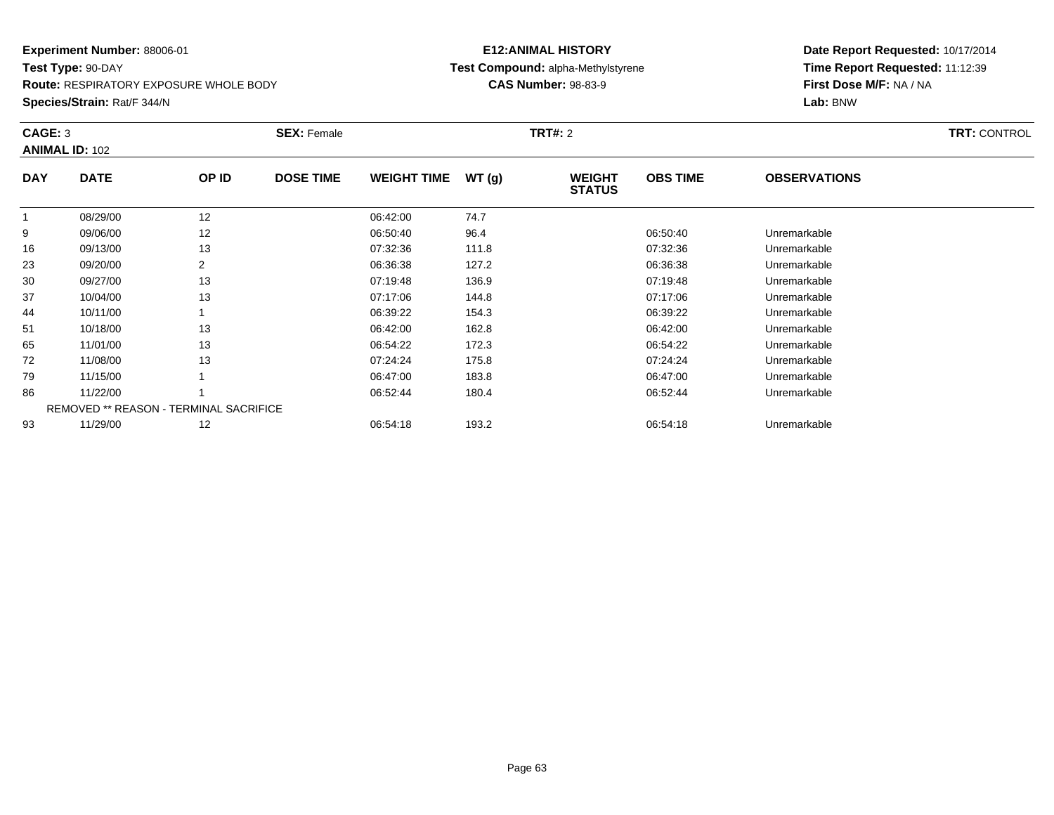**Experiment Number:** 88006-01
**Test Type:** 90-DAY
**Route:** RESPIRATORY EXPOSURE WHOLE BODY
**Species/Strain:** Rat/F 344/N

**E12:ANIMAL HISTORY**
**Test Compound:** alpha-Methylstyrene
**CAS Number:** 98-83-9

**Date Report Requested:** 10/17/2014
**Time Report Requested:** 11:12:39
**First Dose M/F:** NA / NA
**Lab:** BNW

**CAGE:** 3 | **SEX:** Female | **TRT#:** 2 | **TRT:** CONTROL
**ANIMAL ID:** 102

| DAY | DATE | OP ID | DOSE TIME | WEIGHT TIME | WT (g) | WEIGHT STATUS | OBS TIME | OBSERVATIONS |
|---|---|---|---|---|---|---|---|---|
| 1 | 08/29/00 | 12 | | 06:42:00 | 74.7 | | | |
| 9 | 09/06/00 | 12 | | 06:50:40 | 96.4 | | 06:50:40 | Unremarkable |
| 16 | 09/13/00 | 13 | | 07:32:36 | 111.8 | | 07:32:36 | Unremarkable |
| 23 | 09/20/00 | 2 | | 06:36:38 | 127.2 | | 06:36:38 | Unremarkable |
| 30 | 09/27/00 | 13 | | 07:19:48 | 136.9 | | 07:19:48 | Unremarkable |
| 37 | 10/04/00 | 13 | | 07:17:06 | 144.8 | | 07:17:06 | Unremarkable |
| 44 | 10/11/00 | 1 | | 06:39:22 | 154.3 | | 06:39:22 | Unremarkable |
| 51 | 10/18/00 | 13 | | 06:42:00 | 162.8 | | 06:42:00 | Unremarkable |
| 65 | 11/01/00 | 13 | | 06:54:22 | 172.3 | | 06:54:22 | Unremarkable |
| 72 | 11/08/00 | 13 | | 07:24:24 | 175.8 | | 07:24:24 | Unremarkable |
| 79 | 11/15/00 | 1 | | 06:47:00 | 183.8 | | 06:47:00 | Unremarkable |
| 86 | 11/22/00 | 1 | | 06:52:44 | 180.4 | | 06:52:44 | Unremarkable |
| | REMOVED ** REASON - TERMINAL SACRIFICE | | | | | | | |
| 93 | 11/29/00 | 12 | | 06:54:18 | 193.2 | | 06:54:18 | Unremarkable |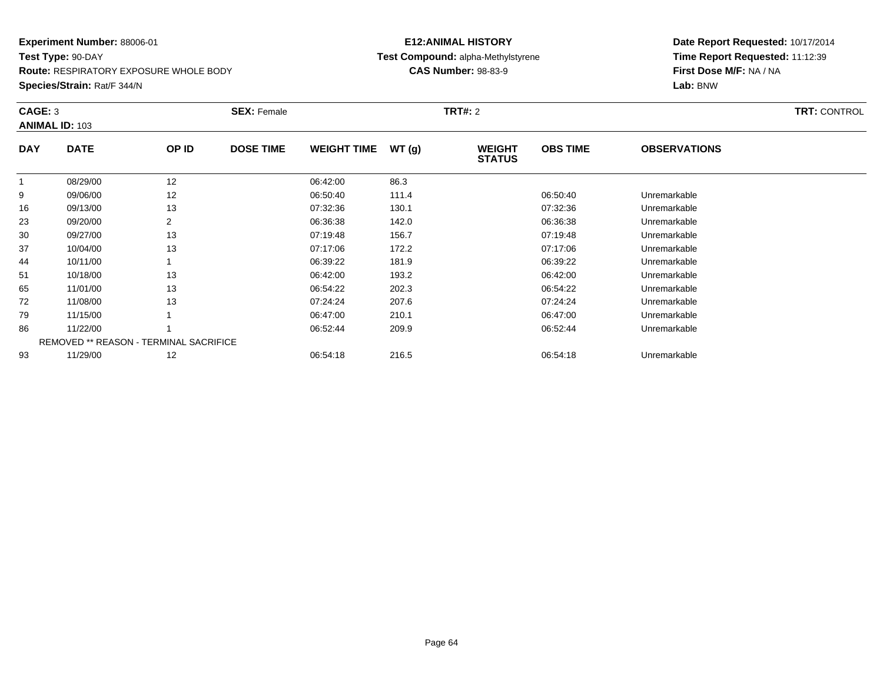**Experiment Number:** 88006-01
**Test Type:** 90-DAY
**Route:** RESPIRATORY EXPOSURE WHOLE BODY
**Species/Strain:** Rat/F 344/N

**E12:ANIMAL HISTORY**
**Test Compound:** alpha-Methylstyrene
**CAS Number:** 98-83-9

**Date Report Requested:** 10/17/2014
**Time Report Requested:** 11:12:39
**First Dose M/F:** NA / NA
**Lab:** BNW

**CAGE:** 3 **SEX:** Female **TRT#:** 2 **TRT:** CONTROL
**ANIMAL ID:** 103

| DAY | DATE | OP ID | DOSE TIME | WEIGHT TIME | WT (g) | WEIGHT STATUS | OBS TIME | OBSERVATIONS |
|---|---|---|---|---|---|---|---|---|
| 1 | 08/29/00 | 12 | | 06:42:00 | 86.3 | | | |
| 9 | 09/06/00 | 12 | | 06:50:40 | 111.4 | | 06:50:40 | Unremarkable |
| 16 | 09/13/00 | 13 | | 07:32:36 | 130.1 | | 07:32:36 | Unremarkable |
| 23 | 09/20/00 | 2 | | 06:36:38 | 142.0 | | 06:36:38 | Unremarkable |
| 30 | 09/27/00 | 13 | | 07:19:48 | 156.7 | | 07:19:48 | Unremarkable |
| 37 | 10/04/00 | 13 | | 07:17:06 | 172.2 | | 07:17:06 | Unremarkable |
| 44 | 10/11/00 | 1 | | 06:39:22 | 181.9 | | 06:39:22 | Unremarkable |
| 51 | 10/18/00 | 13 | | 06:42:00 | 193.2 | | 06:42:00 | Unremarkable |
| 65 | 11/01/00 | 13 | | 06:54:22 | 202.3 | | 06:54:22 | Unremarkable |
| 72 | 11/08/00 | 13 | | 07:24:24 | 207.6 | | 07:24:24 | Unremarkable |
| 79 | 11/15/00 | 1 | | 06:47:00 | 210.1 | | 06:47:00 | Unremarkable |
| 86 | 11/22/00 | 1 | | 06:52:44 | 209.9 | | 06:52:44 | Unremarkable |
| | REMOVED ** REASON - TERMINAL SACRIFICE | | | | | | | |
| 93 | 11/29/00 | 12 | | 06:54:18 | 216.5 | | 06:54:18 | Unremarkable |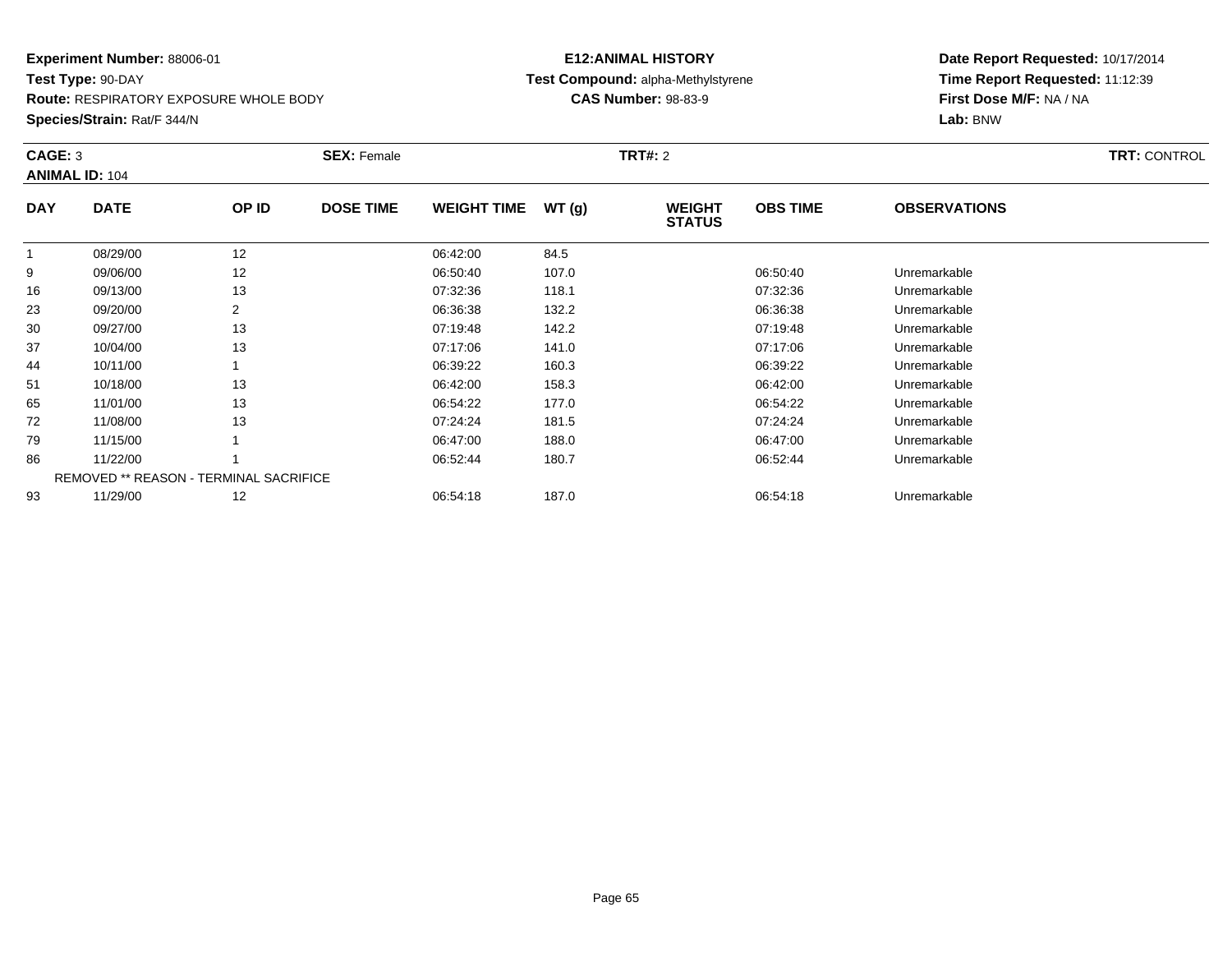**Experiment Number:** 88006-01
**Test Type:** 90-DAY
**Route:** RESPIRATORY EXPOSURE WHOLE BODY
**Species/Strain:** Rat/F 344/N

**E12:ANIMAL HISTORY**
**Test Compound:** alpha-Methylstyrene
**CAS Number:** 98-83-9

**Date Report Requested:** 10/17/2014
**Time Report Requested:** 11:12:39
**First Dose M/F:** NA / NA
**Lab:** BNW

**CAGE:** 3 **SEX:** Female **TRT#:** 2 **TRT:** CONTROL
**ANIMAL ID:** 104

| DAY | DATE | OP ID | DOSE TIME | WEIGHT TIME | WT (g) | WEIGHT STATUS | OBS TIME | OBSERVATIONS |
|---|---|---|---|---|---|---|---|---|
| 1 | 08/29/00 | 12 | | 06:42:00 | 84.5 | | | |
| 9 | 09/06/00 | 12 | | 06:50:40 | 107.0 | | 06:50:40 | Unremarkable |
| 16 | 09/13/00 | 13 | | 07:32:36 | 118.1 | | 07:32:36 | Unremarkable |
| 23 | 09/20/00 | 2 | | 06:36:38 | 132.2 | | 06:36:38 | Unremarkable |
| 30 | 09/27/00 | 13 | | 07:19:48 | 142.2 | | 07:19:48 | Unremarkable |
| 37 | 10/04/00 | 13 | | 07:17:06 | 141.0 | | 07:17:06 | Unremarkable |
| 44 | 10/11/00 | 1 | | 06:39:22 | 160.3 | | 06:39:22 | Unremarkable |
| 51 | 10/18/00 | 13 | | 06:42:00 | 158.3 | | 06:42:00 | Unremarkable |
| 65 | 11/01/00 | 13 | | 06:54:22 | 177.0 | | 06:54:22 | Unremarkable |
| 72 | 11/08/00 | 13 | | 07:24:24 | 181.5 | | 07:24:24 | Unremarkable |
| 79 | 11/15/00 | 1 | | 06:47:00 | 188.0 | | 06:47:00 | Unremarkable |
| 86 | 11/22/00 | 1 | | 06:52:44 | 180.7 | | 06:52:44 | Unremarkable |
| | REMOVED ** REASON - TERMINAL SACRIFICE | | | | | | | |
| 93 | 11/29/00 | 12 | | 06:54:18 | 187.0 | | 06:54:18 | Unremarkable |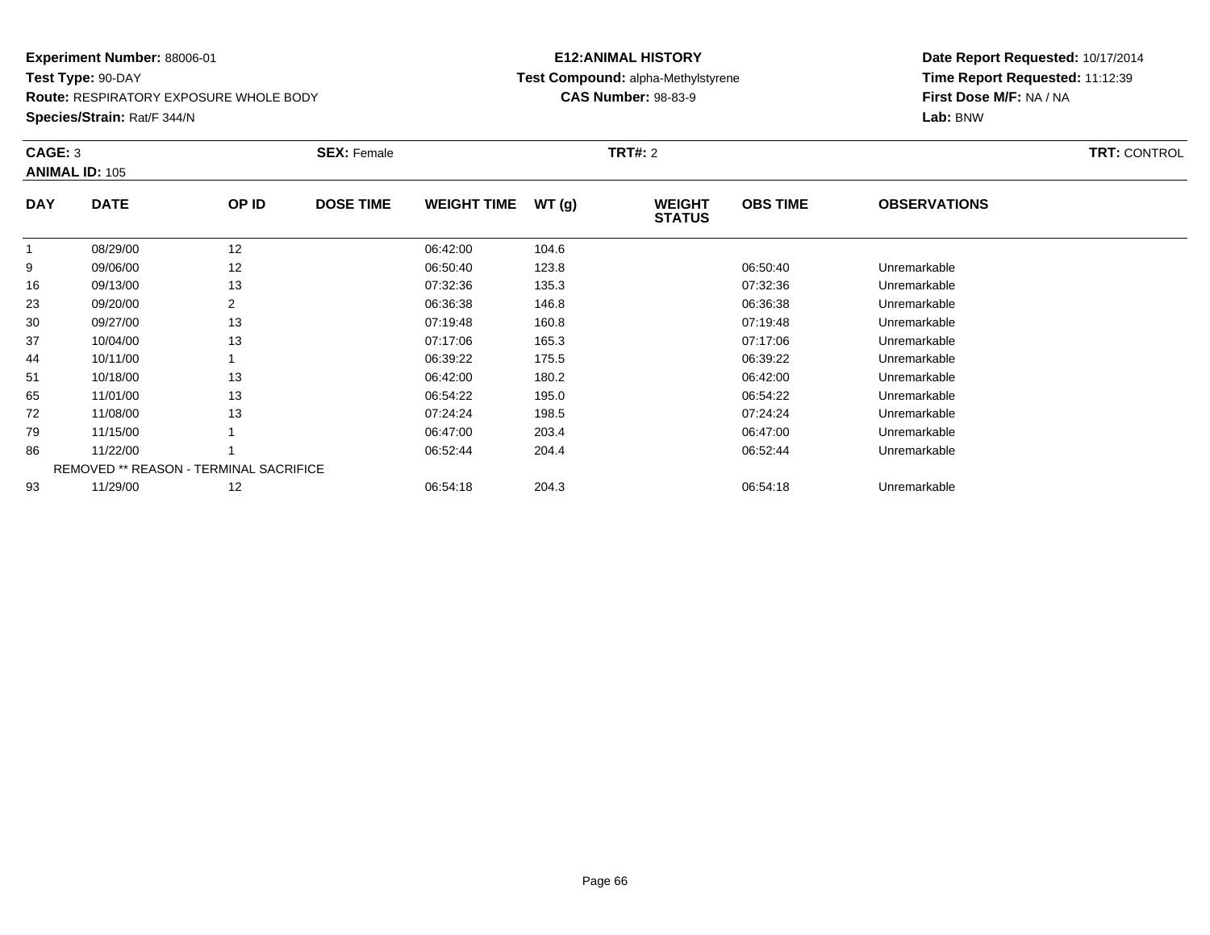**Experiment Number:** 88006-01
**Test Type:** 90-DAY
**Route:** RESPIRATORY EXPOSURE WHOLE BODY
**Species/Strain:** Rat/F 344/N

**E12:ANIMAL HISTORY**
**Test Compound:** alpha-Methylstyrene
**CAS Number:** 98-83-9

**Date Report Requested:** 10/17/2014
**Time Report Requested:** 11:12:39
**First Dose M/F:** NA / NA
**Lab:** BNW

**CAGE:** 3 **SEX:** Female **TRT#:** 2 **TRT:** CONTROL
**ANIMAL ID:** 105

| DAY | DATE | OP ID | DOSE TIME | WEIGHT TIME | WT (g) | WEIGHT STATUS | OBS TIME | OBSERVATIONS |
|---|---|---|---|---|---|---|---|---|
| 1 | 08/29/00 | 12 | | 06:42:00 | 104.6 | | | |
| 9 | 09/06/00 | 12 | | 06:50:40 | 123.8 | | 06:50:40 | Unremarkable |
| 16 | 09/13/00 | 13 | | 07:32:36 | 135.3 | | 07:32:36 | Unremarkable |
| 23 | 09/20/00 | 2 | | 06:36:38 | 146.8 | | 06:36:38 | Unremarkable |
| 30 | 09/27/00 | 13 | | 07:19:48 | 160.8 | | 07:19:48 | Unremarkable |
| 37 | 10/04/00 | 13 | | 07:17:06 | 165.3 | | 07:17:06 | Unremarkable |
| 44 | 10/11/00 | 1 | | 06:39:22 | 175.5 | | 06:39:22 | Unremarkable |
| 51 | 10/18/00 | 13 | | 06:42:00 | 180.2 | | 06:42:00 | Unremarkable |
| 65 | 11/01/00 | 13 | | 06:54:22 | 195.0 | | 06:54:22 | Unremarkable |
| 72 | 11/08/00 | 13 | | 07:24:24 | 198.5 | | 07:24:24 | Unremarkable |
| 79 | 11/15/00 | 1 | | 06:47:00 | 203.4 | | 06:47:00 | Unremarkable |
| 86 | 11/22/00 | 1 | | 06:52:44 | 204.4 | | 06:52:44 | Unremarkable |
| | REMOVED ** REASON - TERMINAL SACRIFICE | | | | | | | |
| 93 | 11/29/00 | 12 | | 06:54:18 | 204.3 | | 06:54:18 | Unremarkable |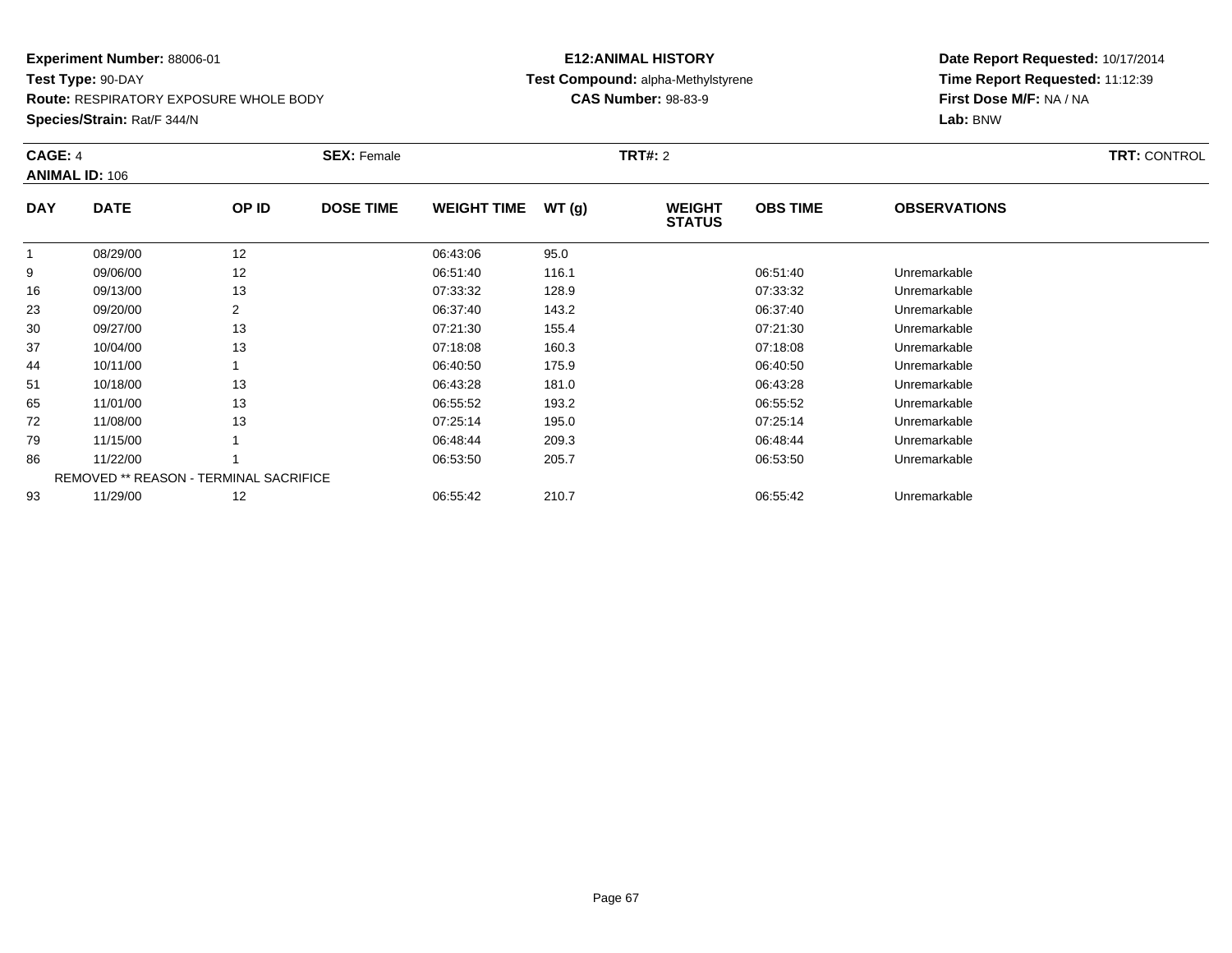**Experiment Number:** 88006-01
**Test Type:** 90-DAY
**Route:** RESPIRATORY EXPOSURE WHOLE BODY
**Species/Strain:** Rat/F 344/N

**E12:ANIMAL HISTORY**
**Test Compound:** alpha-Methylstyrene
**CAS Number:** 98-83-9

**Date Report Requested:** 10/17/2014
**Time Report Requested:** 11:12:39
**First Dose M/F:** NA / NA
**Lab:** BNW

**CAGE:** 4 **SEX:** Female **TRT#:** 2 **TRT:** CONTROL
**ANIMAL ID:** 106

| DAY | DATE | OP ID | DOSE TIME | WEIGHT TIME | WT (g) | WEIGHT STATUS | OBS TIME | OBSERVATIONS |
|---|---|---|---|---|---|---|---|---|
| 1 | 08/29/00 | 12 | | 06:43:06 | 95.0 | | | |
| 9 | 09/06/00 | 12 | | 06:51:40 | 116.1 | | 06:51:40 | Unremarkable |
| 16 | 09/13/00 | 13 | | 07:33:32 | 128.9 | | 07:33:32 | Unremarkable |
| 23 | 09/20/00 | 2 | | 06:37:40 | 143.2 | | 06:37:40 | Unremarkable |
| 30 | 09/27/00 | 13 | | 07:21:30 | 155.4 | | 07:21:30 | Unremarkable |
| 37 | 10/04/00 | 13 | | 07:18:08 | 160.3 | | 07:18:08 | Unremarkable |
| 44 | 10/11/00 | 1 | | 06:40:50 | 175.9 | | 06:40:50 | Unremarkable |
| 51 | 10/18/00 | 13 | | 06:43:28 | 181.0 | | 06:43:28 | Unremarkable |
| 65 | 11/01/00 | 13 | | 06:55:52 | 193.2 | | 06:55:52 | Unremarkable |
| 72 | 11/08/00 | 13 | | 07:25:14 | 195.0 | | 07:25:14 | Unremarkable |
| 79 | 11/15/00 | 1 | | 06:48:44 | 209.3 | | 06:48:44 | Unremarkable |
| 86 | 11/22/00 | 1 | | 06:53:50 | 205.7 | | 06:53:50 | Unremarkable |
| | REMOVED ** REASON - TERMINAL SACRIFICE | | | | | | | |
| 93 | 11/29/00 | 12 | | 06:55:42 | 210.7 | | 06:55:42 | Unremarkable |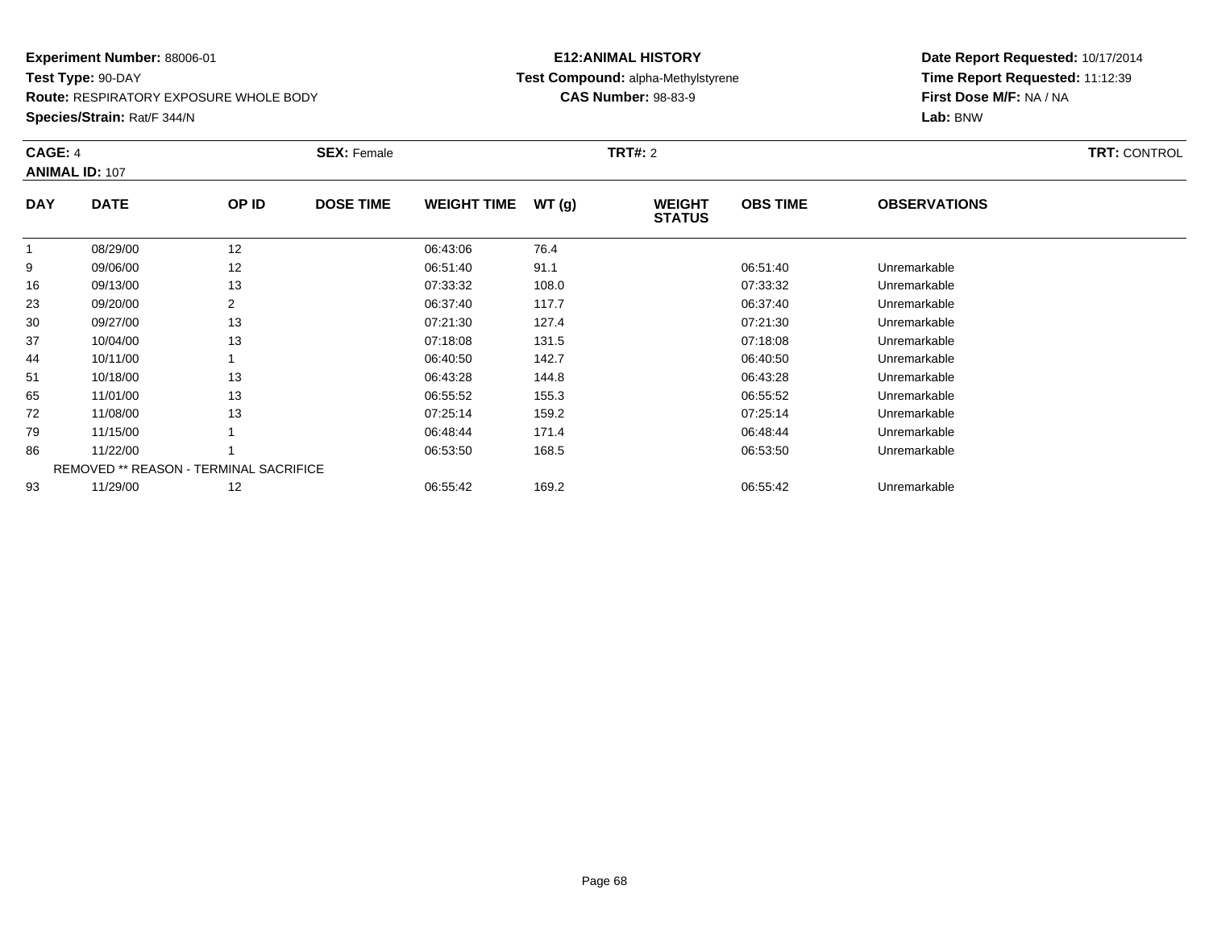**Experiment Number:** 88006-01
**Test Type:** 90-DAY
**Route:** RESPIRATORY EXPOSURE WHOLE BODY
**Species/Strain:** Rat/F 344/N

**E12:ANIMAL HISTORY**
**Test Compound:** alpha-Methylstyrene
**CAS Number:** 98-83-9

**Date Report Requested:** 10/17/2014
**Time Report Requested:** 11:12:39
**First Dose M/F:** NA / NA
**Lab:** BNW

**CAGE:** 4 **SEX:** Female **TRT#:** 2 **TRT:** CONTROL
**ANIMAL ID:** 107

| DAY | DATE | OP ID | DOSE TIME | WEIGHT TIME | WT (g) | WEIGHT STATUS | OBS TIME | OBSERVATIONS |
|---|---|---|---|---|---|---|---|---|
| 1 | 08/29/00 | 12 | | 06:43:06 | 76.4 | | | |
| 9 | 09/06/00 | 12 | | 06:51:40 | 91.1 | | 06:51:40 | Unremarkable |
| 16 | 09/13/00 | 13 | | 07:33:32 | 108.0 | | 07:33:32 | Unremarkable |
| 23 | 09/20/00 | 2 | | 06:37:40 | 117.7 | | 06:37:40 | Unremarkable |
| 30 | 09/27/00 | 13 | | 07:21:30 | 127.4 | | 07:21:30 | Unremarkable |
| 37 | 10/04/00 | 13 | | 07:18:08 | 131.5 | | 07:18:08 | Unremarkable |
| 44 | 10/11/00 | 1 | | 06:40:50 | 142.7 | | 06:40:50 | Unremarkable |
| 51 | 10/18/00 | 13 | | 06:43:28 | 144.8 | | 06:43:28 | Unremarkable |
| 65 | 11/01/00 | 13 | | 06:55:52 | 155.3 | | 06:55:52 | Unremarkable |
| 72 | 11/08/00 | 13 | | 07:25:14 | 159.2 | | 07:25:14 | Unremarkable |
| 79 | 11/15/00 | 1 | | 06:48:44 | 171.4 | | 06:48:44 | Unremarkable |
| 86 | 11/22/00 | 1 | | 06:53:50 | 168.5 | | 06:53:50 | Unremarkable |
| | REMOVED ** REASON - TERMINAL SACRIFICE | | | | | | | |
| 93 | 11/29/00 | 12 | | 06:55:42 | 169.2 | | 06:55:42 | Unremarkable |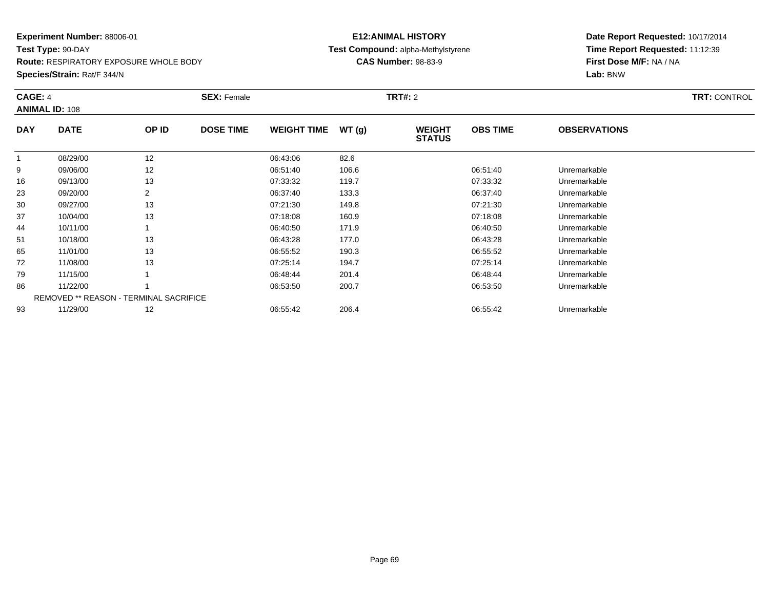**Experiment Number:** 88006-01
**Test Type:** 90-DAY
**Route:** RESPIRATORY EXPOSURE WHOLE BODY
**Species/Strain:** Rat/F 344/N

**E12:ANIMAL HISTORY**
**Test Compound:** alpha-Methylstyrene
**CAS Number:** 98-83-9

**Date Report Requested:** 10/17/2014
**Time Report Requested:** 11:12:39
**First Dose M/F:** NA / NA
**Lab:** BNW

**CAGE:** 4 **SEX:** Female **TRT#:** 2 **TRT:** CONTROL
**ANIMAL ID:** 108

| DAY | DATE | OP ID | DOSE TIME | WEIGHT TIME | WT (g) | WEIGHT STATUS | OBS TIME | OBSERVATIONS |
|---|---|---|---|---|---|---|---|---|
| 1 | 08/29/00 | 12 | | 06:43:06 | 82.6 | | | |
| 9 | 09/06/00 | 12 | | 06:51:40 | 106.6 | | 06:51:40 | Unremarkable |
| 16 | 09/13/00 | 13 | | 07:33:32 | 119.7 | | 07:33:32 | Unremarkable |
| 23 | 09/20/00 | 2 | | 06:37:40 | 133.3 | | 06:37:40 | Unremarkable |
| 30 | 09/27/00 | 13 | | 07:21:30 | 149.8 | | 07:21:30 | Unremarkable |
| 37 | 10/04/00 | 13 | | 07:18:08 | 160.9 | | 07:18:08 | Unremarkable |
| 44 | 10/11/00 | 1 | | 06:40:50 | 171.9 | | 06:40:50 | Unremarkable |
| 51 | 10/18/00 | 13 | | 06:43:28 | 177.0 | | 06:43:28 | Unremarkable |
| 65 | 11/01/00 | 13 | | 06:55:52 | 190.3 | | 06:55:52 | Unremarkable |
| 72 | 11/08/00 | 13 | | 07:25:14 | 194.7 | | 07:25:14 | Unremarkable |
| 79 | 11/15/00 | 1 | | 06:48:44 | 201.4 | | 06:48:44 | Unremarkable |
| 86 | 11/22/00 | 1 | | 06:53:50 | 200.7 | | 06:53:50 | Unremarkable |
| | REMOVED ** REASON - TERMINAL SACRIFICE | | | | | | | |
| 93 | 11/29/00 | 12 | | 06:55:42 | 206.4 | | 06:55:42 | Unremarkable |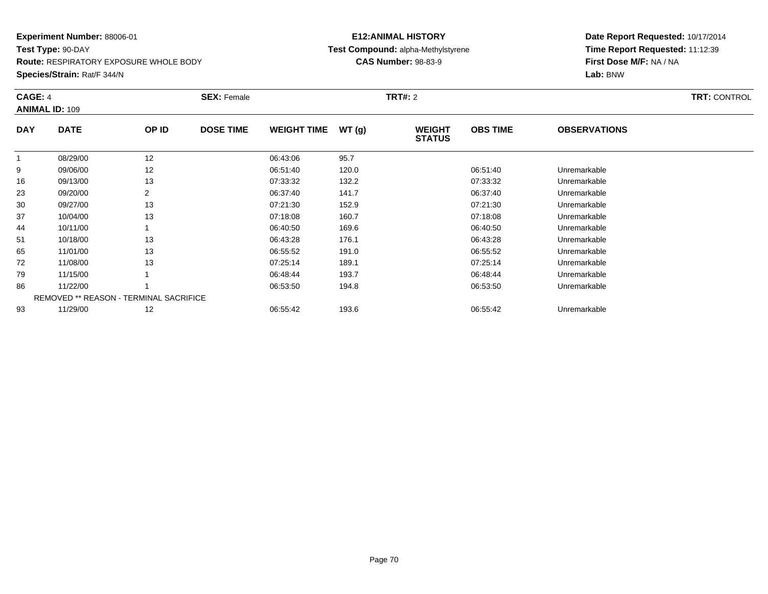**Experiment Number:** 88006-01
**Test Type:** 90-DAY
**Route:** RESPIRATORY EXPOSURE WHOLE BODY
**Species/Strain:** Rat/F 344/N

**E12:ANIMAL HISTORY**
**Test Compound:** alpha-Methylstyrene
**CAS Number:** 98-83-9

**Date Report Requested:** 10/17/2014
**Time Report Requested:** 11:12:39
**First Dose M/F:** NA / NA
**Lab:** BNW

**CAGE:** 4 **SEX:** Female **TRT#:** 2 **TRT:** CONTROL
**ANIMAL ID:** 109

| DAY | DATE | OP ID | DOSE TIME | WEIGHT TIME | WT (g) | WEIGHT STATUS | OBS TIME | OBSERVATIONS |
|---|---|---|---|---|---|---|---|---|
| 1 | 08/29/00 | 12 | | 06:43:06 | 95.7 | | | |
| 9 | 09/06/00 | 12 | | 06:51:40 | 120.0 | | 06:51:40 | Unremarkable |
| 16 | 09/13/00 | 13 | | 07:33:32 | 132.2 | | 07:33:32 | Unremarkable |
| 23 | 09/20/00 | 2 | | 06:37:40 | 141.7 | | 06:37:40 | Unremarkable |
| 30 | 09/27/00 | 13 | | 07:21:30 | 152.9 | | 07:21:30 | Unremarkable |
| 37 | 10/04/00 | 13 | | 07:18:08 | 160.7 | | 07:18:08 | Unremarkable |
| 44 | 10/11/00 | 1 | | 06:40:50 | 169.6 | | 06:40:50 | Unremarkable |
| 51 | 10/18/00 | 13 | | 06:43:28 | 176.1 | | 06:43:28 | Unremarkable |
| 65 | 11/01/00 | 13 | | 06:55:52 | 191.0 | | 06:55:52 | Unremarkable |
| 72 | 11/08/00 | 13 | | 07:25:14 | 189.1 | | 07:25:14 | Unremarkable |
| 79 | 11/15/00 | 1 | | 06:48:44 | 193.7 | | 06:48:44 | Unremarkable |
| 86 | 11/22/00 | 1 | | 06:53:50 | 194.8 | | 06:53:50 | Unremarkable |
| | REMOVED ** REASON - TERMINAL SACRIFICE | | | | | | | |
| 93 | 11/29/00 | 12 | | 06:55:42 | 193.6 | | 06:55:42 | Unremarkable |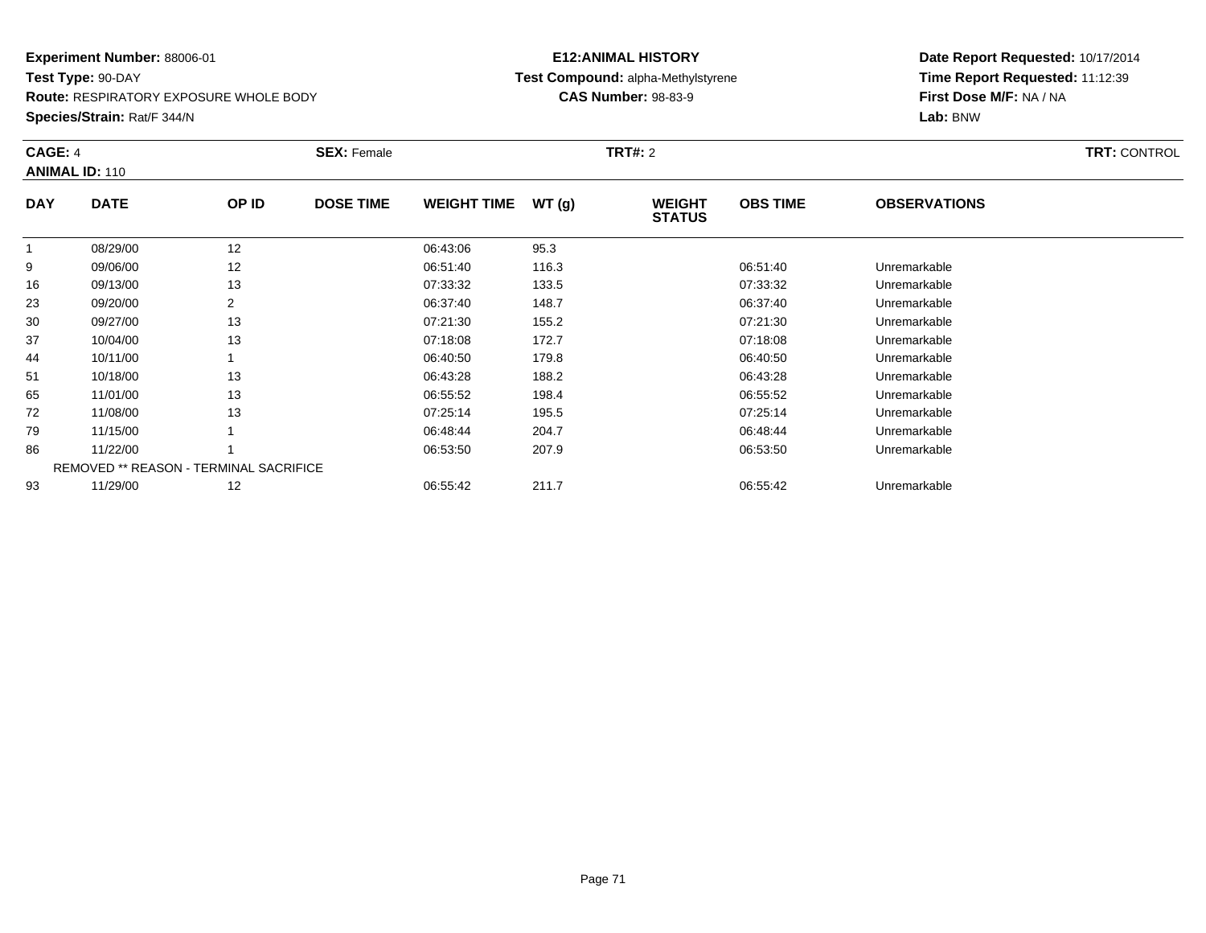**Experiment Number:** 88006-01
**Test Type:** 90-DAY
**Route:** RESPIRATORY EXPOSURE WHOLE BODY
**Species/Strain:** Rat/F 344/N

**E12:ANIMAL HISTORY**
**Test Compound:** alpha-Methylstyrene
**CAS Number:** 98-83-9

**Date Report Requested:** 10/17/2014
**Time Report Requested:** 11:12:39
**First Dose M/F:** NA / NA
**Lab:** BNW

**CAGE:** 4 **SEX:** Female **TRT#:** 2 **TRT:** CONTROL
**ANIMAL ID:** 110

| DAY | DATE | OP ID | DOSE TIME | WEIGHT TIME | WT (g) | WEIGHT STATUS | OBS TIME | OBSERVATIONS |
|---|---|---|---|---|---|---|---|---|
| 1 | 08/29/00 | 12 | | 06:43:06 | 95.3 | | | |
| 9 | 09/06/00 | 12 | | 06:51:40 | 116.3 | | 06:51:40 | Unremarkable |
| 16 | 09/13/00 | 13 | | 07:33:32 | 133.5 | | 07:33:32 | Unremarkable |
| 23 | 09/20/00 | 2 | | 06:37:40 | 148.7 | | 06:37:40 | Unremarkable |
| 30 | 09/27/00 | 13 | | 07:21:30 | 155.2 | | 07:21:30 | Unremarkable |
| 37 | 10/04/00 | 13 | | 07:18:08 | 172.7 | | 07:18:08 | Unremarkable |
| 44 | 10/11/00 | 1 | | 06:40:50 | 179.8 | | 06:40:50 | Unremarkable |
| 51 | 10/18/00 | 13 | | 06:43:28 | 188.2 | | 06:43:28 | Unremarkable |
| 65 | 11/01/00 | 13 | | 06:55:52 | 198.4 | | 06:55:52 | Unremarkable |
| 72 | 11/08/00 | 13 | | 07:25:14 | 195.5 | | 07:25:14 | Unremarkable |
| 79 | 11/15/00 | 1 | | 06:48:44 | 204.7 | | 06:48:44 | Unremarkable |
| 86 | 11/22/00 | 1 | | 06:53:50 | 207.9 | | 06:53:50 | Unremarkable |
| | REMOVED ** REASON - TERMINAL SACRIFICE | | | | | | | |
| 93 | 11/29/00 | 12 | | 06:55:42 | 211.7 | | 06:55:42 | Unremarkable |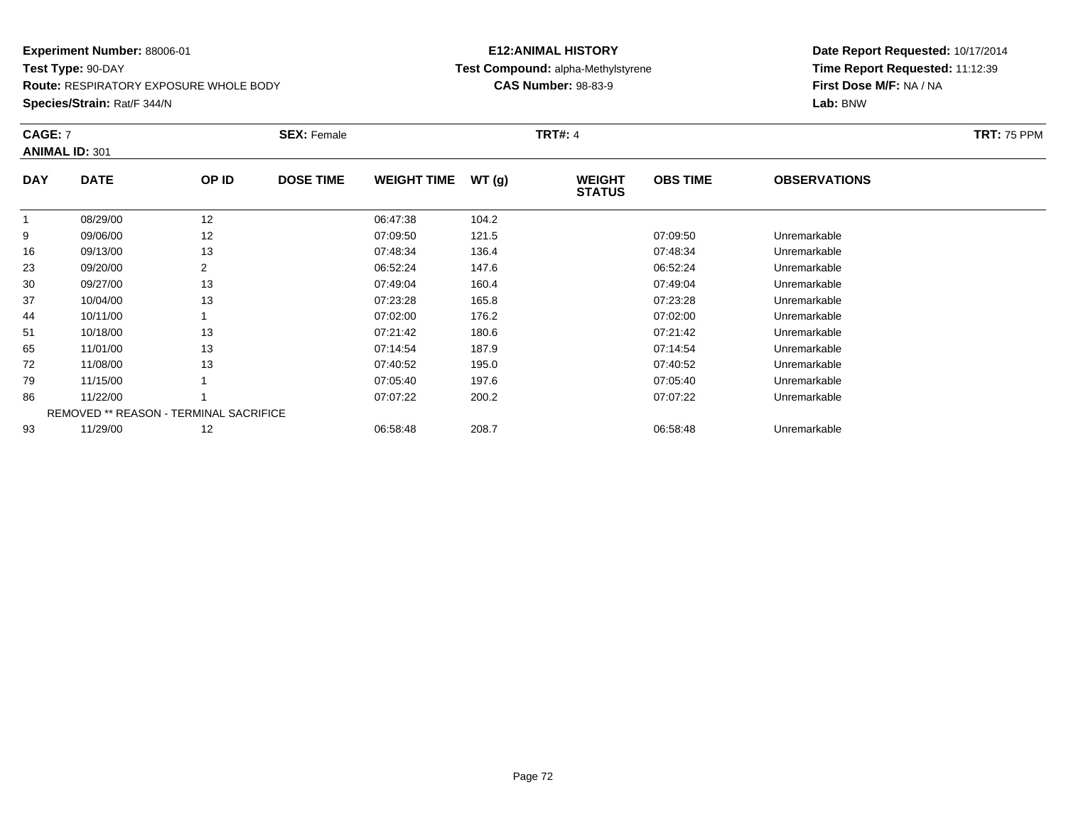**Experiment Number:** 88006-01
**Test Type:** 90-DAY
**Route:** RESPIRATORY EXPOSURE WHOLE BODY
**Species/Strain:** Rat/F 344/N

**E12:ANIMAL HISTORY**
**Test Compound:** alpha-Methylstyrene
**CAS Number:** 98-83-9

**Date Report Requested:** 10/17/2014
**Time Report Requested:** 11:12:39
**First Dose M/F:** NA / NA
**Lab:** BNW

**CAGE:** 7 **SEX:** Female **TRT#:** 4 **TRT:** 75 PPM
**ANIMAL ID:** 301

| DAY | DATE | OP ID | DOSE TIME | WEIGHT TIME | WT (g) | WEIGHT STATUS | OBS TIME | OBSERVATIONS |
|---|---|---|---|---|---|---|---|---|
| 1 | 08/29/00 | 12 | | 06:47:38 | 104.2 | | | |
| 9 | 09/06/00 | 12 | | 07:09:50 | 121.5 | | 07:09:50 | Unremarkable |
| 16 | 09/13/00 | 13 | | 07:48:34 | 136.4 | | 07:48:34 | Unremarkable |
| 23 | 09/20/00 | 2 | | 06:52:24 | 147.6 | | 06:52:24 | Unremarkable |
| 30 | 09/27/00 | 13 | | 07:49:04 | 160.4 | | 07:49:04 | Unremarkable |
| 37 | 10/04/00 | 13 | | 07:23:28 | 165.8 | | 07:23:28 | Unremarkable |
| 44 | 10/11/00 | 1 | | 07:02:00 | 176.2 | | 07:02:00 | Unremarkable |
| 51 | 10/18/00 | 13 | | 07:21:42 | 180.6 | | 07:21:42 | Unremarkable |
| 65 | 11/01/00 | 13 | | 07:14:54 | 187.9 | | 07:14:54 | Unremarkable |
| 72 | 11/08/00 | 13 | | 07:40:52 | 195.0 | | 07:40:52 | Unremarkable |
| 79 | 11/15/00 | 1 | | 07:05:40 | 197.6 | | 07:05:40 | Unremarkable |
| 86 | 11/22/00 | 1 | | 07:07:22 | 200.2 | | 07:07:22 | Unremarkable |
| | REMOVED ** REASON - TERMINAL SACRIFICE | | | | | | | |
| 93 | 11/29/00 | 12 | | 06:58:48 | 208.7 | | 06:58:48 | Unremarkable |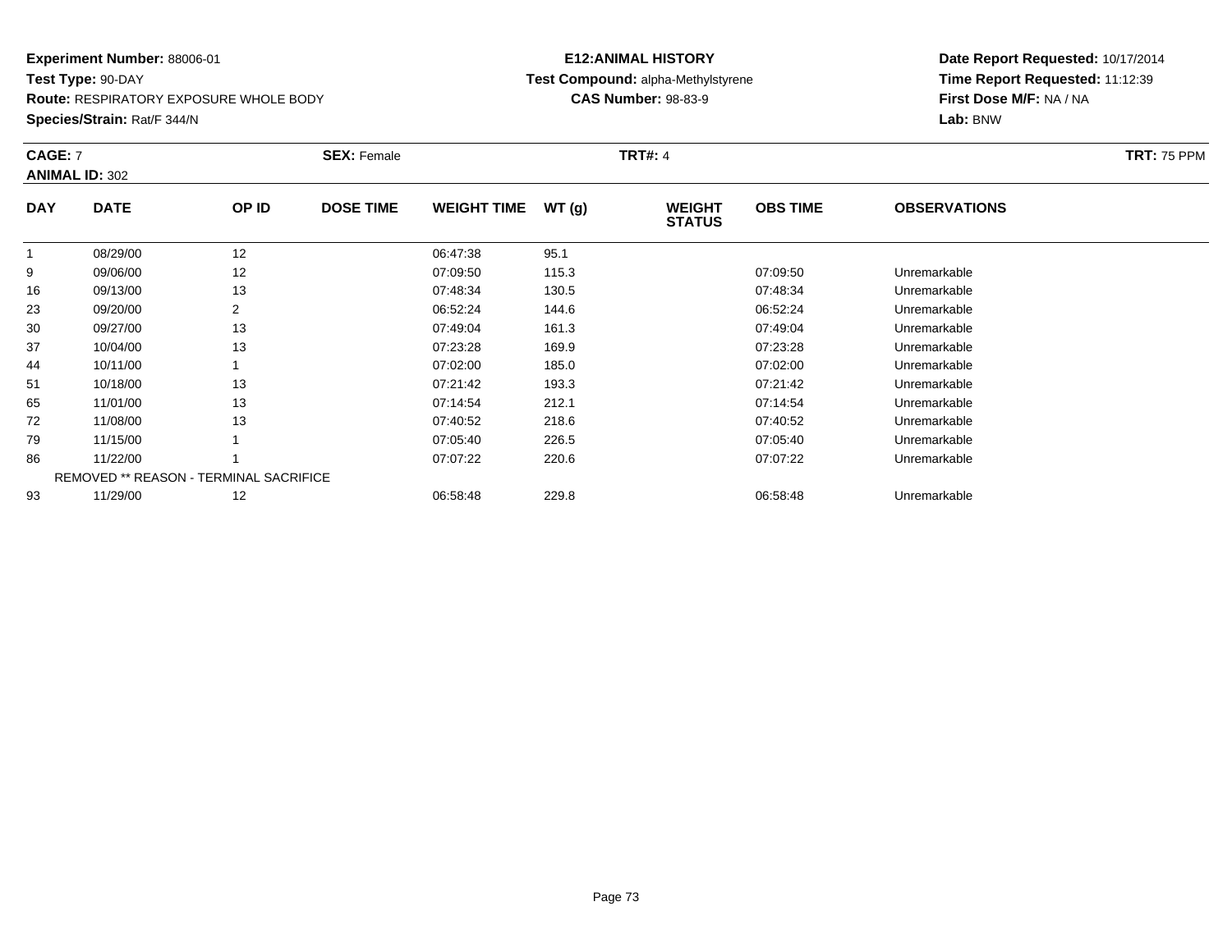**Experiment Number:** 88006-01
**Test Type:** 90-DAY
**Route:** RESPIRATORY EXPOSURE WHOLE BODY
**Species/Strain:** Rat/F 344/N

**E12:ANIMAL HISTORY**
**Test Compound:** alpha-Methylstyrene
**CAS Number:** 98-83-9

**Date Report Requested:** 10/17/2014
**Time Report Requested:** 11:12:39
**First Dose M/F:** NA / NA
**Lab:** BNW

**CAGE:** 7 **SEX:** Female **TRT#:** 4 **TRT:** 75 PPM
**ANIMAL ID:** 302

| DAY | DATE | OP ID | DOSE TIME | WEIGHT TIME | WT (g) | WEIGHT STATUS | OBS TIME | OBSERVATIONS |
|---|---|---|---|---|---|---|---|---|
| 1 | 08/29/00 | 12 | | 06:47:38 | 95.1 | | | |
| 9 | 09/06/00 | 12 | | 07:09:50 | 115.3 | | 07:09:50 | Unremarkable |
| 16 | 09/13/00 | 13 | | 07:48:34 | 130.5 | | 07:48:34 | Unremarkable |
| 23 | 09/20/00 | 2 | | 06:52:24 | 144.6 | | 06:52:24 | Unremarkable |
| 30 | 09/27/00 | 13 | | 07:49:04 | 161.3 | | 07:49:04 | Unremarkable |
| 37 | 10/04/00 | 13 | | 07:23:28 | 169.9 | | 07:23:28 | Unremarkable |
| 44 | 10/11/00 | 1 | | 07:02:00 | 185.0 | | 07:02:00 | Unremarkable |
| 51 | 10/18/00 | 13 | | 07:21:42 | 193.3 | | 07:21:42 | Unremarkable |
| 65 | 11/01/00 | 13 | | 07:14:54 | 212.1 | | 07:14:54 | Unremarkable |
| 72 | 11/08/00 | 13 | | 07:40:52 | 218.6 | | 07:40:52 | Unremarkable |
| 79 | 11/15/00 | 1 | | 07:05:40 | 226.5 | | 07:05:40 | Unremarkable |
| 86 | 11/22/00 | 1 | | 07:07:22 | 220.6 | | 07:07:22 | Unremarkable |
| | REMOVED ** REASON - TERMINAL SACRIFICE | | | | | | | |
| 93 | 11/29/00 | 12 | | 06:58:48 | 229.8 | | 06:58:48 | Unremarkable |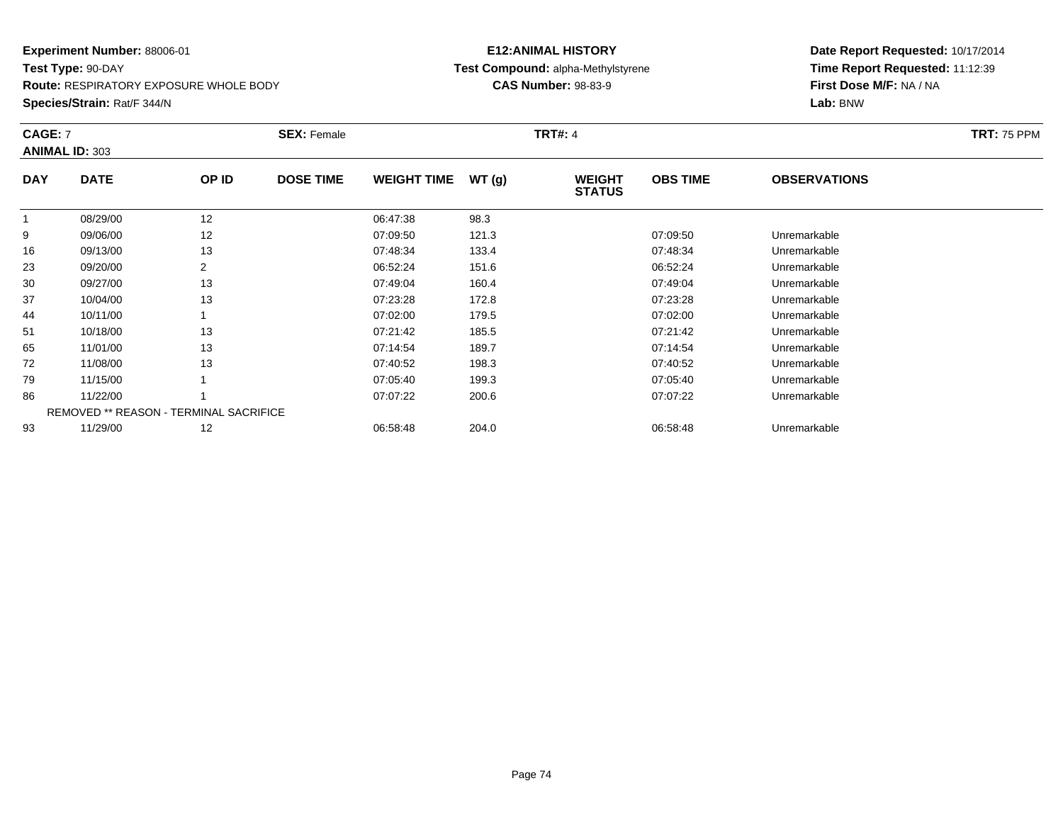**Experiment Number:** 88006-01
**Test Type:** 90-DAY
**Route:** RESPIRATORY EXPOSURE WHOLE BODY
**Species/Strain:** Rat/F 344/N

**E12:ANIMAL HISTORY**
**Test Compound:** alpha-Methylstyrene
**CAS Number:** 98-83-9

**Date Report Requested:** 10/17/2014
**Time Report Requested:** 11:12:39
**First Dose M/F:** NA / NA
**Lab:** BNW

**CAGE:** 7 **SEX:** Female **TRT#:** 4 **TRT:** 75 PPM
**ANIMAL ID:** 303

| DAY | DATE | OP ID | DOSE TIME | WEIGHT TIME | WT (g) | WEIGHT STATUS | OBS TIME | OBSERVATIONS |
|---|---|---|---|---|---|---|---|---|
| 1 | 08/29/00 | 12 | | 06:47:38 | 98.3 | | | |
| 9 | 09/06/00 | 12 | | 07:09:50 | 121.3 | | 07:09:50 | Unremarkable |
| 16 | 09/13/00 | 13 | | 07:48:34 | 133.4 | | 07:48:34 | Unremarkable |
| 23 | 09/20/00 | 2 | | 06:52:24 | 151.6 | | 06:52:24 | Unremarkable |
| 30 | 09/27/00 | 13 | | 07:49:04 | 160.4 | | 07:49:04 | Unremarkable |
| 37 | 10/04/00 | 13 | | 07:23:28 | 172.8 | | 07:23:28 | Unremarkable |
| 44 | 10/11/00 | 1 | | 07:02:00 | 179.5 | | 07:02:00 | Unremarkable |
| 51 | 10/18/00 | 13 | | 07:21:42 | 185.5 | | 07:21:42 | Unremarkable |
| 65 | 11/01/00 | 13 | | 07:14:54 | 189.7 | | 07:14:54 | Unremarkable |
| 72 | 11/08/00 | 13 | | 07:40:52 | 198.3 | | 07:40:52 | Unremarkable |
| 79 | 11/15/00 | 1 | | 07:05:40 | 199.3 | | 07:05:40 | Unremarkable |
| 86 | 11/22/00 | 1 | | 07:07:22 | 200.6 | | 07:07:22 | Unremarkable |
| | REMOVED ** REASON - TERMINAL SACRIFICE | | | | | | | |
| 93 | 11/29/00 | 12 | | 06:58:48 | 204.0 | | 06:58:48 | Unremarkable |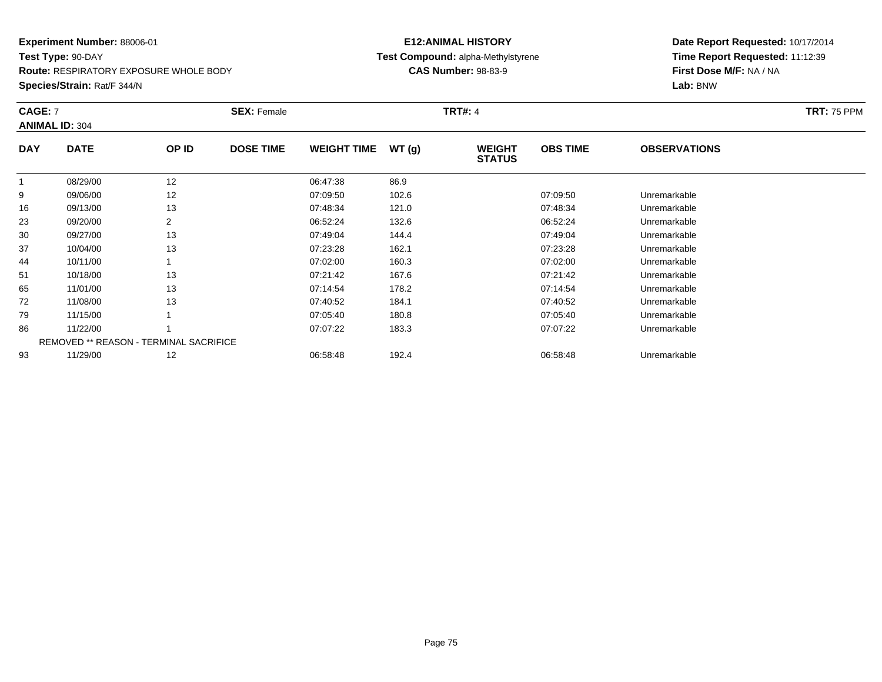**Experiment Number:** 88006-01
**Test Type:** 90-DAY
**Route:** RESPIRATORY EXPOSURE WHOLE BODY
**Species/Strain:** Rat/F 344/N

**E12:ANIMAL HISTORY**
**Test Compound:** alpha-Methylstyrene
**CAS Number:** 98-83-9

**Date Report Requested:** 10/17/2014
**Time Report Requested:** 11:12:39
**First Dose M/F:** NA / NA
**Lab:** BNW

**CAGE:** 7 **SEX:** Female **TRT#:** 4 **TRT:** 75 PPM
**ANIMAL ID:** 304

| DAY | DATE | OP ID | DOSE TIME | WEIGHT TIME | WT (g) | WEIGHT STATUS | OBS TIME | OBSERVATIONS |
|---|---|---|---|---|---|---|---|---|
| 1 | 08/29/00 | 12 | | 06:47:38 | 86.9 | | | |
| 9 | 09/06/00 | 12 | | 07:09:50 | 102.6 | | 07:09:50 | Unremarkable |
| 16 | 09/13/00 | 13 | | 07:48:34 | 121.0 | | 07:48:34 | Unremarkable |
| 23 | 09/20/00 | 2 | | 06:52:24 | 132.6 | | 06:52:24 | Unremarkable |
| 30 | 09/27/00 | 13 | | 07:49:04 | 144.4 | | 07:49:04 | Unremarkable |
| 37 | 10/04/00 | 13 | | 07:23:28 | 162.1 | | 07:23:28 | Unremarkable |
| 44 | 10/11/00 | 1 | | 07:02:00 | 160.3 | | 07:02:00 | Unremarkable |
| 51 | 10/18/00 | 13 | | 07:21:42 | 167.6 | | 07:21:42 | Unremarkable |
| 65 | 11/01/00 | 13 | | 07:14:54 | 178.2 | | 07:14:54 | Unremarkable |
| 72 | 11/08/00 | 13 | | 07:40:52 | 184.1 | | 07:40:52 | Unremarkable |
| 79 | 11/15/00 | 1 | | 07:05:40 | 180.8 | | 07:05:40 | Unremarkable |
| 86 | 11/22/00 | 1 | | 07:07:22 | 183.3 | | 07:07:22 | Unremarkable |
| REMOVED ** REASON - TERMINAL SACRIFICE | | | | | | | | |
| 93 | 11/29/00 | 12 | | 06:58:48 | 192.4 | | 06:58:48 | Unremarkable |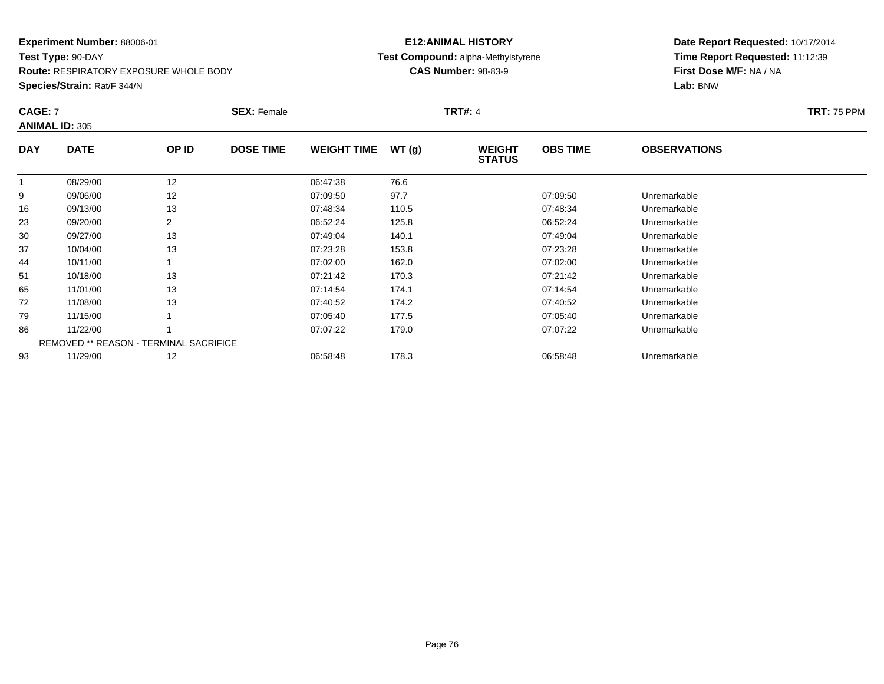**Experiment Number:** 88006-01
**Test Type:** 90-DAY
**Route:** RESPIRATORY EXPOSURE WHOLE BODY
**Species/Strain:** Rat/F 344/N

**E12:ANIMAL HISTORY**
**Test Compound:** alpha-Methylstyrene
**CAS Number:** 98-83-9

**Date Report Requested:** 10/17/2014
**Time Report Requested:** 11:12:39
**First Dose M/F:** NA / NA
**Lab:** BNW

**CAGE:** 7 **SEX:** Female **TRT#:** 4 **TRT:** 75 PPM
**ANIMAL ID:** 305

| DAY | DATE | OP ID | DOSE TIME | WEIGHT TIME | WT (g) | WEIGHT STATUS | OBS TIME | OBSERVATIONS |
|---|---|---|---|---|---|---|---|---|
| 1 | 08/29/00 | 12 | | 06:47:38 | 76.6 | | | |
| 9 | 09/06/00 | 12 | | 07:09:50 | 97.7 | | 07:09:50 | Unremarkable |
| 16 | 09/13/00 | 13 | | 07:48:34 | 110.5 | | 07:48:34 | Unremarkable |
| 23 | 09/20/00 | 2 | | 06:52:24 | 125.8 | | 06:52:24 | Unremarkable |
| 30 | 09/27/00 | 13 | | 07:49:04 | 140.1 | | 07:49:04 | Unremarkable |
| 37 | 10/04/00 | 13 | | 07:23:28 | 153.8 | | 07:23:28 | Unremarkable |
| 44 | 10/11/00 | 1 | | 07:02:00 | 162.0 | | 07:02:00 | Unremarkable |
| 51 | 10/18/00 | 13 | | 07:21:42 | 170.3 | | 07:21:42 | Unremarkable |
| 65 | 11/01/00 | 13 | | 07:14:54 | 174.1 | | 07:14:54 | Unremarkable |
| 72 | 11/08/00 | 13 | | 07:40:52 | 174.2 | | 07:40:52 | Unremarkable |
| 79 | 11/15/00 | 1 | | 07:05:40 | 177.5 | | 07:05:40 | Unremarkable |
| 86 | 11/22/00 | 1 | | 07:07:22 | 179.0 | | 07:07:22 | Unremarkable |
| | REMOVED ** REASON - TERMINAL SACRIFICE | | | | | | | |
| 93 | 11/29/00 | 12 | | 06:58:48 | 178.3 | | 06:58:48 | Unremarkable |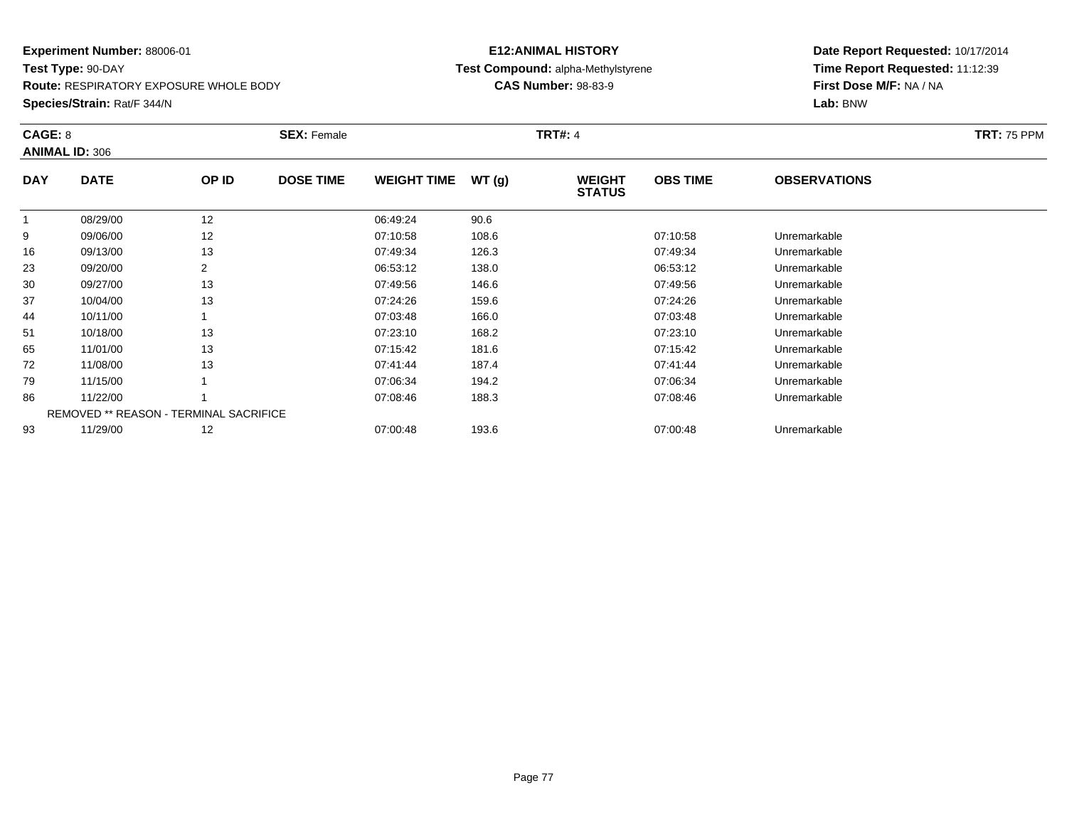**Experiment Number:** 88006-01
**Test Type:** 90-DAY
**Route:** RESPIRATORY EXPOSURE WHOLE BODY
**Species/Strain:** Rat/F 344/N

**E12:ANIMAL HISTORY**
**Test Compound:** alpha-Methylstyrene
**CAS Number:** 98-83-9

**Date Report Requested:** 10/17/2014
**Time Report Requested:** 11:12:39
**First Dose M/F:** NA / NA
**Lab:** BNW

**CAGE:** 8 **SEX:** Female **TRT#:** 4 **TRT:** 75 PPM
**ANIMAL ID:** 306

| DAY | DATE | OP ID | DOSE TIME | WEIGHT TIME | WT (g) | WEIGHT STATUS | OBS TIME | OBSERVATIONS |
|---|---|---|---|---|---|---|---|---|
| 1 | 08/29/00 | 12 | | 06:49:24 | 90.6 | | | |
| 9 | 09/06/00 | 12 | | 07:10:58 | 108.6 | | 07:10:58 | Unremarkable |
| 16 | 09/13/00 | 13 | | 07:49:34 | 126.3 | | 07:49:34 | Unremarkable |
| 23 | 09/20/00 | 2 | | 06:53:12 | 138.0 | | 06:53:12 | Unremarkable |
| 30 | 09/27/00 | 13 | | 07:49:56 | 146.6 | | 07:49:56 | Unremarkable |
| 37 | 10/04/00 | 13 | | 07:24:26 | 159.6 | | 07:24:26 | Unremarkable |
| 44 | 10/11/00 | 1 | | 07:03:48 | 166.0 | | 07:03:48 | Unremarkable |
| 51 | 10/18/00 | 13 | | 07:23:10 | 168.2 | | 07:23:10 | Unremarkable |
| 65 | 11/01/00 | 13 | | 07:15:42 | 181.6 | | 07:15:42 | Unremarkable |
| 72 | 11/08/00 | 13 | | 07:41:44 | 187.4 | | 07:41:44 | Unremarkable |
| 79 | 11/15/00 | 1 | | 07:06:34 | 194.2 | | 07:06:34 | Unremarkable |
| 86 | 11/22/00 | 1 | | 07:08:46 | 188.3 | | 07:08:46 | Unremarkable |
| | REMOVED ** REASON - TERMINAL SACRIFICE | | | | | | | |
| 93 | 11/29/00 | 12 | | 07:00:48 | 193.6 | | 07:00:48 | Unremarkable |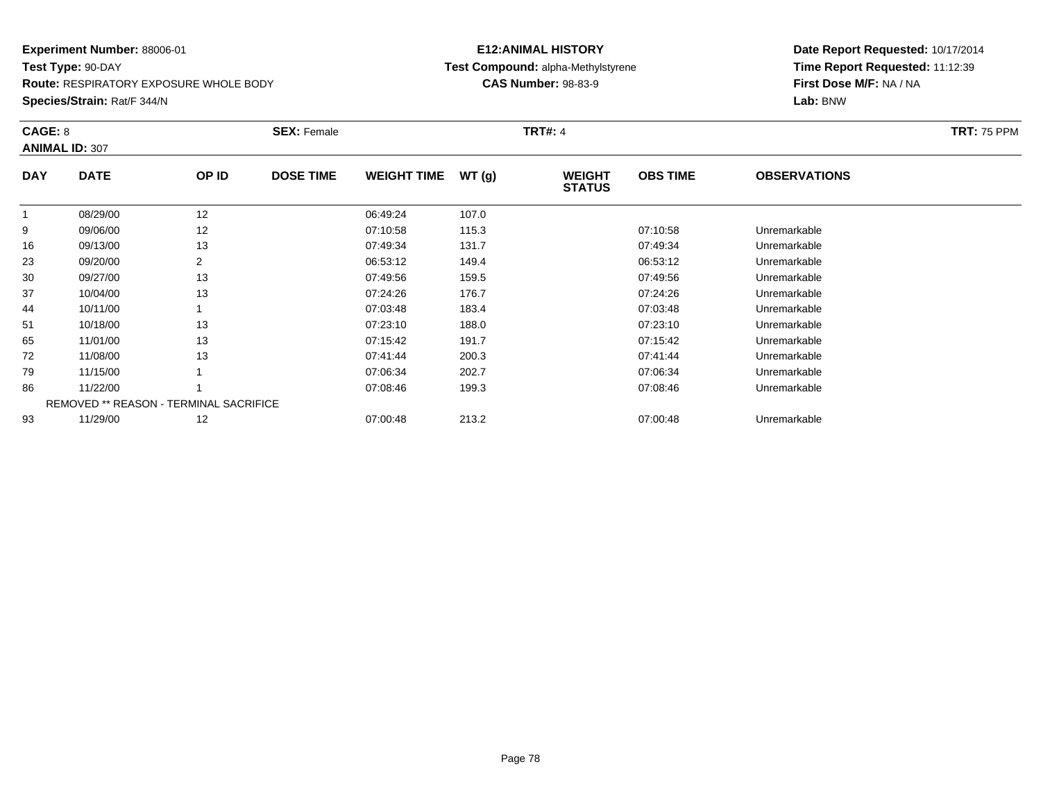**Experiment Number:** 88006-01
**Test Type:** 90-DAY
**Route:** RESPIRATORY EXPOSURE WHOLE BODY
**Species/Strain:** Rat/F 344/N

**E12:ANIMAL HISTORY**
**Test Compound:** alpha-Methylstyrene
**CAS Number:** 98-83-9

**Date Report Requested:** 10/17/2014
**Time Report Requested:** 11:12:39
**First Dose M/F:** NA / NA
**Lab:** BNW

**CAGE:** 8 **SEX:** Female **TRT#:** 4 **TRT:** 75 PPM
**ANIMAL ID:** 307

| DAY | DATE | OP ID | DOSE TIME | WEIGHT TIME | WT (g) | WEIGHT STATUS | OBS TIME | OBSERVATIONS |
|---|---|---|---|---|---|---|---|---|
| 1 | 08/29/00 | 12 | | 06:49:24 | 107.0 | | | |
| 9 | 09/06/00 | 12 | | 07:10:58 | 115.3 | | 07:10:58 | Unremarkable |
| 16 | 09/13/00 | 13 | | 07:49:34 | 131.7 | | 07:49:34 | Unremarkable |
| 23 | 09/20/00 | 2 | | 06:53:12 | 149.4 | | 06:53:12 | Unremarkable |
| 30 | 09/27/00 | 13 | | 07:49:56 | 159.5 | | 07:49:56 | Unremarkable |
| 37 | 10/04/00 | 13 | | 07:24:26 | 176.7 | | 07:24:26 | Unremarkable |
| 44 | 10/11/00 | 1 | | 07:03:48 | 183.4 | | 07:03:48 | Unremarkable |
| 51 | 10/18/00 | 13 | | 07:23:10 | 188.0 | | 07:23:10 | Unremarkable |
| 65 | 11/01/00 | 13 | | 07:15:42 | 191.7 | | 07:15:42 | Unremarkable |
| 72 | 11/08/00 | 13 | | 07:41:44 | 200.3 | | 07:41:44 | Unremarkable |
| 79 | 11/15/00 | 1 | | 07:06:34 | 202.7 | | 07:06:34 | Unremarkable |
| 86 | 11/22/00 | 1 | | 07:08:46 | 199.3 | | 07:08:46 | Unremarkable |
| | REMOVED ** REASON - TERMINAL SACRIFICE | | | | | | | |
| 93 | 11/29/00 | 12 | | 07:00:48 | 213.2 | | 07:00:48 | Unremarkable |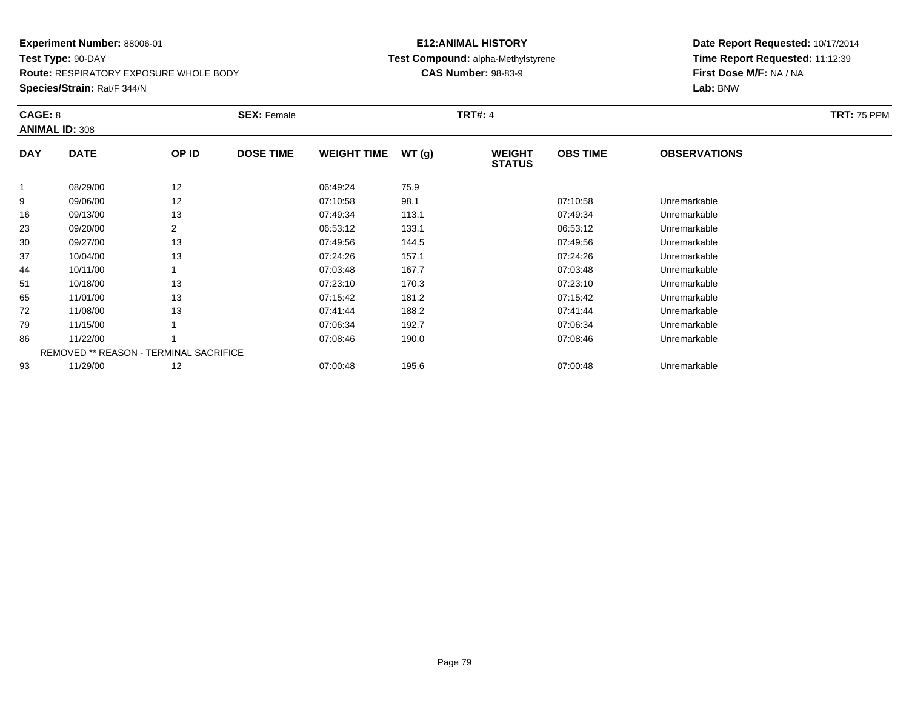**Experiment Number:** 88006-01
**Test Type:** 90-DAY
**Route:** RESPIRATORY EXPOSURE WHOLE BODY
**Species/Strain:** Rat/F 344/N

**E12:ANIMAL HISTORY**
**Test Compound:** alpha-Methylstyrene
**CAS Number:** 98-83-9

**Date Report Requested:** 10/17/2014
**Time Report Requested:** 11:12:39
**First Dose M/F:** NA / NA
**Lab:** BNW

**CAGE:** 8 **SEX:** Female **TRT#:** 4 **TRT:** 75 PPM
**ANIMAL ID:** 308

| DAY | DATE | OP ID | DOSE TIME | WEIGHT TIME | WT (g) | WEIGHT STATUS | OBS TIME | OBSERVATIONS |
|---|---|---|---|---|---|---|---|---|
| 1 | 08/29/00 | 12 | | 06:49:24 | 75.9 | | | |
| 9 | 09/06/00 | 12 | | 07:10:58 | 98.1 | | 07:10:58 | Unremarkable |
| 16 | 09/13/00 | 13 | | 07:49:34 | 113.1 | | 07:49:34 | Unremarkable |
| 23 | 09/20/00 | 2 | | 06:53:12 | 133.1 | | 06:53:12 | Unremarkable |
| 30 | 09/27/00 | 13 | | 07:49:56 | 144.5 | | 07:49:56 | Unremarkable |
| 37 | 10/04/00 | 13 | | 07:24:26 | 157.1 | | 07:24:26 | Unremarkable |
| 44 | 10/11/00 | 1 | | 07:03:48 | 167.7 | | 07:03:48 | Unremarkable |
| 51 | 10/18/00 | 13 | | 07:23:10 | 170.3 | | 07:23:10 | Unremarkable |
| 65 | 11/01/00 | 13 | | 07:15:42 | 181.2 | | 07:15:42 | Unremarkable |
| 72 | 11/08/00 | 13 | | 07:41:44 | 188.2 | | 07:41:44 | Unremarkable |
| 79 | 11/15/00 | 1 | | 07:06:34 | 192.7 | | 07:06:34 | Unremarkable |
| 86 | 11/22/00 | 1 | | 07:08:46 | 190.0 | | 07:08:46 | Unremarkable |
| | REMOVED ** REASON - TERMINAL SACRIFICE | | | | | | | |
| 93 | 11/29/00 | 12 | | 07:00:48 | 195.6 | | 07:00:48 | Unremarkable |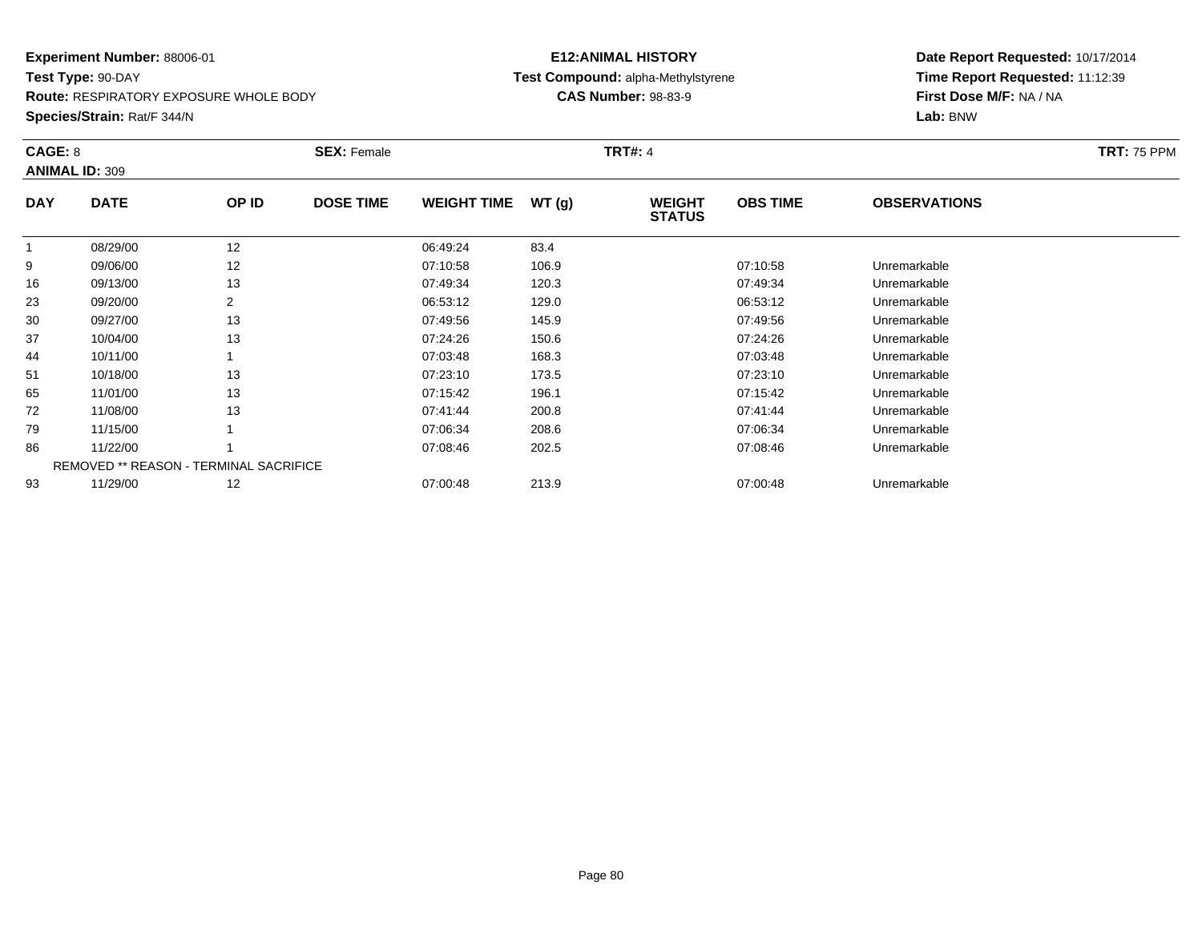**Experiment Number:** 88006-01
**Test Type:** 90-DAY
**Route:** RESPIRATORY EXPOSURE WHOLE BODY
**Species/Strain:** Rat/F 344/N

**E12:ANIMAL HISTORY**
**Test Compound:** alpha-Methylstyrene
**CAS Number:** 98-83-9

**Date Report Requested:** 10/17/2014
**Time Report Requested:** 11:12:39
**First Dose M/F:** NA / NA
**Lab:** BNW

**CAGE:** 8 **SEX:** Female **TRT#:** 4 **TRT:** 75 PPM
**ANIMAL ID:** 309

| DAY | DATE | OP ID | DOSE TIME | WEIGHT TIME | WT (g) | WEIGHT STATUS | OBS TIME | OBSERVATIONS |
|---|---|---|---|---|---|---|---|---|
| 1 | 08/29/00 | 12 | | 06:49:24 | 83.4 | | | |
| 9 | 09/06/00 | 12 | | 07:10:58 | 106.9 | | 07:10:58 | Unremarkable |
| 16 | 09/13/00 | 13 | | 07:49:34 | 120.3 | | 07:49:34 | Unremarkable |
| 23 | 09/20/00 | 2 | | 06:53:12 | 129.0 | | 06:53:12 | Unremarkable |
| 30 | 09/27/00 | 13 | | 07:49:56 | 145.9 | | 07:49:56 | Unremarkable |
| 37 | 10/04/00 | 13 | | 07:24:26 | 150.6 | | 07:24:26 | Unremarkable |
| 44 | 10/11/00 | 1 | | 07:03:48 | 168.3 | | 07:03:48 | Unremarkable |
| 51 | 10/18/00 | 13 | | 07:23:10 | 173.5 | | 07:23:10 | Unremarkable |
| 65 | 11/01/00 | 13 | | 07:15:42 | 196.1 | | 07:15:42 | Unremarkable |
| 72 | 11/08/00 | 13 | | 07:41:44 | 200.8 | | 07:41:44 | Unremarkable |
| 79 | 11/15/00 | 1 | | 07:06:34 | 208.6 | | 07:06:34 | Unremarkable |
| 86 | 11/22/00 | 1 | | 07:08:46 | 202.5 | | 07:08:46 | Unremarkable |
| | REMOVED ** REASON - TERMINAL SACRIFICE | | | | | | | |
| 93 | 11/29/00 | 12 | | 07:00:48 | 213.9 | | 07:00:48 | Unremarkable |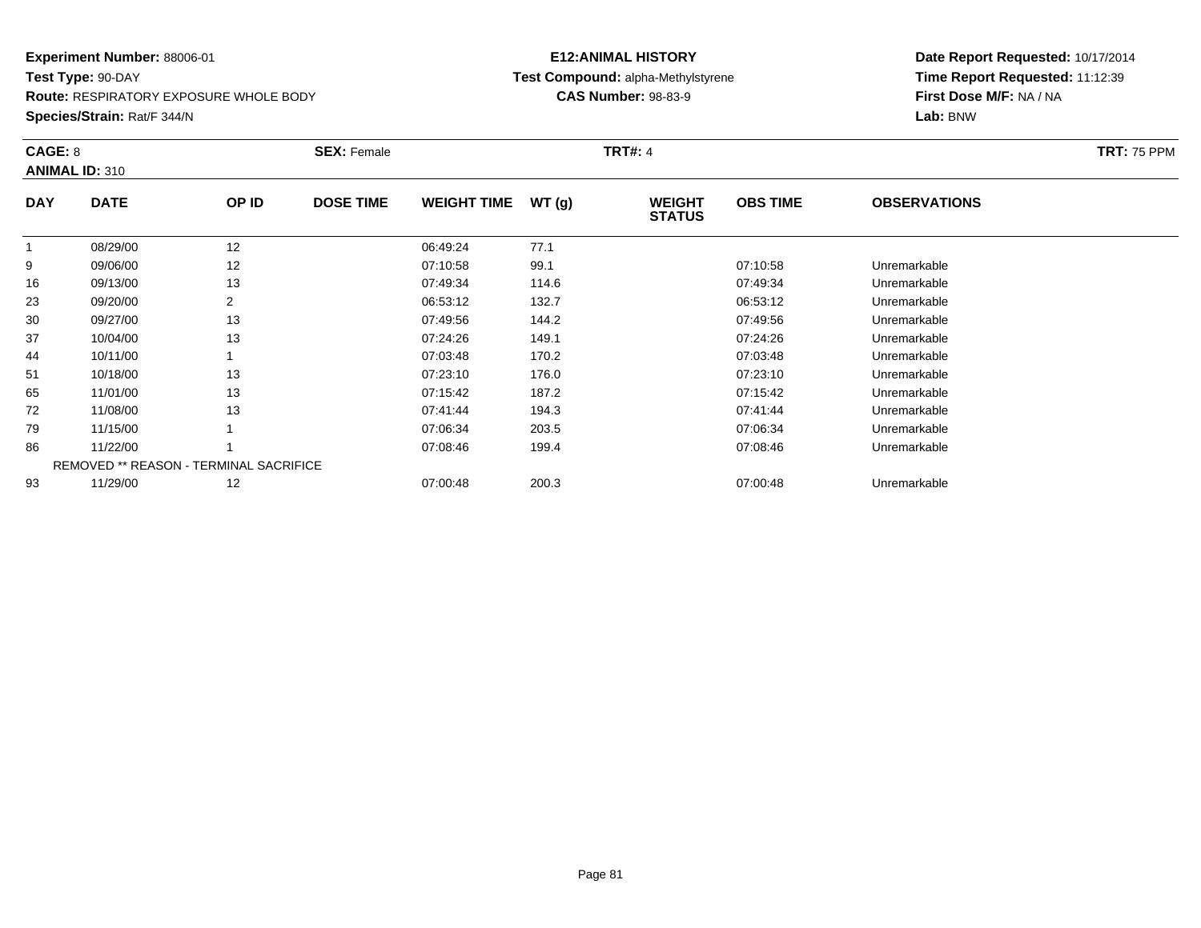**Experiment Number:** 88006-01
**Test Type:** 90-DAY
**Route:** RESPIRATORY EXPOSURE WHOLE BODY
**Species/Strain:** Rat/F 344/N

**E12:ANIMAL HISTORY**
**Test Compound:** alpha-Methylstyrene
**CAS Number:** 98-83-9

**Date Report Requested:** 10/17/2014
**Time Report Requested:** 11:12:39
**First Dose M/F:** NA / NA
**Lab:** BNW

**CAGE:** 8 **SEX:** Female **TRT#:** 4 **TRT:** 75 PPM
**ANIMAL ID:** 310

| DAY | DATE | OP ID | DOSE TIME | WEIGHT TIME | WT (g) | WEIGHT STATUS | OBS TIME | OBSERVATIONS |
|---|---|---|---|---|---|---|---|---|
| 1 | 08/29/00 | 12 | | 06:49:24 | 77.1 | | | |
| 9 | 09/06/00 | 12 | | 07:10:58 | 99.1 | | 07:10:58 | Unremarkable |
| 16 | 09/13/00 | 13 | | 07:49:34 | 114.6 | | 07:49:34 | Unremarkable |
| 23 | 09/20/00 | 2 | | 06:53:12 | 132.7 | | 06:53:12 | Unremarkable |
| 30 | 09/27/00 | 13 | | 07:49:56 | 144.2 | | 07:49:56 | Unremarkable |
| 37 | 10/04/00 | 13 | | 07:24:26 | 149.1 | | 07:24:26 | Unremarkable |
| 44 | 10/11/00 | 1 | | 07:03:48 | 170.2 | | 07:03:48 | Unremarkable |
| 51 | 10/18/00 | 13 | | 07:23:10 | 176.0 | | 07:23:10 | Unremarkable |
| 65 | 11/01/00 | 13 | | 07:15:42 | 187.2 | | 07:15:42 | Unremarkable |
| 72 | 11/08/00 | 13 | | 07:41:44 | 194.3 | | 07:41:44 | Unremarkable |
| 79 | 11/15/00 | 1 | | 07:06:34 | 203.5 | | 07:06:34 | Unremarkable |
| 86 | 11/22/00 | 1 | | 07:08:46 | 199.4 | | 07:08:46 | Unremarkable |
| | REMOVED ** REASON - TERMINAL SACRIFICE | | | | | | | |
| 93 | 11/29/00 | 12 | | 07:00:48 | 200.3 | | 07:00:48 | Unremarkable |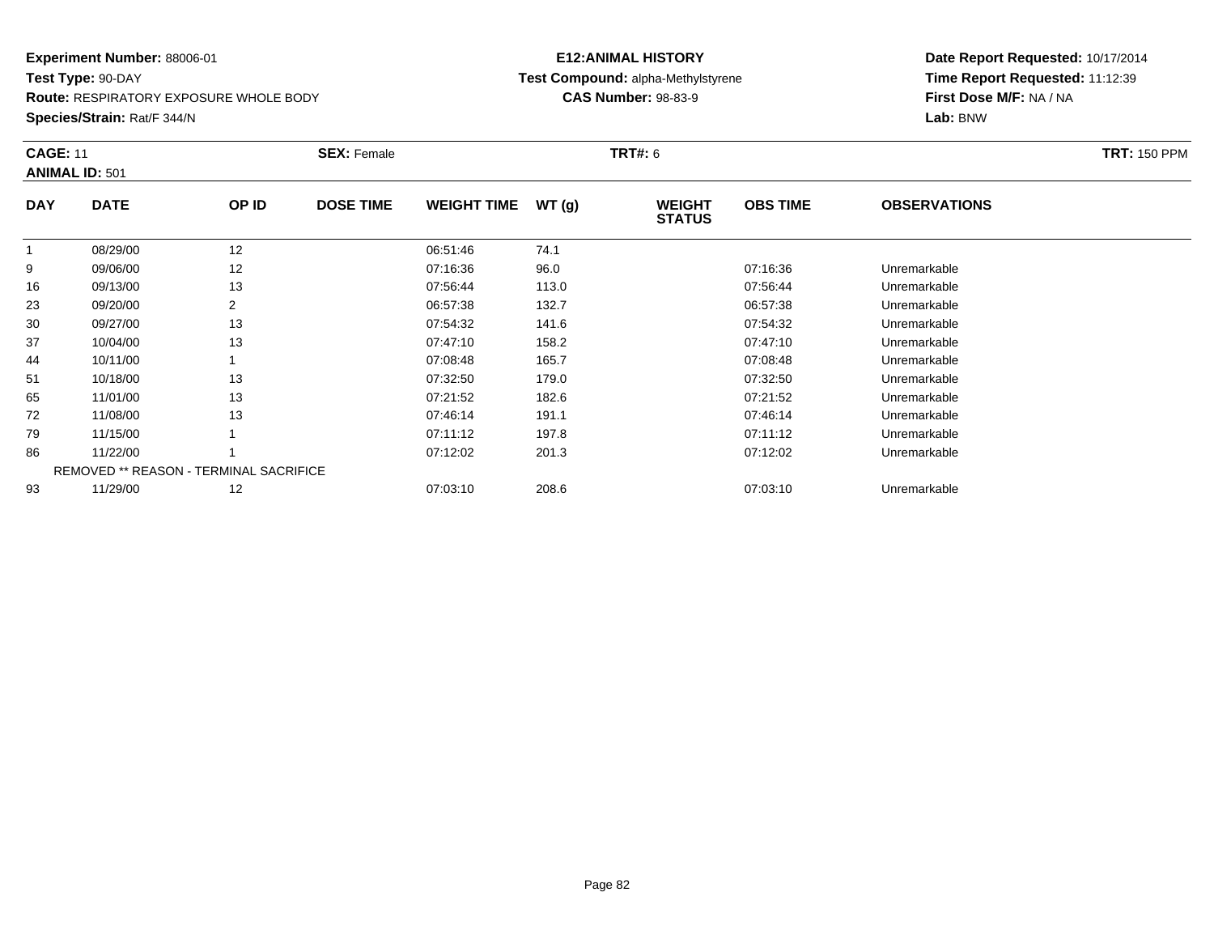**Experiment Number:** 88006-01
**Test Type:** 90-DAY
**Route:** RESPIRATORY EXPOSURE WHOLE BODY
**Species/Strain:** Rat/F 344/N

**E12:ANIMAL HISTORY**
**Test Compound:** alpha-Methylstyrene
**CAS Number:** 98-83-9

**Date Report Requested:** 10/17/2014
**Time Report Requested:** 11:12:39
**First Dose M/F:** NA / NA
**Lab:** BNW

**CAGE:** 11 **SEX:** Female **TRT#:** 6 **TRT:** 150 PPM
**ANIMAL ID:** 501

| DAY | DATE | OP ID | DOSE TIME | WEIGHT TIME | WT (g) | WEIGHT STATUS | OBS TIME | OBSERVATIONS |
|---|---|---|---|---|---|---|---|---|
| 1 | 08/29/00 | 12 | | 06:51:46 | 74.1 | | | |
| 9 | 09/06/00 | 12 | | 07:16:36 | 96.0 | | 07:16:36 | Unremarkable |
| 16 | 09/13/00 | 13 | | 07:56:44 | 113.0 | | 07:56:44 | Unremarkable |
| 23 | 09/20/00 | 2 | | 06:57:38 | 132.7 | | 06:57:38 | Unremarkable |
| 30 | 09/27/00 | 13 | | 07:54:32 | 141.6 | | 07:54:32 | Unremarkable |
| 37 | 10/04/00 | 13 | | 07:47:10 | 158.2 | | 07:47:10 | Unremarkable |
| 44 | 10/11/00 | 1 | | 07:08:48 | 165.7 | | 07:08:48 | Unremarkable |
| 51 | 10/18/00 | 13 | | 07:32:50 | 179.0 | | 07:32:50 | Unremarkable |
| 65 | 11/01/00 | 13 | | 07:21:52 | 182.6 | | 07:21:52 | Unremarkable |
| 72 | 11/08/00 | 13 | | 07:46:14 | 191.1 | | 07:46:14 | Unremarkable |
| 79 | 11/15/00 | 1 | | 07:11:12 | 197.8 | | 07:11:12 | Unremarkable |
| 86 | 11/22/00 | 1 | | 07:12:02 | 201.3 | | 07:12:02 | Unremarkable |
| | REMOVED ** REASON - TERMINAL SACRIFICE | | | | | | | |
| 93 | 11/29/00 | 12 | | 07:03:10 | 208.6 | | 07:03:10 | Unremarkable |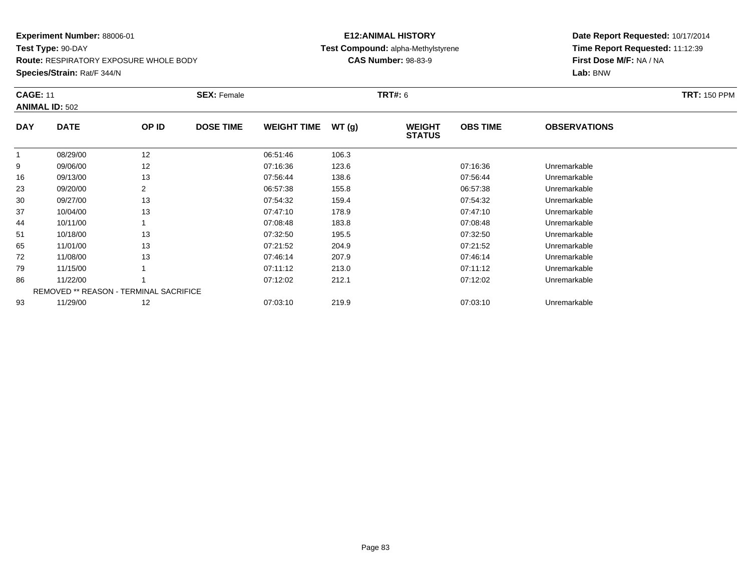**Experiment Number:** 88006-01
**Test Type:** 90-DAY
**Route:** RESPIRATORY EXPOSURE WHOLE BODY
**Species/Strain:** Rat/F 344/N

**E12:ANIMAL HISTORY**
**Test Compound:** alpha-Methylstyrene
**CAS Number:** 98-83-9

**Date Report Requested:** 10/17/2014
**Time Report Requested:** 11:12:39
**First Dose M/F:** NA / NA
**Lab:** BNW

**CAGE:** 11 **SEX:** Female **TRT#:** 6 **TRT:** 150 PPM
**ANIMAL ID:** 502

| DAY | DATE | OP ID | DOSE TIME | WEIGHT TIME | WT (g) | WEIGHT STATUS | OBS TIME | OBSERVATIONS |
|---|---|---|---|---|---|---|---|---|
| 1 | 08/29/00 | 12 | | 06:51:46 | 106.3 | | | |
| 9 | 09/06/00 | 12 | | 07:16:36 | 123.6 | | 07:16:36 | Unremarkable |
| 16 | 09/13/00 | 13 | | 07:56:44 | 138.6 | | 07:56:44 | Unremarkable |
| 23 | 09/20/00 | 2 | | 06:57:38 | 155.8 | | 06:57:38 | Unremarkable |
| 30 | 09/27/00 | 13 | | 07:54:32 | 159.4 | | 07:54:32 | Unremarkable |
| 37 | 10/04/00 | 13 | | 07:47:10 | 178.9 | | 07:47:10 | Unremarkable |
| 44 | 10/11/00 | 1 | | 07:08:48 | 183.8 | | 07:08:48 | Unremarkable |
| 51 | 10/18/00 | 13 | | 07:32:50 | 195.5 | | 07:32:50 | Unremarkable |
| 65 | 11/01/00 | 13 | | 07:21:52 | 204.9 | | 07:21:52 | Unremarkable |
| 72 | 11/08/00 | 13 | | 07:46:14 | 207.9 | | 07:46:14 | Unremarkable |
| 79 | 11/15/00 | 1 | | 07:11:12 | 213.0 | | 07:11:12 | Unremarkable |
| 86 | 11/22/00 | 1 | | 07:12:02 | 212.1 | | 07:12:02 | Unremarkable |
| | REMOVED ** REASON - TERMINAL SACRIFICE | | | | | | | |
| 93 | 11/29/00 | 12 | | 07:03:10 | 219.9 | | 07:03:10 | Unremarkable |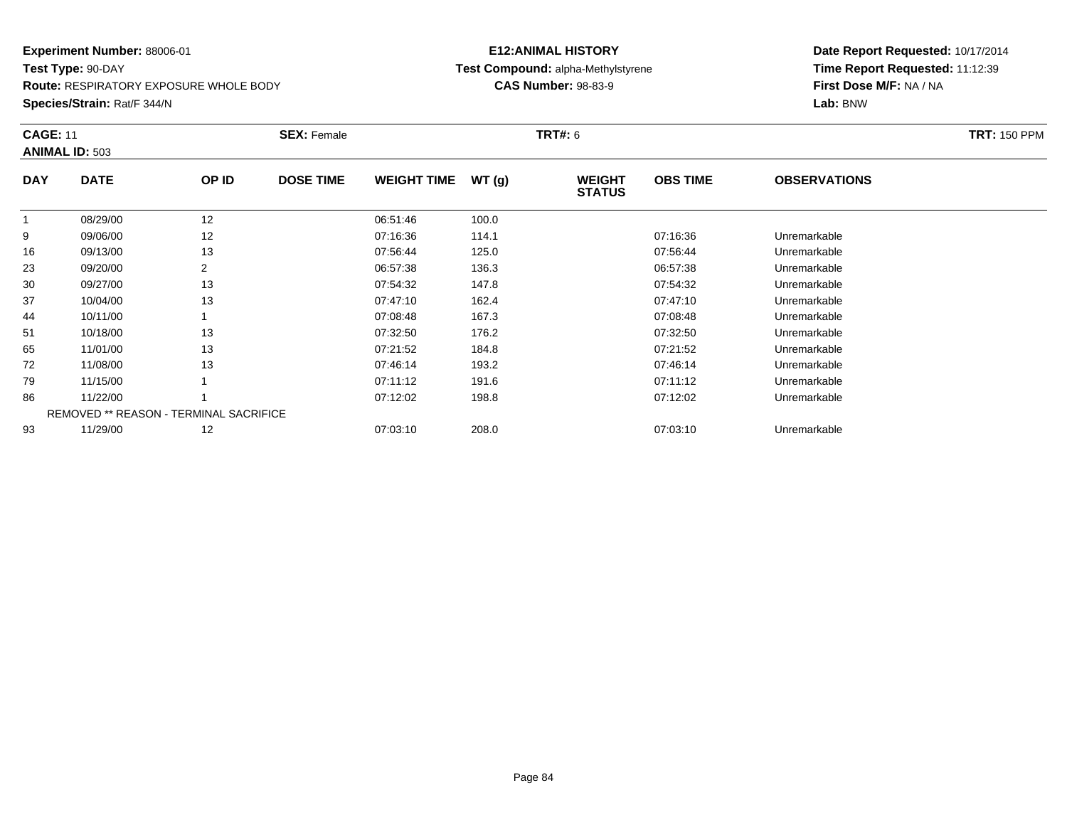**Experiment Number:** 88006-01
**Test Type:** 90-DAY
**Route:** RESPIRATORY EXPOSURE WHOLE BODY
**Species/Strain:** Rat/F 344/N

**E12:ANIMAL HISTORY**
**Test Compound:** alpha-Methylstyrene
**CAS Number:** 98-83-9

**Date Report Requested:** 10/17/2014
**Time Report Requested:** 11:12:39
**First Dose M/F:** NA / NA
**Lab:** BNW

**CAGE:** 11 **SEX:** Female **TRT#:** 6 **TRT:** 150 PPM
**ANIMAL ID:** 503

| DAY | DATE | OP ID | DOSE TIME | WEIGHT TIME | WT (g) | WEIGHT STATUS | OBS TIME | OBSERVATIONS |
|---|---|---|---|---|---|---|---|---|
| 1 | 08/29/00 | 12 | | 06:51:46 | 100.0 | | | |
| 9 | 09/06/00 | 12 | | 07:16:36 | 114.1 | | 07:16:36 | Unremarkable |
| 16 | 09/13/00 | 13 | | 07:56:44 | 125.0 | | 07:56:44 | Unremarkable |
| 23 | 09/20/00 | 2 | | 06:57:38 | 136.3 | | 06:57:38 | Unremarkable |
| 30 | 09/27/00 | 13 | | 07:54:32 | 147.8 | | 07:54:32 | Unremarkable |
| 37 | 10/04/00 | 13 | | 07:47:10 | 162.4 | | 07:47:10 | Unremarkable |
| 44 | 10/11/00 | 1 | | 07:08:48 | 167.3 | | 07:08:48 | Unremarkable |
| 51 | 10/18/00 | 13 | | 07:32:50 | 176.2 | | 07:32:50 | Unremarkable |
| 65 | 11/01/00 | 13 | | 07:21:52 | 184.8 | | 07:21:52 | Unremarkable |
| 72 | 11/08/00 | 13 | | 07:46:14 | 193.2 | | 07:46:14 | Unremarkable |
| 79 | 11/15/00 | 1 | | 07:11:12 | 191.6 | | 07:11:12 | Unremarkable |
| 86 | 11/22/00 | 1 | | 07:12:02 | 198.8 | | 07:12:02 | Unremarkable |
| | REMOVED ** REASON - TERMINAL SACRIFICE | | | | | | | |
| 93 | 11/29/00 | 12 | | 07:03:10 | 208.0 | | 07:03:10 | Unremarkable |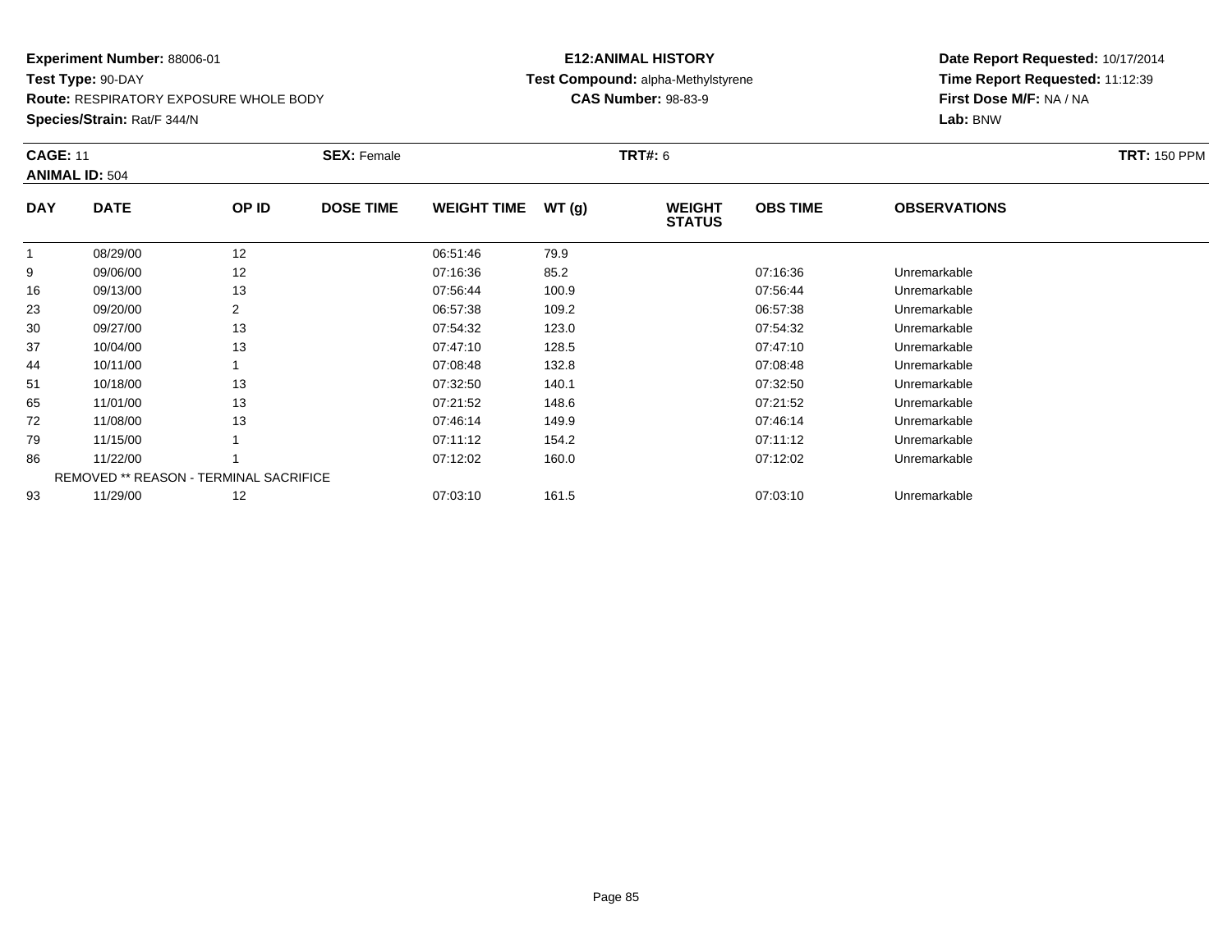**Experiment Number:** 88006-01
**Test Type:** 90-DAY
**Route:** RESPIRATORY EXPOSURE WHOLE BODY
**Species/Strain:** Rat/F 344/N

**E12:ANIMAL HISTORY**
**Test Compound:** alpha-Methylstyrene
**CAS Number:** 98-83-9

**Date Report Requested:** 10/17/2014
**Time Report Requested:** 11:12:39
**First Dose M/F:** NA / NA
**Lab:** BNW

**CAGE:** 11
**ANIMAL ID:** 504
**SEX:** Female
**TRT#:** 6
**TRT:** 150 PPM

| DAY | DATE | OP ID | DOSE TIME | WEIGHT TIME | WT (g) | WEIGHT STATUS | OBS TIME | OBSERVATIONS |
|---|---|---|---|---|---|---|---|---|
| 1 | 08/29/00 | 12 | | 06:51:46 | 79.9 | | | |
| 9 | 09/06/00 | 12 | | 07:16:36 | 85.2 | | 07:16:36 | Unremarkable |
| 16 | 09/13/00 | 13 | | 07:56:44 | 100.9 | | 07:56:44 | Unremarkable |
| 23 | 09/20/00 | 2 | | 06:57:38 | 109.2 | | 06:57:38 | Unremarkable |
| 30 | 09/27/00 | 13 | | 07:54:32 | 123.0 | | 07:54:32 | Unremarkable |
| 37 | 10/04/00 | 13 | | 07:47:10 | 128.5 | | 07:47:10 | Unremarkable |
| 44 | 10/11/00 | 1 | | 07:08:48 | 132.8 | | 07:08:48 | Unremarkable |
| 51 | 10/18/00 | 13 | | 07:32:50 | 140.1 | | 07:32:50 | Unremarkable |
| 65 | 11/01/00 | 13 | | 07:21:52 | 148.6 | | 07:21:52 | Unremarkable |
| 72 | 11/08/00 | 13 | | 07:46:14 | 149.9 | | 07:46:14 | Unremarkable |
| 79 | 11/15/00 | 1 | | 07:11:12 | 154.2 | | 07:11:12 | Unremarkable |
| 86 | 11/22/00 | 1 | | 07:12:02 | 160.0 | | 07:12:02 | Unremarkable |
| | REMOVED ** REASON - TERMINAL SACRIFICE | | | | | | | |
| 93 | 11/29/00 | 12 | | 07:03:10 | 161.5 | | 07:03:10 | Unremarkable |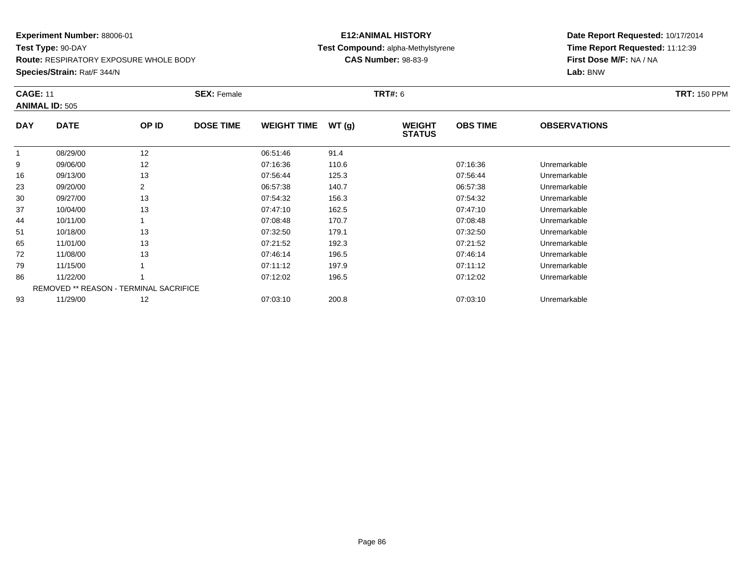**Experiment Number:** 88006-01
**Test Type:** 90-DAY
**Route:** RESPIRATORY EXPOSURE WHOLE BODY
**Species/Strain:** Rat/F 344/N

**E12:ANIMAL HISTORY**
**Test Compound:** alpha-Methylstyrene
**CAS Number:** 98-83-9

**Date Report Requested:** 10/17/2014
**Time Report Requested:** 11:12:39
**First Dose M/F:** NA / NA
**Lab:** BNW

**CAGE:** 11 **SEX:** Female **TRT#:** 6 **TRT:** 150 PPM
**ANIMAL ID:** 505

| DAY | DATE | OP ID | DOSE TIME | WEIGHT TIME | WT (g) | WEIGHT STATUS | OBS TIME | OBSERVATIONS |
|---|---|---|---|---|---|---|---|---|
| 1 | 08/29/00 | 12 | | 06:51:46 | 91.4 | | | |
| 9 | 09/06/00 | 12 | | 07:16:36 | 110.6 | | 07:16:36 | Unremarkable |
| 16 | 09/13/00 | 13 | | 07:56:44 | 125.3 | | 07:56:44 | Unremarkable |
| 23 | 09/20/00 | 2 | | 06:57:38 | 140.7 | | 06:57:38 | Unremarkable |
| 30 | 09/27/00 | 13 | | 07:54:32 | 156.3 | | 07:54:32 | Unremarkable |
| 37 | 10/04/00 | 13 | | 07:47:10 | 162.5 | | 07:47:10 | Unremarkable |
| 44 | 10/11/00 | 1 | | 07:08:48 | 170.7 | | 07:08:48 | Unremarkable |
| 51 | 10/18/00 | 13 | | 07:32:50 | 179.1 | | 07:32:50 | Unremarkable |
| 65 | 11/01/00 | 13 | | 07:21:52 | 192.3 | | 07:21:52 | Unremarkable |
| 72 | 11/08/00 | 13 | | 07:46:14 | 196.5 | | 07:46:14 | Unremarkable |
| 79 | 11/15/00 | 1 | | 07:11:12 | 197.9 | | 07:11:12 | Unremarkable |
| 86 | 11/22/00 | 1 | | 07:12:02 | 196.5 | | 07:12:02 | Unremarkable |
| | REMOVED ** REASON - TERMINAL SACRIFICE | | | | | | | |
| 93 | 11/29/00 | 12 | | 07:03:10 | 200.8 | | 07:03:10 | Unremarkable |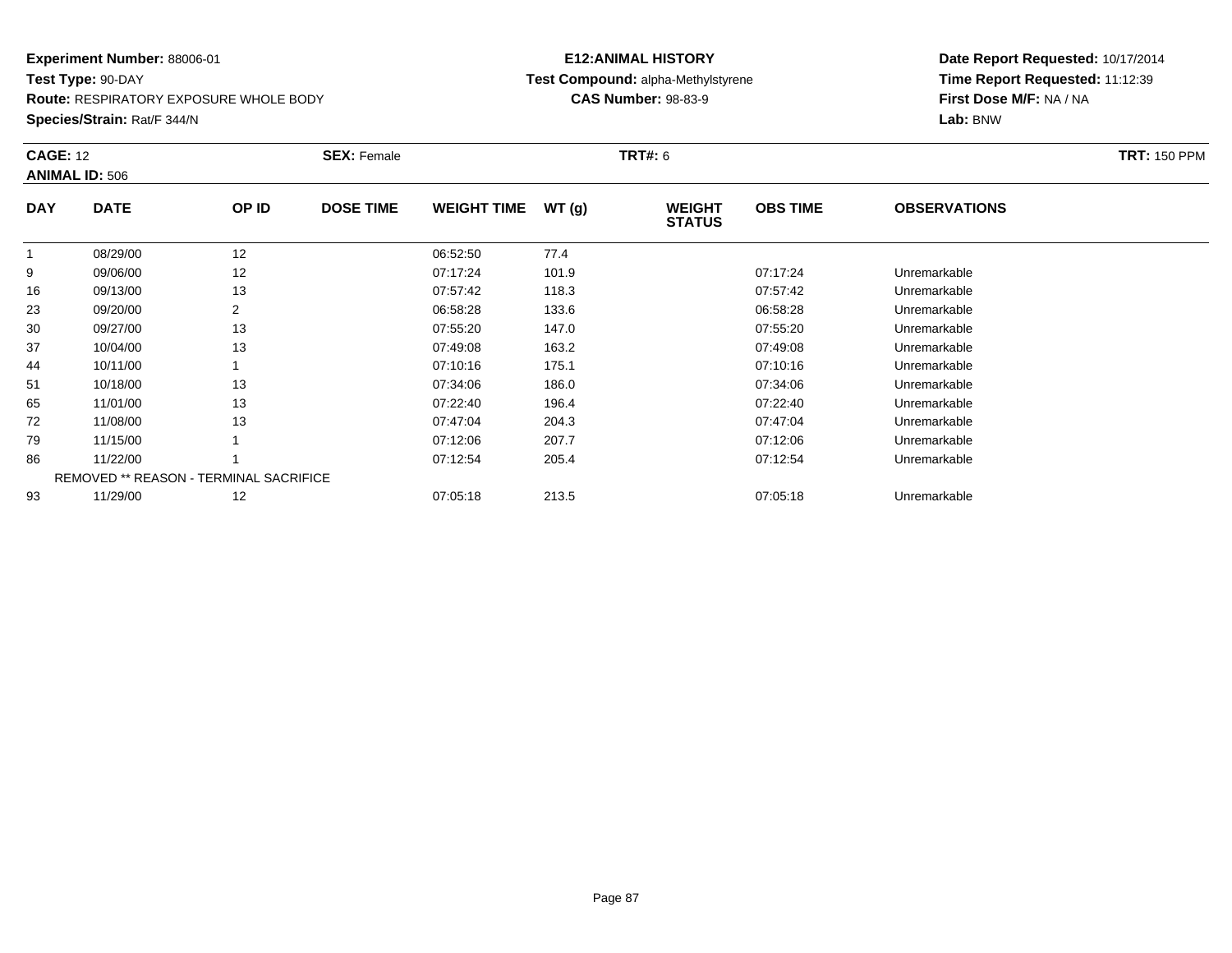**Experiment Number:** 88006-01
**Test Type:** 90-DAY
**Route:** RESPIRATORY EXPOSURE WHOLE BODY
**Species/Strain:** Rat/F 344/N

**E12:ANIMAL HISTORY**
**Test Compound:** alpha-Methylstyrene
**CAS Number:** 98-83-9

**Date Report Requested:** 10/17/2014
**Time Report Requested:** 11:12:39
**First Dose M/F:** NA / NA
**Lab:** BNW

**CAGE:** 12 **SEX:** Female **TRT#:** 6 **TRT:** 150 PPM
**ANIMAL ID:** 506

| DAY | DATE | OP ID | DOSE TIME | WEIGHT TIME | WT (g) | WEIGHT STATUS | OBS TIME | OBSERVATIONS |
|---|---|---|---|---|---|---|---|---|
| 1 | 08/29/00 | 12 | | 06:52:50 | 77.4 | | | |
| 9 | 09/06/00 | 12 | | 07:17:24 | 101.9 | | 07:17:24 | Unremarkable |
| 16 | 09/13/00 | 13 | | 07:57:42 | 118.3 | | 07:57:42 | Unremarkable |
| 23 | 09/20/00 | 2 | | 06:58:28 | 133.6 | | 06:58:28 | Unremarkable |
| 30 | 09/27/00 | 13 | | 07:55:20 | 147.0 | | 07:55:20 | Unremarkable |
| 37 | 10/04/00 | 13 | | 07:49:08 | 163.2 | | 07:49:08 | Unremarkable |
| 44 | 10/11/00 | 1 | | 07:10:16 | 175.1 | | 07:10:16 | Unremarkable |
| 51 | 10/18/00 | 13 | | 07:34:06 | 186.0 | | 07:34:06 | Unremarkable |
| 65 | 11/01/00 | 13 | | 07:22:40 | 196.4 | | 07:22:40 | Unremarkable |
| 72 | 11/08/00 | 13 | | 07:47:04 | 204.3 | | 07:47:04 | Unremarkable |
| 79 | 11/15/00 | 1 | | 07:12:06 | 207.7 | | 07:12:06 | Unremarkable |
| 86 | 11/22/00 | 1 | | 07:12:54 | 205.4 | | 07:12:54 | Unremarkable |
| | REMOVED ** REASON - TERMINAL SACRIFICE | | | | | | | |
| 93 | 11/29/00 | 12 | | 07:05:18 | 213.5 | | 07:05:18 | Unremarkable |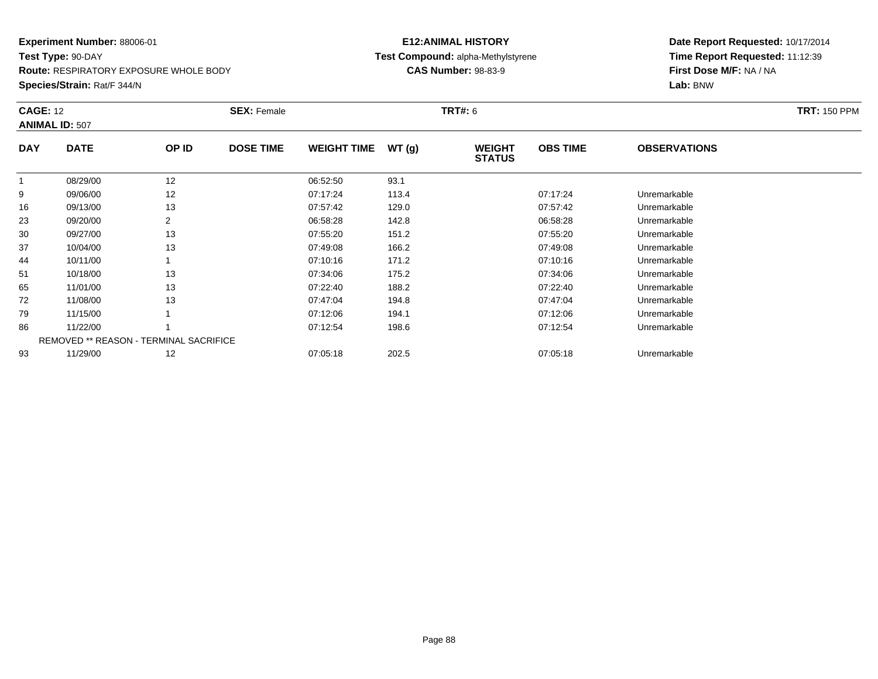**Experiment Number:** 88006-01
**Test Type:** 90-DAY
**Route:** RESPIRATORY EXPOSURE WHOLE BODY
**Species/Strain:** Rat/F 344/N

**E12:ANIMAL HISTORY**
**Test Compound:** alpha-Methylstyrene
**CAS Number:** 98-83-9

**Date Report Requested:** 10/17/2014
**Time Report Requested:** 11:12:39
**First Dose M/F:** NA / NA
**Lab:** BNW

**CAGE:** 12 **SEX:** Female **TRT#:** 6 **TRT:** 150 PPM
**ANIMAL ID:** 507

| DAY | DATE | OP ID | DOSE TIME | WEIGHT TIME | WT (g) | WEIGHT STATUS | OBS TIME | OBSERVATIONS |
|---|---|---|---|---|---|---|---|---|
| 1 | 08/29/00 | 12 | | 06:52:50 | 93.1 | | | |
| 9 | 09/06/00 | 12 | | 07:17:24 | 113.4 | | 07:17:24 | Unremarkable |
| 16 | 09/13/00 | 13 | | 07:57:42 | 129.0 | | 07:57:42 | Unremarkable |
| 23 | 09/20/00 | 2 | | 06:58:28 | 142.8 | | 06:58:28 | Unremarkable |
| 30 | 09/27/00 | 13 | | 07:55:20 | 151.2 | | 07:55:20 | Unremarkable |
| 37 | 10/04/00 | 13 | | 07:49:08 | 166.2 | | 07:49:08 | Unremarkable |
| 44 | 10/11/00 | 1 | | 07:10:16 | 171.2 | | 07:10:16 | Unremarkable |
| 51 | 10/18/00 | 13 | | 07:34:06 | 175.2 | | 07:34:06 | Unremarkable |
| 65 | 11/01/00 | 13 | | 07:22:40 | 188.2 | | 07:22:40 | Unremarkable |
| 72 | 11/08/00 | 13 | | 07:47:04 | 194.8 | | 07:47:04 | Unremarkable |
| 79 | 11/15/00 | 1 | | 07:12:06 | 194.1 | | 07:12:06 | Unremarkable |
| 86 | 11/22/00 | 1 | | 07:12:54 | 198.6 | | 07:12:54 | Unremarkable |
| | REMOVED ** REASON - TERMINAL SACRIFICE | | | | | | | |
| 93 | 11/29/00 | 12 | | 07:05:18 | 202.5 | | 07:05:18 | Unremarkable |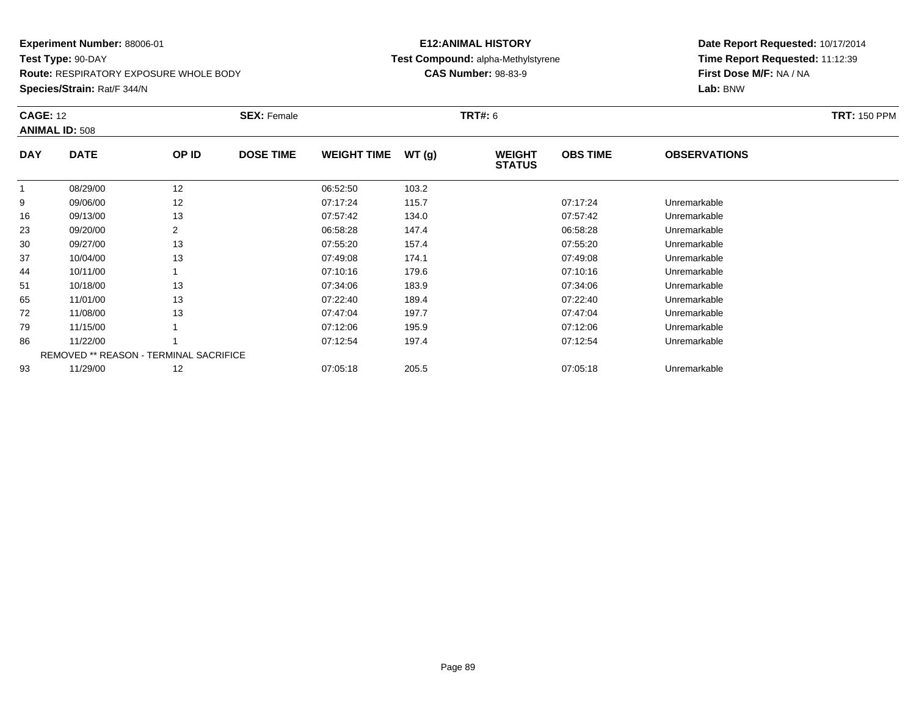**Experiment Number:** 88006-01
**Test Type:** 90-DAY
**Route:** RESPIRATORY EXPOSURE WHOLE BODY
**Species/Strain:** Rat/F 344/N

**E12:ANIMAL HISTORY**
**Test Compound:** alpha-Methylstyrene
**CAS Number:** 98-83-9

**Date Report Requested:** 10/17/2014
**Time Report Requested:** 11:12:39
**First Dose M/F:** NA / NA
**Lab:** BNW

**CAGE:** 12 **SEX:** Female **TRT#:** 6 **TRT:** 150 PPM
**ANIMAL ID:** 508

| DAY | DATE | OP ID | DOSE TIME | WEIGHT TIME | WT (g) | WEIGHT STATUS | OBS TIME | OBSERVATIONS |
|---|---|---|---|---|---|---|---|---|
| 1 | 08/29/00 | 12 | | 06:52:50 | 103.2 | | | |
| 9 | 09/06/00 | 12 | | 07:17:24 | 115.7 | | 07:17:24 | Unremarkable |
| 16 | 09/13/00 | 13 | | 07:57:42 | 134.0 | | 07:57:42 | Unremarkable |
| 23 | 09/20/00 | 2 | | 06:58:28 | 147.4 | | 06:58:28 | Unremarkable |
| 30 | 09/27/00 | 13 | | 07:55:20 | 157.4 | | 07:55:20 | Unremarkable |
| 37 | 10/04/00 | 13 | | 07:49:08 | 174.1 | | 07:49:08 | Unremarkable |
| 44 | 10/11/00 | 1 | | 07:10:16 | 179.6 | | 07:10:16 | Unremarkable |
| 51 | 10/18/00 | 13 | | 07:34:06 | 183.9 | | 07:34:06 | Unremarkable |
| 65 | 11/01/00 | 13 | | 07:22:40 | 189.4 | | 07:22:40 | Unremarkable |
| 72 | 11/08/00 | 13 | | 07:47:04 | 197.7 | | 07:47:04 | Unremarkable |
| 79 | 11/15/00 | 1 | | 07:12:06 | 195.9 | | 07:12:06 | Unremarkable |
| 86 | 11/22/00 | 1 | | 07:12:54 | 197.4 | | 07:12:54 | Unremarkable |
| | REMOVED ** REASON - TERMINAL SACRIFICE | | | | | | | |
| 93 | 11/29/00 | 12 | | 07:05:18 | 205.5 | | 07:05:18 | Unremarkable |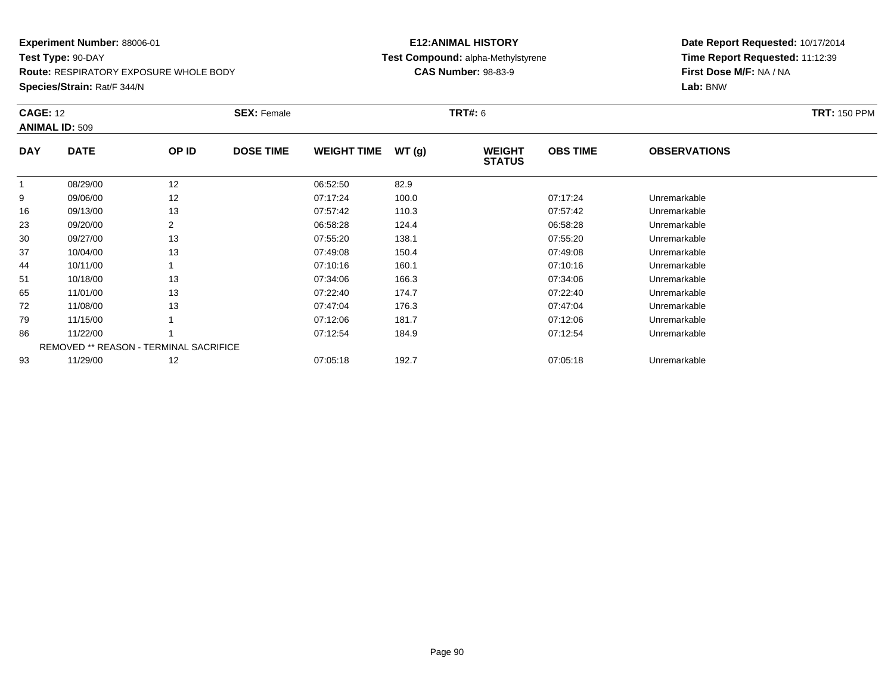**Experiment Number:** 88006-01
**Test Type:** 90-DAY
**Route:** RESPIRATORY EXPOSURE WHOLE BODY
**Species/Strain:** Rat/F 344/N

**E12:ANIMAL HISTORY**
**Test Compound:** alpha-Methylstyrene
**CAS Number:** 98-83-9

**Date Report Requested:** 10/17/2014
**Time Report Requested:** 11:12:39
**First Dose M/F:** NA / NA
**Lab:** BNW

**CAGE:** 12 **SEX:** Female **TRT#:** 6 **TRT:** 150 PPM
**ANIMAL ID:** 509

| DAY | DATE | OP ID | DOSE TIME | WEIGHT TIME | WT (g) | WEIGHT STATUS | OBS TIME | OBSERVATIONS |
|---|---|---|---|---|---|---|---|---|
| 1 | 08/29/00 | 12 | | 06:52:50 | 82.9 | | | |
| 9 | 09/06/00 | 12 | | 07:17:24 | 100.0 | | 07:17:24 | Unremarkable |
| 16 | 09/13/00 | 13 | | 07:57:42 | 110.3 | | 07:57:42 | Unremarkable |
| 23 | 09/20/00 | 2 | | 06:58:28 | 124.4 | | 06:58:28 | Unremarkable |
| 30 | 09/27/00 | 13 | | 07:55:20 | 138.1 | | 07:55:20 | Unremarkable |
| 37 | 10/04/00 | 13 | | 07:49:08 | 150.4 | | 07:49:08 | Unremarkable |
| 44 | 10/11/00 | 1 | | 07:10:16 | 160.1 | | 07:10:16 | Unremarkable |
| 51 | 10/18/00 | 13 | | 07:34:06 | 166.3 | | 07:34:06 | Unremarkable |
| 65 | 11/01/00 | 13 | | 07:22:40 | 174.7 | | 07:22:40 | Unremarkable |
| 72 | 11/08/00 | 13 | | 07:47:04 | 176.3 | | 07:47:04 | Unremarkable |
| 79 | 11/15/00 | 1 | | 07:12:06 | 181.7 | | 07:12:06 | Unremarkable |
| 86 | 11/22/00 | 1 | | 07:12:54 | 184.9 | | 07:12:54 | Unremarkable |
| | REMOVED ** REASON - TERMINAL SACRIFICE | | | | | | | |
| 93 | 11/29/00 | 12 | | 07:05:18 | 192.7 | | 07:05:18 | Unremarkable |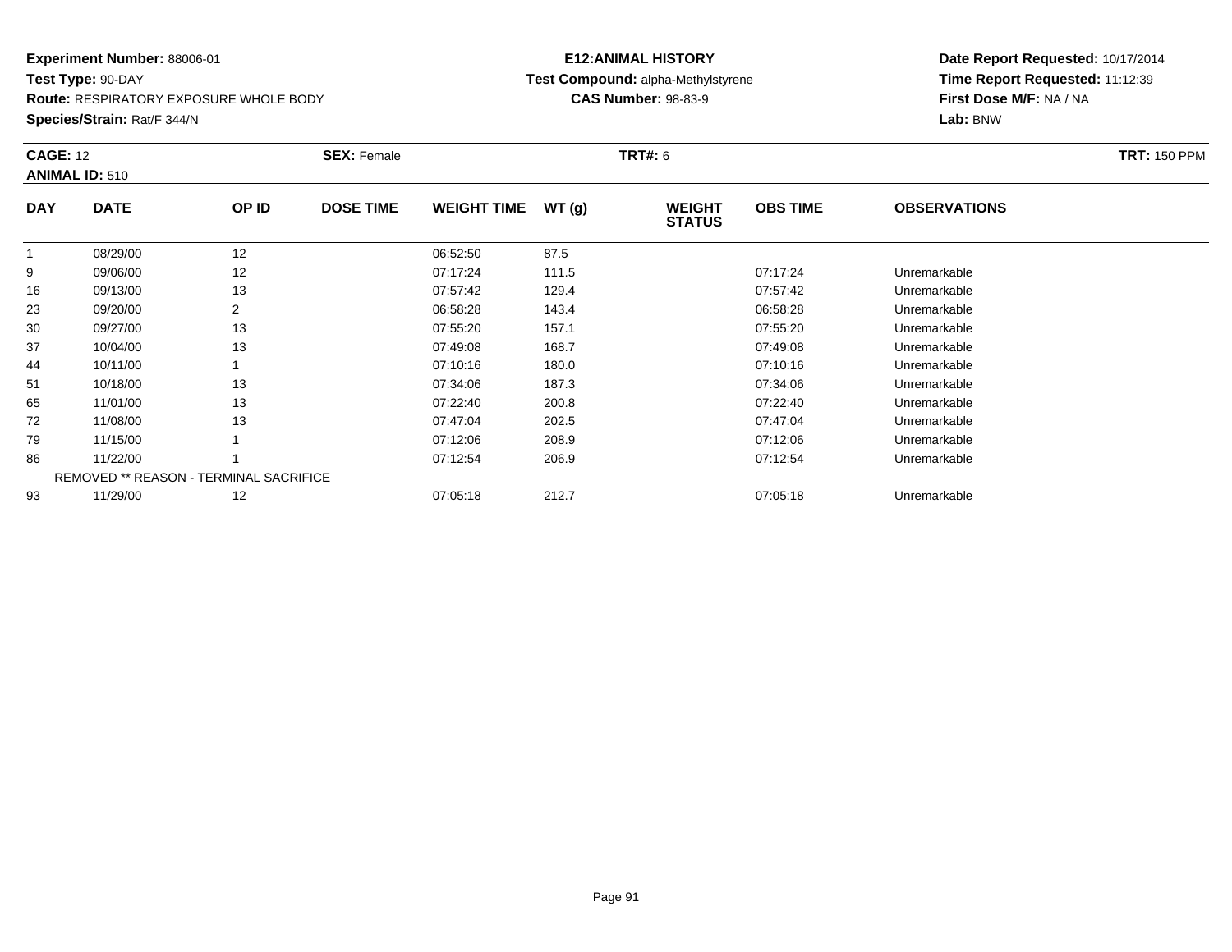**Experiment Number:** 88006-01
**Test Type:** 90-DAY
**Route:** RESPIRATORY EXPOSURE WHOLE BODY
**Species/Strain:** Rat/F 344/N

**E12:ANIMAL HISTORY**
**Test Compound:** alpha-Methylstyrene
**CAS Number:** 98-83-9

**Date Report Requested:** 10/17/2014
**Time Report Requested:** 11:12:39
**First Dose M/F:** NA / NA
**Lab:** BNW

**CAGE:** 12 **SEX:** Female **TRT#:** 6 **TRT:** 150 PPM
**ANIMAL ID:** 510

| DAY | DATE | OP ID | DOSE TIME | WEIGHT TIME | WT (g) | WEIGHT STATUS | OBS TIME | OBSERVATIONS |
|---|---|---|---|---|---|---|---|---|
| 1 | 08/29/00 | 12 | | 06:52:50 | 87.5 | | | |
| 9 | 09/06/00 | 12 | | 07:17:24 | 111.5 | | 07:17:24 | Unremarkable |
| 16 | 09/13/00 | 13 | | 07:57:42 | 129.4 | | 07:57:42 | Unremarkable |
| 23 | 09/20/00 | 2 | | 06:58:28 | 143.4 | | 06:58:28 | Unremarkable |
| 30 | 09/27/00 | 13 | | 07:55:20 | 157.1 | | 07:55:20 | Unremarkable |
| 37 | 10/04/00 | 13 | | 07:49:08 | 168.7 | | 07:49:08 | Unremarkable |
| 44 | 10/11/00 | 1 | | 07:10:16 | 180.0 | | 07:10:16 | Unremarkable |
| 51 | 10/18/00 | 13 | | 07:34:06 | 187.3 | | 07:34:06 | Unremarkable |
| 65 | 11/01/00 | 13 | | 07:22:40 | 200.8 | | 07:22:40 | Unremarkable |
| 72 | 11/08/00 | 13 | | 07:47:04 | 202.5 | | 07:47:04 | Unremarkable |
| 79 | 11/15/00 | 1 | | 07:12:06 | 208.9 | | 07:12:06 | Unremarkable |
| 86 | 11/22/00 | 1 | | 07:12:54 | 206.9 | | 07:12:54 | Unremarkable |
| | REMOVED ** REASON - TERMINAL SACRIFICE | | | | | | | |
| 93 | 11/29/00 | 12 | | 07:05:18 | 212.7 | | 07:05:18 | Unremarkable |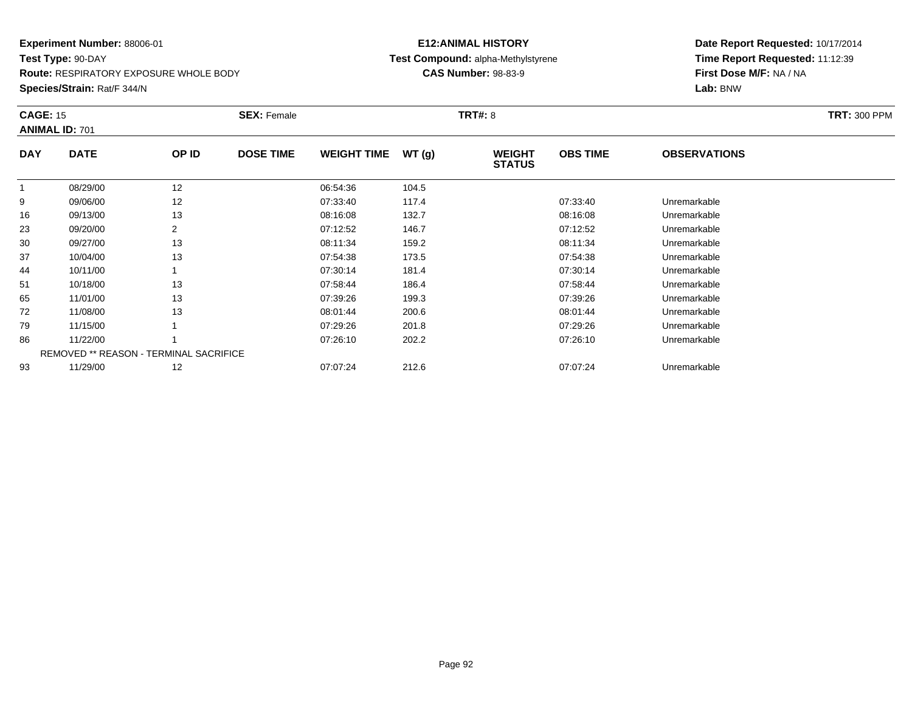**Experiment Number:** 88006-01
**Test Type:** 90-DAY
**Route:** RESPIRATORY EXPOSURE WHOLE BODY
**Species/Strain:** Rat/F 344/N

**E12:ANIMAL HISTORY**
**Test Compound:** alpha-Methylstyrene
**CAS Number:** 98-83-9

**Date Report Requested:** 10/17/2014
**Time Report Requested:** 11:12:39
**First Dose M/F:** NA / NA
**Lab:** BNW

**CAGE:** 15 **SEX:** Female **TRT#:** 8 **TRT:** 300 PPM
**ANIMAL ID:** 701

| DAY | DATE | OP ID | DOSE TIME | WEIGHT TIME | WT (g) | WEIGHT STATUS | OBS TIME | OBSERVATIONS |
|---|---|---|---|---|---|---|---|---|
| 1 | 08/29/00 | 12 | | 06:54:36 | 104.5 | | | |
| 9 | 09/06/00 | 12 | | 07:33:40 | 117.4 | | 07:33:40 | Unremarkable |
| 16 | 09/13/00 | 13 | | 08:16:08 | 132.7 | | 08:16:08 | Unremarkable |
| 23 | 09/20/00 | 2 | | 07:12:52 | 146.7 | | 07:12:52 | Unremarkable |
| 30 | 09/27/00 | 13 | | 08:11:34 | 159.2 | | 08:11:34 | Unremarkable |
| 37 | 10/04/00 | 13 | | 07:54:38 | 173.5 | | 07:54:38 | Unremarkable |
| 44 | 10/11/00 | 1 | | 07:30:14 | 181.4 | | 07:30:14 | Unremarkable |
| 51 | 10/18/00 | 13 | | 07:58:44 | 186.4 | | 07:58:44 | Unremarkable |
| 65 | 11/01/00 | 13 | | 07:39:26 | 199.3 | | 07:39:26 | Unremarkable |
| 72 | 11/08/00 | 13 | | 08:01:44 | 200.6 | | 08:01:44 | Unremarkable |
| 79 | 11/15/00 | 1 | | 07:29:26 | 201.8 | | 07:29:26 | Unremarkable |
| 86 | 11/22/00 | 1 | | 07:26:10 | 202.2 | | 07:26:10 | Unremarkable |
| | REMOVED ** REASON - TERMINAL SACRIFICE | | | | | | | |
| 93 | 11/29/00 | 12 | | 07:07:24 | 212.6 | | 07:07:24 | Unremarkable |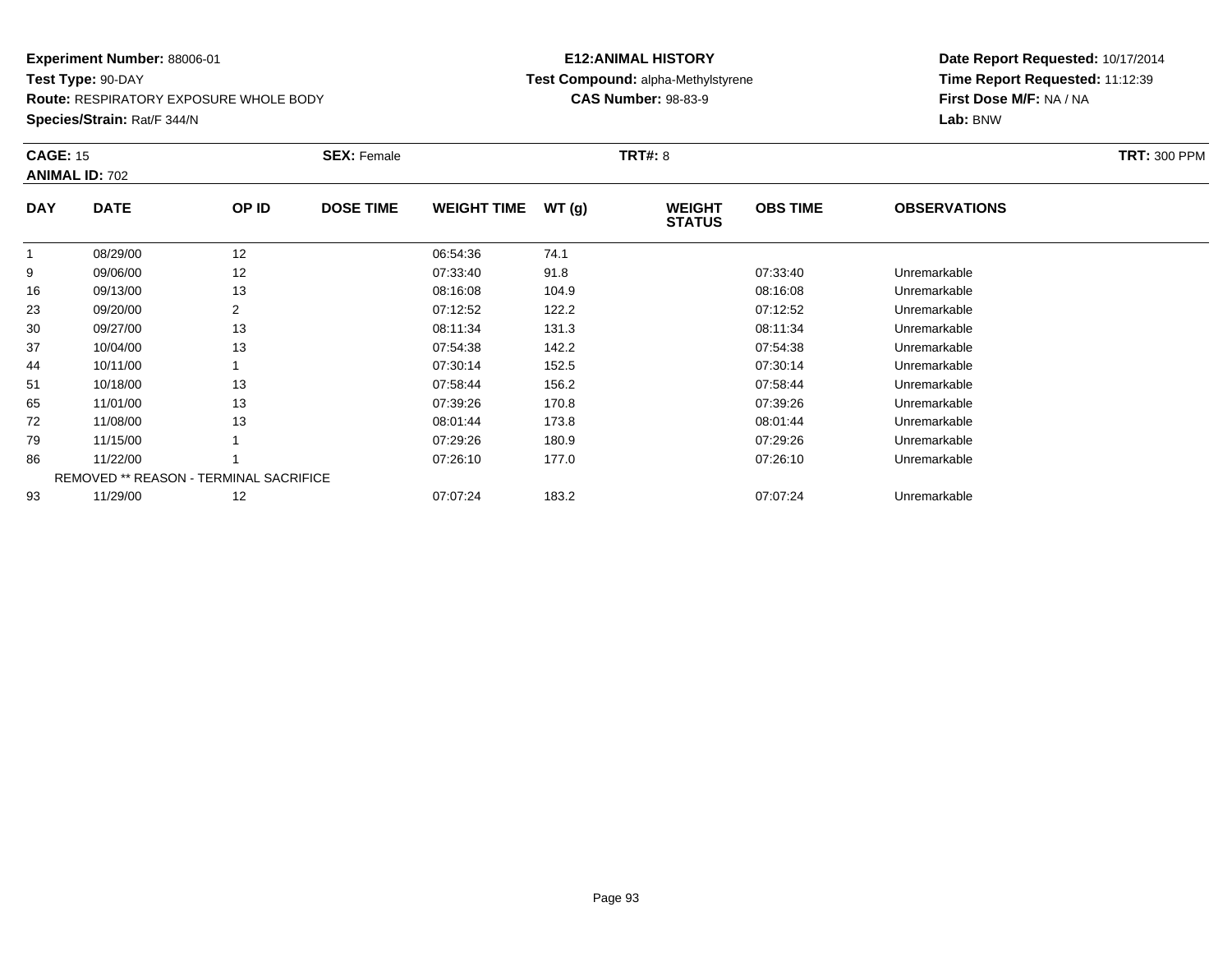**Experiment Number:** 88006-01
**Test Type:** 90-DAY
**Route:** RESPIRATORY EXPOSURE WHOLE BODY
**Species/Strain:** Rat/F 344/N

**E12:ANIMAL HISTORY**
**Test Compound:** alpha-Methylstyrene
**CAS Number:** 98-83-9

**Date Report Requested:** 10/17/2014
**Time Report Requested:** 11:12:39
**First Dose M/F:** NA / NA
**Lab:** BNW

**CAGE:** 15 **SEX:** Female **TRT#:** 8 **TRT:** 300 PPM
**ANIMAL ID:** 702

| DAY | DATE | OP ID | DOSE TIME | WEIGHT TIME | WT (g) | WEIGHT STATUS | OBS TIME | OBSERVATIONS |
|---|---|---|---|---|---|---|---|---|
| 1 | 08/29/00 | 12 | | 06:54:36 | 74.1 | | | |
| 9 | 09/06/00 | 12 | | 07:33:40 | 91.8 | | 07:33:40 | Unremarkable |
| 16 | 09/13/00 | 13 | | 08:16:08 | 104.9 | | 08:16:08 | Unremarkable |
| 23 | 09/20/00 | 2 | | 07:12:52 | 122.2 | | 07:12:52 | Unremarkable |
| 30 | 09/27/00 | 13 | | 08:11:34 | 131.3 | | 08:11:34 | Unremarkable |
| 37 | 10/04/00 | 13 | | 07:54:38 | 142.2 | | 07:54:38 | Unremarkable |
| 44 | 10/11/00 | 1 | | 07:30:14 | 152.5 | | 07:30:14 | Unremarkable |
| 51 | 10/18/00 | 13 | | 07:58:44 | 156.2 | | 07:58:44 | Unremarkable |
| 65 | 11/01/00 | 13 | | 07:39:26 | 170.8 | | 07:39:26 | Unremarkable |
| 72 | 11/08/00 | 13 | | 08:01:44 | 173.8 | | 08:01:44 | Unremarkable |
| 79 | 11/15/00 | 1 | | 07:29:26 | 180.9 | | 07:29:26 | Unremarkable |
| 86 | 11/22/00 | 1 | | 07:26:10 | 177.0 | | 07:26:10 | Unremarkable |
| | REMOVED ** REASON - TERMINAL SACRIFICE | | | | | | | |
| 93 | 11/29/00 | 12 | | 07:07:24 | 183.2 | | 07:07:24 | Unremarkable |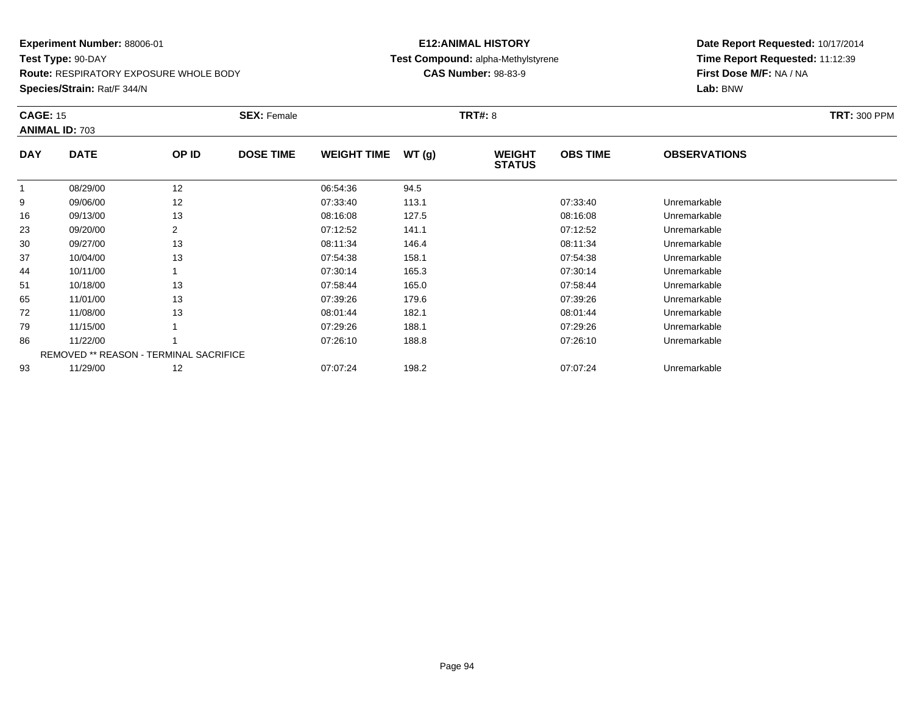**Experiment Number:** 88006-01
**Test Type:** 90-DAY
**Route:** RESPIRATORY EXPOSURE WHOLE BODY
**Species/Strain:** Rat/F 344/N

**E12:ANIMAL HISTORY**
**Test Compound:** alpha-Methylstyrene
**CAS Number:** 98-83-9

**Date Report Requested:** 10/17/2014
**Time Report Requested:** 11:12:39
**First Dose M/F:** NA / NA
**Lab:** BNW

**CAGE:** 15 **SEX:** Female **TRT#:** 8 **TRT:** 300 PPM
**ANIMAL ID:** 703

| DAY | DATE | OP ID | DOSE TIME | WEIGHT TIME | WT (g) | WEIGHT STATUS | OBS TIME | OBSERVATIONS |
|---|---|---|---|---|---|---|---|---|
| 1 | 08/29/00 | 12 | | 06:54:36 | 94.5 | | | |
| 9 | 09/06/00 | 12 | | 07:33:40 | 113.1 | | 07:33:40 | Unremarkable |
| 16 | 09/13/00 | 13 | | 08:16:08 | 127.5 | | 08:16:08 | Unremarkable |
| 23 | 09/20/00 | 2 | | 07:12:52 | 141.1 | | 07:12:52 | Unremarkable |
| 30 | 09/27/00 | 13 | | 08:11:34 | 146.4 | | 08:11:34 | Unremarkable |
| 37 | 10/04/00 | 13 | | 07:54:38 | 158.1 | | 07:54:38 | Unremarkable |
| 44 | 10/11/00 | 1 | | 07:30:14 | 165.3 | | 07:30:14 | Unremarkable |
| 51 | 10/18/00 | 13 | | 07:58:44 | 165.0 | | 07:58:44 | Unremarkable |
| 65 | 11/01/00 | 13 | | 07:39:26 | 179.6 | | 07:39:26 | Unremarkable |
| 72 | 11/08/00 | 13 | | 08:01:44 | 182.1 | | 08:01:44 | Unremarkable |
| 79 | 11/15/00 | 1 | | 07:29:26 | 188.1 | | 07:29:26 | Unremarkable |
| 86 | 11/22/00 | 1 | | 07:26:10 | 188.8 | | 07:26:10 | Unremarkable |
| | REMOVED ** REASON - TERMINAL SACRIFICE | | | | | | | |
| 93 | 11/29/00 | 12 | | 07:07:24 | 198.2 | | 07:07:24 | Unremarkable |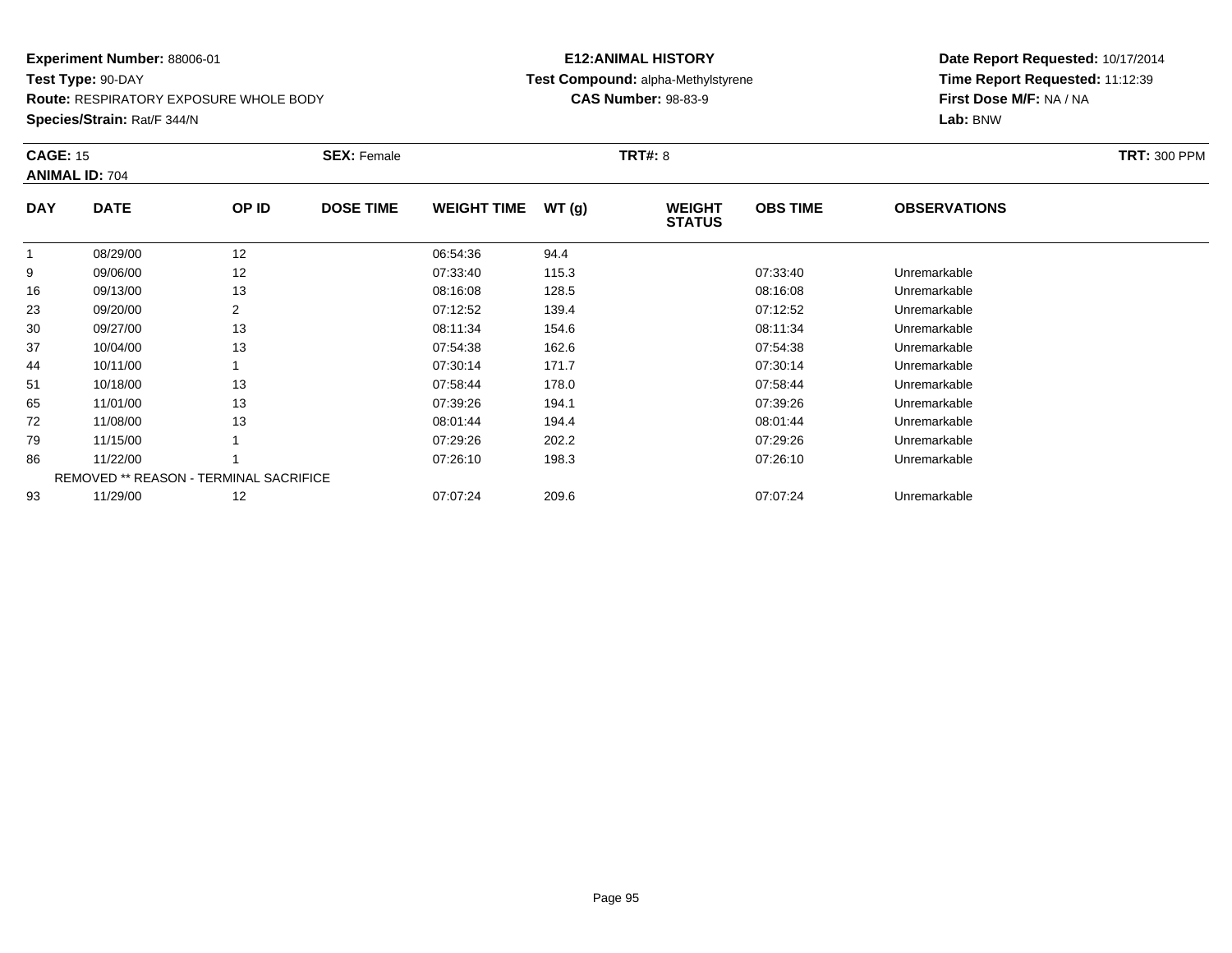**Experiment Number:** 88006-01
**Test Type:** 90-DAY
**Route:** RESPIRATORY EXPOSURE WHOLE BODY
**Species/Strain:** Rat/F 344/N

**E12:ANIMAL HISTORY**
**Test Compound:** alpha-Methylstyrene
**CAS Number:** 98-83-9

**Date Report Requested:** 10/17/2014
**Time Report Requested:** 11:12:39
**First Dose M/F:** NA / NA
**Lab:** BNW

**CAGE:** 15 **SEX:** Female **TRT#:** 8 **TRT:** 300 PPM
**ANIMAL ID:** 704

| DAY | DATE | OP ID | DOSE TIME | WEIGHT TIME | WT (g) | WEIGHT STATUS | OBS TIME | OBSERVATIONS |
|---|---|---|---|---|---|---|---|---|
| 1 | 08/29/00 | 12 | | 06:54:36 | 94.4 | | | |
| 9 | 09/06/00 | 12 | | 07:33:40 | 115.3 | | 07:33:40 | Unremarkable |
| 16 | 09/13/00 | 13 | | 08:16:08 | 128.5 | | 08:16:08 | Unremarkable |
| 23 | 09/20/00 | 2 | | 07:12:52 | 139.4 | | 07:12:52 | Unremarkable |
| 30 | 09/27/00 | 13 | | 08:11:34 | 154.6 | | 08:11:34 | Unremarkable |
| 37 | 10/04/00 | 13 | | 07:54:38 | 162.6 | | 07:54:38 | Unremarkable |
| 44 | 10/11/00 | 1 | | 07:30:14 | 171.7 | | 07:30:14 | Unremarkable |
| 51 | 10/18/00 | 13 | | 07:58:44 | 178.0 | | 07:58:44 | Unremarkable |
| 65 | 11/01/00 | 13 | | 07:39:26 | 194.1 | | 07:39:26 | Unremarkable |
| 72 | 11/08/00 | 13 | | 08:01:44 | 194.4 | | 08:01:44 | Unremarkable |
| 79 | 11/15/00 | 1 | | 07:29:26 | 202.2 | | 07:29:26 | Unremarkable |
| 86 | 11/22/00 | 1 | | 07:26:10 | 198.3 | | 07:26:10 | Unremarkable |
| | REMOVED ** REASON - TERMINAL SACRIFICE | | | | | | | |
| 93 | 11/29/00 | 12 | | 07:07:24 | 209.6 | | 07:07:24 | Unremarkable |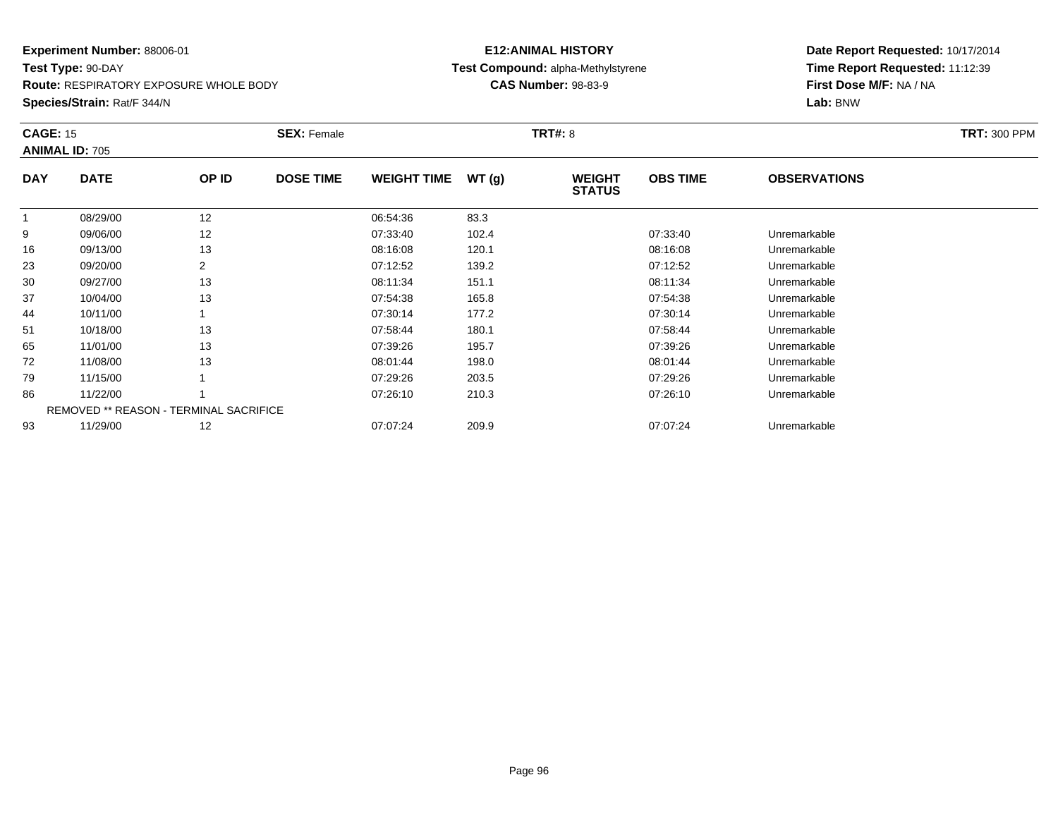**Experiment Number:** 88006-01
**Test Type:** 90-DAY
**Route:** RESPIRATORY EXPOSURE WHOLE BODY
**Species/Strain:** Rat/F 344/N

**E12:ANIMAL HISTORY**
**Test Compound:** alpha-Methylstyrene
**CAS Number:** 98-83-9

**Date Report Requested:** 10/17/2014
**Time Report Requested:** 11:12:39
**First Dose M/F:** NA / NA
**Lab:** BNW

**CAGE:** 15 **SEX:** Female **TRT#:** 8 **TRT:** 300 PPM
**ANIMAL ID:** 705

| DAY | DATE | OP ID | DOSE TIME | WEIGHT TIME | WT (g) | WEIGHT STATUS | OBS TIME | OBSERVATIONS |
|---|---|---|---|---|---|---|---|---|
| 1 | 08/29/00 | 12 | | 06:54:36 | 83.3 | | | |
| 9 | 09/06/00 | 12 | | 07:33:40 | 102.4 | | 07:33:40 | Unremarkable |
| 16 | 09/13/00 | 13 | | 08:16:08 | 120.1 | | 08:16:08 | Unremarkable |
| 23 | 09/20/00 | 2 | | 07:12:52 | 139.2 | | 07:12:52 | Unremarkable |
| 30 | 09/27/00 | 13 | | 08:11:34 | 151.1 | | 08:11:34 | Unremarkable |
| 37 | 10/04/00 | 13 | | 07:54:38 | 165.8 | | 07:54:38 | Unremarkable |
| 44 | 10/11/00 | 1 | | 07:30:14 | 177.2 | | 07:30:14 | Unremarkable |
| 51 | 10/18/00 | 13 | | 07:58:44 | 180.1 | | 07:58:44 | Unremarkable |
| 65 | 11/01/00 | 13 | | 07:39:26 | 195.7 | | 07:39:26 | Unremarkable |
| 72 | 11/08/00 | 13 | | 08:01:44 | 198.0 | | 08:01:44 | Unremarkable |
| 79 | 11/15/00 | 1 | | 07:29:26 | 203.5 | | 07:29:26 | Unremarkable |
| 86 | 11/22/00 | 1 | | 07:26:10 | 210.3 | | 07:26:10 | Unremarkable |
| | REMOVED ** REASON - TERMINAL SACRIFICE | | | | | | | |
| 93 | 11/29/00 | 12 | | 07:07:24 | 209.9 | | 07:07:24 | Unremarkable |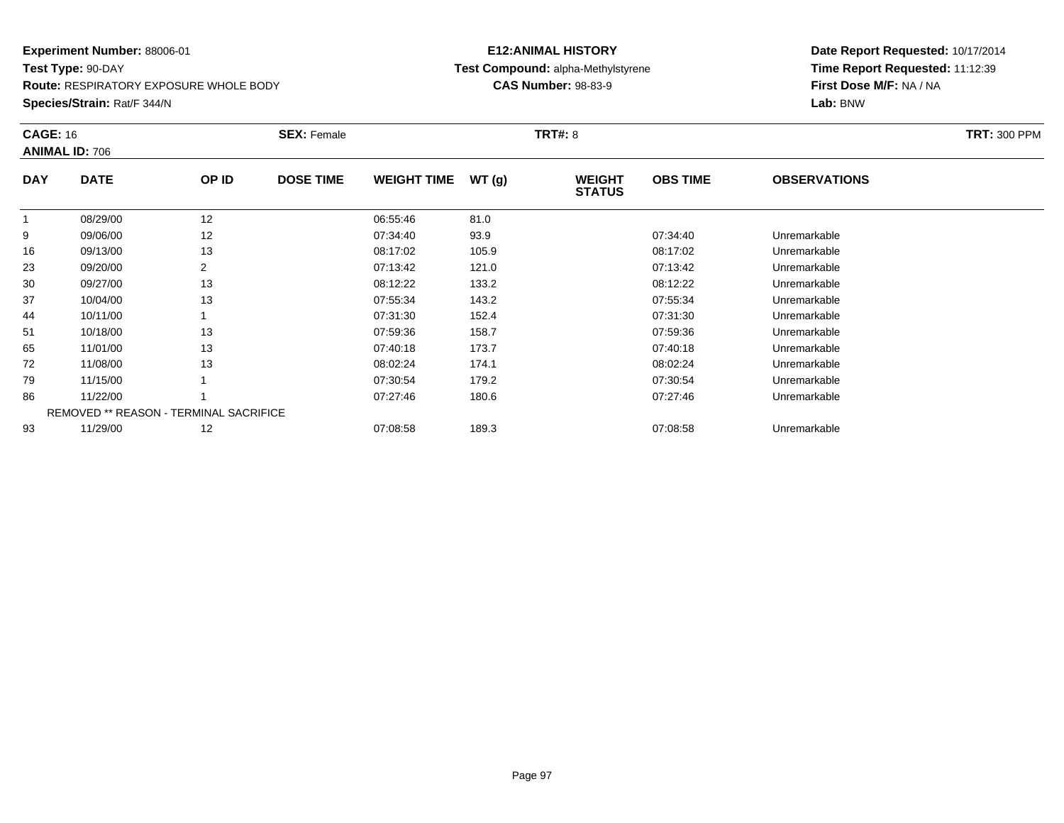**Experiment Number:** 88006-01
**Test Type:** 90-DAY
**Route:** RESPIRATORY EXPOSURE WHOLE BODY
**Species/Strain:** Rat/F 344/N

**E12:ANIMAL HISTORY**
**Test Compound:** alpha-Methylstyrene
**CAS Number:** 98-83-9

**Date Report Requested:** 10/17/2014
**Time Report Requested:** 11:12:39
**First Dose M/F:** NA / NA
**Lab:** BNW

**CAGE:** 16 **SEX:** Female **TRT#:** 8 **TRT:** 300 PPM
**ANIMAL ID:** 706

| DAY | DATE | OP ID | DOSE TIME | WEIGHT TIME | WT (g) | WEIGHT STATUS | OBS TIME | OBSERVATIONS |
|---|---|---|---|---|---|---|---|---|
| 1 | 08/29/00 | 12 | | 06:55:46 | 81.0 | | | |
| 9 | 09/06/00 | 12 | | 07:34:40 | 93.9 | | 07:34:40 | Unremarkable |
| 16 | 09/13/00 | 13 | | 08:17:02 | 105.9 | | 08:17:02 | Unremarkable |
| 23 | 09/20/00 | 2 | | 07:13:42 | 121.0 | | 07:13:42 | Unremarkable |
| 30 | 09/27/00 | 13 | | 08:12:22 | 133.2 | | 08:12:22 | Unremarkable |
| 37 | 10/04/00 | 13 | | 07:55:34 | 143.2 | | 07:55:34 | Unremarkable |
| 44 | 10/11/00 | 1 | | 07:31:30 | 152.4 | | 07:31:30 | Unremarkable |
| 51 | 10/18/00 | 13 | | 07:59:36 | 158.7 | | 07:59:36 | Unremarkable |
| 65 | 11/01/00 | 13 | | 07:40:18 | 173.7 | | 07:40:18 | Unremarkable |
| 72 | 11/08/00 | 13 | | 08:02:24 | 174.1 | | 08:02:24 | Unremarkable |
| 79 | 11/15/00 | 1 | | 07:30:54 | 179.2 | | 07:30:54 | Unremarkable |
| 86 | 11/22/00 | 1 | | 07:27:46 | 180.6 | | 07:27:46 | Unremarkable |
| | REMOVED ** REASON - TERMINAL SACRIFICE | | | | | | | |
| 93 | 11/29/00 | 12 | | 07:08:58 | 189.3 | | 07:08:58 | Unremarkable |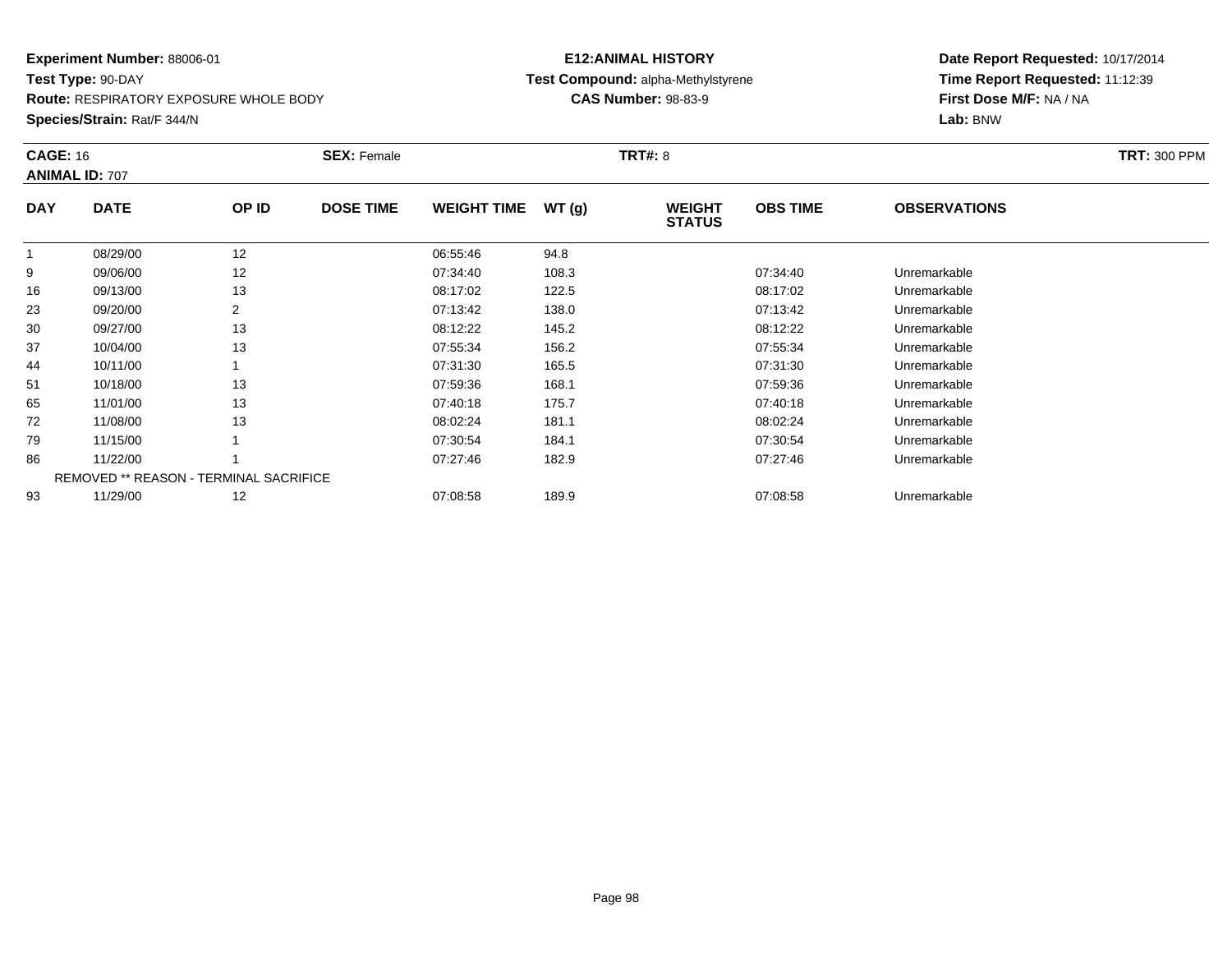**Experiment Number:** 88006-01
**Test Type:** 90-DAY
**Route:** RESPIRATORY EXPOSURE WHOLE BODY
**Species/Strain:** Rat/F 344/N

**E12:ANIMAL HISTORY**
**Test Compound:** alpha-Methylstyrene
**CAS Number:** 98-83-9

**Date Report Requested:** 10/17/2014
**Time Report Requested:** 11:12:39
**First Dose M/F:** NA / NA
**Lab:** BNW

**CAGE:** 16 **SEX:** Female **TRT#:** 8 **TRT:** 300 PPM
**ANIMAL ID:** 707

| DAY | DATE | OP ID | DOSE TIME | WEIGHT TIME | WT (g) | WEIGHT STATUS | OBS TIME | OBSERVATIONS |
|---|---|---|---|---|---|---|---|---|
| 1 | 08/29/00 | 12 | | 06:55:46 | 94.8 | | | |
| 9 | 09/06/00 | 12 | | 07:34:40 | 108.3 | | 07:34:40 | Unremarkable |
| 16 | 09/13/00 | 13 | | 08:17:02 | 122.5 | | 08:17:02 | Unremarkable |
| 23 | 09/20/00 | 2 | | 07:13:42 | 138.0 | | 07:13:42 | Unremarkable |
| 30 | 09/27/00 | 13 | | 08:12:22 | 145.2 | | 08:12:22 | Unremarkable |
| 37 | 10/04/00 | 13 | | 07:55:34 | 156.2 | | 07:55:34 | Unremarkable |
| 44 | 10/11/00 | 1 | | 07:31:30 | 165.5 | | 07:31:30 | Unremarkable |
| 51 | 10/18/00 | 13 | | 07:59:36 | 168.1 | | 07:59:36 | Unremarkable |
| 65 | 11/01/00 | 13 | | 07:40:18 | 175.7 | | 07:40:18 | Unremarkable |
| 72 | 11/08/00 | 13 | | 08:02:24 | 181.1 | | 08:02:24 | Unremarkable |
| 79 | 11/15/00 | 1 | | 07:30:54 | 184.1 | | 07:30:54 | Unremarkable |
| 86 | 11/22/00 | 1 | | 07:27:46 | 182.9 | | 07:27:46 | Unremarkable |
| | REMOVED ** REASON - TERMINAL SACRIFICE | | | | | | | |
| 93 | 11/29/00 | 12 | | 07:08:58 | 189.9 | | 07:08:58 | Unremarkable |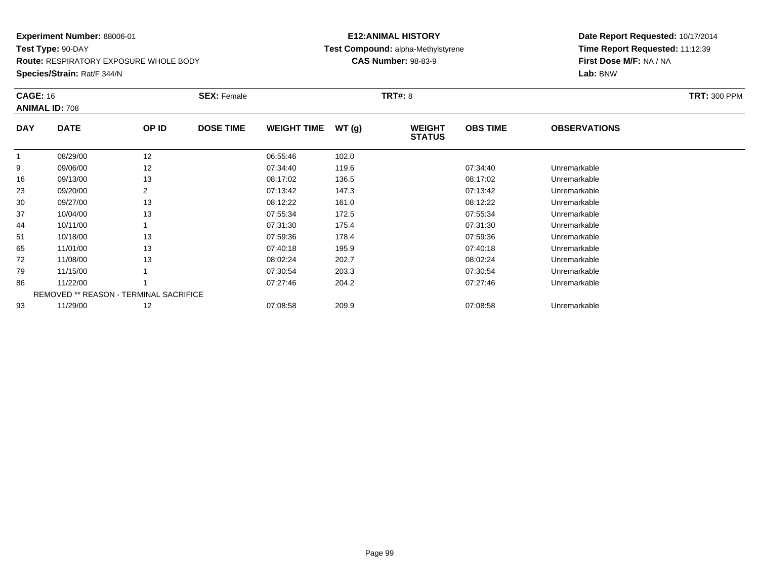**Experiment Number:** 88006-01
**Test Type:** 90-DAY
**Route:** RESPIRATORY EXPOSURE WHOLE BODY
**Species/Strain:** Rat/F 344/N

**E12:ANIMAL HISTORY**
**Test Compound:** alpha-Methylstyrene
**CAS Number:** 98-83-9

**Date Report Requested:** 10/17/2014
**Time Report Requested:** 11:12:39
**First Dose M/F:** NA / NA
**Lab:** BNW

**CAGE:** 16 **SEX:** Female **TRT#:** 8 **TRT:** 300 PPM
**ANIMAL ID:** 708

| DAY | DATE | OP ID | DOSE TIME | WEIGHT TIME | WT (g) | WEIGHT STATUS | OBS TIME | OBSERVATIONS |
|---|---|---|---|---|---|---|---|---|
| 1 | 08/29/00 | 12 | | 06:55:46 | 102.0 | | | |
| 9 | 09/06/00 | 12 | | 07:34:40 | 119.6 | | 07:34:40 | Unremarkable |
| 16 | 09/13/00 | 13 | | 08:17:02 | 136.5 | | 08:17:02 | Unremarkable |
| 23 | 09/20/00 | 2 | | 07:13:42 | 147.3 | | 07:13:42 | Unremarkable |
| 30 | 09/27/00 | 13 | | 08:12:22 | 161.0 | | 08:12:22 | Unremarkable |
| 37 | 10/04/00 | 13 | | 07:55:34 | 172.5 | | 07:55:34 | Unremarkable |
| 44 | 10/11/00 | 1 | | 07:31:30 | 175.4 | | 07:31:30 | Unremarkable |
| 51 | 10/18/00 | 13 | | 07:59:36 | 178.4 | | 07:59:36 | Unremarkable |
| 65 | 11/01/00 | 13 | | 07:40:18 | 195.9 | | 07:40:18 | Unremarkable |
| 72 | 11/08/00 | 13 | | 08:02:24 | 202.7 | | 08:02:24 | Unremarkable |
| 79 | 11/15/00 | 1 | | 07:30:54 | 203.3 | | 07:30:54 | Unremarkable |
| 86 | 11/22/00 | 1 | | 07:27:46 | 204.2 | | 07:27:46 | Unremarkable |
| | REMOVED ** REASON - TERMINAL SACRIFICE | | | | | | | |
| 93 | 11/29/00 | 12 | | 07:08:58 | 209.9 | | 07:08:58 | Unremarkable |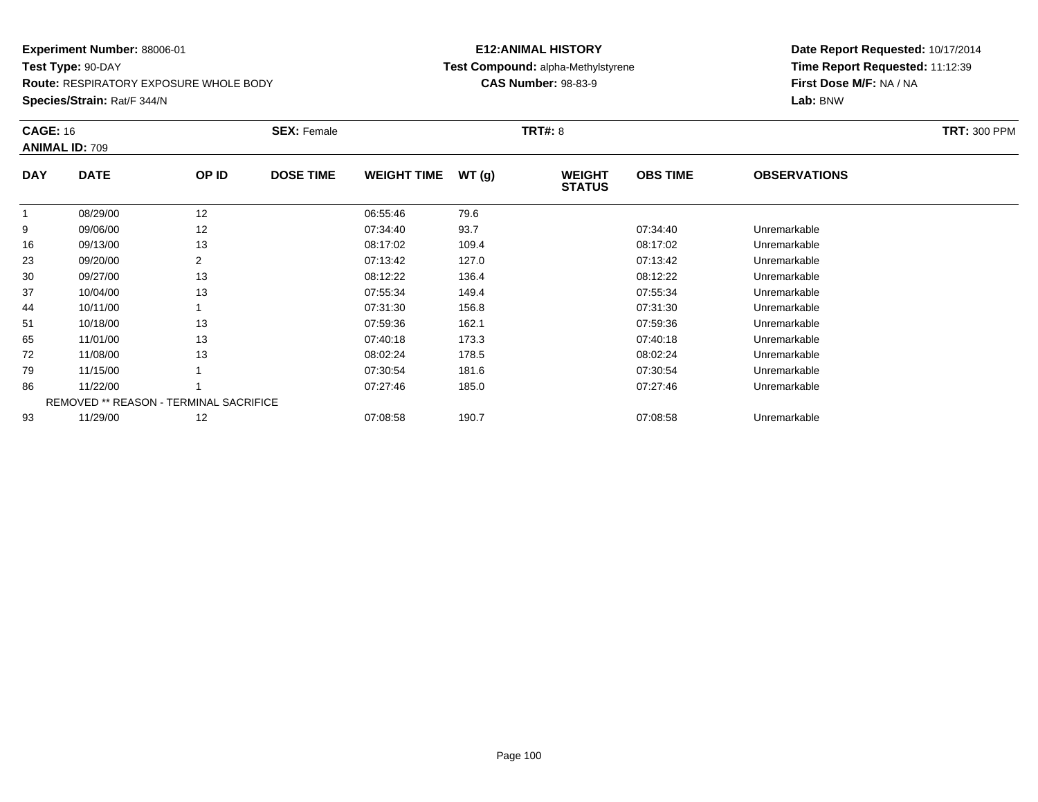**Experiment Number:** 88006-01
**Test Type:** 90-DAY
**Route:** RESPIRATORY EXPOSURE WHOLE BODY
**Species/Strain:** Rat/F 344/N

**E12:ANIMAL HISTORY**
**Test Compound:** alpha-Methylstyrene
**CAS Number:** 98-83-9

**Date Report Requested:** 10/17/2014
**Time Report Requested:** 11:12:39
**First Dose M/F:** NA / NA
**Lab:** BNW

**CAGE:** 16 **SEX:** Female **TRT#:** 8 **TRT:** 300 PPM
**ANIMAL ID:** 709

| DAY | DATE | OP ID | DOSE TIME | WEIGHT TIME | WT (g) | WEIGHT STATUS | OBS TIME | OBSERVATIONS |
|---|---|---|---|---|---|---|---|---|
| 1 | 08/29/00 | 12 | | 06:55:46 | 79.6 | | | |
| 9 | 09/06/00 | 12 | | 07:34:40 | 93.7 | | 07:34:40 | Unremarkable |
| 16 | 09/13/00 | 13 | | 08:17:02 | 109.4 | | 08:17:02 | Unremarkable |
| 23 | 09/20/00 | 2 | | 07:13:42 | 127.0 | | 07:13:42 | Unremarkable |
| 30 | 09/27/00 | 13 | | 08:12:22 | 136.4 | | 08:12:22 | Unremarkable |
| 37 | 10/04/00 | 13 | | 07:55:34 | 149.4 | | 07:55:34 | Unremarkable |
| 44 | 10/11/00 | 1 | | 07:31:30 | 156.8 | | 07:31:30 | Unremarkable |
| 51 | 10/18/00 | 13 | | 07:59:36 | 162.1 | | 07:59:36 | Unremarkable |
| 65 | 11/01/00 | 13 | | 07:40:18 | 173.3 | | 07:40:18 | Unremarkable |
| 72 | 11/08/00 | 13 | | 08:02:24 | 178.5 | | 08:02:24 | Unremarkable |
| 79 | 11/15/00 | 1 | | 07:30:54 | 181.6 | | 07:30:54 | Unremarkable |
| 86 | 11/22/00 | 1 | | 07:27:46 | 185.0 | | 07:27:46 | Unremarkable |
| | REMOVED ** REASON - TERMINAL SACRIFICE | | | | | | | |
| 93 | 11/29/00 | 12 | | 07:08:58 | 190.7 | | 07:08:58 | Unremarkable |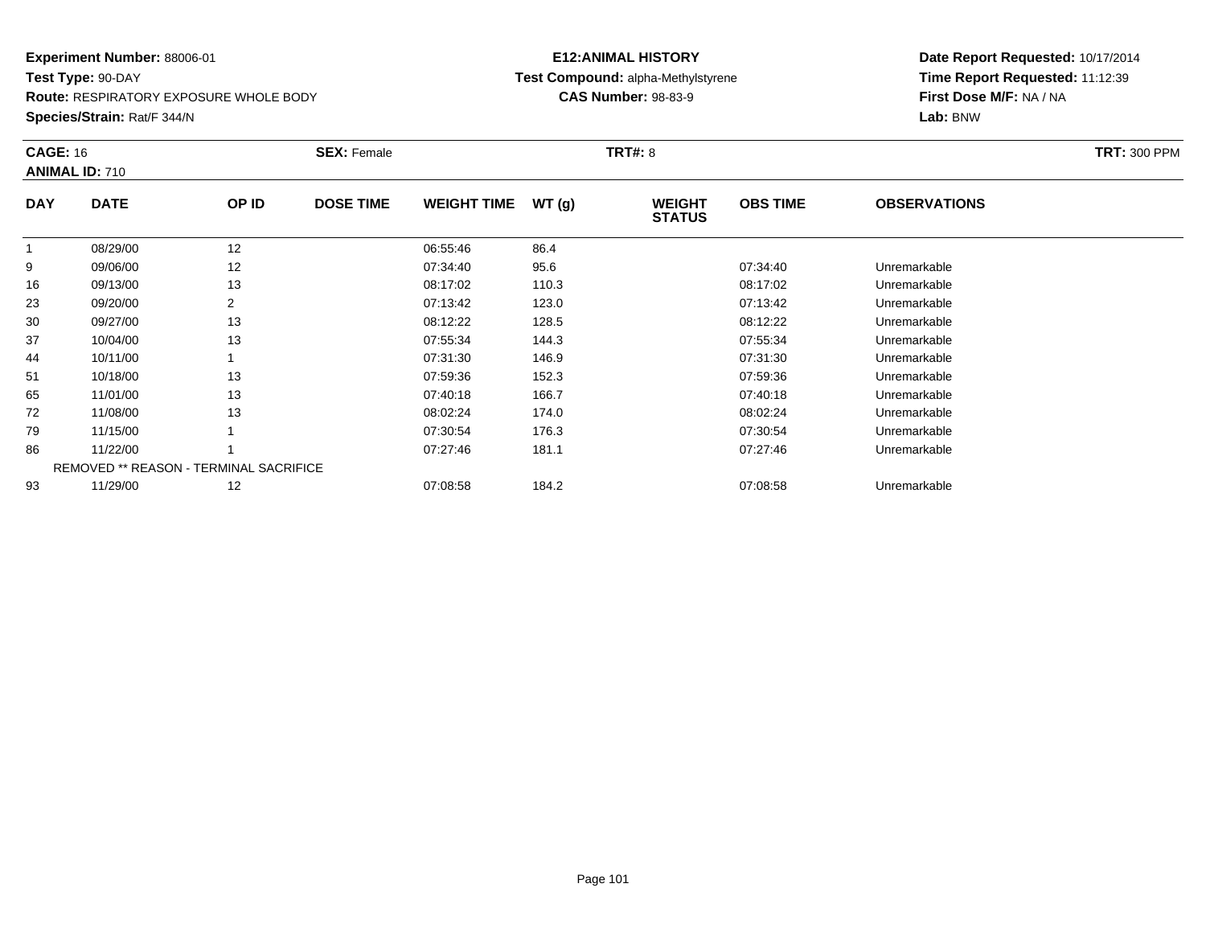**Experiment Number:** 88006-01
**Test Type:** 90-DAY
**Route:** RESPIRATORY EXPOSURE WHOLE BODY
**Species/Strain:** Rat/F 344/N

**E12:ANIMAL HISTORY**
**Test Compound:** alpha-Methylstyrene
**CAS Number:** 98-83-9

**Date Report Requested:** 10/17/2014
**Time Report Requested:** 11:12:39
**First Dose M/F:** NA / NA
**Lab:** BNW

**CAGE:** 16 **SEX:** Female **TRT#:** 8 **TRT:** 300 PPM
**ANIMAL ID:** 710

| DAY | DATE | OP ID | DOSE TIME | WEIGHT TIME | WT (g) | WEIGHT STATUS | OBS TIME | OBSERVATIONS |
|---|---|---|---|---|---|---|---|---|
| 1 | 08/29/00 | 12 | | 06:55:46 | 86.4 | | | |
| 9 | 09/06/00 | 12 | | 07:34:40 | 95.6 | | 07:34:40 | Unremarkable |
| 16 | 09/13/00 | 13 | | 08:17:02 | 110.3 | | 08:17:02 | Unremarkable |
| 23 | 09/20/00 | 2 | | 07:13:42 | 123.0 | | 07:13:42 | Unremarkable |
| 30 | 09/27/00 | 13 | | 08:12:22 | 128.5 | | 08:12:22 | Unremarkable |
| 37 | 10/04/00 | 13 | | 07:55:34 | 144.3 | | 07:55:34 | Unremarkable |
| 44 | 10/11/00 | 1 | | 07:31:30 | 146.9 | | 07:31:30 | Unremarkable |
| 51 | 10/18/00 | 13 | | 07:59:36 | 152.3 | | 07:59:36 | Unremarkable |
| 65 | 11/01/00 | 13 | | 07:40:18 | 166.7 | | 07:40:18 | Unremarkable |
| 72 | 11/08/00 | 13 | | 08:02:24 | 174.0 | | 08:02:24 | Unremarkable |
| 79 | 11/15/00 | 1 | | 07:30:54 | 176.3 | | 07:30:54 | Unremarkable |
| 86 | 11/22/00 | 1 | | 07:27:46 | 181.1 | | 07:27:46 | Unremarkable |
| | REMOVED ** REASON - TERMINAL SACRIFICE | | | | | | | |
| 93 | 11/29/00 | 12 | | 07:08:58 | 184.2 | | 07:08:58 | Unremarkable |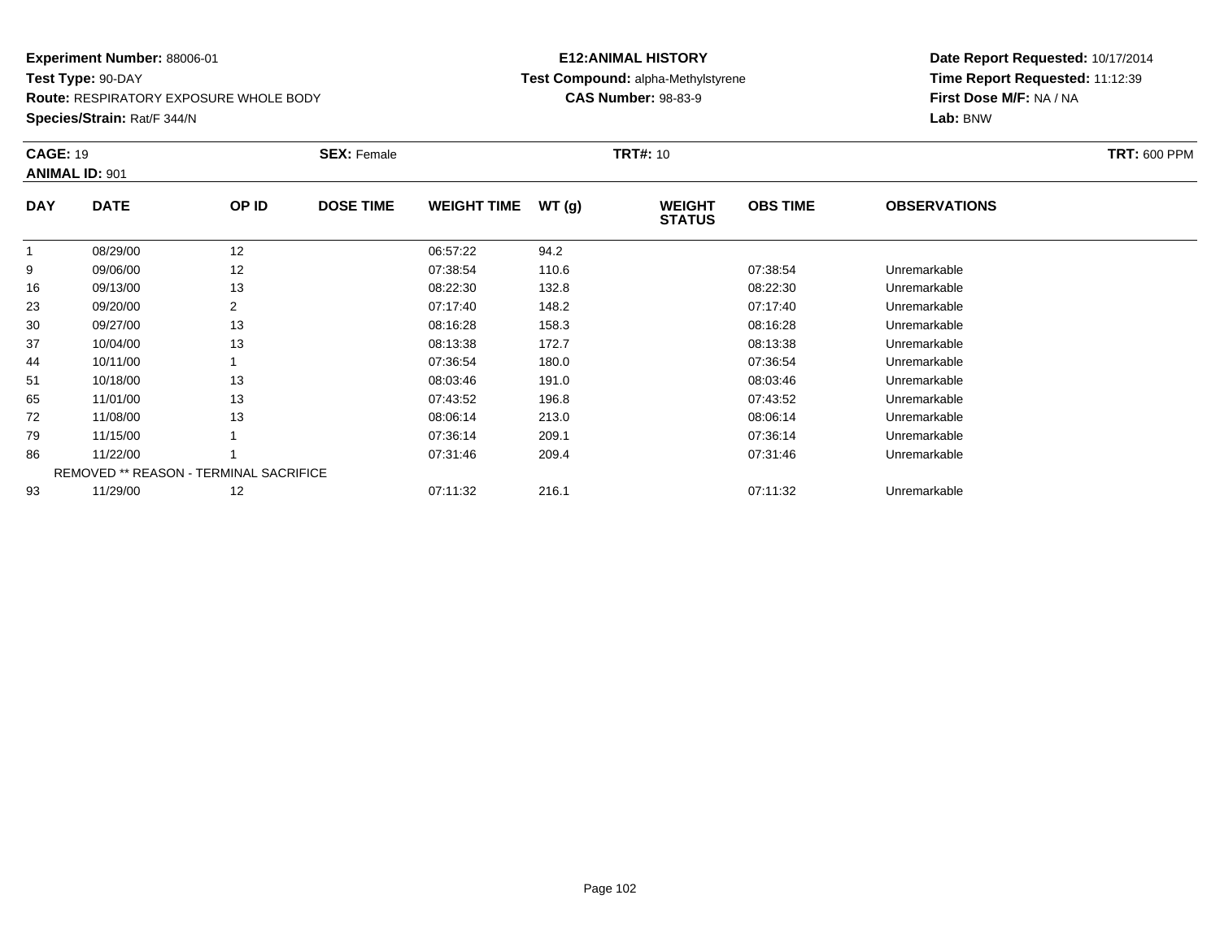**Experiment Number:** 88006-01
**Test Type:** 90-DAY
**Route:** RESPIRATORY EXPOSURE WHOLE BODY
**Species/Strain:** Rat/F 344/N

**E12:ANIMAL HISTORY**
**Test Compound:** alpha-Methylstyrene
**CAS Number:** 98-83-9

**Date Report Requested:** 10/17/2014
**Time Report Requested:** 11:12:39
**First Dose M/F:** NA / NA
**Lab:** BNW

**CAGE:** 19 **SEX:** Female **TRT#:** 10 **TRT:** 600 PPM
**ANIMAL ID:** 901

| DAY | DATE | OP ID | DOSE TIME | WEIGHT TIME | WT (g) | WEIGHT STATUS | OBS TIME | OBSERVATIONS |
|---|---|---|---|---|---|---|---|---|
| 1 | 08/29/00 | 12 | | 06:57:22 | 94.2 | | | |
| 9 | 09/06/00 | 12 | | 07:38:54 | 110.6 | | 07:38:54 | Unremarkable |
| 16 | 09/13/00 | 13 | | 08:22:30 | 132.8 | | 08:22:30 | Unremarkable |
| 23 | 09/20/00 | 2 | | 07:17:40 | 148.2 | | 07:17:40 | Unremarkable |
| 30 | 09/27/00 | 13 | | 08:16:28 | 158.3 | | 08:16:28 | Unremarkable |
| 37 | 10/04/00 | 13 | | 08:13:38 | 172.7 | | 08:13:38 | Unremarkable |
| 44 | 10/11/00 | 1 | | 07:36:54 | 180.0 | | 07:36:54 | Unremarkable |
| 51 | 10/18/00 | 13 | | 08:03:46 | 191.0 | | 08:03:46 | Unremarkable |
| 65 | 11/01/00 | 13 | | 07:43:52 | 196.8 | | 07:43:52 | Unremarkable |
| 72 | 11/08/00 | 13 | | 08:06:14 | 213.0 | | 08:06:14 | Unremarkable |
| 79 | 11/15/00 | 1 | | 07:36:14 | 209.1 | | 07:36:14 | Unremarkable |
| 86 | 11/22/00 | 1 | | 07:31:46 | 209.4 | | 07:31:46 | Unremarkable |
| | REMOVED ** REASON - TERMINAL SACRIFICE | | | | | | | |
| 93 | 11/29/00 | 12 | | 07:11:32 | 216.1 | | 07:11:32 | Unremarkable |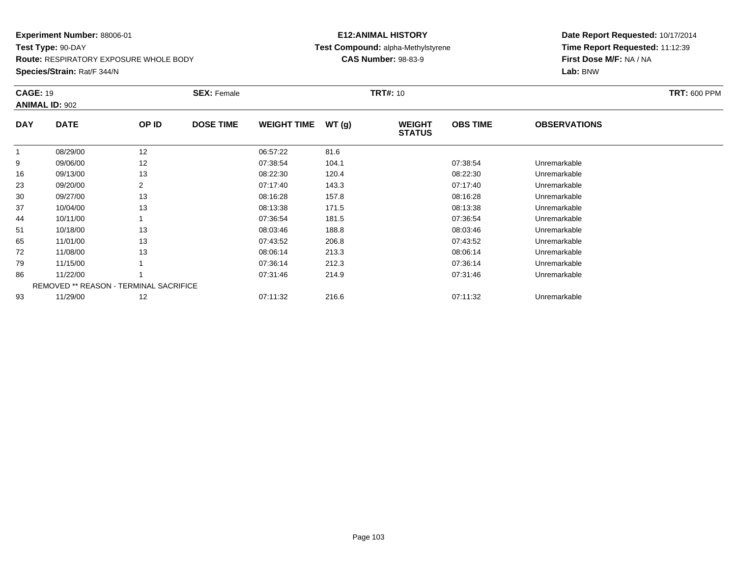**Experiment Number:** 88006-01
**Test Type:** 90-DAY
**Route:** RESPIRATORY EXPOSURE WHOLE BODY
**Species/Strain:** Rat/F 344/N

**E12:ANIMAL HISTORY**
**Test Compound:** alpha-Methylstyrene
**CAS Number:** 98-83-9

**Date Report Requested:** 10/17/2014
**Time Report Requested:** 11:12:39
**First Dose M/F:** NA / NA
**Lab:** BNW

**CAGE:** 19 **SEX:** Female **TRT#:** 10 **TRT:** 600 PPM
**ANIMAL ID:** 902

| DAY | DATE | OP ID | DOSE TIME | WEIGHT TIME | WT (g) | WEIGHT STATUS | OBS TIME | OBSERVATIONS |
|---|---|---|---|---|---|---|---|---|
| 1 | 08/29/00 | 12 | | 06:57:22 | 81.6 | | | |
| 9 | 09/06/00 | 12 | | 07:38:54 | 104.1 | | 07:38:54 | Unremarkable |
| 16 | 09/13/00 | 13 | | 08:22:30 | 120.4 | | 08:22:30 | Unremarkable |
| 23 | 09/20/00 | 2 | | 07:17:40 | 143.3 | | 07:17:40 | Unremarkable |
| 30 | 09/27/00 | 13 | | 08:16:28 | 157.8 | | 08:16:28 | Unremarkable |
| 37 | 10/04/00 | 13 | | 08:13:38 | 171.5 | | 08:13:38 | Unremarkable |
| 44 | 10/11/00 | 1 | | 07:36:54 | 181.5 | | 07:36:54 | Unremarkable |
| 51 | 10/18/00 | 13 | | 08:03:46 | 188.8 | | 08:03:46 | Unremarkable |
| 65 | 11/01/00 | 13 | | 07:43:52 | 206.8 | | 07:43:52 | Unremarkable |
| 72 | 11/08/00 | 13 | | 08:06:14 | 213.3 | | 08:06:14 | Unremarkable |
| 79 | 11/15/00 | 1 | | 07:36:14 | 212.3 | | 07:36:14 | Unremarkable |
| 86 | 11/22/00 | 1 | | 07:31:46 | 214.9 | | 07:31:46 | Unremarkable |
| | REMOVED ** REASON - TERMINAL SACRIFICE | | | | | | | |
| 93 | 11/29/00 | 12 | | 07:11:32 | 216.6 | | 07:11:32 | Unremarkable |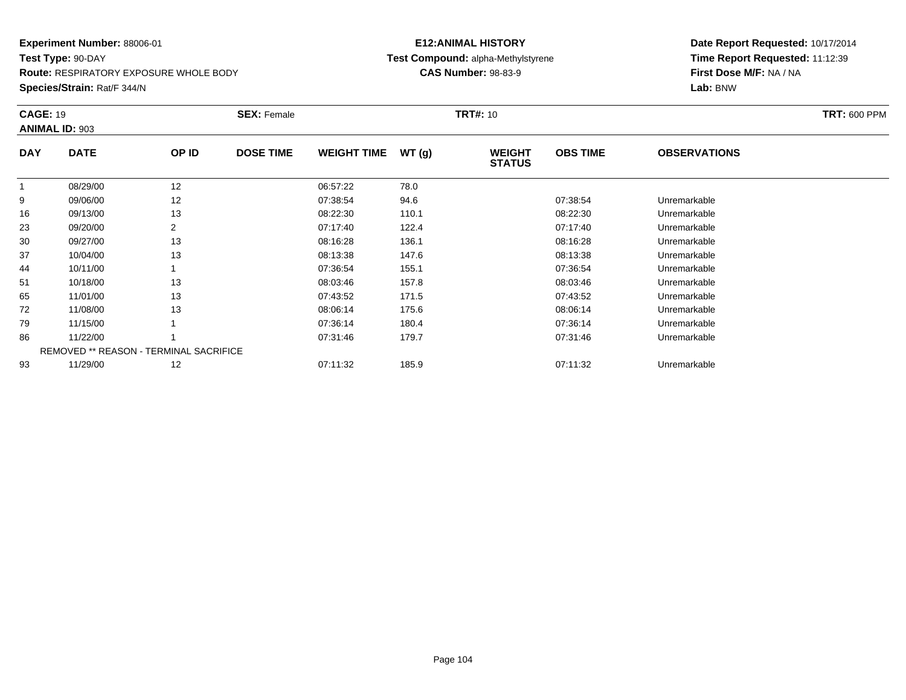**Experiment Number:** 88006-01
**Test Type:** 90-DAY
**Route:** RESPIRATORY EXPOSURE WHOLE BODY
**Species/Strain:** Rat/F 344/N

**E12:ANIMAL HISTORY**
**Test Compound:** alpha-Methylstyrene
**CAS Number:** 98-83-9

**Date Report Requested:** 10/17/2014
**Time Report Requested:** 11:12:39
**First Dose M/F:** NA / NA
**Lab:** BNW

**CAGE:** 19 **SEX:** Female **TRT#:** 10 **TRT:** 600 PPM
**ANIMAL ID:** 903

| DAY | DATE | OP ID | DOSE TIME | WEIGHT TIME | WT (g) | WEIGHT STATUS | OBS TIME | OBSERVATIONS |
|---|---|---|---|---|---|---|---|---|
| 1 | 08/29/00 | 12 | | 06:57:22 | 78.0 | | | |
| 9 | 09/06/00 | 12 | | 07:38:54 | 94.6 | | 07:38:54 | Unremarkable |
| 16 | 09/13/00 | 13 | | 08:22:30 | 110.1 | | 08:22:30 | Unremarkable |
| 23 | 09/20/00 | 2 | | 07:17:40 | 122.4 | | 07:17:40 | Unremarkable |
| 30 | 09/27/00 | 13 | | 08:16:28 | 136.1 | | 08:16:28 | Unremarkable |
| 37 | 10/04/00 | 13 | | 08:13:38 | 147.6 | | 08:13:38 | Unremarkable |
| 44 | 10/11/00 | 1 | | 07:36:54 | 155.1 | | 07:36:54 | Unremarkable |
| 51 | 10/18/00 | 13 | | 08:03:46 | 157.8 | | 08:03:46 | Unremarkable |
| 65 | 11/01/00 | 13 | | 07:43:52 | 171.5 | | 07:43:52 | Unremarkable |
| 72 | 11/08/00 | 13 | | 08:06:14 | 175.6 | | 08:06:14 | Unremarkable |
| 79 | 11/15/00 | 1 | | 07:36:14 | 180.4 | | 07:36:14 | Unremarkable |
| 86 | 11/22/00 | 1 | | 07:31:46 | 179.7 | | 07:31:46 | Unremarkable |
| | REMOVED ** REASON - TERMINAL SACRIFICE | | | | | | | |
| 93 | 11/29/00 | 12 | | 07:11:32 | 185.9 | | 07:11:32 | Unremarkable |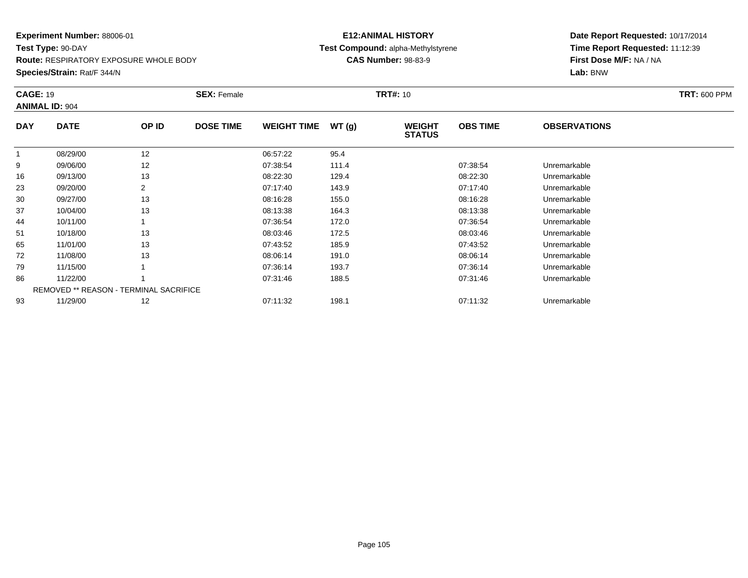**Experiment Number:** 88006-01
**Test Type:** 90-DAY
**Route:** RESPIRATORY EXPOSURE WHOLE BODY
**Species/Strain:** Rat/F 344/N

**E12:ANIMAL HISTORY**
**Test Compound:** alpha-Methylstyrene
**CAS Number:** 98-83-9

**Date Report Requested:** 10/17/2014
**Time Report Requested:** 11:12:39
**First Dose M/F:** NA / NA
**Lab:** BNW

**CAGE:** 19 **SEX:** Female **TRT#:** 10 **TRT:** 600 PPM
**ANIMAL ID:** 904

| DAY | DATE | OP ID | DOSE TIME | WEIGHT TIME | WT (g) | WEIGHT STATUS | OBS TIME | OBSERVATIONS |
|---|---|---|---|---|---|---|---|---|
| 1 | 08/29/00 | 12 | | 06:57:22 | 95.4 | | | |
| 9 | 09/06/00 | 12 | | 07:38:54 | 111.4 | | 07:38:54 | Unremarkable |
| 16 | 09/13/00 | 13 | | 08:22:30 | 129.4 | | 08:22:30 | Unremarkable |
| 23 | 09/20/00 | 2 | | 07:17:40 | 143.9 | | 07:17:40 | Unremarkable |
| 30 | 09/27/00 | 13 | | 08:16:28 | 155.0 | | 08:16:28 | Unremarkable |
| 37 | 10/04/00 | 13 | | 08:13:38 | 164.3 | | 08:13:38 | Unremarkable |
| 44 | 10/11/00 | 1 | | 07:36:54 | 172.0 | | 07:36:54 | Unremarkable |
| 51 | 10/18/00 | 13 | | 08:03:46 | 172.5 | | 08:03:46 | Unremarkable |
| 65 | 11/01/00 | 13 | | 07:43:52 | 185.9 | | 07:43:52 | Unremarkable |
| 72 | 11/08/00 | 13 | | 08:06:14 | 191.0 | | 08:06:14 | Unremarkable |
| 79 | 11/15/00 | 1 | | 07:36:14 | 193.7 | | 07:36:14 | Unremarkable |
| 86 | 11/22/00 | 1 | | 07:31:46 | 188.5 | | 07:31:46 | Unremarkable |
| | REMOVED ** REASON - TERMINAL SACRIFICE | | | | | | | |
| 93 | 11/29/00 | 12 | | 07:11:32 | 198.1 | | 07:11:32 | Unremarkable |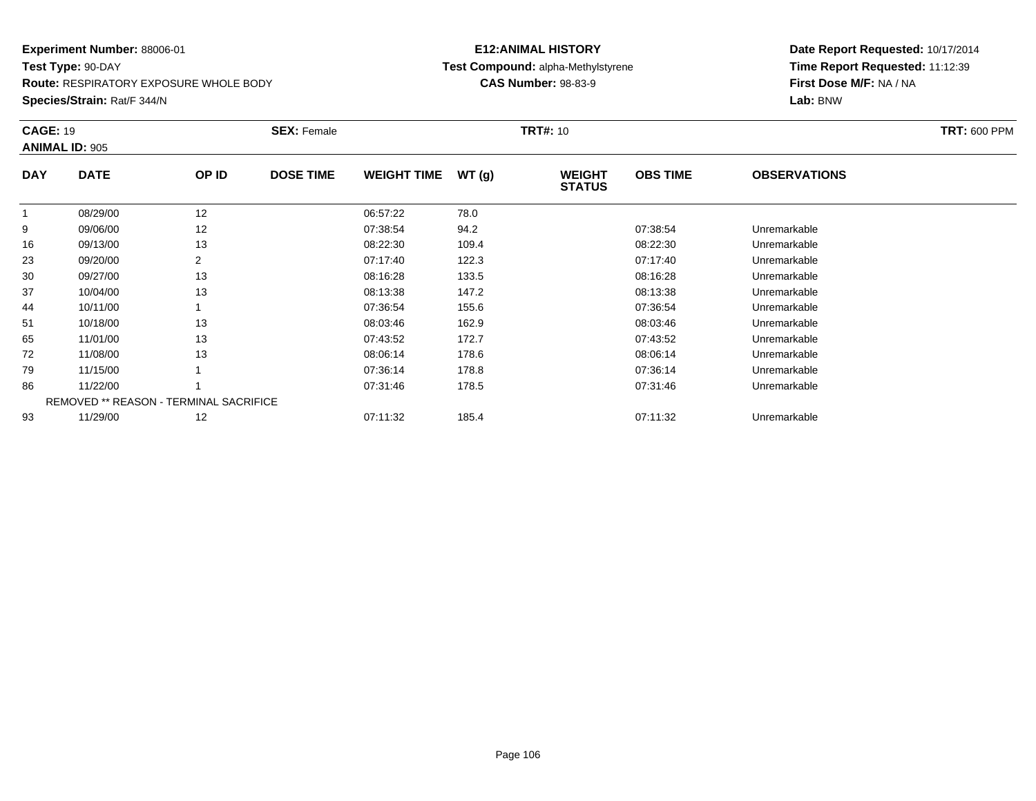**Experiment Number:** 88006-01
**Test Type:** 90-DAY
**Route:** RESPIRATORY EXPOSURE WHOLE BODY
**Species/Strain:** Rat/F 344/N

**E12:ANIMAL HISTORY**
**Test Compound:** alpha-Methylstyrene
**CAS Number:** 98-83-9

**Date Report Requested:** 10/17/2014
**Time Report Requested:** 11:12:39
**First Dose M/F:** NA / NA
**Lab:** BNW

**CAGE:** 19 **SEX:** Female **TRT#:** 10 **TRT:** 600 PPM
**ANIMAL ID:** 905

| DAY | DATE | OP ID | DOSE TIME | WEIGHT TIME | WT (g) | WEIGHT STATUS | OBS TIME | OBSERVATIONS |
|---|---|---|---|---|---|---|---|---|
| 1 | 08/29/00 | 12 | | 06:57:22 | 78.0 | | | |
| 9 | 09/06/00 | 12 | | 07:38:54 | 94.2 | | 07:38:54 | Unremarkable |
| 16 | 09/13/00 | 13 | | 08:22:30 | 109.4 | | 08:22:30 | Unremarkable |
| 23 | 09/20/00 | 2 | | 07:17:40 | 122.3 | | 07:17:40 | Unremarkable |
| 30 | 09/27/00 | 13 | | 08:16:28 | 133.5 | | 08:16:28 | Unremarkable |
| 37 | 10/04/00 | 13 | | 08:13:38 | 147.2 | | 08:13:38 | Unremarkable |
| 44 | 10/11/00 | 1 | | 07:36:54 | 155.6 | | 07:36:54 | Unremarkable |
| 51 | 10/18/00 | 13 | | 08:03:46 | 162.9 | | 08:03:46 | Unremarkable |
| 65 | 11/01/00 | 13 | | 07:43:52 | 172.7 | | 07:43:52 | Unremarkable |
| 72 | 11/08/00 | 13 | | 08:06:14 | 178.6 | | 08:06:14 | Unremarkable |
| 79 | 11/15/00 | 1 | | 07:36:14 | 178.8 | | 07:36:14 | Unremarkable |
| 86 | 11/22/00 | 1 | | 07:31:46 | 178.5 | | 07:31:46 | Unremarkable |
| | REMOVED ** REASON - TERMINAL SACRIFICE | | | | | | | |
| 93 | 11/29/00 | 12 | | 07:11:32 | 185.4 | | 07:11:32 | Unremarkable |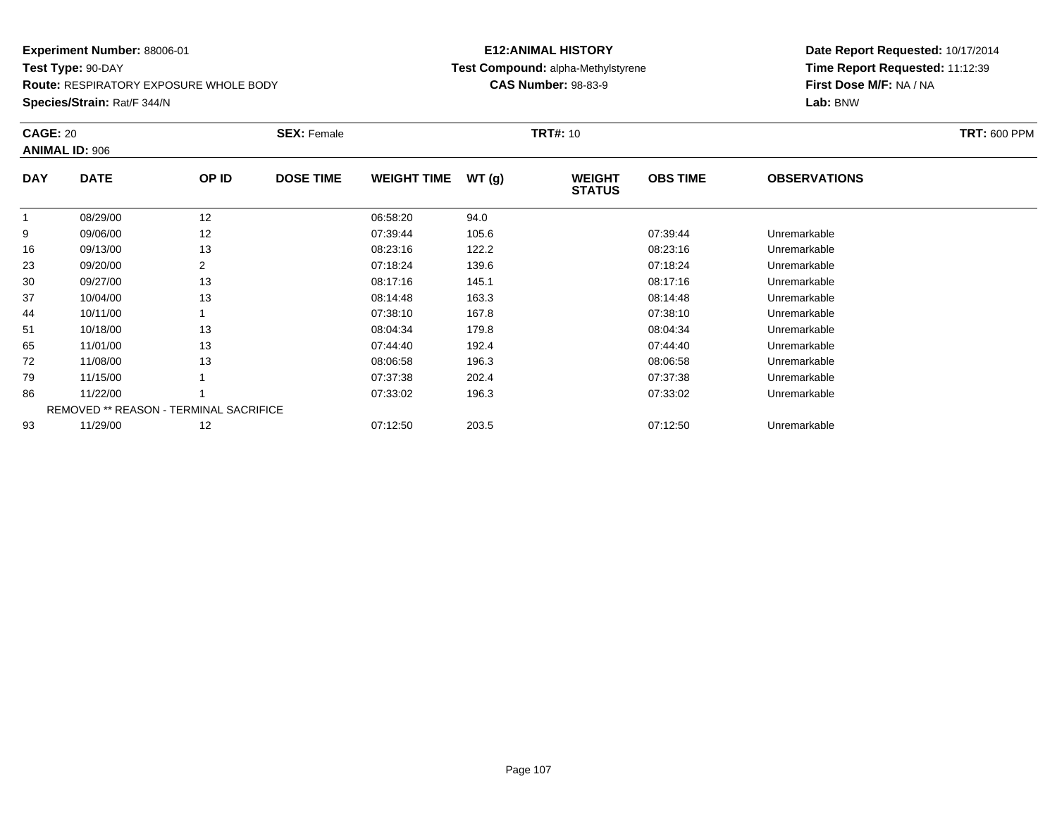**Experiment Number:** 88006-01
**Test Type:** 90-DAY
**Route:** RESPIRATORY EXPOSURE WHOLE BODY
**Species/Strain:** Rat/F 344/N

**E12:ANIMAL HISTORY**
**Test Compound:** alpha-Methylstyrene
**CAS Number:** 98-83-9

**Date Report Requested:** 10/17/2014
**Time Report Requested:** 11:12:39
**First Dose M/F:** NA / NA
**Lab:** BNW

**CAGE:** 20 **SEX:** Female **TRT#:** 10 **TRT:** 600 PPM
**ANIMAL ID:** 906

| DAY | DATE | OP ID | DOSE TIME | WEIGHT TIME | WT (g) | WEIGHT STATUS | OBS TIME | OBSERVATIONS |
|---|---|---|---|---|---|---|---|---|
| 1 | 08/29/00 | 12 | | 06:58:20 | 94.0 | | | |
| 9 | 09/06/00 | 12 | | 07:39:44 | 105.6 | | 07:39:44 | Unremarkable |
| 16 | 09/13/00 | 13 | | 08:23:16 | 122.2 | | 08:23:16 | Unremarkable |
| 23 | 09/20/00 | 2 | | 07:18:24 | 139.6 | | 07:18:24 | Unremarkable |
| 30 | 09/27/00 | 13 | | 08:17:16 | 145.1 | | 08:17:16 | Unremarkable |
| 37 | 10/04/00 | 13 | | 08:14:48 | 163.3 | | 08:14:48 | Unremarkable |
| 44 | 10/11/00 | 1 | | 07:38:10 | 167.8 | | 07:38:10 | Unremarkable |
| 51 | 10/18/00 | 13 | | 08:04:34 | 179.8 | | 08:04:34 | Unremarkable |
| 65 | 11/01/00 | 13 | | 07:44:40 | 192.4 | | 07:44:40 | Unremarkable |
| 72 | 11/08/00 | 13 | | 08:06:58 | 196.3 | | 08:06:58 | Unremarkable |
| 79 | 11/15/00 | 1 | | 07:37:38 | 202.4 | | 07:37:38 | Unremarkable |
| 86 | 11/22/00 | 1 | | 07:33:02 | 196.3 | | 07:33:02 | Unremarkable |
| | REMOVED ** REASON - TERMINAL SACRIFICE | | | | | | | |
| 93 | 11/29/00 | 12 | | 07:12:50 | 203.5 | | 07:12:50 | Unremarkable |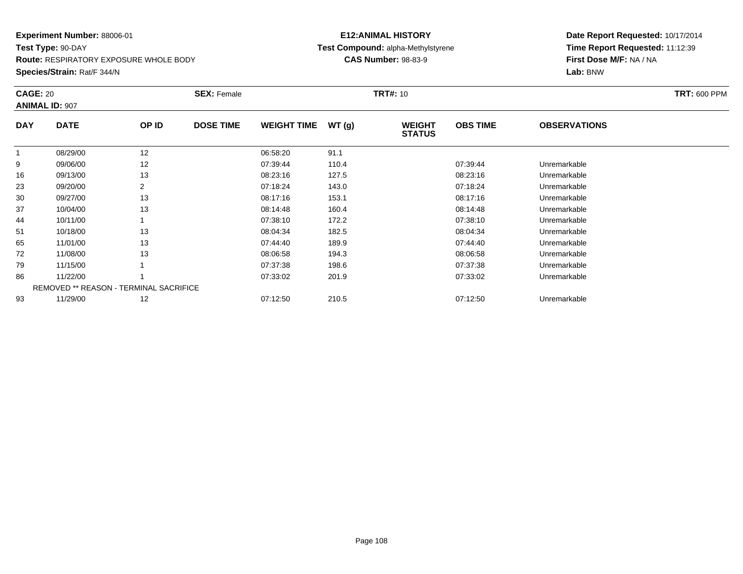**Experiment Number:** 88006-01
**Test Type:** 90-DAY
**Route:** RESPIRATORY EXPOSURE WHOLE BODY
**Species/Strain:** Rat/F 344/N

**E12:ANIMAL HISTORY**
**Test Compound:** alpha-Methylstyrene
**CAS Number:** 98-83-9

**Date Report Requested:** 10/17/2014
**Time Report Requested:** 11:12:39
**First Dose M/F:** NA / NA
**Lab:** BNW

**CAGE:** 20 **SEX:** Female **TRT#:** 10 **TRT:** 600 PPM
**ANIMAL ID:** 907

| DAY | DATE | OP ID | DOSE TIME | WEIGHT TIME | WT (g) | WEIGHT STATUS | OBS TIME | OBSERVATIONS |
|---|---|---|---|---|---|---|---|---|
| 1 | 08/29/00 | 12 | | 06:58:20 | 91.1 | | | |
| 9 | 09/06/00 | 12 | | 07:39:44 | 110.4 | | 07:39:44 | Unremarkable |
| 16 | 09/13/00 | 13 | | 08:23:16 | 127.5 | | 08:23:16 | Unremarkable |
| 23 | 09/20/00 | 2 | | 07:18:24 | 143.0 | | 07:18:24 | Unremarkable |
| 30 | 09/27/00 | 13 | | 08:17:16 | 153.1 | | 08:17:16 | Unremarkable |
| 37 | 10/04/00 | 13 | | 08:14:48 | 160.4 | | 08:14:48 | Unremarkable |
| 44 | 10/11/00 | 1 | | 07:38:10 | 172.2 | | 07:38:10 | Unremarkable |
| 51 | 10/18/00 | 13 | | 08:04:34 | 182.5 | | 08:04:34 | Unremarkable |
| 65 | 11/01/00 | 13 | | 07:44:40 | 189.9 | | 07:44:40 | Unremarkable |
| 72 | 11/08/00 | 13 | | 08:06:58 | 194.3 | | 08:06:58 | Unremarkable |
| 79 | 11/15/00 | 1 | | 07:37:38 | 198.6 | | 07:37:38 | Unremarkable |
| 86 | 11/22/00 | 1 | | 07:33:02 | 201.9 | | 07:33:02 | Unremarkable |
| | REMOVED ** REASON - TERMINAL SACRIFICE | | | | | | | |
| 93 | 11/29/00 | 12 | | 07:12:50 | 210.5 | | 07:12:50 | Unremarkable |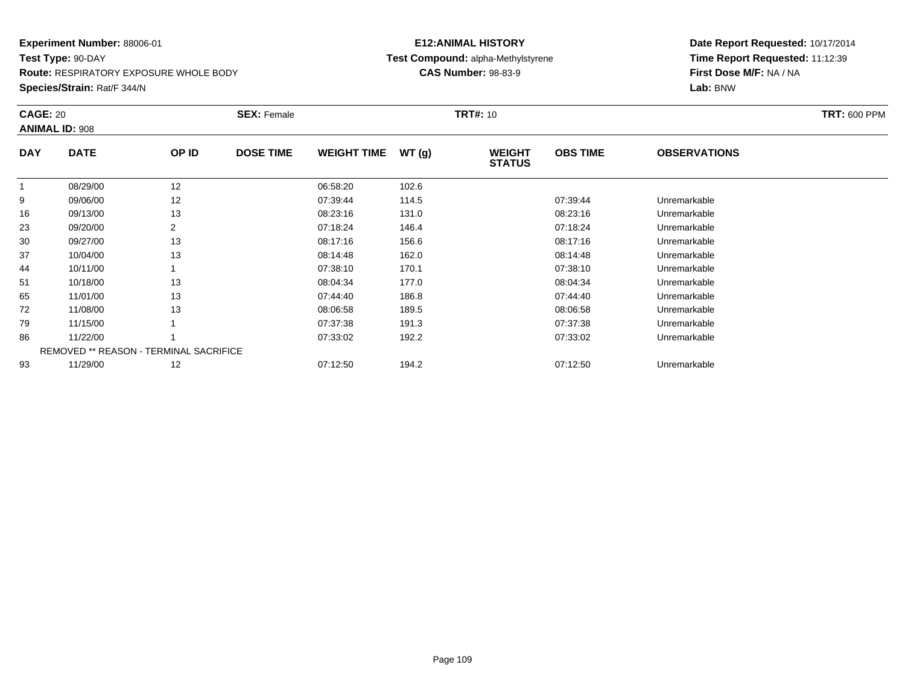**Experiment Number:** 88006-01
**Test Type:** 90-DAY
**Route:** RESPIRATORY EXPOSURE WHOLE BODY
**Species/Strain:** Rat/F 344/N

**E12:ANIMAL HISTORY**
**Test Compound:** alpha-Methylstyrene
**CAS Number:** 98-83-9

**Date Report Requested:** 10/17/2014
**Time Report Requested:** 11:12:39
**First Dose M/F:** NA / NA
**Lab:** BNW

**CAGE:** 20 | **SEX:** Female | **TRT#:** 10 | **TRT:** 600 PPM

**ANIMAL ID:** 908

| DAY | DATE | OP ID | DOSE TIME | WEIGHT TIME | WT (g) | WEIGHT STATUS | OBS TIME | OBSERVATIONS |
|---|---|---|---|---|---|---|---|---|
| 1 | 08/29/00 | 12 | | 06:58:20 | 102.6 | | | |
| 9 | 09/06/00 | 12 | | 07:39:44 | 114.5 | | 07:39:44 | Unremarkable |
| 16 | 09/13/00 | 13 | | 08:23:16 | 131.0 | | 08:23:16 | Unremarkable |
| 23 | 09/20/00 | 2 | | 07:18:24 | 146.4 | | 07:18:24 | Unremarkable |
| 30 | 09/27/00 | 13 | | 08:17:16 | 156.6 | | 08:17:16 | Unremarkable |
| 37 | 10/04/00 | 13 | | 08:14:48 | 162.0 | | 08:14:48 | Unremarkable |
| 44 | 10/11/00 | 1 | | 07:38:10 | 170.1 | | 07:38:10 | Unremarkable |
| 51 | 10/18/00 | 13 | | 08:04:34 | 177.0 | | 08:04:34 | Unremarkable |
| 65 | 11/01/00 | 13 | | 07:44:40 | 186.8 | | 07:44:40 | Unremarkable |
| 72 | 11/08/00 | 13 | | 08:06:58 | 189.5 | | 08:06:58 | Unremarkable |
| 79 | 11/15/00 | 1 | | 07:37:38 | 191.3 | | 07:37:38 | Unremarkable |
| 86 | 11/22/00 | 1 | | 07:33:02 | 192.2 | | 07:33:02 | Unremarkable |
| | REMOVED ** REASON - TERMINAL SACRIFICE | | | | | | | |
| 93 | 11/29/00 | 12 | | 07:12:50 | 194.2 | | 07:12:50 | Unremarkable |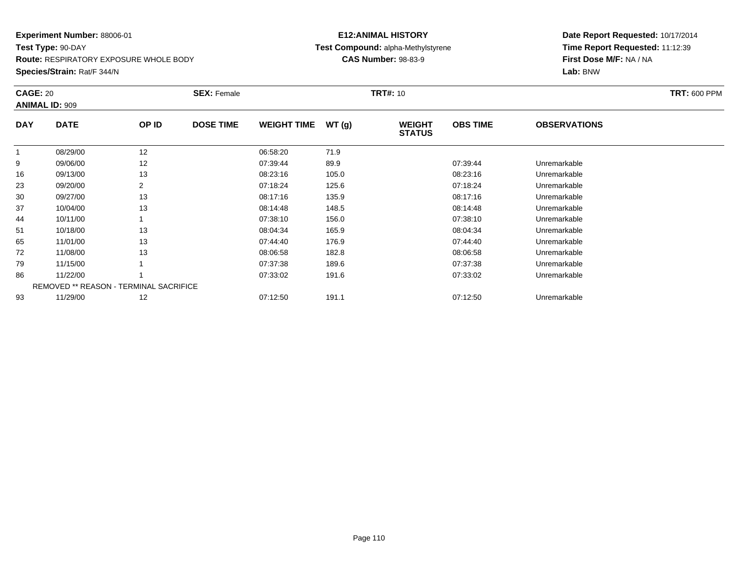**Experiment Number:** 88006-01
**Test Type:** 90-DAY
**Route:** RESPIRATORY EXPOSURE WHOLE BODY
**Species/Strain:** Rat/F 344/N

**E12:ANIMAL HISTORY**
**Test Compound:** alpha-Methylstyrene
**CAS Number:** 98-83-9

**Date Report Requested:** 10/17/2014
**Time Report Requested:** 11:12:39
**First Dose M/F:** NA / NA
**Lab:** BNW

**CAGE:** 20 | **SEX:** Female | **TRT#:** 10 | **TRT:** 600 PPM
**ANIMAL ID:** 909

| DAY | DATE | OP ID | DOSE TIME | WEIGHT TIME | WT (g) | WEIGHT STATUS | OBS TIME | OBSERVATIONS |
|---|---|---|---|---|---|---|---|---|
| 1 | 08/29/00 | 12 | | 06:58:20 | 71.9 | | | |
| 9 | 09/06/00 | 12 | | 07:39:44 | 89.9 | | 07:39:44 | Unremarkable |
| 16 | 09/13/00 | 13 | | 08:23:16 | 105.0 | | 08:23:16 | Unremarkable |
| 23 | 09/20/00 | 2 | | 07:18:24 | 125.6 | | 07:18:24 | Unremarkable |
| 30 | 09/27/00 | 13 | | 08:17:16 | 135.9 | | 08:17:16 | Unremarkable |
| 37 | 10/04/00 | 13 | | 08:14:48 | 148.5 | | 08:14:48 | Unremarkable |
| 44 | 10/11/00 | 1 | | 07:38:10 | 156.0 | | 07:38:10 | Unremarkable |
| 51 | 10/18/00 | 13 | | 08:04:34 | 165.9 | | 08:04:34 | Unremarkable |
| 65 | 11/01/00 | 13 | | 07:44:40 | 176.9 | | 07:44:40 | Unremarkable |
| 72 | 11/08/00 | 13 | | 08:06:58 | 182.8 | | 08:06:58 | Unremarkable |
| 79 | 11/15/00 | 1 | | 07:37:38 | 189.6 | | 07:37:38 | Unremarkable |
| 86 | 11/22/00 | 1 | | 07:33:02 | 191.6 | | 07:33:02 | Unremarkable |
| | REMOVED ** REASON - TERMINAL SACRIFICE | | | | | | | |
| 93 | 11/29/00 | 12 | | 07:12:50 | 191.1 | | 07:12:50 | Unremarkable |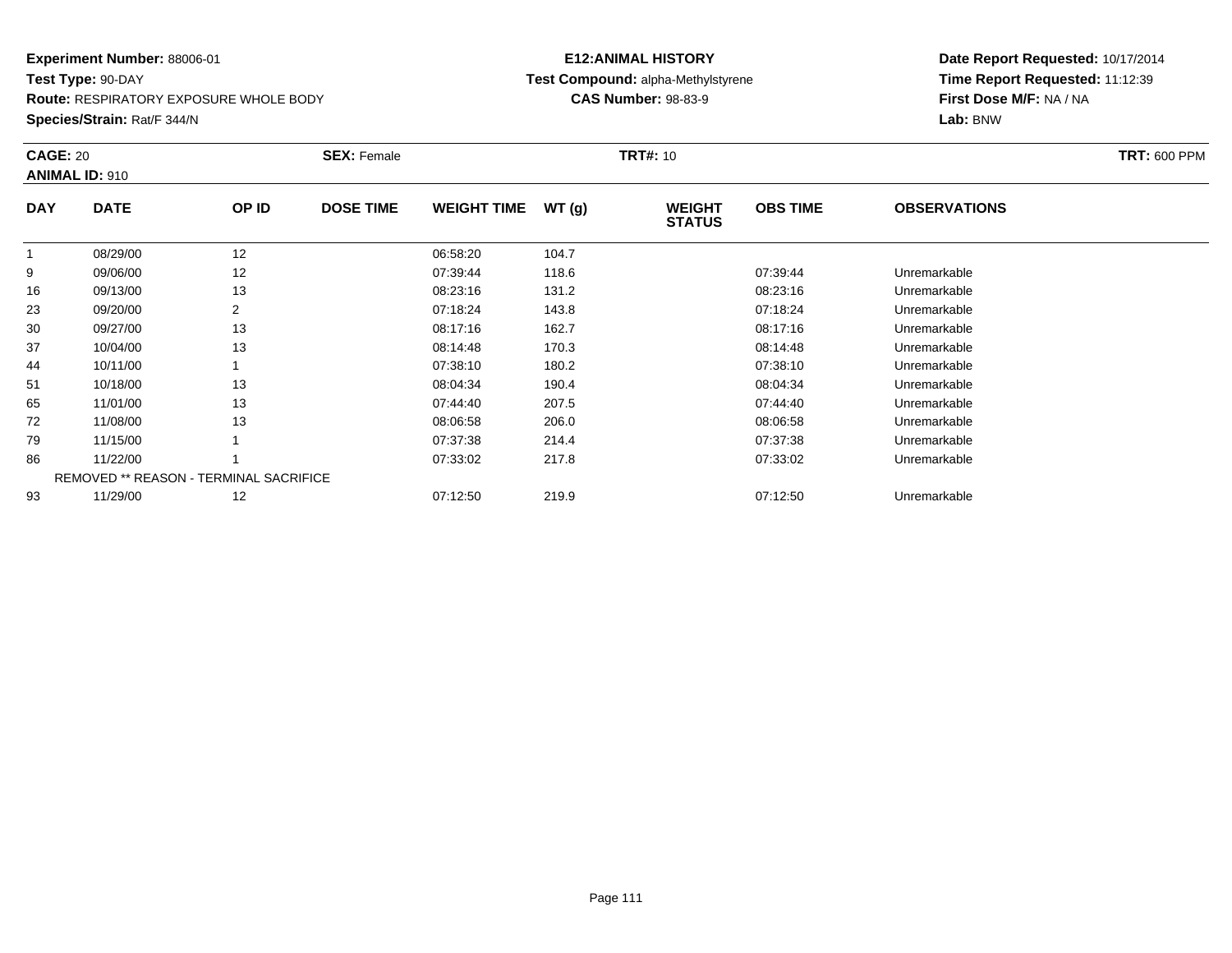**Experiment Number:** 88006-01
**Test Type:** 90-DAY
**Route:** RESPIRATORY EXPOSURE WHOLE BODY
**Species/Strain:** Rat/F 344/N

**E12:ANIMAL HISTORY**
**Test Compound:** alpha-Methylstyrene
**CAS Number:** 98-83-9

**Date Report Requested:** 10/17/2014
**Time Report Requested:** 11:12:39
**First Dose M/F:** NA / NA
**Lab:** BNW

**CAGE:** 20 **SEX:** Female **TRT#:** 10 **TRT:** 600 PPM
**ANIMAL ID:** 910

| DAY | DATE | OP ID | DOSE TIME | WEIGHT TIME | WT (g) | WEIGHT STATUS | OBS TIME | OBSERVATIONS |
|---|---|---|---|---|---|---|---|---|
| 1 | 08/29/00 | 12 | | 06:58:20 | 104.7 | | | |
| 9 | 09/06/00 | 12 | | 07:39:44 | 118.6 | | 07:39:44 | Unremarkable |
| 16 | 09/13/00 | 13 | | 08:23:16 | 131.2 | | 08:23:16 | Unremarkable |
| 23 | 09/20/00 | 2 | | 07:18:24 | 143.8 | | 07:18:24 | Unremarkable |
| 30 | 09/27/00 | 13 | | 08:17:16 | 162.7 | | 08:17:16 | Unremarkable |
| 37 | 10/04/00 | 13 | | 08:14:48 | 170.3 | | 08:14:48 | Unremarkable |
| 44 | 10/11/00 | 1 | | 07:38:10 | 180.2 | | 07:38:10 | Unremarkable |
| 51 | 10/18/00 | 13 | | 08:04:34 | 190.4 | | 08:04:34 | Unremarkable |
| 65 | 11/01/00 | 13 | | 07:44:40 | 207.5 | | 07:44:40 | Unremarkable |
| 72 | 11/08/00 | 13 | | 08:06:58 | 206.0 | | 08:06:58 | Unremarkable |
| 79 | 11/15/00 | 1 | | 07:37:38 | 214.4 | | 07:37:38 | Unremarkable |
| 86 | 11/22/00 | 1 | | 07:33:02 | 217.8 | | 07:33:02 | Unremarkable |
| | REMOVED ** REASON - TERMINAL SACRIFICE | | | | | | | |
| 93 | 11/29/00 | 12 | | 07:12:50 | 219.9 | | 07:12:50 | Unremarkable |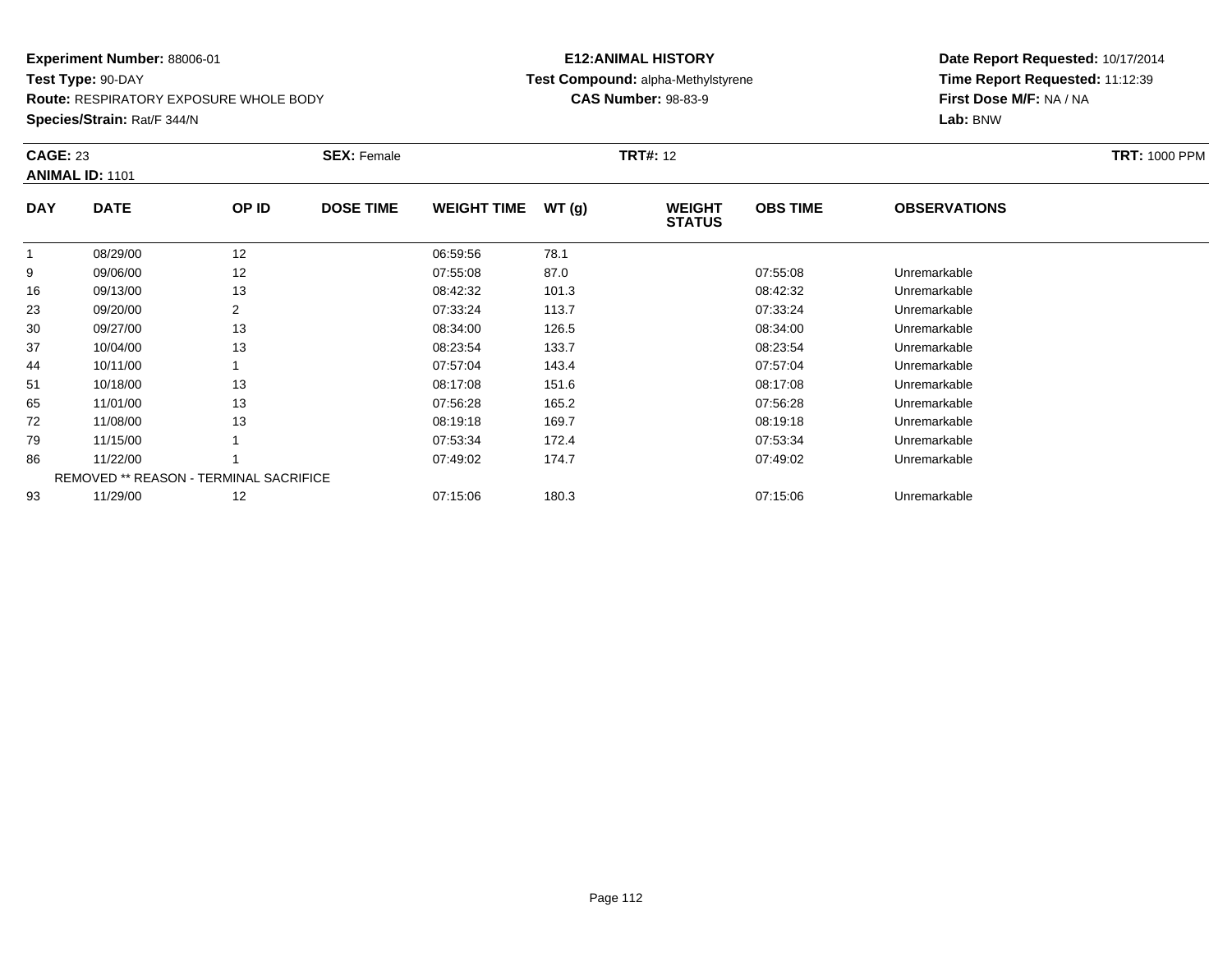**Experiment Number:** 88006-01
**Test Type:** 90-DAY
**Route:** RESPIRATORY EXPOSURE WHOLE BODY
**Species/Strain:** Rat/F 344/N

**E12:ANIMAL HISTORY**
**Test Compound:** alpha-Methylstyrene
**CAS Number:** 98-83-9

**Date Report Requested:** 10/17/2014
**Time Report Requested:** 11:12:39
**First Dose M/F:** NA / NA
**Lab:** BNW

**CAGE:** 23 **SEX:** Female **TRT#:** 12 **TRT:** 1000 PPM
**ANIMAL ID:** 1101

| DAY | DATE | OP ID | DOSE TIME | WEIGHT TIME | WT (g) | WEIGHT STATUS | OBS TIME | OBSERVATIONS |
|---|---|---|---|---|---|---|---|---|
| 1 | 08/29/00 | 12 | | 06:59:56 | 78.1 | | | |
| 9 | 09/06/00 | 12 | | 07:55:08 | 87.0 | | 07:55:08 | Unremarkable |
| 16 | 09/13/00 | 13 | | 08:42:32 | 101.3 | | 08:42:32 | Unremarkable |
| 23 | 09/20/00 | 2 | | 07:33:24 | 113.7 | | 07:33:24 | Unremarkable |
| 30 | 09/27/00 | 13 | | 08:34:00 | 126.5 | | 08:34:00 | Unremarkable |
| 37 | 10/04/00 | 13 | | 08:23:54 | 133.7 | | 08:23:54 | Unremarkable |
| 44 | 10/11/00 | 1 | | 07:57:04 | 143.4 | | 07:57:04 | Unremarkable |
| 51 | 10/18/00 | 13 | | 08:17:08 | 151.6 | | 08:17:08 | Unremarkable |
| 65 | 11/01/00 | 13 | | 07:56:28 | 165.2 | | 07:56:28 | Unremarkable |
| 72 | 11/08/00 | 13 | | 08:19:18 | 169.7 | | 08:19:18 | Unremarkable |
| 79 | 11/15/00 | 1 | | 07:53:34 | 172.4 | | 07:53:34 | Unremarkable |
| 86 | 11/22/00 | 1 | | 07:49:02 | 174.7 | | 07:49:02 | Unremarkable |
| | REMOVED ** REASON - TERMINAL SACRIFICE | | | | | | | |
| 93 | 11/29/00 | 12 | | 07:15:06 | 180.3 | | 07:15:06 | Unremarkable |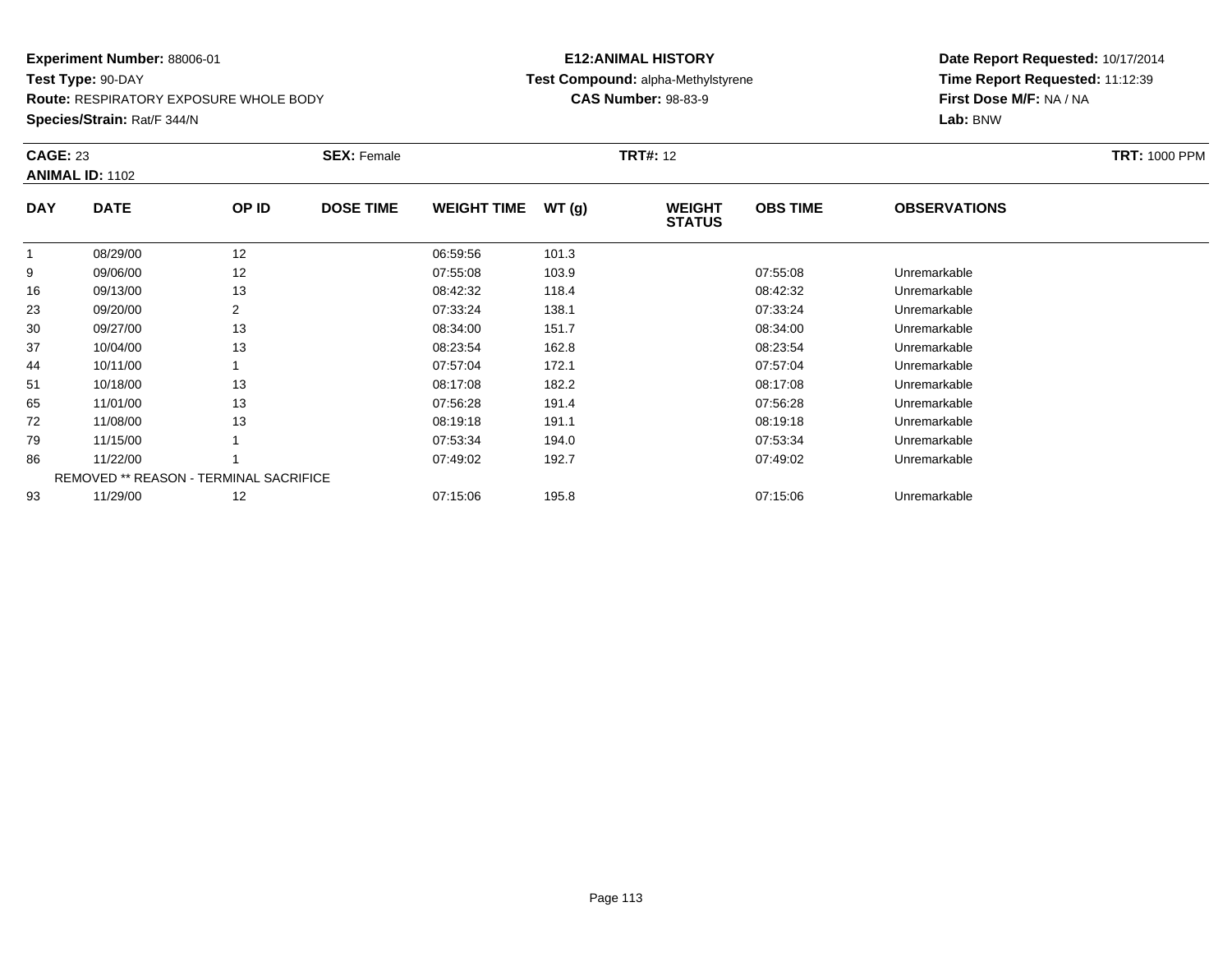**Experiment Number:** 88006-01
**Test Type:** 90-DAY
**Route:** RESPIRATORY EXPOSURE WHOLE BODY
**Species/Strain:** Rat/F 344/N

**E12:ANIMAL HISTORY**
**Test Compound:** alpha-Methylstyrene
**CAS Number:** 98-83-9

**Date Report Requested:** 10/17/2014
**Time Report Requested:** 11:12:39
**First Dose M/F:** NA / NA
**Lab:** BNW

**CAGE:** 23 **SEX:** Female **TRT#:** 12 **TRT:** 1000 PPM
**ANIMAL ID:** 1102

| DAY | DATE | OP ID | DOSE TIME | WEIGHT TIME | WT (g) | WEIGHT STATUS | OBS TIME | OBSERVATIONS |
|---|---|---|---|---|---|---|---|---|
| 1 | 08/29/00 | 12 | | 06:59:56 | 101.3 | | | |
| 9 | 09/06/00 | 12 | | 07:55:08 | 103.9 | | 07:55:08 | Unremarkable |
| 16 | 09/13/00 | 13 | | 08:42:32 | 118.4 | | 08:42:32 | Unremarkable |
| 23 | 09/20/00 | 2 | | 07:33:24 | 138.1 | | 07:33:24 | Unremarkable |
| 30 | 09/27/00 | 13 | | 08:34:00 | 151.7 | | 08:34:00 | Unremarkable |
| 37 | 10/04/00 | 13 | | 08:23:54 | 162.8 | | 08:23:54 | Unremarkable |
| 44 | 10/11/00 | 1 | | 07:57:04 | 172.1 | | 07:57:04 | Unremarkable |
| 51 | 10/18/00 | 13 | | 08:17:08 | 182.2 | | 08:17:08 | Unremarkable |
| 65 | 11/01/00 | 13 | | 07:56:28 | 191.4 | | 07:56:28 | Unremarkable |
| 72 | 11/08/00 | 13 | | 08:19:18 | 191.1 | | 08:19:18 | Unremarkable |
| 79 | 11/15/00 | 1 | | 07:53:34 | 194.0 | | 07:53:34 | Unremarkable |
| 86 | 11/22/00 | 1 | | 07:49:02 | 192.7 | | 07:49:02 | Unremarkable |
| | REMOVED ** REASON - TERMINAL SACRIFICE | | | | | | | |
| 93 | 11/29/00 | 12 | | 07:15:06 | 195.8 | | 07:15:06 | Unremarkable |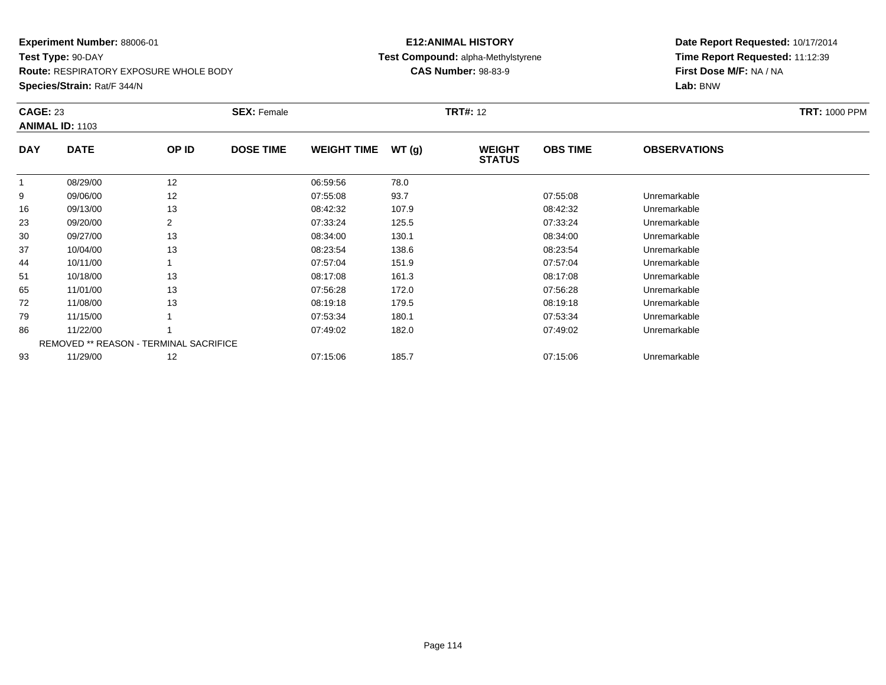**Experiment Number:** 88006-01
**Test Type:** 90-DAY
**Route:** RESPIRATORY EXPOSURE WHOLE BODY
**Species/Strain:** Rat/F 344/N

**E12:ANIMAL HISTORY**
**Test Compound:** alpha-Methylstyrene
**CAS Number:** 98-83-9

**Date Report Requested:** 10/17/2014
**Time Report Requested:** 11:12:39
**First Dose M/F:** NA / NA
**Lab:** BNW

**CAGE:** 23 **SEX:** Female **TRT#:** 12 **TRT:** 1000 PPM
**ANIMAL ID:** 1103

| DAY | DATE | OP ID | DOSE TIME | WEIGHT TIME | WT (g) | WEIGHT STATUS | OBS TIME | OBSERVATIONS |
|---|---|---|---|---|---|---|---|---|
| 1 | 08/29/00 | 12 | | 06:59:56 | 78.0 | | | |
| 9 | 09/06/00 | 12 | | 07:55:08 | 93.7 | | 07:55:08 | Unremarkable |
| 16 | 09/13/00 | 13 | | 08:42:32 | 107.9 | | 08:42:32 | Unremarkable |
| 23 | 09/20/00 | 2 | | 07:33:24 | 125.5 | | 07:33:24 | Unremarkable |
| 30 | 09/27/00 | 13 | | 08:34:00 | 130.1 | | 08:34:00 | Unremarkable |
| 37 | 10/04/00 | 13 | | 08:23:54 | 138.6 | | 08:23:54 | Unremarkable |
| 44 | 10/11/00 | 1 | | 07:57:04 | 151.9 | | 07:57:04 | Unremarkable |
| 51 | 10/18/00 | 13 | | 08:17:08 | 161.3 | | 08:17:08 | Unremarkable |
| 65 | 11/01/00 | 13 | | 07:56:28 | 172.0 | | 07:56:28 | Unremarkable |
| 72 | 11/08/00 | 13 | | 08:19:18 | 179.5 | | 08:19:18 | Unremarkable |
| 79 | 11/15/00 | 1 | | 07:53:34 | 180.1 | | 07:53:34 | Unremarkable |
| 86 | 11/22/00 | 1 | | 07:49:02 | 182.0 | | 07:49:02 | Unremarkable |
| | REMOVED ** REASON - TERMINAL SACRIFICE | | | | | | | |
| 93 | 11/29/00 | 12 | | 07:15:06 | 185.7 | | 07:15:06 | Unremarkable |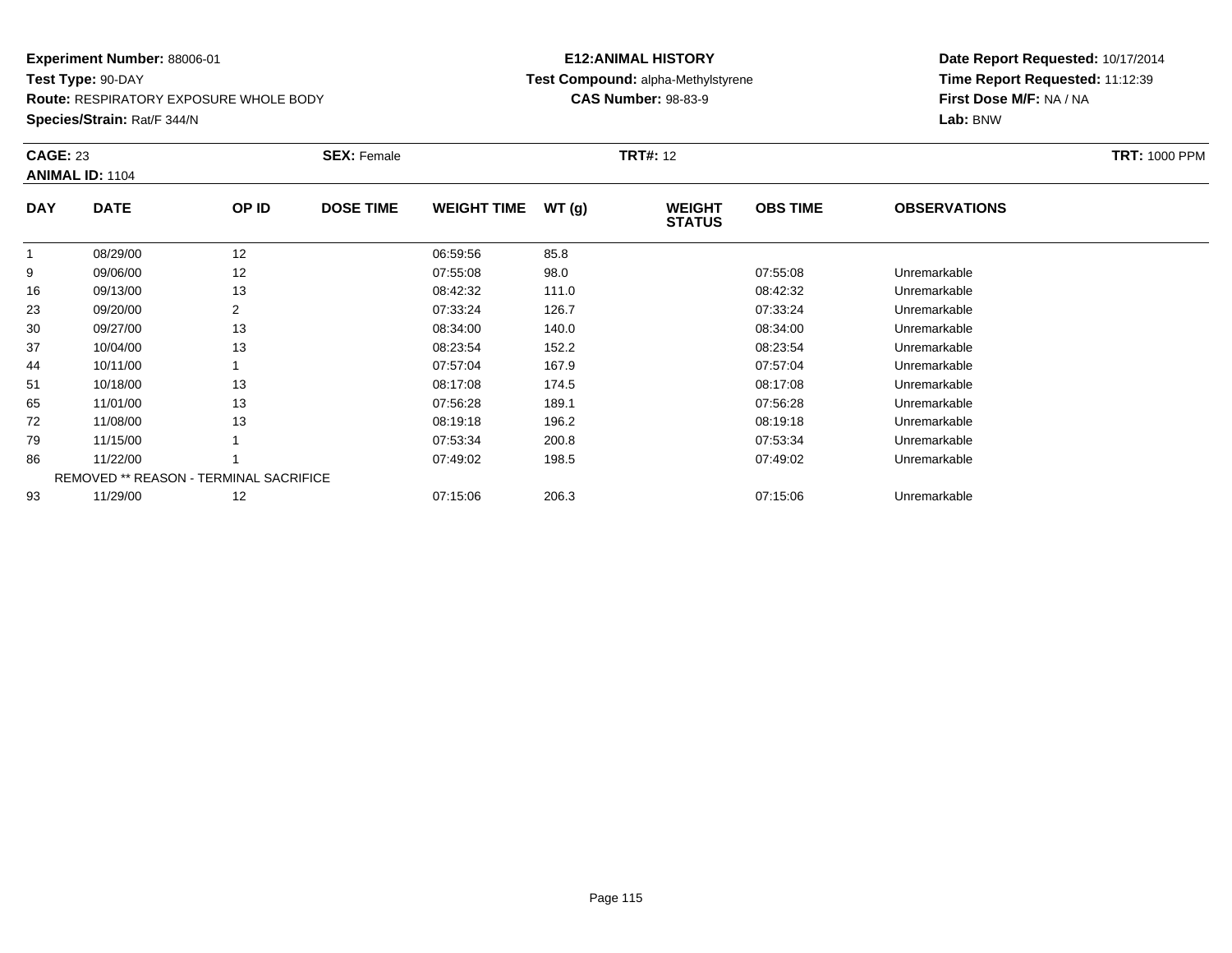**Experiment Number:** 88006-01
**Test Type:** 90-DAY
**Route:** RESPIRATORY EXPOSURE WHOLE BODY
**Species/Strain:** Rat/F 344/N

**E12:ANIMAL HISTORY**
**Test Compound:** alpha-Methylstyrene
**CAS Number:** 98-83-9

**Date Report Requested:** 10/17/2014
**Time Report Requested:** 11:12:39
**First Dose M/F:** NA / NA
**Lab:** BNW

**CAGE:** 23 **SEX:** Female **TRT#:** 12 **TRT:** 1000 PPM
**ANIMAL ID:** 1104

| DAY | DATE | OP ID | DOSE TIME | WEIGHT TIME | WT (g) | WEIGHT STATUS | OBS TIME | OBSERVATIONS |
|---|---|---|---|---|---|---|---|---|
| 1 | 08/29/00 | 12 | | 06:59:56 | 85.8 | | | |
| 9 | 09/06/00 | 12 | | 07:55:08 | 98.0 | | 07:55:08 | Unremarkable |
| 16 | 09/13/00 | 13 | | 08:42:32 | 111.0 | | 08:42:32 | Unremarkable |
| 23 | 09/20/00 | 2 | | 07:33:24 | 126.7 | | 07:33:24 | Unremarkable |
| 30 | 09/27/00 | 13 | | 08:34:00 | 140.0 | | 08:34:00 | Unremarkable |
| 37 | 10/04/00 | 13 | | 08:23:54 | 152.2 | | 08:23:54 | Unremarkable |
| 44 | 10/11/00 | 1 | | 07:57:04 | 167.9 | | 07:57:04 | Unremarkable |
| 51 | 10/18/00 | 13 | | 08:17:08 | 174.5 | | 08:17:08 | Unremarkable |
| 65 | 11/01/00 | 13 | | 07:56:28 | 189.1 | | 07:56:28 | Unremarkable |
| 72 | 11/08/00 | 13 | | 08:19:18 | 196.2 | | 08:19:18 | Unremarkable |
| 79 | 11/15/00 | 1 | | 07:53:34 | 200.8 | | 07:53:34 | Unremarkable |
| 86 | 11/22/00 | 1 | | 07:49:02 | 198.5 | | 07:49:02 | Unremarkable |
| | REMOVED ** REASON - TERMINAL SACRIFICE | | | | | | | |
| 93 | 11/29/00 | 12 | | 07:15:06 | 206.3 | | 07:15:06 | Unremarkable |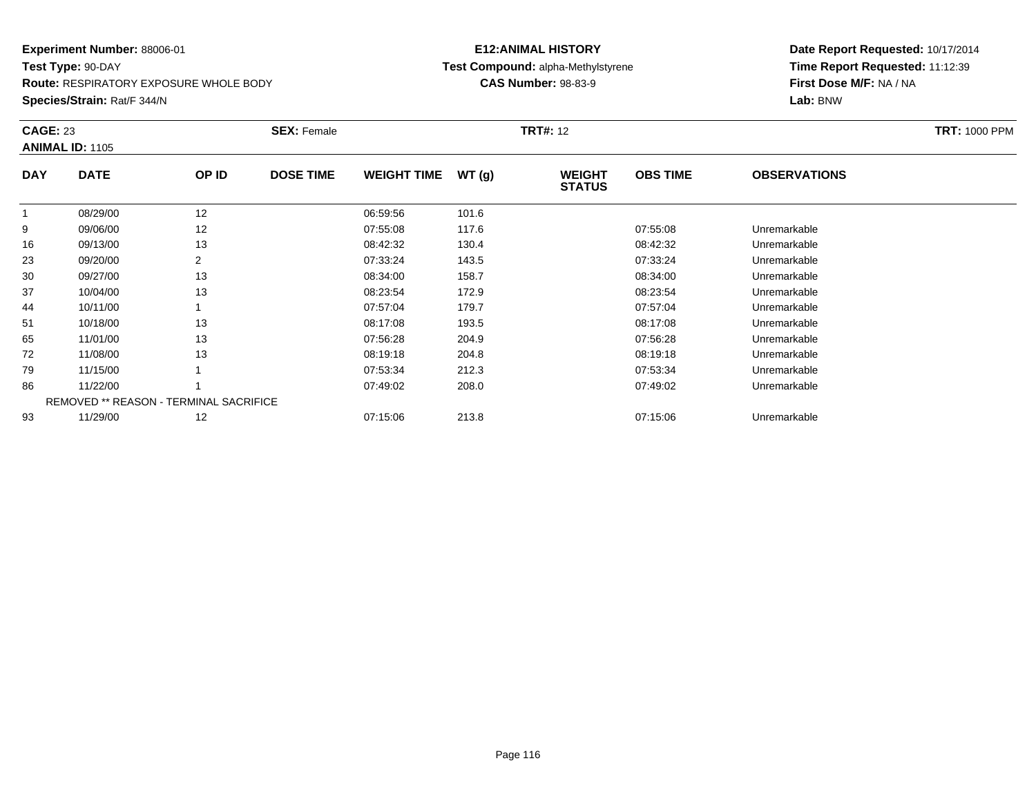**Experiment Number:** 88006-01
**Test Type:** 90-DAY
**Route:** RESPIRATORY EXPOSURE WHOLE BODY
**Species/Strain:** Rat/F 344/N

**E12:ANIMAL HISTORY**
**Test Compound:** alpha-Methylstyrene
**CAS Number:** 98-83-9

**Date Report Requested:** 10/17/2014
**Time Report Requested:** 11:12:39
**First Dose M/F:** NA / NA
**Lab:** BNW

**CAGE:** 23 **SEX:** Female **TRT#:** 12 **TRT:** 1000 PPM
**ANIMAL ID:** 1105

| DAY | DATE | OP ID | DOSE TIME | WEIGHT TIME | WT (g) | WEIGHT STATUS | OBS TIME | OBSERVATIONS |
|---|---|---|---|---|---|---|---|---|
| 1 | 08/29/00 | 12 | | 06:59:56 | 101.6 | | | |
| 9 | 09/06/00 | 12 | | 07:55:08 | 117.6 | | 07:55:08 | Unremarkable |
| 16 | 09/13/00 | 13 | | 08:42:32 | 130.4 | | 08:42:32 | Unremarkable |
| 23 | 09/20/00 | 2 | | 07:33:24 | 143.5 | | 07:33:24 | Unremarkable |
| 30 | 09/27/00 | 13 | | 08:34:00 | 158.7 | | 08:34:00 | Unremarkable |
| 37 | 10/04/00 | 13 | | 08:23:54 | 172.9 | | 08:23:54 | Unremarkable |
| 44 | 10/11/00 | 1 | | 07:57:04 | 179.7 | | 07:57:04 | Unremarkable |
| 51 | 10/18/00 | 13 | | 08:17:08 | 193.5 | | 08:17:08 | Unremarkable |
| 65 | 11/01/00 | 13 | | 07:56:28 | 204.9 | | 07:56:28 | Unremarkable |
| 72 | 11/08/00 | 13 | | 08:19:18 | 204.8 | | 08:19:18 | Unremarkable |
| 79 | 11/15/00 | 1 | | 07:53:34 | 212.3 | | 07:53:34 | Unremarkable |
| 86 | 11/22/00 | 1 | | 07:49:02 | 208.0 | | 07:49:02 | Unremarkable |
| | REMOVED ** REASON - TERMINAL SACRIFICE | | | | | | | |
| 93 | 11/29/00 | 12 | | 07:15:06 | 213.8 | | 07:15:06 | Unremarkable |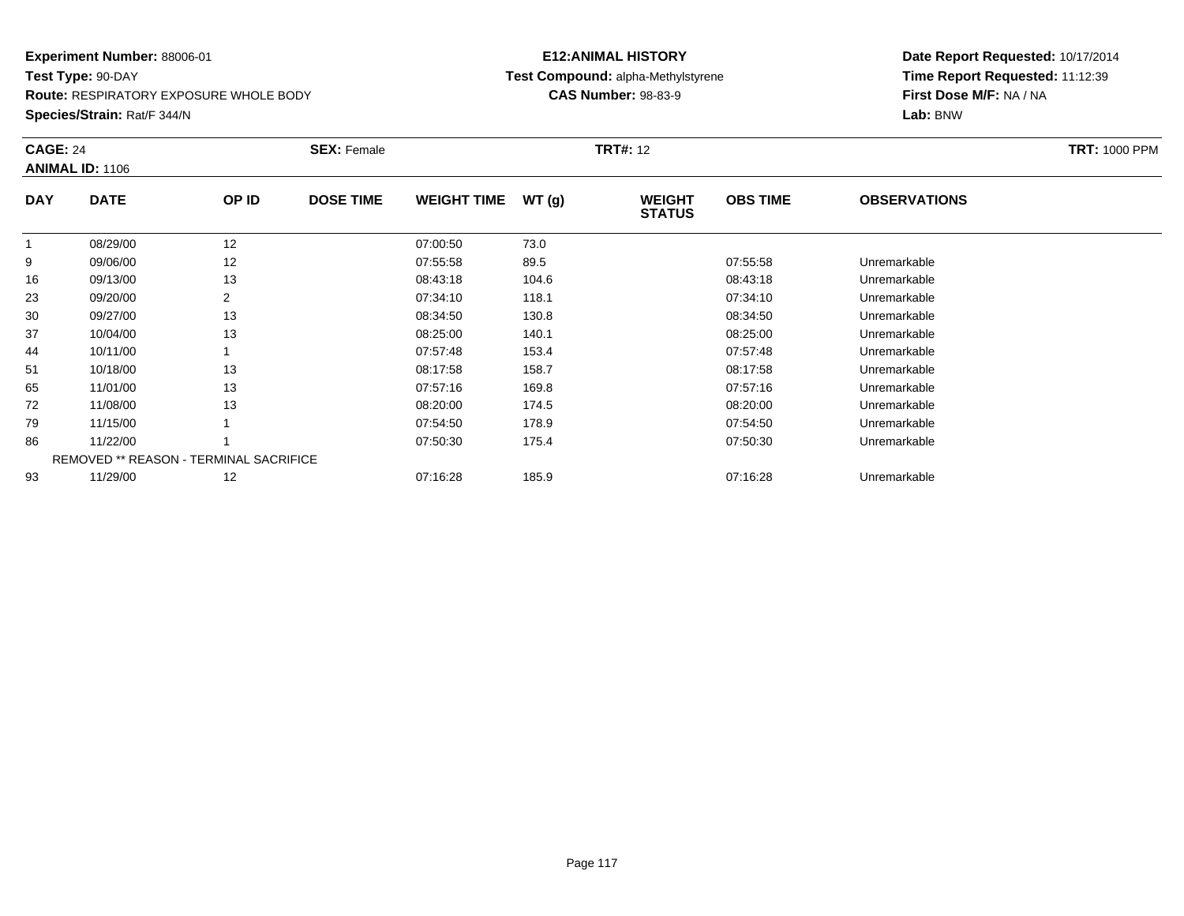**Experiment Number:** 88006-01
**Test Type:** 90-DAY
**Route:** RESPIRATORY EXPOSURE WHOLE BODY
**Species/Strain:** Rat/F 344/N

**E12:ANIMAL HISTORY**
**Test Compound:** alpha-Methylstyrene
**CAS Number:** 98-83-9

**Date Report Requested:** 10/17/2014
**Time Report Requested:** 11:12:39
**First Dose M/F:** NA / NA
**Lab:** BNW

**CAGE:** 24 **SEX:** Female **TRT#:** 12 **TRT:** 1000 PPM
**ANIMAL ID:** 1106

| DAY | DATE | OP ID | DOSE TIME | WEIGHT TIME | WT (g) | WEIGHT STATUS | OBS TIME | OBSERVATIONS |
|---|---|---|---|---|---|---|---|---|
| 1 | 08/29/00 | 12 | | 07:00:50 | 73.0 | | | |
| 9 | 09/06/00 | 12 | | 07:55:58 | 89.5 | | 07:55:58 | Unremarkable |
| 16 | 09/13/00 | 13 | | 08:43:18 | 104.6 | | 08:43:18 | Unremarkable |
| 23 | 09/20/00 | 2 | | 07:34:10 | 118.1 | | 07:34:10 | Unremarkable |
| 30 | 09/27/00 | 13 | | 08:34:50 | 130.8 | | 08:34:50 | Unremarkable |
| 37 | 10/04/00 | 13 | | 08:25:00 | 140.1 | | 08:25:00 | Unremarkable |
| 44 | 10/11/00 | 1 | | 07:57:48 | 153.4 | | 07:57:48 | Unremarkable |
| 51 | 10/18/00 | 13 | | 08:17:58 | 158.7 | | 08:17:58 | Unremarkable |
| 65 | 11/01/00 | 13 | | 07:57:16 | 169.8 | | 07:57:16 | Unremarkable |
| 72 | 11/08/00 | 13 | | 08:20:00 | 174.5 | | 08:20:00 | Unremarkable |
| 79 | 11/15/00 | 1 | | 07:54:50 | 178.9 | | 07:54:50 | Unremarkable |
| 86 | 11/22/00 | 1 | | 07:50:30 | 175.4 | | 07:50:30 | Unremarkable |
| | REMOVED ** REASON - TERMINAL SACRIFICE | | | | | | | |
| 93 | 11/29/00 | 12 | | 07:16:28 | 185.9 | | 07:16:28 | Unremarkable |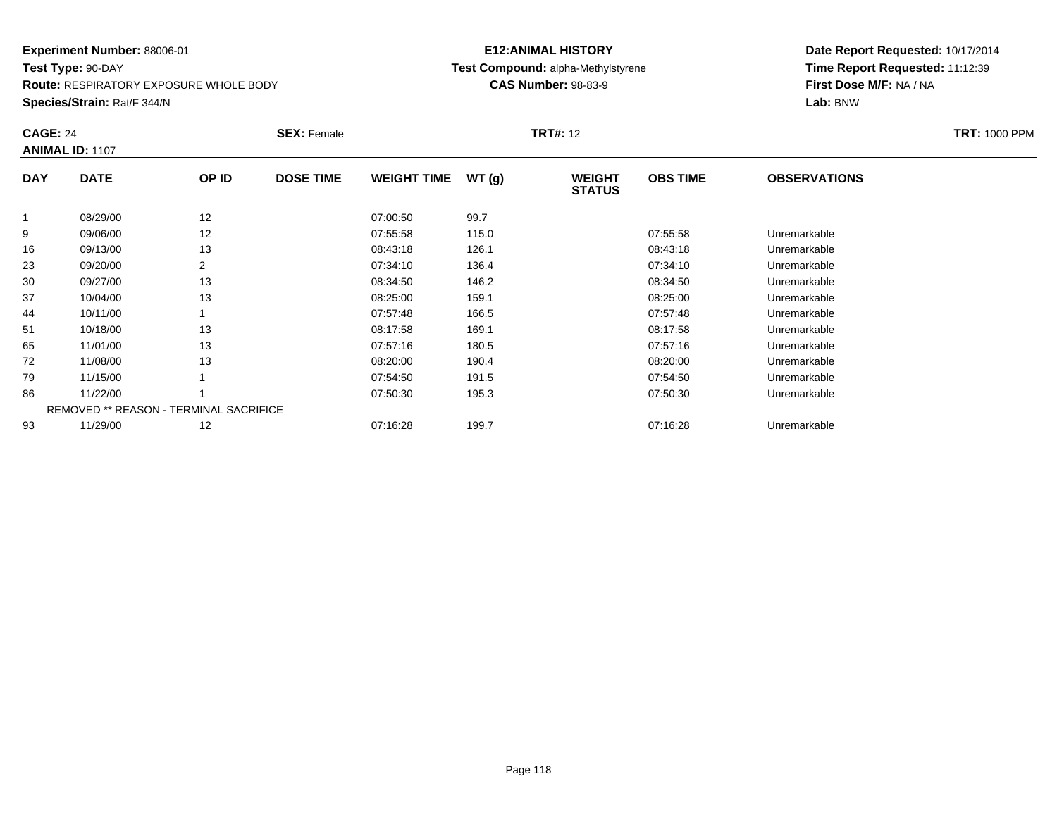**Experiment Number:** 88006-01
**Test Type:** 90-DAY
**Route:** RESPIRATORY EXPOSURE WHOLE BODY
**Species/Strain:** Rat/F 344/N

**E12:ANIMAL HISTORY**
**Test Compound:** alpha-Methylstyrene
**CAS Number:** 98-83-9

**Date Report Requested:** 10/17/2014
**Time Report Requested:** 11:12:39
**First Dose M/F:** NA / NA
**Lab:** BNW

**CAGE:** 24 **SEX:** Female **TRT#:** 12 **TRT:** 1000 PPM
**ANIMAL ID:** 1107

| DAY | DATE | OP ID | DOSE TIME | WEIGHT TIME | WT (g) | WEIGHT STATUS | OBS TIME | OBSERVATIONS |
|---|---|---|---|---|---|---|---|---|
| 1 | 08/29/00 | 12 | | 07:00:50 | 99.7 | | | |
| 9 | 09/06/00 | 12 | | 07:55:58 | 115.0 | | 07:55:58 | Unremarkable |
| 16 | 09/13/00 | 13 | | 08:43:18 | 126.1 | | 08:43:18 | Unremarkable |
| 23 | 09/20/00 | 2 | | 07:34:10 | 136.4 | | 07:34:10 | Unremarkable |
| 30 | 09/27/00 | 13 | | 08:34:50 | 146.2 | | 08:34:50 | Unremarkable |
| 37 | 10/04/00 | 13 | | 08:25:00 | 159.1 | | 08:25:00 | Unremarkable |
| 44 | 10/11/00 | 1 | | 07:57:48 | 166.5 | | 07:57:48 | Unremarkable |
| 51 | 10/18/00 | 13 | | 08:17:58 | 169.1 | | 08:17:58 | Unremarkable |
| 65 | 11/01/00 | 13 | | 07:57:16 | 180.5 | | 07:57:16 | Unremarkable |
| 72 | 11/08/00 | 13 | | 08:20:00 | 190.4 | | 08:20:00 | Unremarkable |
| 79 | 11/15/00 | 1 | | 07:54:50 | 191.5 | | 07:54:50 | Unremarkable |
| 86 | 11/22/00 | 1 | | 07:50:30 | 195.3 | | 07:50:30 | Unremarkable |
| | REMOVED ** REASON - TERMINAL SACRIFICE | | | | | | | |
| 93 | 11/29/00 | 12 | | 07:16:28 | 199.7 | | 07:16:28 | Unremarkable |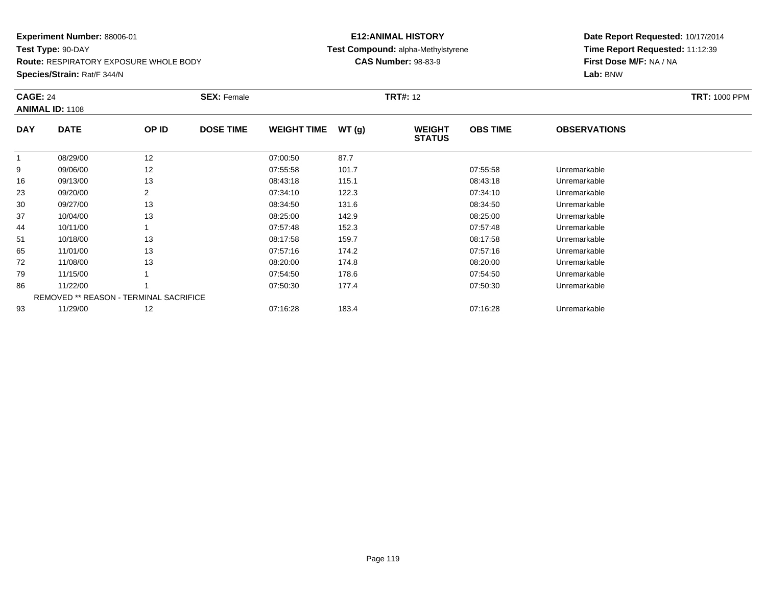**Experiment Number:** 88006-01
**Test Type:** 90-DAY
**Route:** RESPIRATORY EXPOSURE WHOLE BODY
**Species/Strain:** Rat/F 344/N

**E12:ANIMAL HISTORY**
**Test Compound:** alpha-Methylstyrene
**CAS Number:** 98-83-9

**Date Report Requested:** 10/17/2014
**Time Report Requested:** 11:12:39
**First Dose M/F:** NA / NA
**Lab:** BNW

**CAGE:** 24 **SEX:** Female **TRT#:** 12 **TRT:** 1000 PPM
**ANIMAL ID:** 1108

| DAY | DATE | OP ID | DOSE TIME | WEIGHT TIME | WT (g) | WEIGHT STATUS | OBS TIME | OBSERVATIONS |
|---|---|---|---|---|---|---|---|---|
| 1 | 08/29/00 | 12 | | 07:00:50 | 87.7 | | | |
| 9 | 09/06/00 | 12 | | 07:55:58 | 101.7 | | 07:55:58 | Unremarkable |
| 16 | 09/13/00 | 13 | | 08:43:18 | 115.1 | | 08:43:18 | Unremarkable |
| 23 | 09/20/00 | 2 | | 07:34:10 | 122.3 | | 07:34:10 | Unremarkable |
| 30 | 09/27/00 | 13 | | 08:34:50 | 131.6 | | 08:34:50 | Unremarkable |
| 37 | 10/04/00 | 13 | | 08:25:00 | 142.9 | | 08:25:00 | Unremarkable |
| 44 | 10/11/00 | 1 | | 07:57:48 | 152.3 | | 07:57:48 | Unremarkable |
| 51 | 10/18/00 | 13 | | 08:17:58 | 159.7 | | 08:17:58 | Unremarkable |
| 65 | 11/01/00 | 13 | | 07:57:16 | 174.2 | | 07:57:16 | Unremarkable |
| 72 | 11/08/00 | 13 | | 08:20:00 | 174.8 | | 08:20:00 | Unremarkable |
| 79 | 11/15/00 | 1 | | 07:54:50 | 178.6 | | 07:54:50 | Unremarkable |
| 86 | 11/22/00 | 1 | | 07:50:30 | 177.4 | | 07:50:30 | Unremarkable |
| | REMOVED ** REASON - TERMINAL SACRIFICE | | | | | | | |
| 93 | 11/29/00 | 12 | | 07:16:28 | 183.4 | | 07:16:28 | Unremarkable |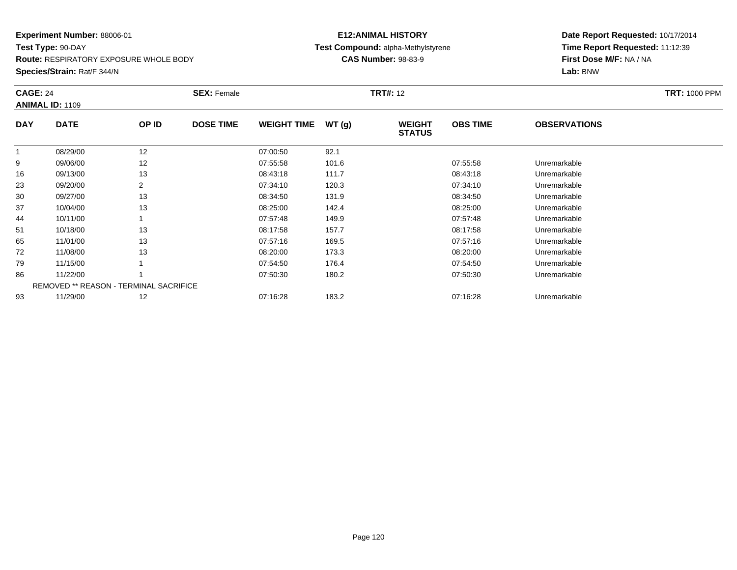**Experiment Number:** 88006-01
**Test Type:** 90-DAY
**Route:** RESPIRATORY EXPOSURE WHOLE BODY
**Species/Strain:** Rat/F 344/N

**E12:ANIMAL HISTORY**
**Test Compound:** alpha-Methylstyrene
**CAS Number:** 98-83-9

**Date Report Requested:** 10/17/2014
**Time Report Requested:** 11:12:39
**First Dose M/F:** NA / NA
**Lab:** BNW

**CAGE:** 24 **SEX:** Female **TRT#:** 12 **TRT:** 1000 PPM
**ANIMAL ID:** 1109

| DAY | DATE | OP ID | DOSE TIME | WEIGHT TIME | WT (g) | WEIGHT STATUS | OBS TIME | OBSERVATIONS |
|---|---|---|---|---|---|---|---|---|
| 1 | 08/29/00 | 12 | | 07:00:50 | 92.1 | | | |
| 9 | 09/06/00 | 12 | | 07:55:58 | 101.6 | | 07:55:58 | Unremarkable |
| 16 | 09/13/00 | 13 | | 08:43:18 | 111.7 | | 08:43:18 | Unremarkable |
| 23 | 09/20/00 | 2 | | 07:34:10 | 120.3 | | 07:34:10 | Unremarkable |
| 30 | 09/27/00 | 13 | | 08:34:50 | 131.9 | | 08:34:50 | Unremarkable |
| 37 | 10/04/00 | 13 | | 08:25:00 | 142.4 | | 08:25:00 | Unremarkable |
| 44 | 10/11/00 | 1 | | 07:57:48 | 149.9 | | 07:57:48 | Unremarkable |
| 51 | 10/18/00 | 13 | | 08:17:58 | 157.7 | | 08:17:58 | Unremarkable |
| 65 | 11/01/00 | 13 | | 07:57:16 | 169.5 | | 07:57:16 | Unremarkable |
| 72 | 11/08/00 | 13 | | 08:20:00 | 173.3 | | 08:20:00 | Unremarkable |
| 79 | 11/15/00 | 1 | | 07:54:50 | 176.4 | | 07:54:50 | Unremarkable |
| 86 | 11/22/00 | 1 | | 07:50:30 | 180.2 | | 07:50:30 | Unremarkable |
| | REMOVED ** REASON - TERMINAL SACRIFICE | | | | | | | |
| 93 | 11/29/00 | 12 | | 07:16:28 | 183.2 | | 07:16:28 | Unremarkable |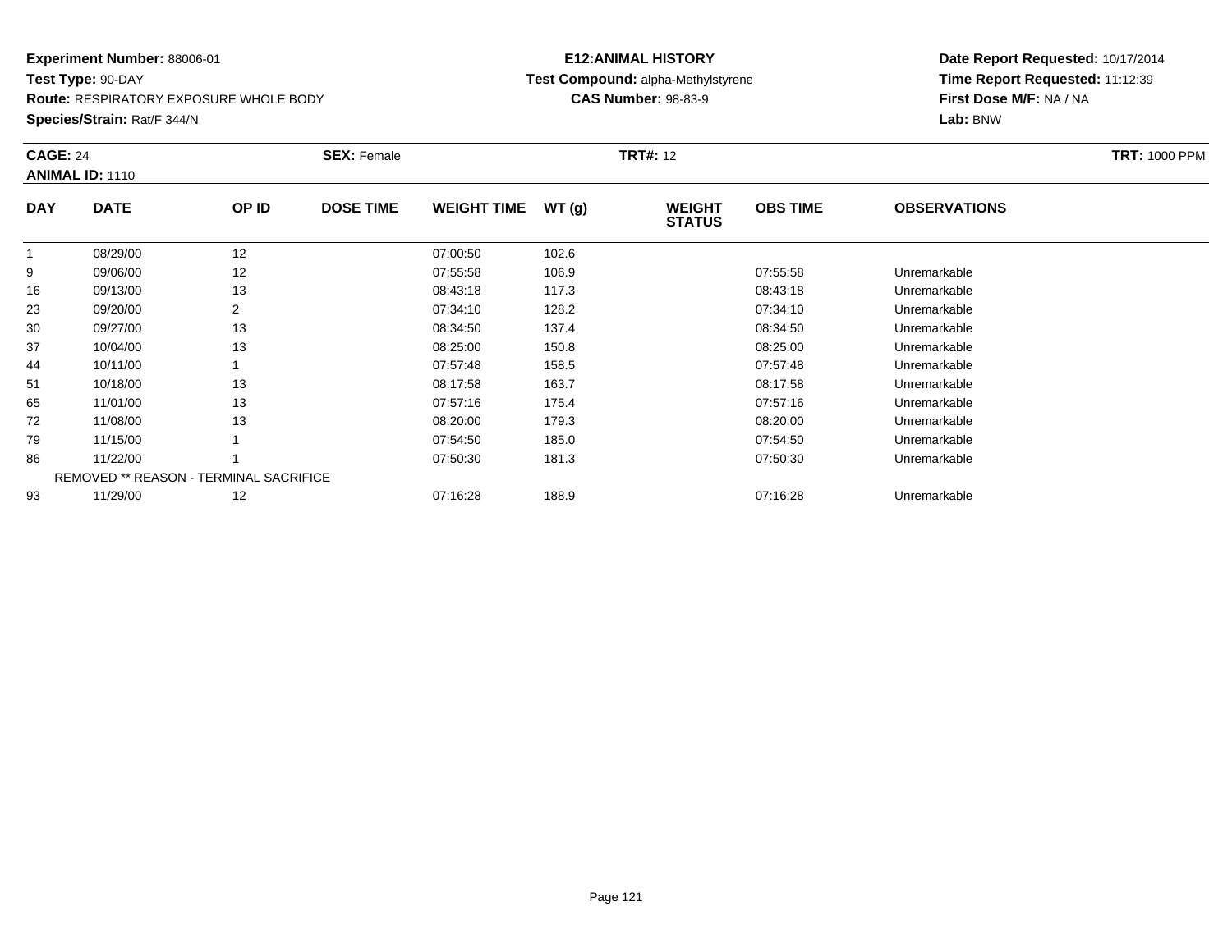**Experiment Number:** 88006-01
**Test Type:** 90-DAY
**Route:** RESPIRATORY EXPOSURE WHOLE BODY
**Species/Strain:** Rat/F 344/N

**E12:ANIMAL HISTORY**
**Test Compound:** alpha-Methylstyrene
**CAS Number:** 98-83-9

**Date Report Requested:** 10/17/2014
**Time Report Requested:** 11:12:39
**First Dose M/F:** NA / NA
**Lab:** BNW

**CAGE:** 24 **SEX:** Female **TRT#:** 12 **TRT:** 1000 PPM
**ANIMAL ID:** 1110

| DAY | DATE | OP ID | DOSE TIME | WEIGHT TIME | WT (g) | WEIGHT STATUS | OBS TIME | OBSERVATIONS |
|---|---|---|---|---|---|---|---|---|
| 1 | 08/29/00 | 12 | | 07:00:50 | 102.6 | | | |
| 9 | 09/06/00 | 12 | | 07:55:58 | 106.9 | | 07:55:58 | Unremarkable |
| 16 | 09/13/00 | 13 | | 08:43:18 | 117.3 | | 08:43:18 | Unremarkable |
| 23 | 09/20/00 | 2 | | 07:34:10 | 128.2 | | 07:34:10 | Unremarkable |
| 30 | 09/27/00 | 13 | | 08:34:50 | 137.4 | | 08:34:50 | Unremarkable |
| 37 | 10/04/00 | 13 | | 08:25:00 | 150.8 | | 08:25:00 | Unremarkable |
| 44 | 10/11/00 | 1 | | 07:57:48 | 158.5 | | 07:57:48 | Unremarkable |
| 51 | 10/18/00 | 13 | | 08:17:58 | 163.7 | | 08:17:58 | Unremarkable |
| 65 | 11/01/00 | 13 | | 07:57:16 | 175.4 | | 07:57:16 | Unremarkable |
| 72 | 11/08/00 | 13 | | 08:20:00 | 179.3 | | 08:20:00 | Unremarkable |
| 79 | 11/15/00 | 1 | | 07:54:50 | 185.0 | | 07:54:50 | Unremarkable |
| 86 | 11/22/00 | 1 | | 07:50:30 | 181.3 | | 07:50:30 | Unremarkable |
| | REMOVED ** REASON - TERMINAL SACRIFICE | | | | | | | |
| 93 | 11/29/00 | 12 | | 07:16:28 | 188.9 | | 07:16:28 | Unremarkable |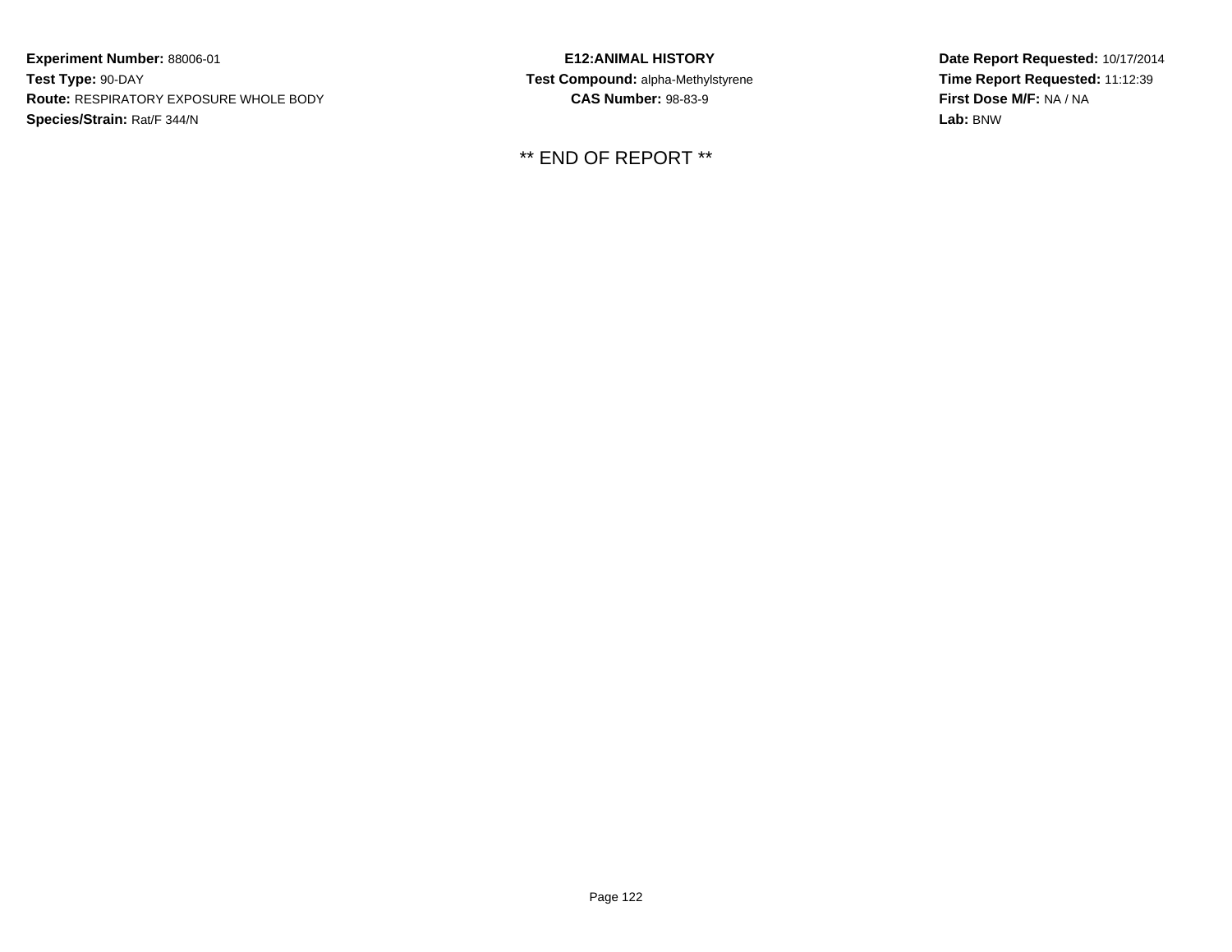**Experiment Number:** 88006-01
**Test Type:** 90-DAY
**Route:** RESPIRATORY EXPOSURE WHOLE BODY
**Species/Strain:** Rat/F 344/N

**E12:ANIMAL HISTORY**
**Test Compound:** alpha-Methylstyrene
**CAS Number:** 98-83-9

**Date Report Requested:** 10/17/2014
**Time Report Requested:** 11:12:39
**First Dose M/F:** NA / NA
**Lab:** BNW

** END OF REPORT **